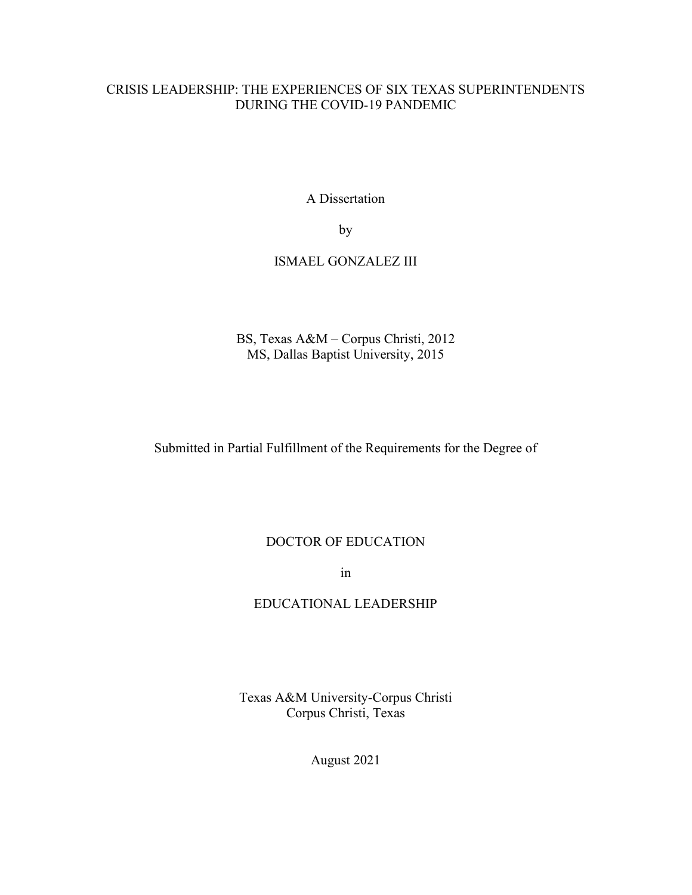# CRISIS LEADERSHIP: THE EXPERIENCES OF SIX TEXAS SUPERINTENDENTS DURING THE COVID-19 PANDEMIC

A Dissertation

by

ISMAEL GONZALEZ III

BS, Texas A&M – Corpus Christi, 2012
MS, Dallas Baptist University, 2015

Submitted in Partial Fulfillment of the Requirements for the Degree of

DOCTOR OF EDUCATION

in

EDUCATIONAL LEADERSHIP

Texas A&M University-Corpus Christi
Corpus Christi, Texas

August 2021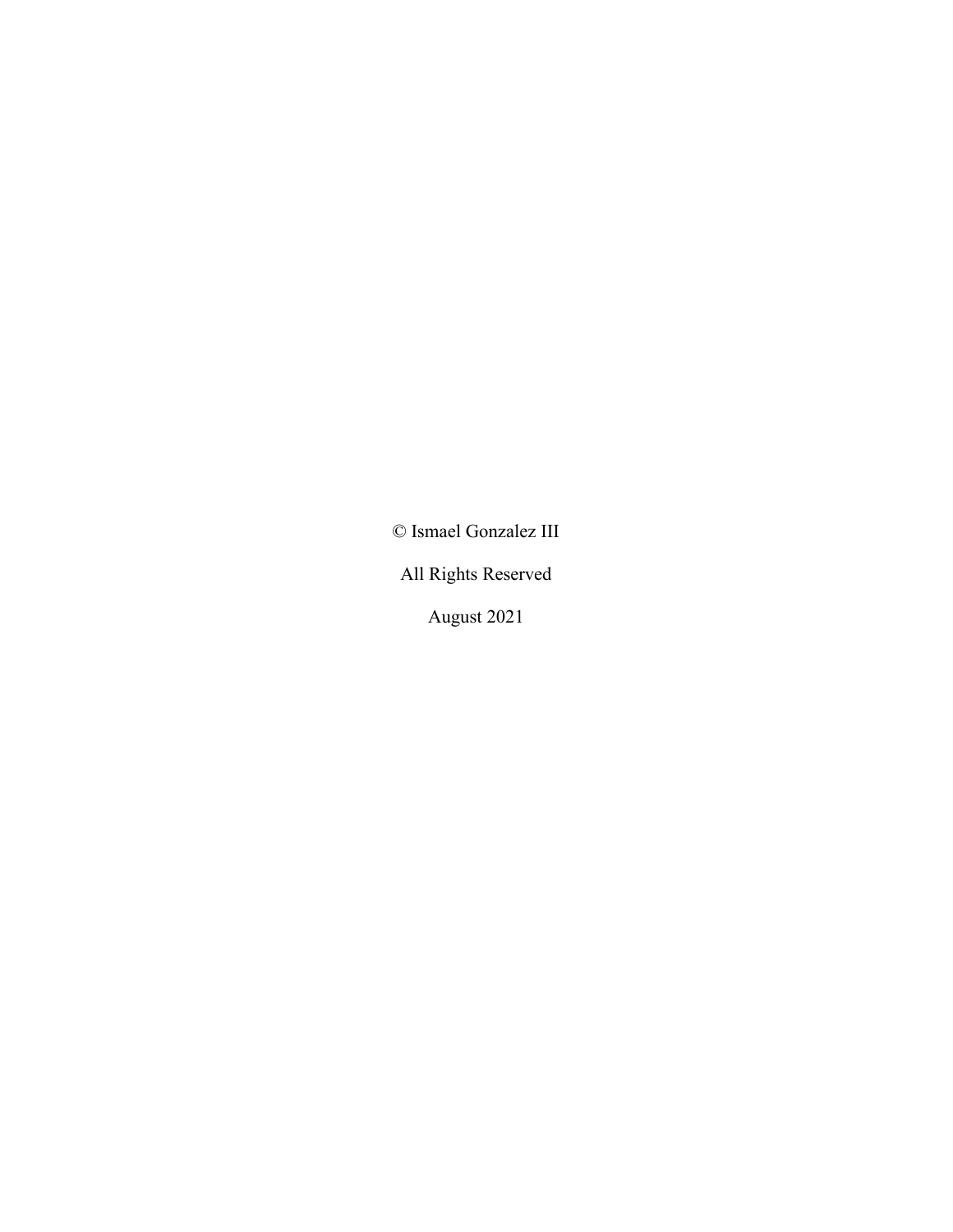© Ismael Gonzalez III

All Rights Reserved

August 2021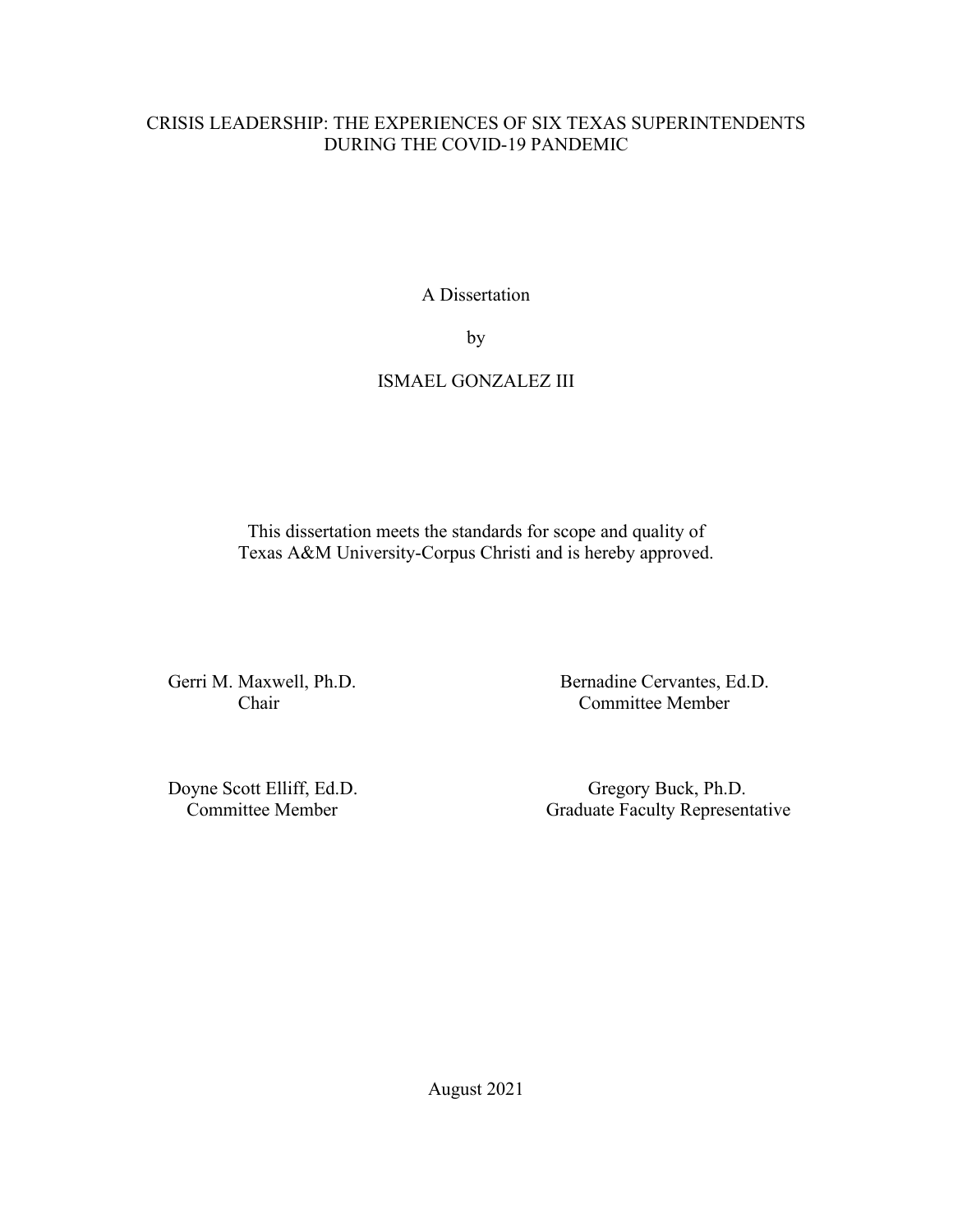CRISIS LEADERSHIP: THE EXPERIENCES OF SIX TEXAS SUPERINTENDENTS DURING THE COVID-19 PANDEMIC

A Dissertation

by

ISMAEL GONZALEZ III

This dissertation meets the standards for scope and quality of Texas A&M University-Corpus Christi and is hereby approved.

Gerri M. Maxwell, Ph.D.
Chair

Bernadine Cervantes, Ed.D.
Committee Member

Doyne Scott Elliff, Ed.D.
Committee Member

Gregory Buck, Ph.D.
Graduate Faculty Representative

August 2021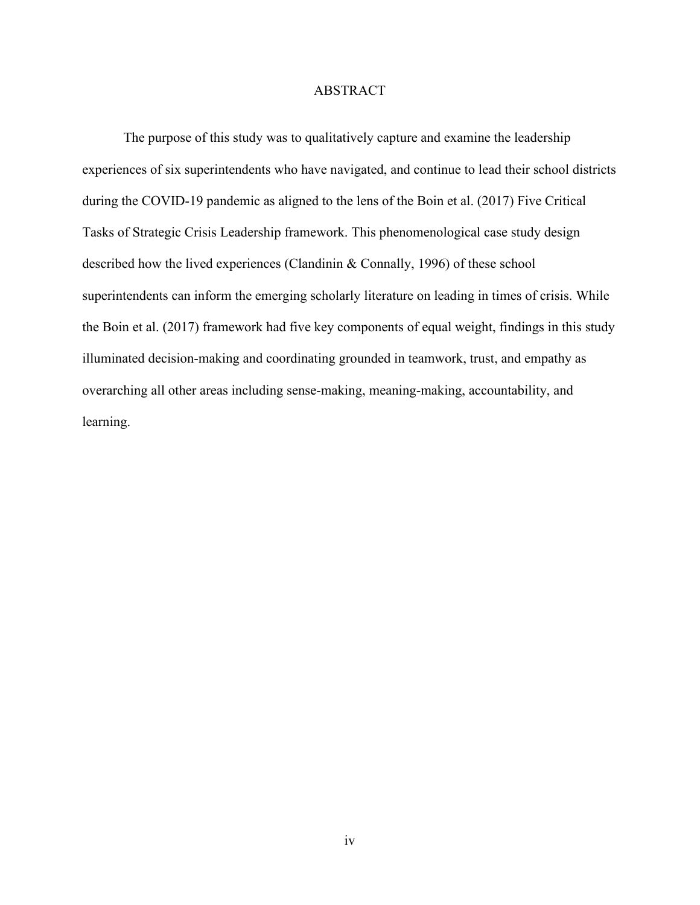# ABSTRACT

The purpose of this study was to qualitatively capture and examine the leadership experiences of six superintendents who have navigated, and continue to lead their school districts during the COVID-19 pandemic as aligned to the lens of the Boin et al. (2017) Five Critical Tasks of Strategic Crisis Leadership framework. This phenomenological case study design described how the lived experiences (Clandinin & Connally, 1996) of these school superintendents can inform the emerging scholarly literature on leading in times of crisis. While the Boin et al. (2017) framework had five key components of equal weight, findings in this study illuminated decision-making and coordinating grounded in teamwork, trust, and empathy as overarching all other areas including sense-making, meaning-making, accountability, and learning.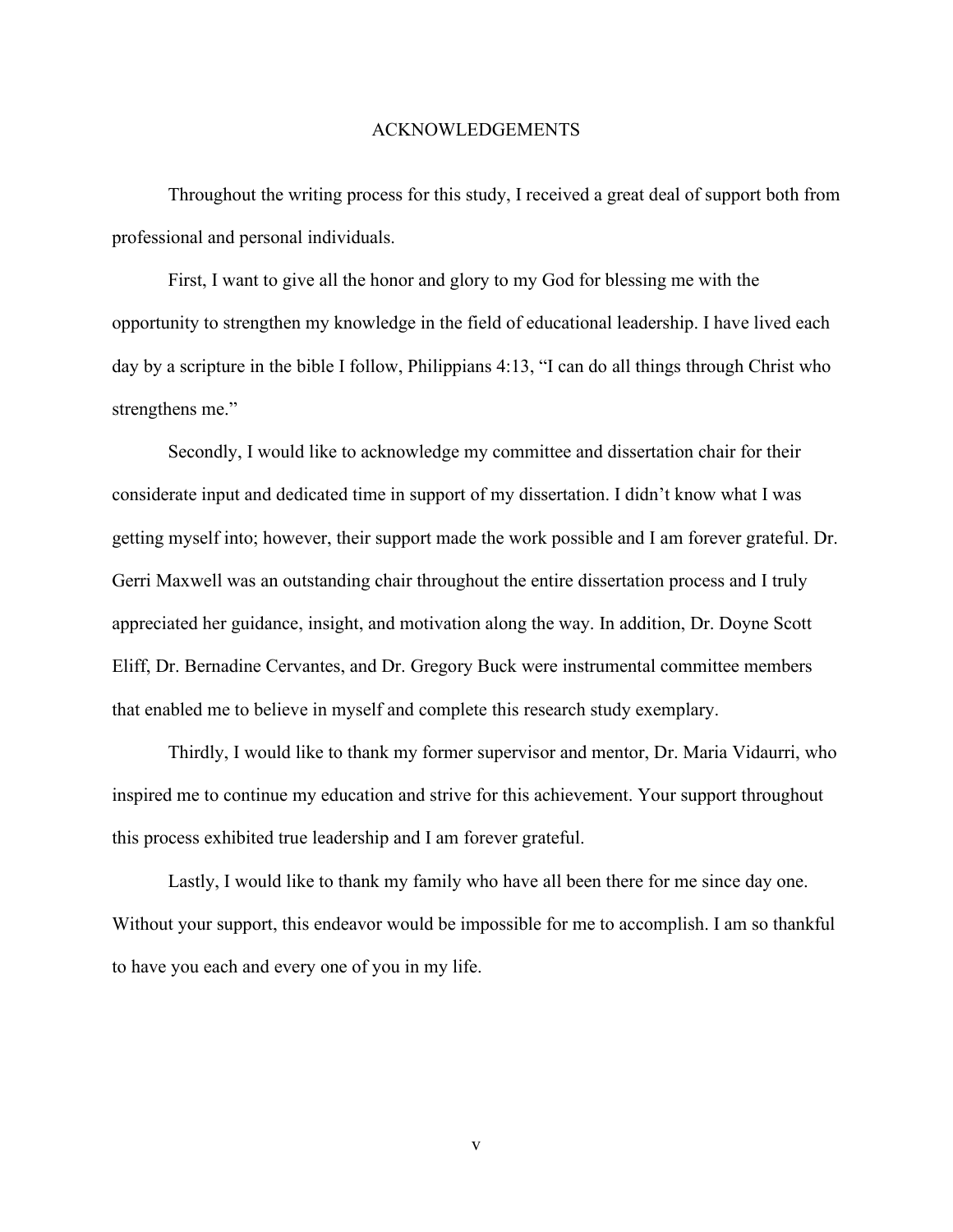# ACKNOWLEDGEMENTS

Throughout the writing process for this study, I received a great deal of support both from professional and personal individuals.

First, I want to give all the honor and glory to my God for blessing me with the opportunity to strengthen my knowledge in the field of educational leadership. I have lived each day by a scripture in the bible I follow, Philippians 4:13, "I can do all things through Christ who strengthens me."

Secondly, I would like to acknowledge my committee and dissertation chair for their considerate input and dedicated time in support of my dissertation. I didn't know what I was getting myself into; however, their support made the work possible and I am forever grateful. Dr. Gerri Maxwell was an outstanding chair throughout the entire dissertation process and I truly appreciated her guidance, insight, and motivation along the way. In addition, Dr. Doyne Scott Eliff, Dr. Bernadine Cervantes, and Dr. Gregory Buck were instrumental committee members that enabled me to believe in myself and complete this research study exemplary.

Thirdly, I would like to thank my former supervisor and mentor, Dr. Maria Vidaurri, who inspired me to continue my education and strive for this achievement. Your support throughout this process exhibited true leadership and I am forever grateful.

Lastly, I would like to thank my family who have all been there for me since day one. Without your support, this endeavor would be impossible for me to accomplish. I am so thankful to have you each and every one of you in my life.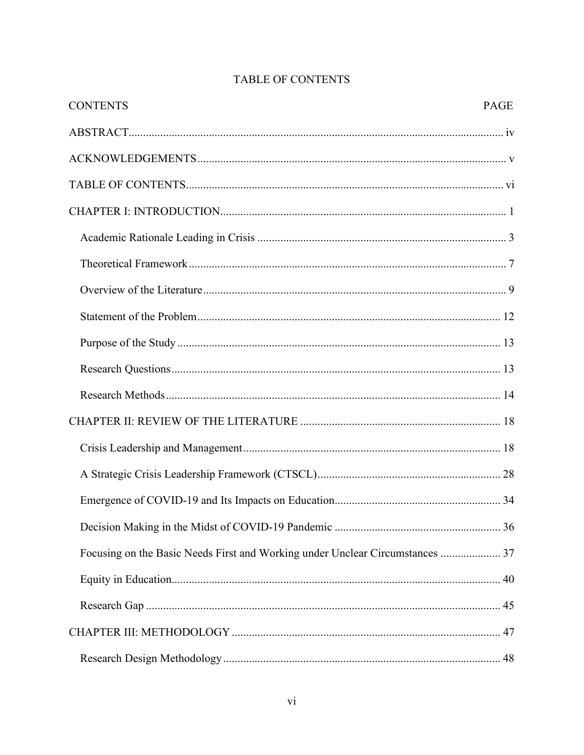# TABLE OF CONTENTS

| CONTENTS | PAGE |
|---|---|
| ABSTRACT | iv |
| ACKNOWLEDGEMENTS | v |
| TABLE OF CONTENTS | vi |
| CHAPTER I: INTRODUCTION | 1 |
| Academic Rationale Leading in Crisis | 3 |
| Theoretical Framework | 7 |
| Overview of the Literature | 9 |
| Statement of the Problem | 12 |
| Purpose of the Study | 13 |
| Research Questions | 13 |
| Research Methods | 14 |
| CHAPTER II: REVIEW OF THE LITERATURE | 18 |
| Crisis Leadership and Management | 18 |
| A Strategic Crisis Leadership Framework (CTSCL) | 28 |
| Emergence of COVID-19 and Its Impacts on Education | 34 |
| Decision Making in the Midst of COVID-19 Pandemic | 36 |
| Focusing on the Basic Needs First and Working under Unclear Circumstances | 37 |
| Equity in Education | 40 |
| Research Gap | 45 |
| CHAPTER III: METHODOLOGY | 47 |
| Research Design Methodology | 48 |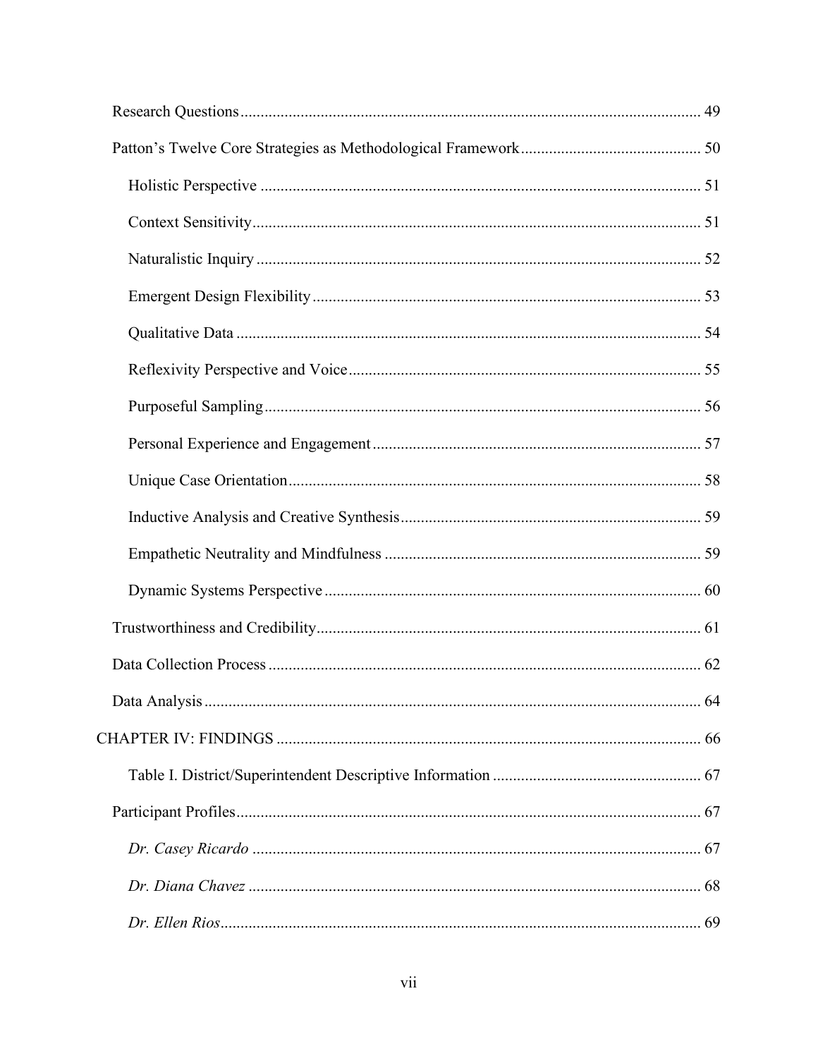Research Questions .................................................................................................... 49

Patton's Twelve Core Strategies as Methodological Framework ............................................ 50

Holistic Perspective ............................................................................................ 51

Context Sensitivity .............................................................................................. 51

Naturalistic Inquiry ............................................................................................. 52

Emergent Design Flexibility ................................................................................ 53

Qualitative Data .................................................................................................. 54

Reflexivity Perspective and Voice ....................................................................... 55

Purposeful Sampling ............................................................................................ 56

Personal Experience and Engagement ................................................................. 57

Unique Case Orientation ...................................................................................... 58

Inductive Analysis and Creative Synthesis .......................................................... 59

Empathetic Neutrality and Mindfulness .............................................................. 59

Dynamic Systems Perspective ............................................................................. 60

Trustworthiness and Credibility ............................................................................... 61

Data Collection Process ........................................................................................... 62

Data Analysis .......................................................................................................... 64

CHAPTER IV: FINDINGS ........................................................................................ 66

Table I. District/Superintendent Descriptive Information ................................................... 67

Participant Profiles ................................................................................................... 67

*Dr. Casey Ricardo* ............................................................................................... 67

*Dr. Diana Chavez* ................................................................................................ 68

*Dr. Ellen Rios* ...................................................................................................... 69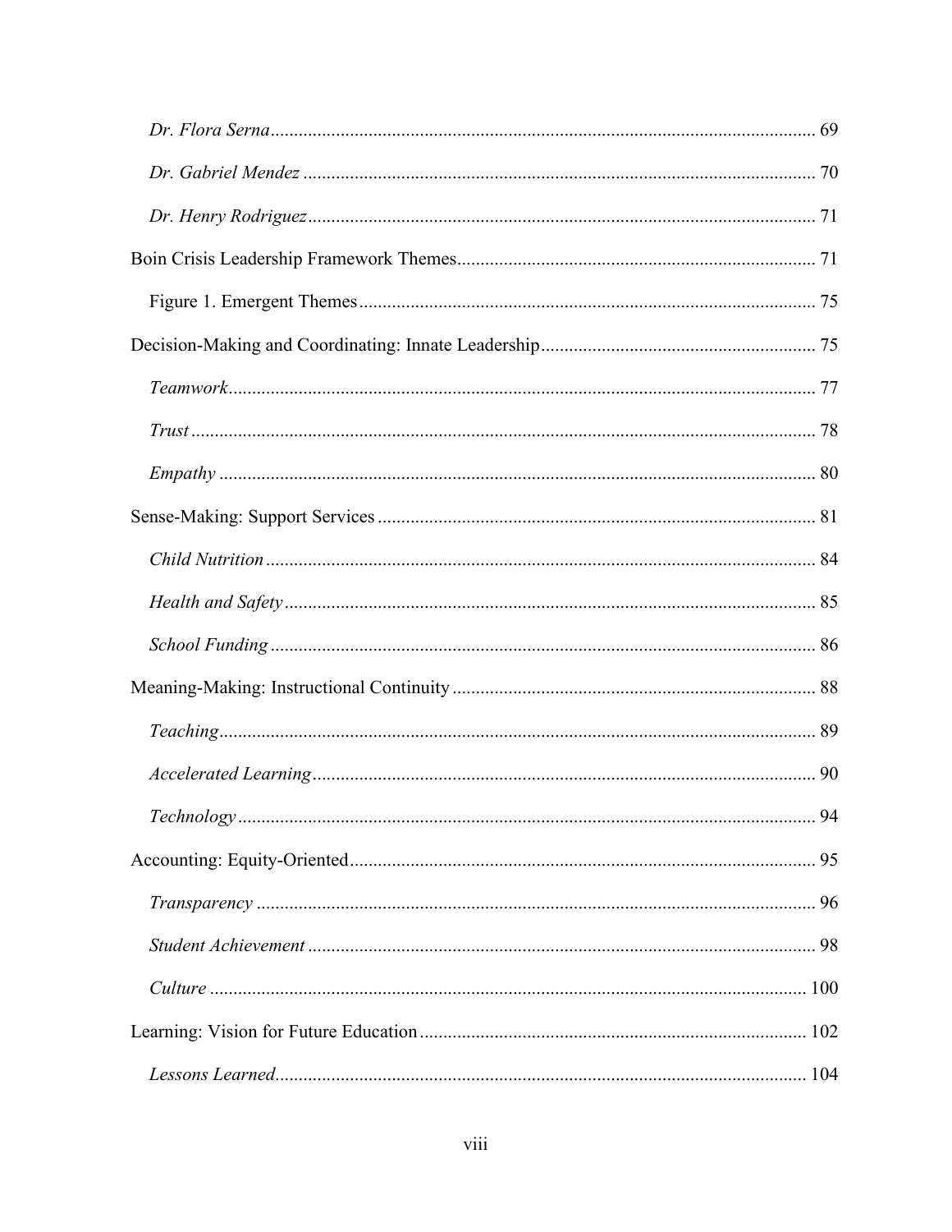*Dr. Flora Serna* ................................................................................................ 69

*Dr. Gabriel Mendez* ............................................................................................ 70

*Dr. Henry Rodriguez* .......................................................................................... 71

Boin Crisis Leadership Framework Themes ........................................................... 71

Figure 1. Emergent Themes ................................................................................ 75

Decision-Making and Coordinating: Innate Leadership .......................................... 75

*Teamwork* ........................................................................................................... 77

*Trust* .................................................................................................................... 78

*Empathy* ............................................................................................................. 80

Sense-Making: Support Services ............................................................................. 81

*Child Nutrition* ................................................................................................... 84

*Health and Safety* ............................................................................................... 85

*School Funding* .................................................................................................. 86

Meaning-Making: Instructional Continuity ............................................................. 88

*Teaching* ............................................................................................................. 89

*Accelerated Learning* ......................................................................................... 90

*Technology* ......................................................................................................... 94

Accounting: Equity-Oriented .................................................................................. 95

*Transparency* ...................................................................................................... 96

*Student Achievement* ......................................................................................... 98

*Culture* .............................................................................................................. 100

Learning: Vision for Future Education ................................................................. 102

*Lessons Learned* ............................................................................................... 104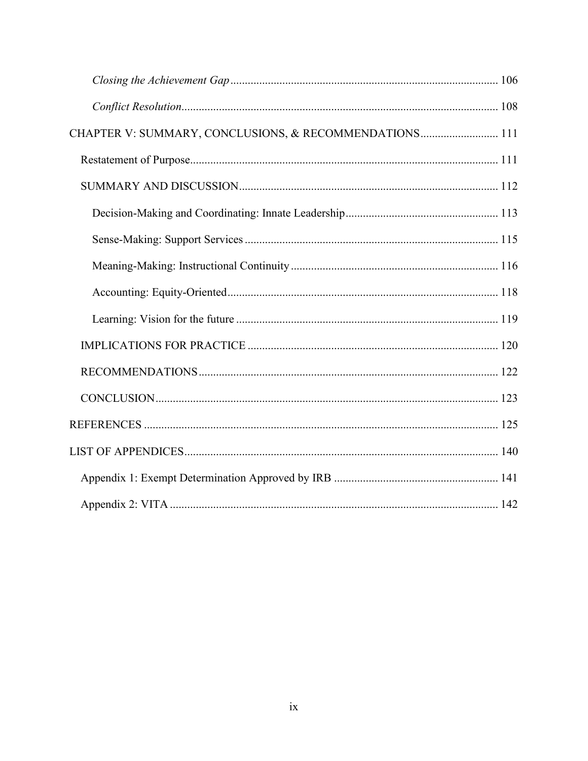*Closing the Achievement Gap* ... 106

*Conflict Resolution* ... 108

CHAPTER V: SUMMARY, CONCLUSIONS, & RECOMMENDATIONS ... 111

Restatement of Purpose ... 111

SUMMARY AND DISCUSSION ... 112

Decision-Making and Coordinating: Innate Leadership ... 113

Sense-Making: Support Services ... 115

Meaning-Making: Instructional Continuity ... 116

Accounting: Equity-Oriented ... 118

Learning: Vision for the future ... 119

IMPLICATIONS FOR PRACTICE ... 120

RECOMMENDATIONS ... 122

CONCLUSION ... 123

REFERENCES ... 125

LIST OF APPENDICES ... 140

Appendix 1: Exempt Determination Approved by IRB ... 141

Appendix 2: VITA ... 142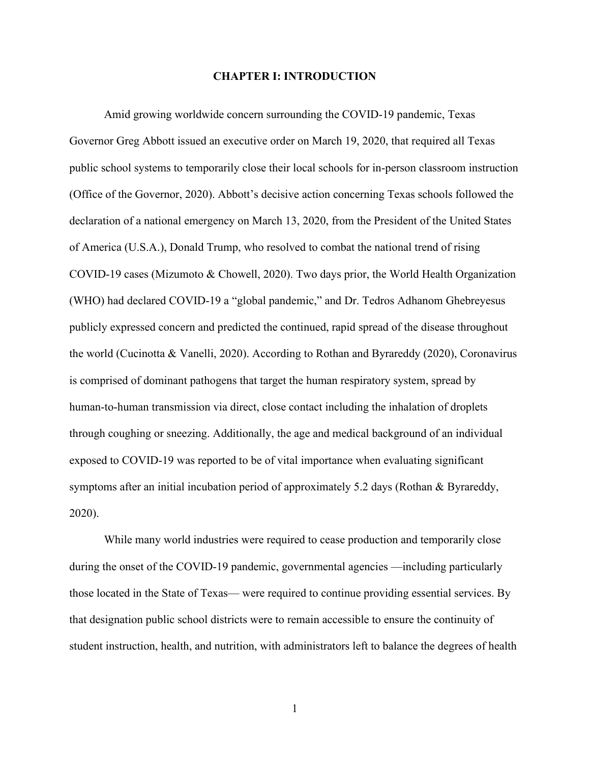# CHAPTER I: INTRODUCTION

Amid growing worldwide concern surrounding the COVID-19 pandemic, Texas Governor Greg Abbott issued an executive order on March 19, 2020, that required all Texas public school systems to temporarily close their local schools for in-person classroom instruction (Office of the Governor, 2020). Abbott's decisive action concerning Texas schools followed the declaration of a national emergency on March 13, 2020, from the President of the United States of America (U.S.A.), Donald Trump, who resolved to combat the national trend of rising COVID-19 cases (Mizumoto & Chowell, 2020). Two days prior, the World Health Organization (WHO) had declared COVID-19 a "global pandemic," and Dr. Tedros Adhanom Ghebreyesus publicly expressed concern and predicted the continued, rapid spread of the disease throughout the world (Cucinotta & Vanelli, 2020). According to Rothan and Byrareddy (2020), Coronavirus is comprised of dominant pathogens that target the human respiratory system, spread by human-to-human transmission via direct, close contact including the inhalation of droplets through coughing or sneezing. Additionally, the age and medical background of an individual exposed to COVID-19 was reported to be of vital importance when evaluating significant symptoms after an initial incubation period of approximately 5.2 days (Rothan & Byrareddy, 2020).

While many world industries were required to cease production and temporarily close during the onset of the COVID-19 pandemic, governmental agencies —including particularly those located in the State of Texas— were required to continue providing essential services. By that designation public school districts were to remain accessible to ensure the continuity of student instruction, health, and nutrition, with administrators left to balance the degrees of health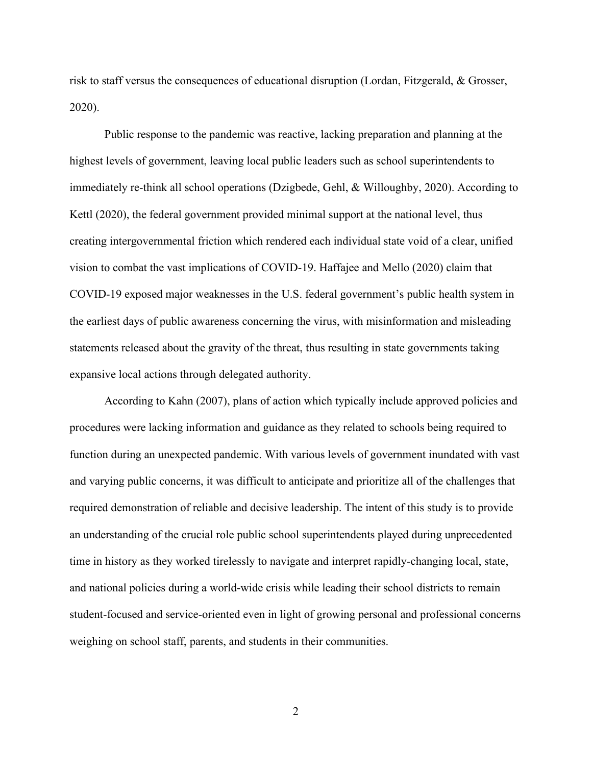risk to staff versus the consequences of educational disruption (Lordan, Fitzgerald, & Grosser, 2020).

Public response to the pandemic was reactive, lacking preparation and planning at the highest levels of government, leaving local public leaders such as school superintendents to immediately re-think all school operations (Dzigbede, Gehl, & Willoughby, 2020). According to Kettl (2020), the federal government provided minimal support at the national level, thus creating intergovernmental friction which rendered each individual state void of a clear, unified vision to combat the vast implications of COVID-19. Haffajee and Mello (2020) claim that COVID-19 exposed major weaknesses in the U.S. federal government's public health system in the earliest days of public awareness concerning the virus, with misinformation and misleading statements released about the gravity of the threat, thus resulting in state governments taking expansive local actions through delegated authority.

According to Kahn (2007), plans of action which typically include approved policies and procedures were lacking information and guidance as they related to schools being required to function during an unexpected pandemic. With various levels of government inundated with vast and varying public concerns, it was difficult to anticipate and prioritize all of the challenges that required demonstration of reliable and decisive leadership. The intent of this study is to provide an understanding of the crucial role public school superintendents played during unprecedented time in history as they worked tirelessly to navigate and interpret rapidly-changing local, state, and national policies during a world-wide crisis while leading their school districts to remain student-focused and service-oriented even in light of growing personal and professional concerns weighing on school staff, parents, and students in their communities.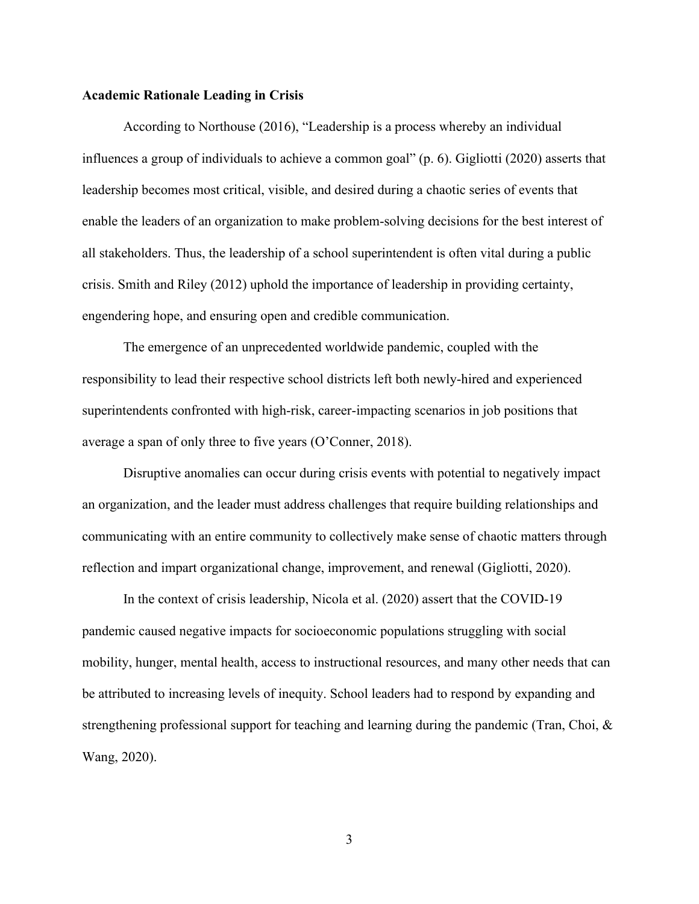**Academic Rationale Leading in Crisis**

According to Northouse (2016), "Leadership is a process whereby an individual influences a group of individuals to achieve a common goal" (p. 6). Gigliotti (2020) asserts that leadership becomes most critical, visible, and desired during a chaotic series of events that enable the leaders of an organization to make problem-solving decisions for the best interest of all stakeholders. Thus, the leadership of a school superintendent is often vital during a public crisis. Smith and Riley (2012) uphold the importance of leadership in providing certainty, engendering hope, and ensuring open and credible communication.

The emergence of an unprecedented worldwide pandemic, coupled with the responsibility to lead their respective school districts left both newly-hired and experienced superintendents confronted with high-risk, career-impacting scenarios in job positions that average a span of only three to five years (O'Conner, 2018).

Disruptive anomalies can occur during crisis events with potential to negatively impact an organization, and the leader must address challenges that require building relationships and communicating with an entire community to collectively make sense of chaotic matters through reflection and impart organizational change, improvement, and renewal (Gigliotti, 2020).

In the context of crisis leadership, Nicola et al. (2020) assert that the COVID-19 pandemic caused negative impacts for socioeconomic populations struggling with social mobility, hunger, mental health, access to instructional resources, and many other needs that can be attributed to increasing levels of inequity. School leaders had to respond by expanding and strengthening professional support for teaching and learning during the pandemic (Tran, Choi, & Wang, 2020).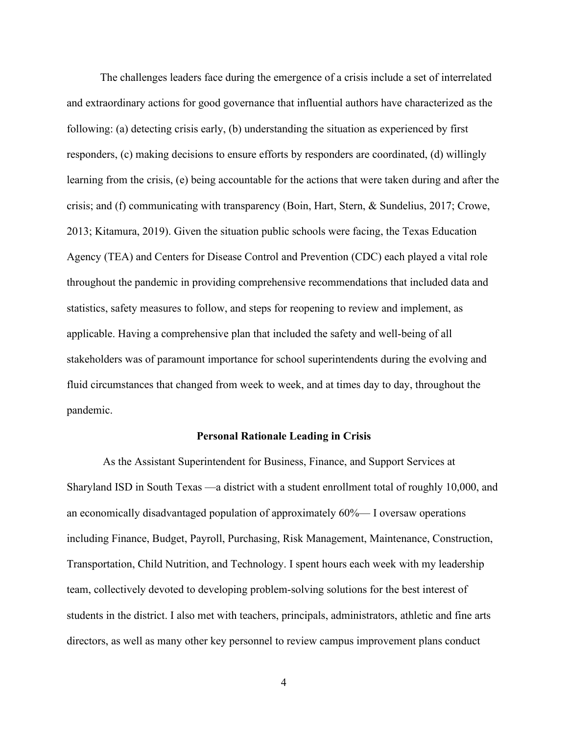The challenges leaders face during the emergence of a crisis include a set of interrelated and extraordinary actions for good governance that influential authors have characterized as the following: (a) detecting crisis early, (b) understanding the situation as experienced by first responders, (c) making decisions to ensure efforts by responders are coordinated, (d) willingly learning from the crisis, (e) being accountable for the actions that were taken during and after the crisis; and (f) communicating with transparency (Boin, Hart, Stern, & Sundelius, 2017; Crowe, 2013; Kitamura, 2019). Given the situation public schools were facing, the Texas Education Agency (TEA) and Centers for Disease Control and Prevention (CDC) each played a vital role throughout the pandemic in providing comprehensive recommendations that included data and statistics, safety measures to follow, and steps for reopening to review and implement, as applicable. Having a comprehensive plan that included the safety and well-being of all stakeholders was of paramount importance for school superintendents during the evolving and fluid circumstances that changed from week to week, and at times day to day, throughout the pandemic.

## Personal Rationale Leading in Crisis

As the Assistant Superintendent for Business, Finance, and Support Services at Sharyland ISD in South Texas —a district with a student enrollment total of roughly 10,000, and an economically disadvantaged population of approximately 60%— I oversaw operations including Finance, Budget, Payroll, Purchasing, Risk Management, Maintenance, Construction, Transportation, Child Nutrition, and Technology. I spent hours each week with my leadership team, collectively devoted to developing problem-solving solutions for the best interest of students in the district. I also met with teachers, principals, administrators, athletic and fine arts directors, as well as many other key personnel to review campus improvement plans conduct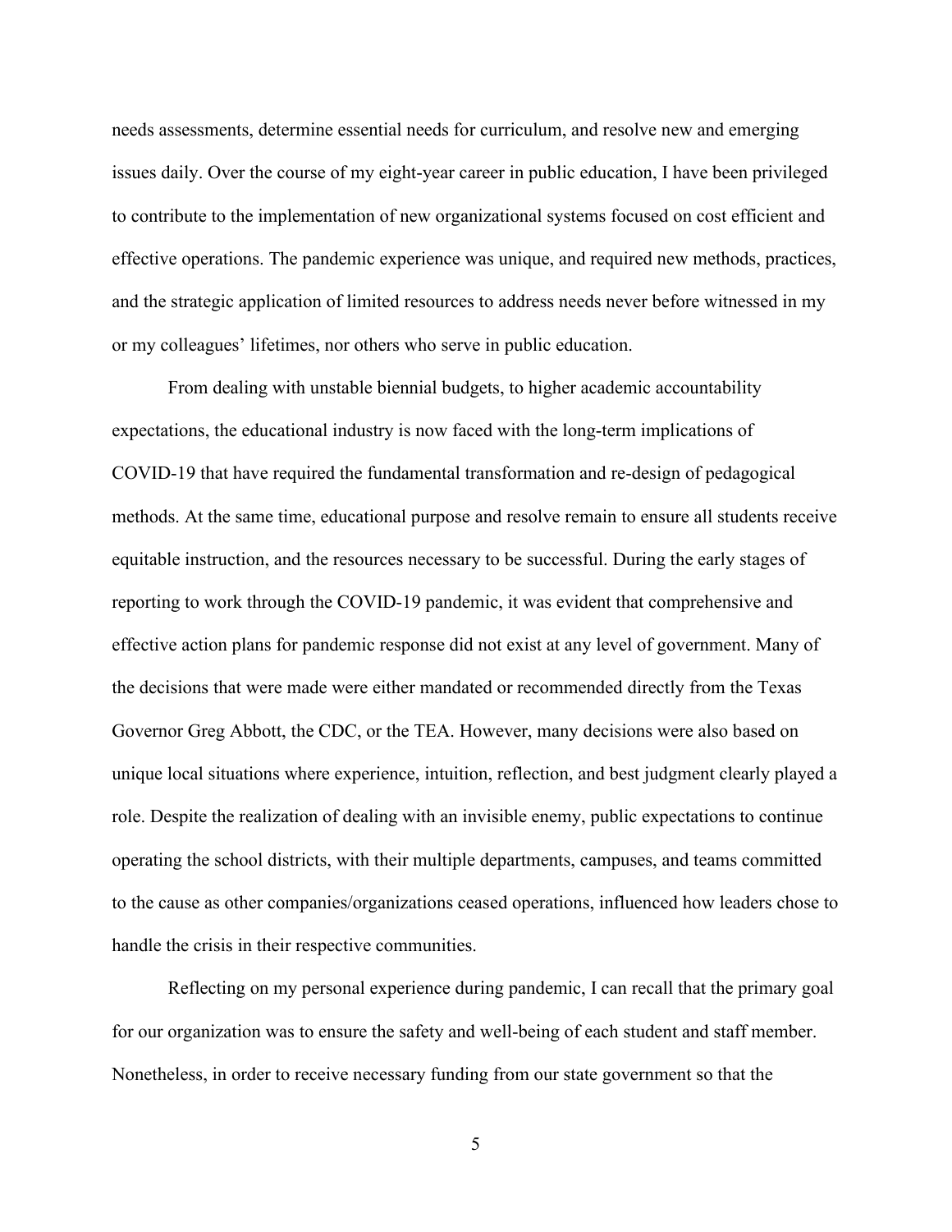needs assessments, determine essential needs for curriculum, and resolve new and emerging issues daily. Over the course of my eight-year career in public education, I have been privileged to contribute to the implementation of new organizational systems focused on cost efficient and effective operations. The pandemic experience was unique, and required new methods, practices, and the strategic application of limited resources to address needs never before witnessed in my or my colleagues' lifetimes, nor others who serve in public education.

From dealing with unstable biennial budgets, to higher academic accountability expectations, the educational industry is now faced with the long-term implications of COVID-19 that have required the fundamental transformation and re-design of pedagogical methods. At the same time, educational purpose and resolve remain to ensure all students receive equitable instruction, and the resources necessary to be successful. During the early stages of reporting to work through the COVID-19 pandemic, it was evident that comprehensive and effective action plans for pandemic response did not exist at any level of government. Many of the decisions that were made were either mandated or recommended directly from the Texas Governor Greg Abbott, the CDC, or the TEA. However, many decisions were also based on unique local situations where experience, intuition, reflection, and best judgment clearly played a role. Despite the realization of dealing with an invisible enemy, public expectations to continue operating the school districts, with their multiple departments, campuses, and teams committed to the cause as other companies/organizations ceased operations, influenced how leaders chose to handle the crisis in their respective communities.

Reflecting on my personal experience during pandemic, I can recall that the primary goal for our organization was to ensure the safety and well-being of each student and staff member. Nonetheless, in order to receive necessary funding from our state government so that the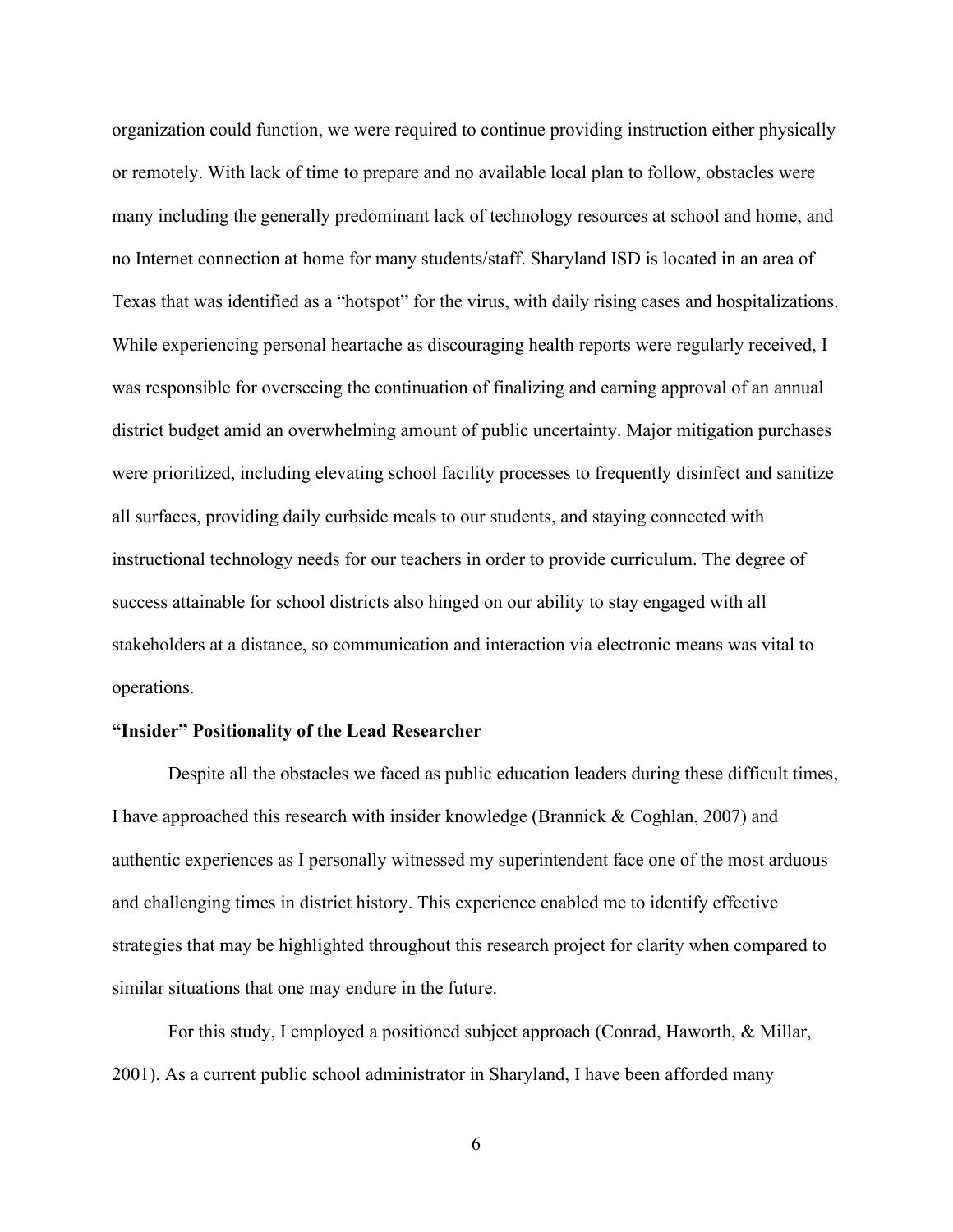organization could function, we were required to continue providing instruction either physically or remotely. With lack of time to prepare and no available local plan to follow, obstacles were many including the generally predominant lack of technology resources at school and home, and no Internet connection at home for many students/staff. Sharyland ISD is located in an area of Texas that was identified as a "hotspot" for the virus, with daily rising cases and hospitalizations. While experiencing personal heartache as discouraging health reports were regularly received, I was responsible for overseeing the continuation of finalizing and earning approval of an annual district budget amid an overwhelming amount of public uncertainty. Major mitigation purchases were prioritized, including elevating school facility processes to frequently disinfect and sanitize all surfaces, providing daily curbside meals to our students, and staying connected with instructional technology needs for our teachers in order to provide curriculum. The degree of success attainable for school districts also hinged on our ability to stay engaged with all stakeholders at a distance, so communication and interaction via electronic means was vital to operations.

**"Insider" Positionality of the Lead Researcher**

Despite all the obstacles we faced as public education leaders during these difficult times, I have approached this research with insider knowledge (Brannick & Coghlan, 2007) and authentic experiences as I personally witnessed my superintendent face one of the most arduous and challenging times in district history. This experience enabled me to identify effective strategies that may be highlighted throughout this research project for clarity when compared to similar situations that one may endure in the future.

For this study, I employed a positioned subject approach (Conrad, Haworth, & Millar, 2001). As a current public school administrator in Sharyland, I have been afforded many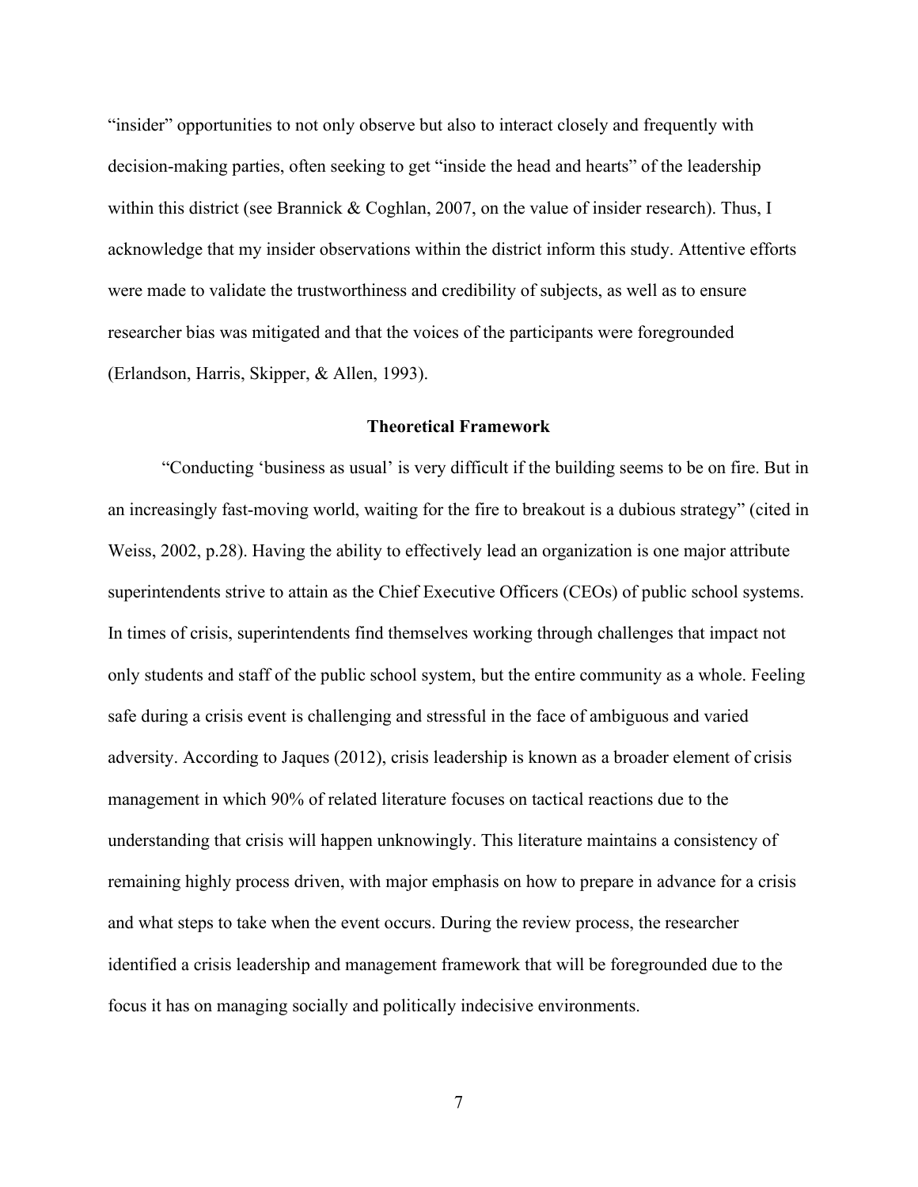"insider" opportunities to not only observe but also to interact closely and frequently with decision-making parties, often seeking to get "inside the head and hearts" of the leadership within this district (see Brannick & Coghlan, 2007, on the value of insider research). Thus, I acknowledge that my insider observations within the district inform this study. Attentive efforts were made to validate the trustworthiness and credibility of subjects, as well as to ensure researcher bias was mitigated and that the voices of the participants were foregrounded (Erlandson, Harris, Skipper, & Allen, 1993).

## Theoretical Framework

"Conducting 'business as usual' is very difficult if the building seems to be on fire. But in an increasingly fast-moving world, waiting for the fire to breakout is a dubious strategy" (cited in Weiss, 2002, p.28). Having the ability to effectively lead an organization is one major attribute superintendents strive to attain as the Chief Executive Officers (CEOs) of public school systems. In times of crisis, superintendents find themselves working through challenges that impact not only students and staff of the public school system, but the entire community as a whole. Feeling safe during a crisis event is challenging and stressful in the face of ambiguous and varied adversity. According to Jaques (2012), crisis leadership is known as a broader element of crisis management in which 90% of related literature focuses on tactical reactions due to the understanding that crisis will happen unknowingly. This literature maintains a consistency of remaining highly process driven, with major emphasis on how to prepare in advance for a crisis and what steps to take when the event occurs. During the review process, the researcher identified a crisis leadership and management framework that will be foregrounded due to the focus it has on managing socially and politically indecisive environments.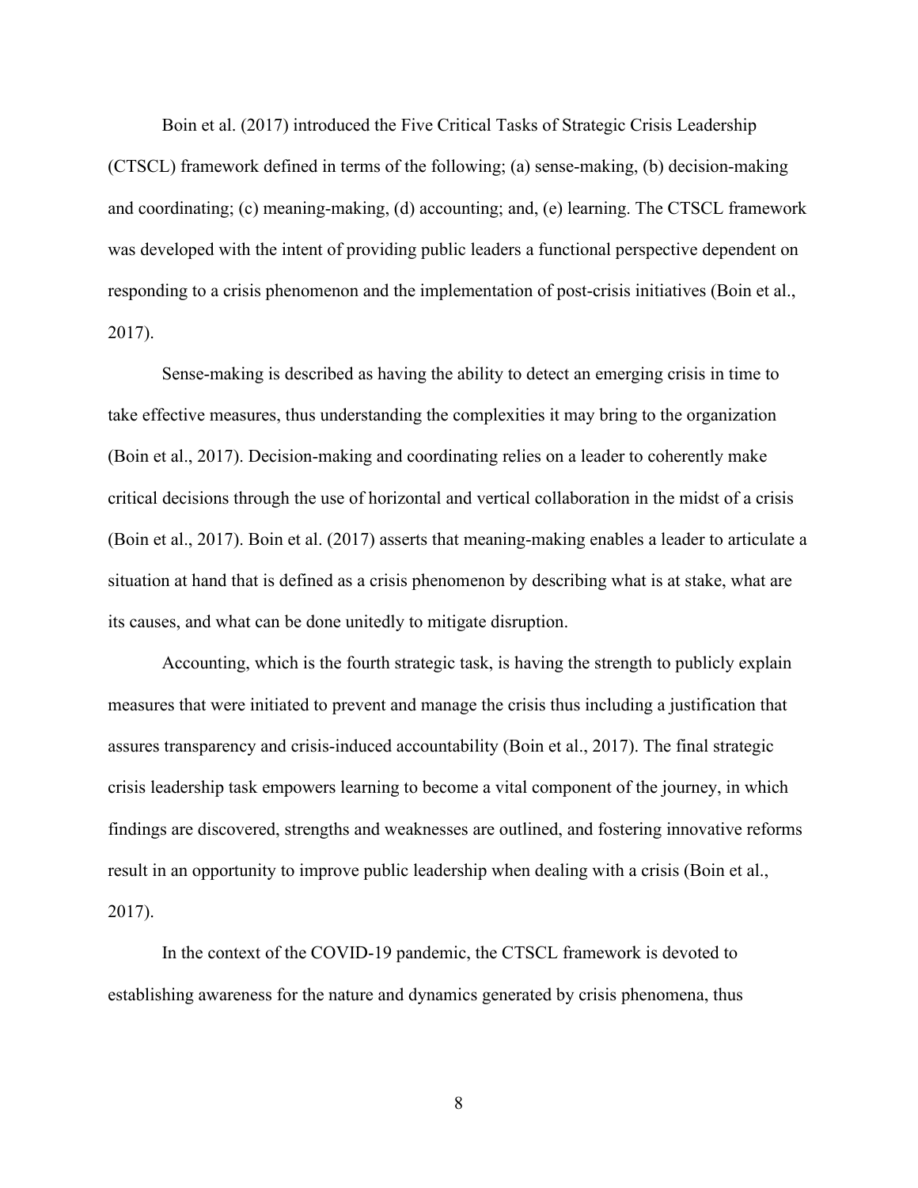Boin et al. (2017) introduced the Five Critical Tasks of Strategic Crisis Leadership (CTSCL) framework defined in terms of the following; (a) sense-making, (b) decision-making and coordinating; (c) meaning-making, (d) accounting; and, (e) learning. The CTSCL framework was developed with the intent of providing public leaders a functional perspective dependent on responding to a crisis phenomenon and the implementation of post-crisis initiatives (Boin et al., 2017).

Sense-making is described as having the ability to detect an emerging crisis in time to take effective measures, thus understanding the complexities it may bring to the organization (Boin et al., 2017). Decision-making and coordinating relies on a leader to coherently make critical decisions through the use of horizontal and vertical collaboration in the midst of a crisis (Boin et al., 2017). Boin et al. (2017) asserts that meaning-making enables a leader to articulate a situation at hand that is defined as a crisis phenomenon by describing what is at stake, what are its causes, and what can be done unitedly to mitigate disruption.

Accounting, which is the fourth strategic task, is having the strength to publicly explain measures that were initiated to prevent and manage the crisis thus including a justification that assures transparency and crisis-induced accountability (Boin et al., 2017). The final strategic crisis leadership task empowers learning to become a vital component of the journey, in which findings are discovered, strengths and weaknesses are outlined, and fostering innovative reforms result in an opportunity to improve public leadership when dealing with a crisis (Boin et al., 2017).

In the context of the COVID-19 pandemic, the CTSCL framework is devoted to establishing awareness for the nature and dynamics generated by crisis phenomena, thus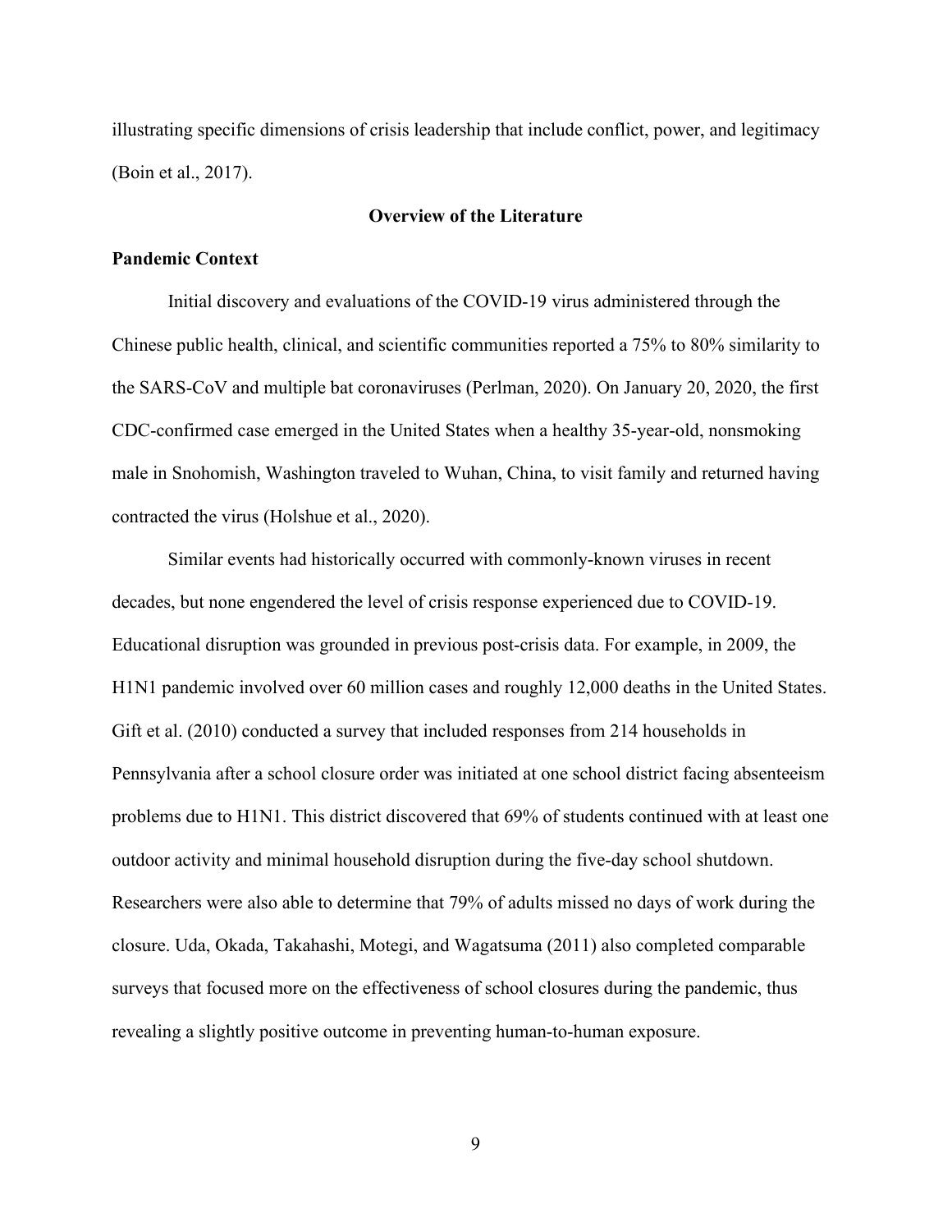illustrating specific dimensions of crisis leadership that include conflict, power, and legitimacy (Boin et al., 2017).

## Overview of the Literature

### Pandemic Context

Initial discovery and evaluations of the COVID-19 virus administered through the Chinese public health, clinical, and scientific communities reported a 75% to 80% similarity to the SARS-CoV and multiple bat coronaviruses (Perlman, 2020). On January 20, 2020, the first CDC-confirmed case emerged in the United States when a healthy 35-year-old, nonsmoking male in Snohomish, Washington traveled to Wuhan, China, to visit family and returned having contracted the virus (Holshue et al., 2020).

Similar events had historically occurred with commonly-known viruses in recent decades, but none engendered the level of crisis response experienced due to COVID-19. Educational disruption was grounded in previous post-crisis data. For example, in 2009, the H1N1 pandemic involved over 60 million cases and roughly 12,000 deaths in the United States. Gift et al. (2010) conducted a survey that included responses from 214 households in Pennsylvania after a school closure order was initiated at one school district facing absenteeism problems due to H1N1. This district discovered that 69% of students continued with at least one outdoor activity and minimal household disruption during the five-day school shutdown. Researchers were also able to determine that 79% of adults missed no days of work during the closure. Uda, Okada, Takahashi, Motegi, and Wagatsuma (2011) also completed comparable surveys that focused more on the effectiveness of school closures during the pandemic, thus revealing a slightly positive outcome in preventing human-to-human exposure.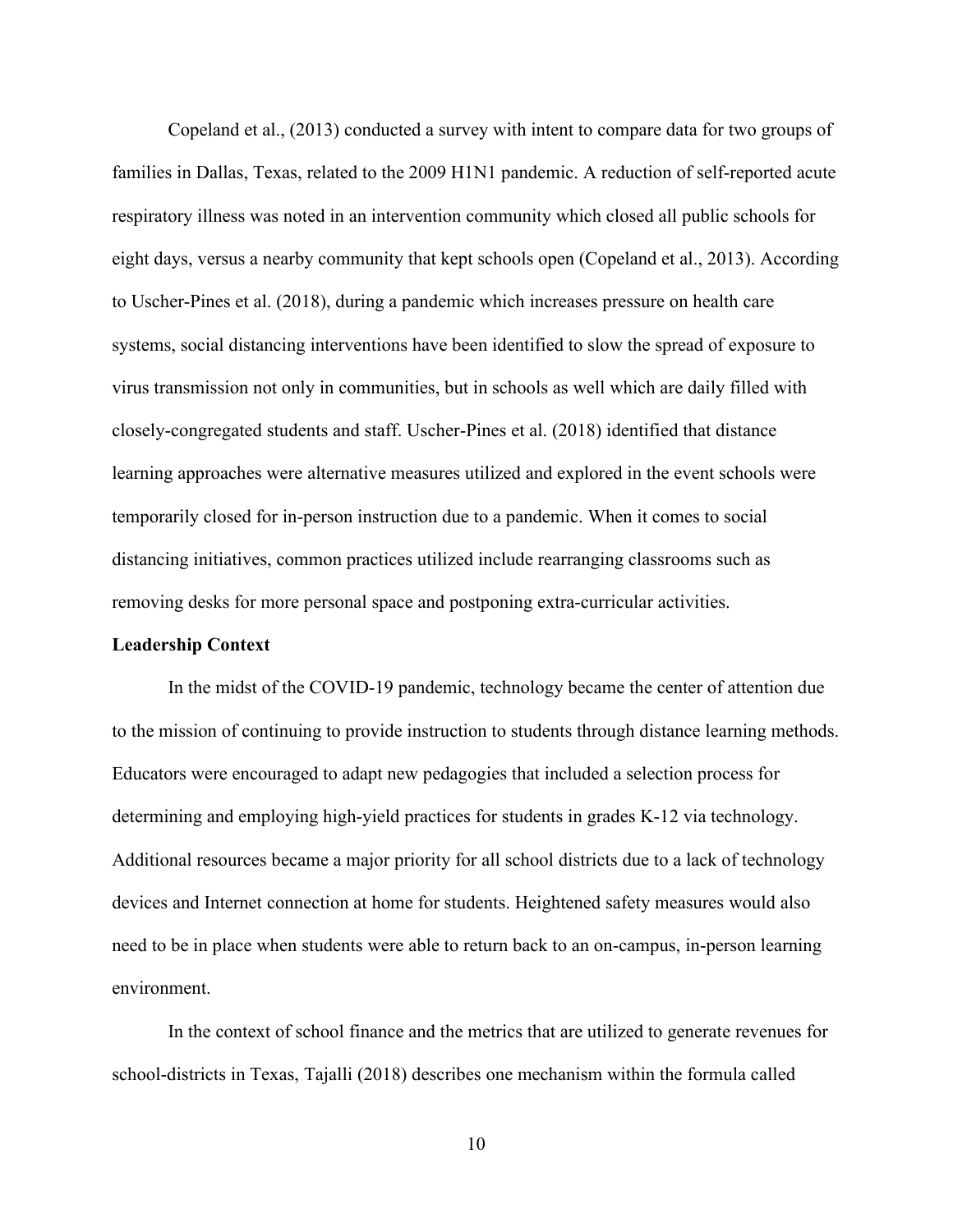Copeland et al., (2013) conducted a survey with intent to compare data for two groups of families in Dallas, Texas, related to the 2009 H1N1 pandemic. A reduction of self-reported acute respiratory illness was noted in an intervention community which closed all public schools for eight days, versus a nearby community that kept schools open (Copeland et al., 2013). According to Uscher-Pines et al. (2018), during a pandemic which increases pressure on health care systems, social distancing interventions have been identified to slow the spread of exposure to virus transmission not only in communities, but in schools as well which are daily filled with closely-congregated students and staff. Uscher-Pines et al. (2018) identified that distance learning approaches were alternative measures utilized and explored in the event schools were temporarily closed for in-person instruction due to a pandemic. When it comes to social distancing initiatives, common practices utilized include rearranging classrooms such as removing desks for more personal space and postponing extra-curricular activities.

**Leadership Context**

In the midst of the COVID-19 pandemic, technology became the center of attention due to the mission of continuing to provide instruction to students through distance learning methods. Educators were encouraged to adapt new pedagogies that included a selection process for determining and employing high-yield practices for students in grades K-12 via technology. Additional resources became a major priority for all school districts due to a lack of technology devices and Internet connection at home for students. Heightened safety measures would also need to be in place when students were able to return back to an on-campus, in-person learning environment.

In the context of school finance and the metrics that are utilized to generate revenues for school-districts in Texas, Tajalli (2018) describes one mechanism within the formula called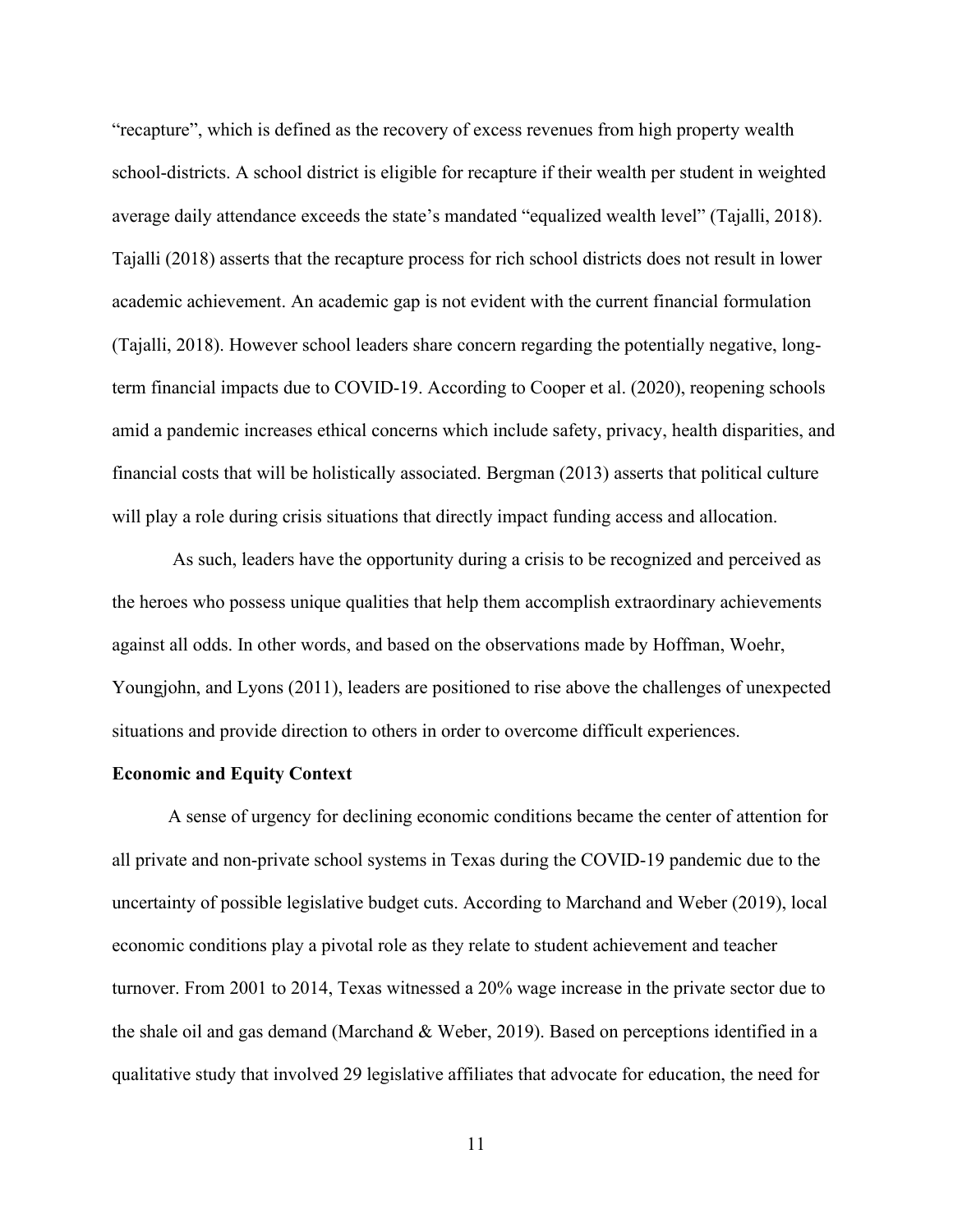“recapture”, which is defined as the recovery of excess revenues from high property wealth school-districts. A school district is eligible for recapture if their wealth per student in weighted average daily attendance exceeds the state’s mandated “equalized wealth level” (Tajalli, 2018). Tajalli (2018) asserts that the recapture process for rich school districts does not result in lower academic achievement. An academic gap is not evident with the current financial formulation (Tajalli, 2018). However school leaders share concern regarding the potentially negative, long-term financial impacts due to COVID-19. According to Cooper et al. (2020), reopening schools amid a pandemic increases ethical concerns which include safety, privacy, health disparities, and financial costs that will be holistically associated. Bergman (2013) asserts that political culture will play a role during crisis situations that directly impact funding access and allocation.

As such, leaders have the opportunity during a crisis to be recognized and perceived as the heroes who possess unique qualities that help them accomplish extraordinary achievements against all odds. In other words, and based on the observations made by Hoffman, Woehr, Youngjohn, and Lyons (2011), leaders are positioned to rise above the challenges of unexpected situations and provide direction to others in order to overcome difficult experiences.

**Economic and Equity Context**

A sense of urgency for declining economic conditions became the center of attention for all private and non-private school systems in Texas during the COVID-19 pandemic due to the uncertainty of possible legislative budget cuts. According to Marchand and Weber (2019), local economic conditions play a pivotal role as they relate to student achievement and teacher turnover. From 2001 to 2014, Texas witnessed a 20% wage increase in the private sector due to the shale oil and gas demand (Marchand & Weber, 2019). Based on perceptions identified in a qualitative study that involved 29 legislative affiliates that advocate for education, the need for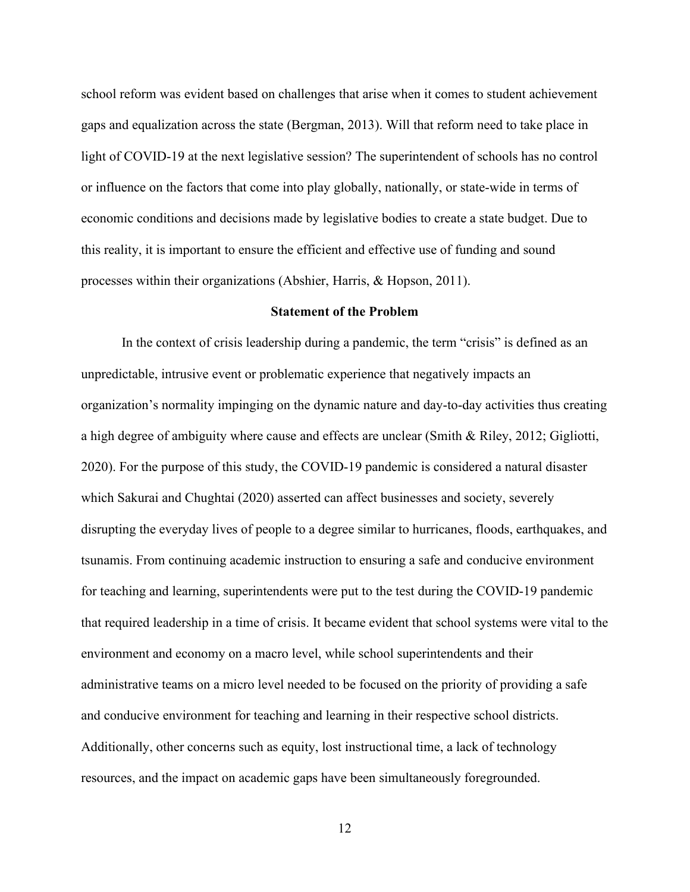school reform was evident based on challenges that arise when it comes to student achievement gaps and equalization across the state (Bergman, 2013). Will that reform need to take place in light of COVID-19 at the next legislative session? The superintendent of schools has no control or influence on the factors that come into play globally, nationally, or state-wide in terms of economic conditions and decisions made by legislative bodies to create a state budget. Due to this reality, it is important to ensure the efficient and effective use of funding and sound processes within their organizations (Abshier, Harris, & Hopson, 2011).

## Statement of the Problem

In the context of crisis leadership during a pandemic, the term "crisis" is defined as an unpredictable, intrusive event or problematic experience that negatively impacts an organization's normality impinging on the dynamic nature and day-to-day activities thus creating a high degree of ambiguity where cause and effects are unclear (Smith & Riley, 2012; Gigliotti, 2020). For the purpose of this study, the COVID-19 pandemic is considered a natural disaster which Sakurai and Chughtai (2020) asserted can affect businesses and society, severely disrupting the everyday lives of people to a degree similar to hurricanes, floods, earthquakes, and tsunamis. From continuing academic instruction to ensuring a safe and conducive environment for teaching and learning, superintendents were put to the test during the COVID-19 pandemic that required leadership in a time of crisis. It became evident that school systems were vital to the environment and economy on a macro level, while school superintendents and their administrative teams on a micro level needed to be focused on the priority of providing a safe and conducive environment for teaching and learning in their respective school districts. Additionally, other concerns such as equity, lost instructional time, a lack of technology resources, and the impact on academic gaps have been simultaneously foregrounded.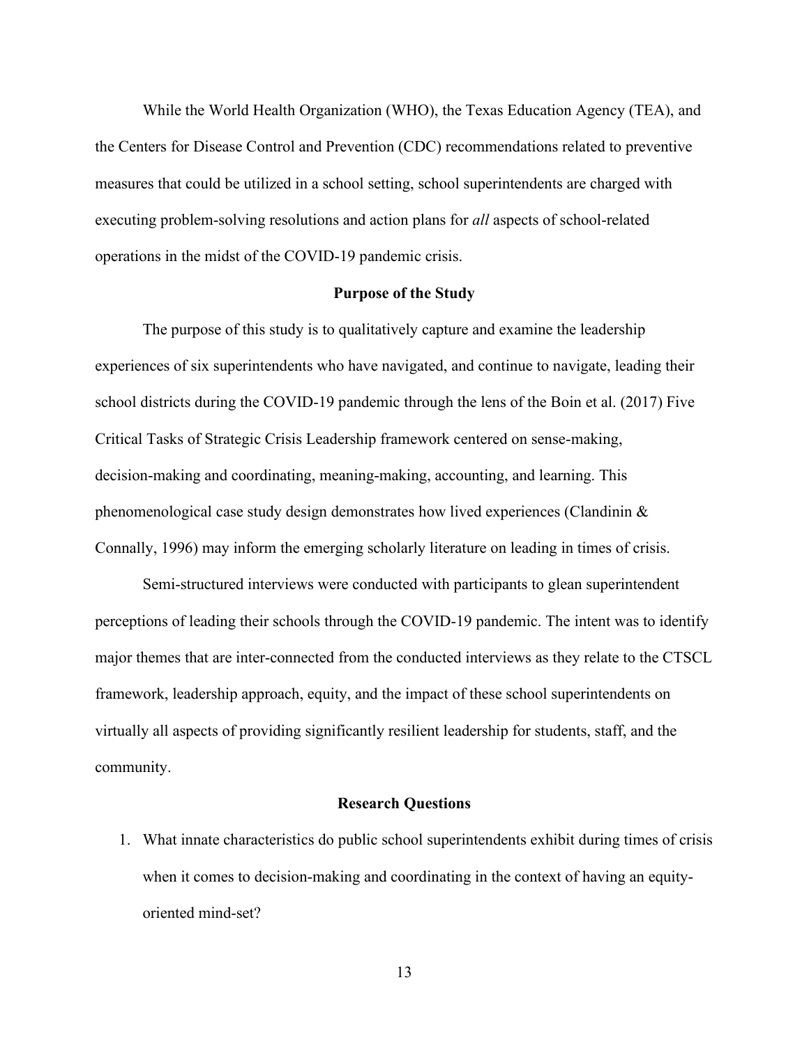While the World Health Organization (WHO), the Texas Education Agency (TEA), and the Centers for Disease Control and Prevention (CDC) recommendations related to preventive measures that could be utilized in a school setting, school superintendents are charged with executing problem-solving resolutions and action plans for *all* aspects of school-related operations in the midst of the COVID-19 pandemic crisis.

## Purpose of the Study

The purpose of this study is to qualitatively capture and examine the leadership experiences of six superintendents who have navigated, and continue to navigate, leading their school districts during the COVID-19 pandemic through the lens of the Boin et al. (2017) Five Critical Tasks of Strategic Crisis Leadership framework centered on sense-making, decision-making and coordinating, meaning-making, accounting, and learning. This phenomenological case study design demonstrates how lived experiences (Clandinin & Connally, 1996) may inform the emerging scholarly literature on leading in times of crisis.

Semi-structured interviews were conducted with participants to glean superintendent perceptions of leading their schools through the COVID-19 pandemic. The intent was to identify major themes that are inter-connected from the conducted interviews as they relate to the CTSCL framework, leadership approach, equity, and the impact of these school superintendents on virtually all aspects of providing significantly resilient leadership for students, staff, and the community.

## Research Questions

1. What innate characteristics do public school superintendents exhibit during times of crisis when it comes to decision-making and coordinating in the context of having an equity-oriented mind-set?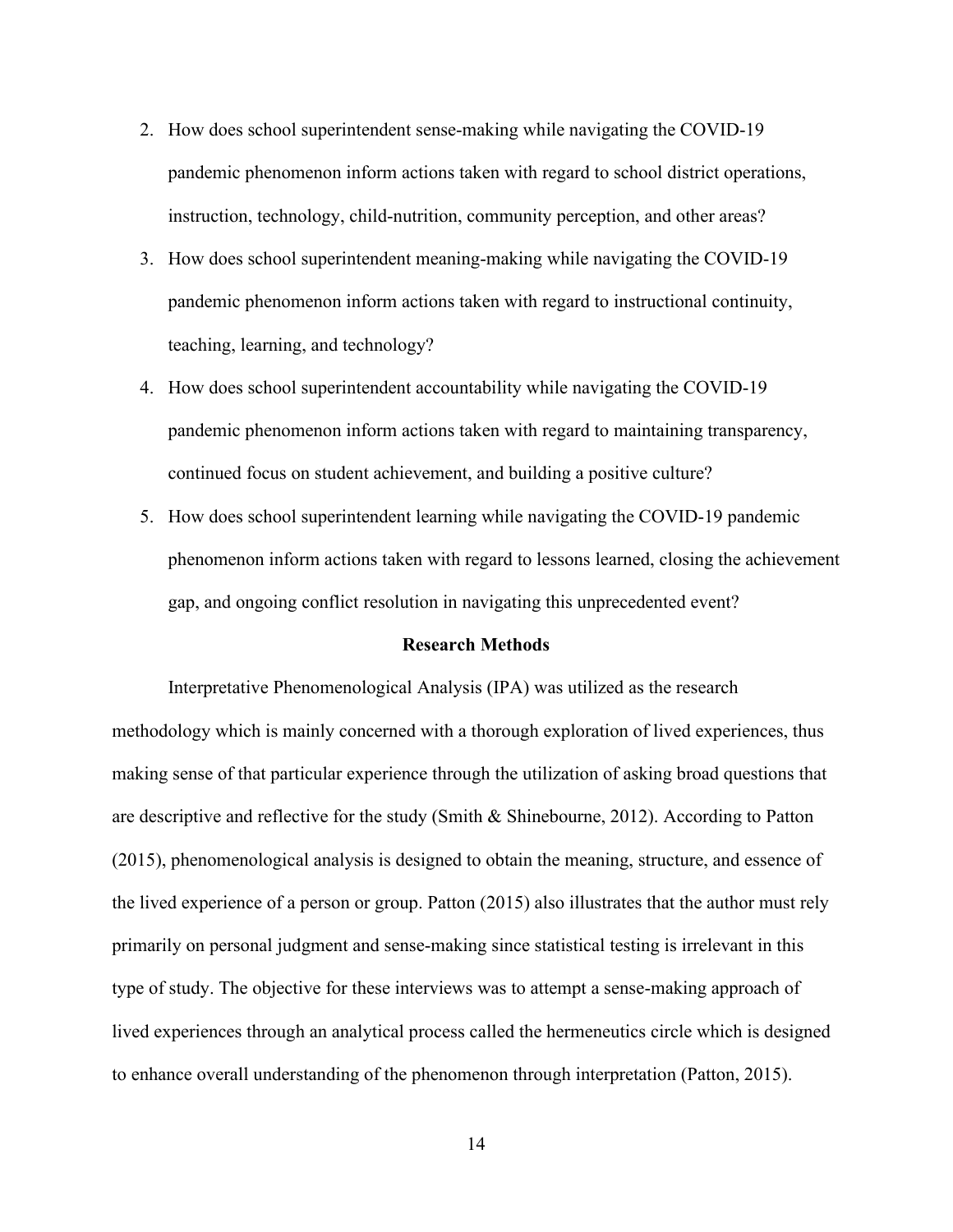2. How does school superintendent sense-making while navigating the COVID-19 pandemic phenomenon inform actions taken with regard to school district operations, instruction, technology, child-nutrition, community perception, and other areas?
3. How does school superintendent meaning-making while navigating the COVID-19 pandemic phenomenon inform actions taken with regard to instructional continuity, teaching, learning, and technology?
4. How does school superintendent accountability while navigating the COVID-19 pandemic phenomenon inform actions taken with regard to maintaining transparency, continued focus on student achievement, and building a positive culture?
5. How does school superintendent learning while navigating the COVID-19 pandemic phenomenon inform actions taken with regard to lessons learned, closing the achievement gap, and ongoing conflict resolution in navigating this unprecedented event?

## Research Methods

Interpretative Phenomenological Analysis (IPA) was utilized as the research methodology which is mainly concerned with a thorough exploration of lived experiences, thus making sense of that particular experience through the utilization of asking broad questions that are descriptive and reflective for the study (Smith & Shinebourne, 2012). According to Patton (2015), phenomenological analysis is designed to obtain the meaning, structure, and essence of the lived experience of a person or group. Patton (2015) also illustrates that the author must rely primarily on personal judgment and sense-making since statistical testing is irrelevant in this type of study. The objective for these interviews was to attempt a sense-making approach of lived experiences through an analytical process called the hermeneutics circle which is designed to enhance overall understanding of the phenomenon through interpretation (Patton, 2015).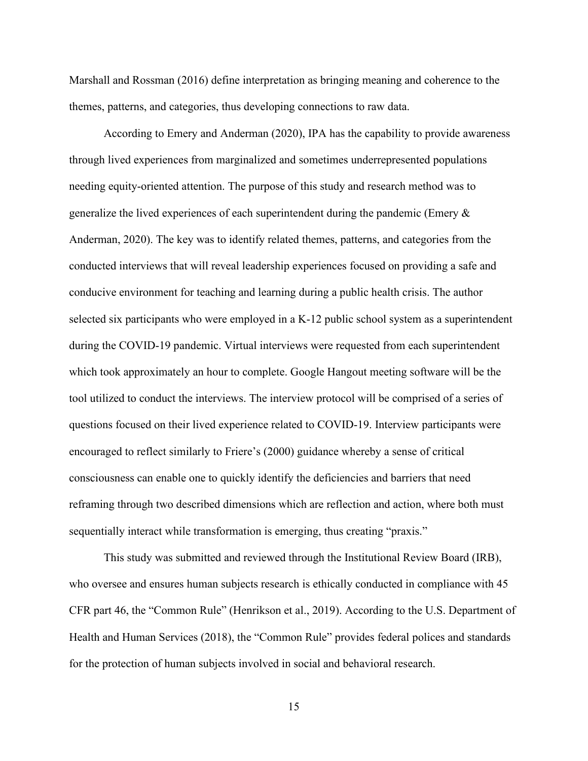Marshall and Rossman (2016) define interpretation as bringing meaning and coherence to the themes, patterns, and categories, thus developing connections to raw data.

According to Emery and Anderman (2020), IPA has the capability to provide awareness through lived experiences from marginalized and sometimes underrepresented populations needing equity-oriented attention. The purpose of this study and research method was to generalize the lived experiences of each superintendent during the pandemic (Emery & Anderman, 2020). The key was to identify related themes, patterns, and categories from the conducted interviews that will reveal leadership experiences focused on providing a safe and conducive environment for teaching and learning during a public health crisis. The author selected six participants who were employed in a K-12 public school system as a superintendent during the COVID-19 pandemic. Virtual interviews were requested from each superintendent which took approximately an hour to complete. Google Hangout meeting software will be the tool utilized to conduct the interviews. The interview protocol will be comprised of a series of questions focused on their lived experience related to COVID-19. Interview participants were encouraged to reflect similarly to Friere's (2000) guidance whereby a sense of critical consciousness can enable one to quickly identify the deficiencies and barriers that need reframing through two described dimensions which are reflection and action, where both must sequentially interact while transformation is emerging, thus creating "praxis."

This study was submitted and reviewed through the Institutional Review Board (IRB), who oversee and ensures human subjects research is ethically conducted in compliance with 45 CFR part 46, the "Common Rule" (Henrikson et al., 2019). According to the U.S. Department of Health and Human Services (2018), the "Common Rule" provides federal polices and standards for the protection of human subjects involved in social and behavioral research.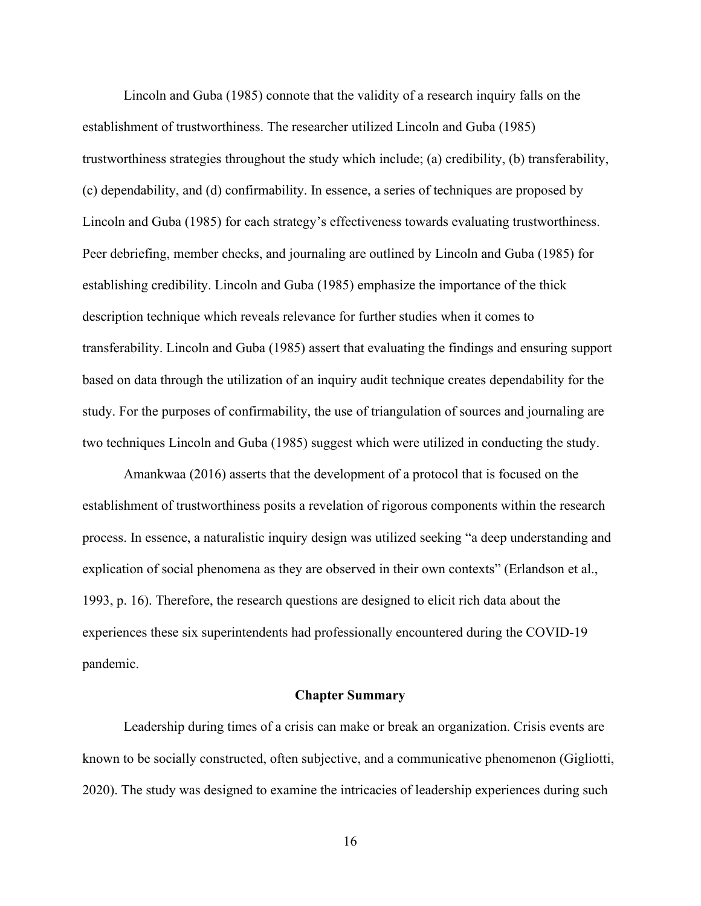Lincoln and Guba (1985) connote that the validity of a research inquiry falls on the establishment of trustworthiness. The researcher utilized Lincoln and Guba (1985) trustworthiness strategies throughout the study which include; (a) credibility, (b) transferability, (c) dependability, and (d) confirmability. In essence, a series of techniques are proposed by Lincoln and Guba (1985) for each strategy's effectiveness towards evaluating trustworthiness. Peer debriefing, member checks, and journaling are outlined by Lincoln and Guba (1985) for establishing credibility. Lincoln and Guba (1985) emphasize the importance of the thick description technique which reveals relevance for further studies when it comes to transferability. Lincoln and Guba (1985) assert that evaluating the findings and ensuring support based on data through the utilization of an inquiry audit technique creates dependability for the study. For the purposes of confirmability, the use of triangulation of sources and journaling are two techniques Lincoln and Guba (1985) suggest which were utilized in conducting the study.

Amankwaa (2016) asserts that the development of a protocol that is focused on the establishment of trustworthiness posits a revelation of rigorous components within the research process. In essence, a naturalistic inquiry design was utilized seeking "a deep understanding and explication of social phenomena as they are observed in their own contexts" (Erlandson et al., 1993, p. 16). Therefore, the research questions are designed to elicit rich data about the experiences these six superintendents had professionally encountered during the COVID-19 pandemic.

## Chapter Summary

Leadership during times of a crisis can make or break an organization. Crisis events are known to be socially constructed, often subjective, and a communicative phenomenon (Gigliotti, 2020). The study was designed to examine the intricacies of leadership experiences during such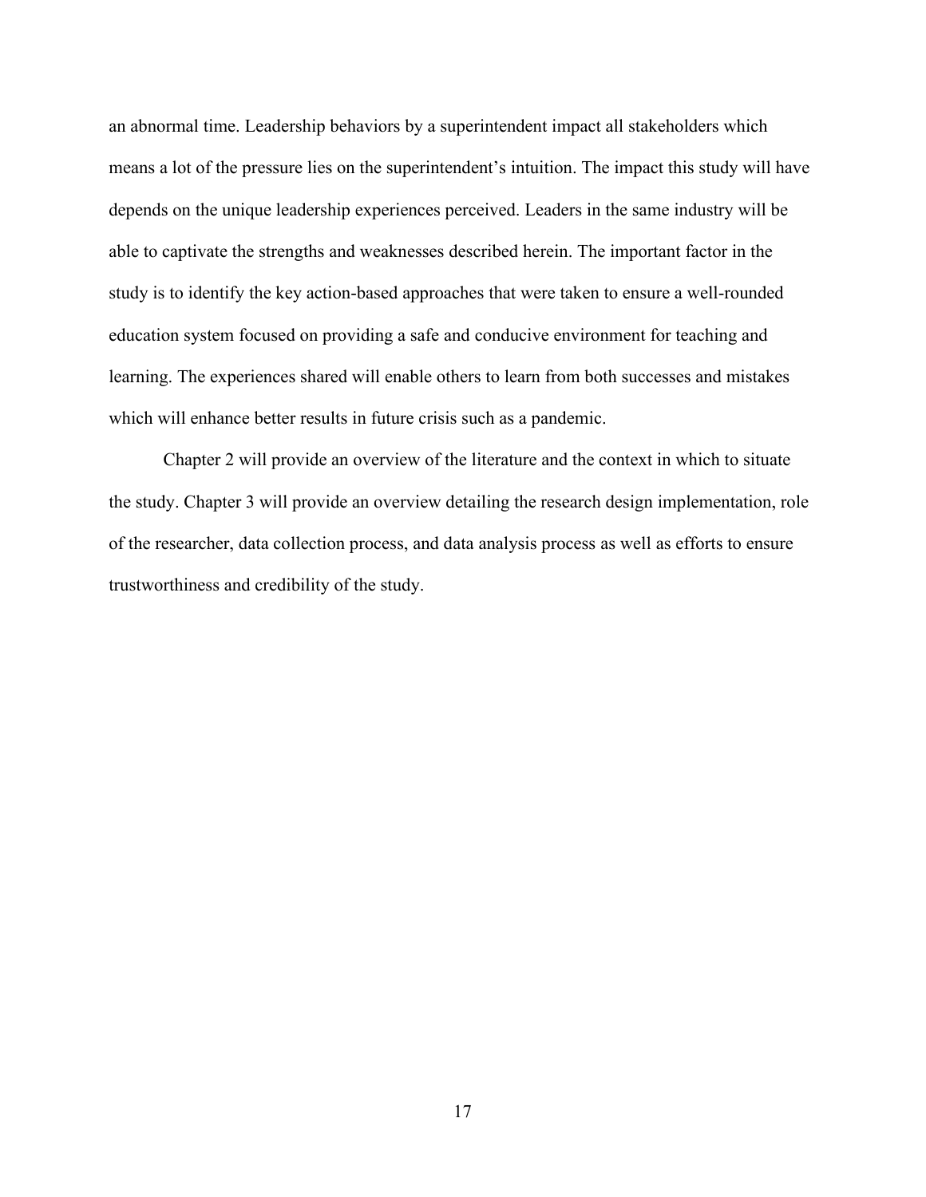an abnormal time. Leadership behaviors by a superintendent impact all stakeholders which means a lot of the pressure lies on the superintendent's intuition. The impact this study will have depends on the unique leadership experiences perceived. Leaders in the same industry will be able to captivate the strengths and weaknesses described herein. The important factor in the study is to identify the key action-based approaches that were taken to ensure a well-rounded education system focused on providing a safe and conducive environment for teaching and learning. The experiences shared will enable others to learn from both successes and mistakes which will enhance better results in future crisis such as a pandemic.

Chapter 2 will provide an overview of the literature and the context in which to situate the study. Chapter 3 will provide an overview detailing the research design implementation, role of the researcher, data collection process, and data analysis process as well as efforts to ensure trustworthiness and credibility of the study.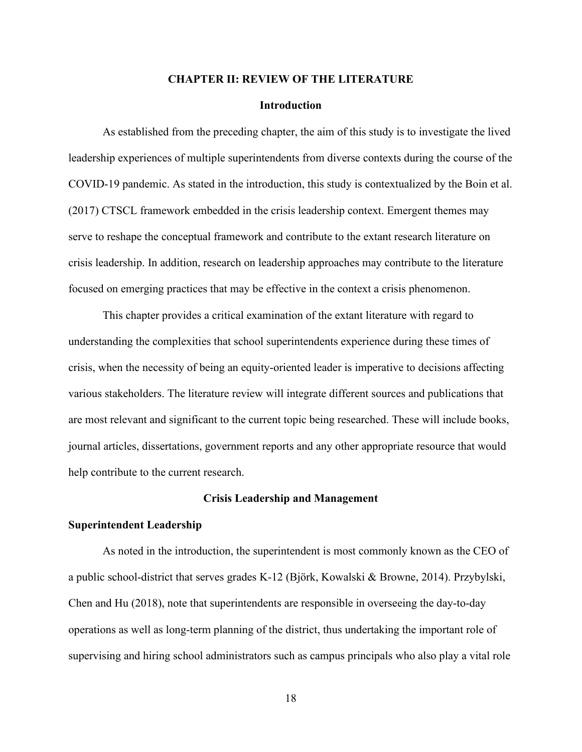# CHAPTER II: REVIEW OF THE LITERATURE

## Introduction

As established from the preceding chapter, the aim of this study is to investigate the lived leadership experiences of multiple superintendents from diverse contexts during the course of the COVID-19 pandemic. As stated in the introduction, this study is contextualized by the Boin et al. (2017) CTSCL framework embedded in the crisis leadership context. Emergent themes may serve to reshape the conceptual framework and contribute to the extant research literature on crisis leadership. In addition, research on leadership approaches may contribute to the literature focused on emerging practices that may be effective in the context a crisis phenomenon.

This chapter provides a critical examination of the extant literature with regard to understanding the complexities that school superintendents experience during these times of crisis, when the necessity of being an equity-oriented leader is imperative to decisions affecting various stakeholders. The literature review will integrate different sources and publications that are most relevant and significant to the current topic being researched. These will include books, journal articles, dissertations, government reports and any other appropriate resource that would help contribute to the current research.

## Crisis Leadership and Management

### Superintendent Leadership

As noted in the introduction, the superintendent is most commonly known as the CEO of a public school-district that serves grades K-12 (Björk, Kowalski & Browne, 2014). Przybylski, Chen and Hu (2018), note that superintendents are responsible in overseeing the day-to-day operations as well as long-term planning of the district, thus undertaking the important role of supervising and hiring school administrators such as campus principals who also play a vital role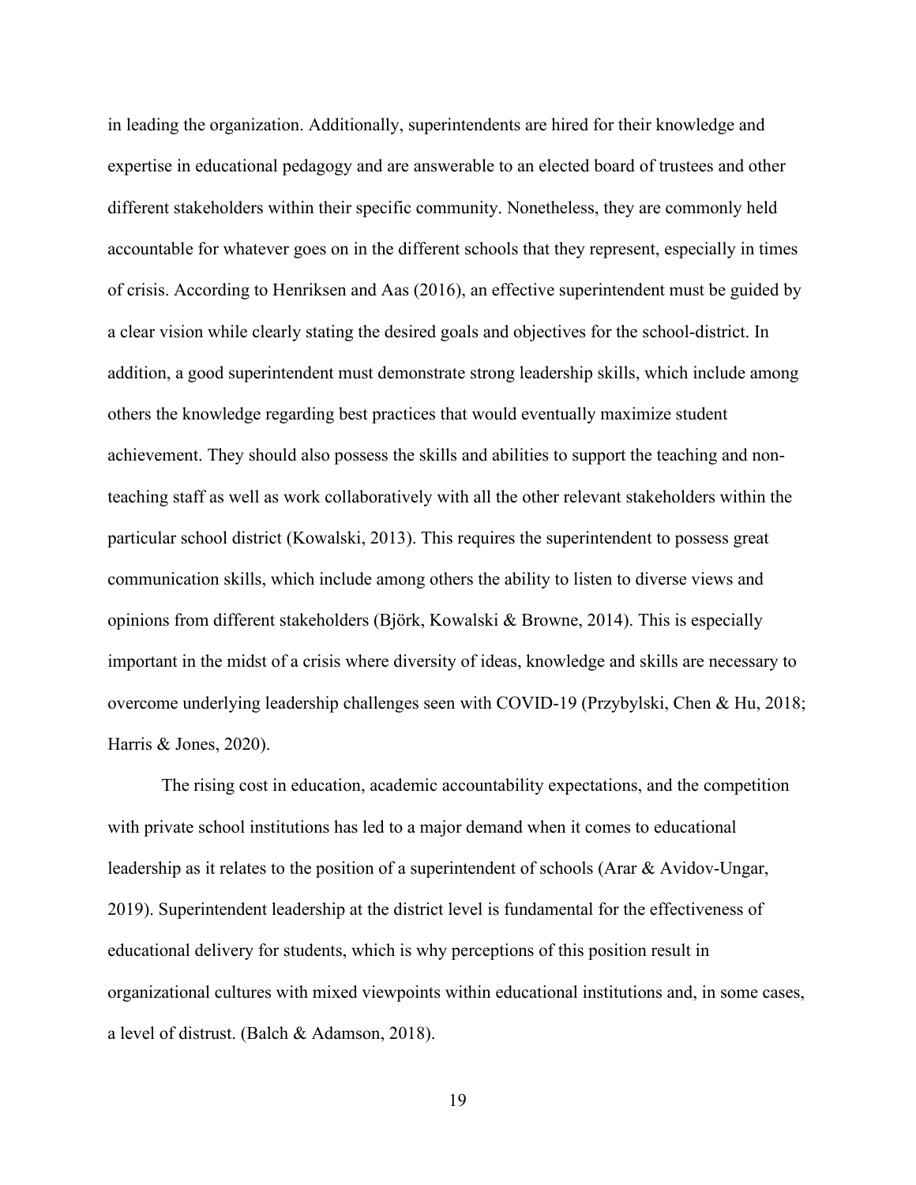in leading the organization. Additionally, superintendents are hired for their knowledge and expertise in educational pedagogy and are answerable to an elected board of trustees and other different stakeholders within their specific community. Nonetheless, they are commonly held accountable for whatever goes on in the different schools that they represent, especially in times of crisis. According to Henriksen and Aas (2016), an effective superintendent must be guided by a clear vision while clearly stating the desired goals and objectives for the school-district. In addition, a good superintendent must demonstrate strong leadership skills, which include among others the knowledge regarding best practices that would eventually maximize student achievement. They should also possess the skills and abilities to support the teaching and non-teaching staff as well as work collaboratively with all the other relevant stakeholders within the particular school district (Kowalski, 2013). This requires the superintendent to possess great communication skills, which include among others the ability to listen to diverse views and opinions from different stakeholders (Björk, Kowalski & Browne, 2014). This is especially important in the midst of a crisis where diversity of ideas, knowledge and skills are necessary to overcome underlying leadership challenges seen with COVID-19 (Przybylski, Chen & Hu, 2018; Harris & Jones, 2020).

The rising cost in education, academic accountability expectations, and the competition with private school institutions has led to a major demand when it comes to educational leadership as it relates to the position of a superintendent of schools (Arar & Avidov-Ungar, 2019). Superintendent leadership at the district level is fundamental for the effectiveness of educational delivery for students, which is why perceptions of this position result in organizational cultures with mixed viewpoints within educational institutions and, in some cases, a level of distrust. (Balch & Adamson, 2018).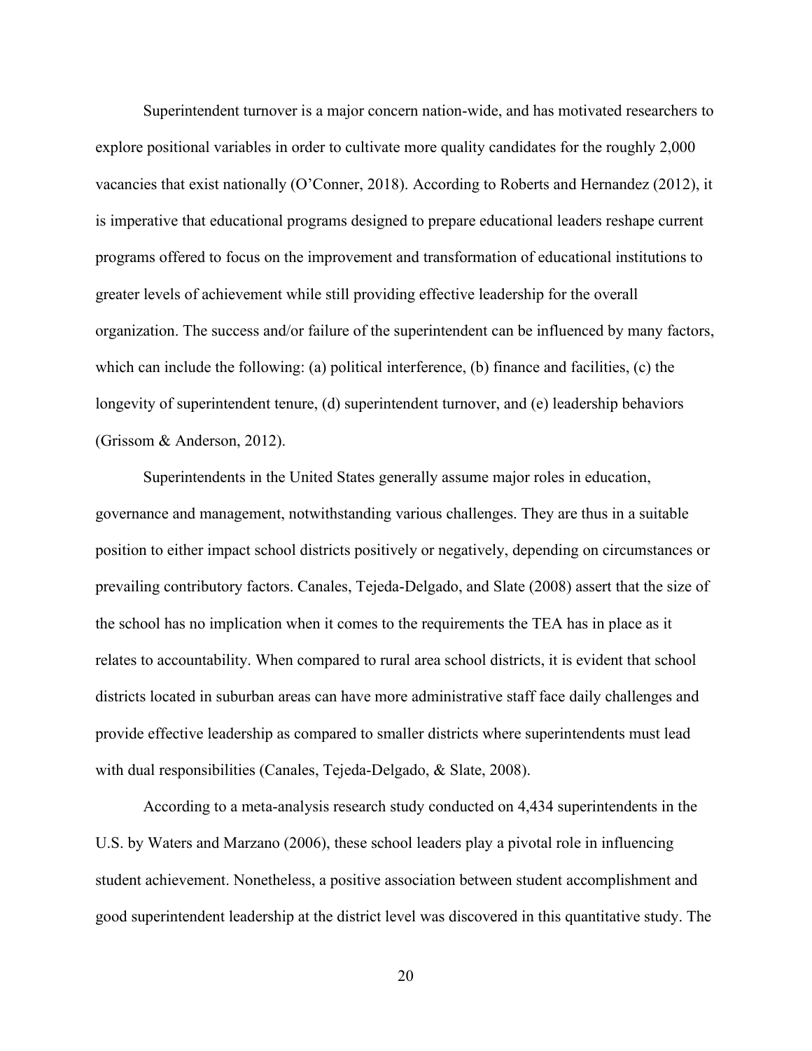Superintendent turnover is a major concern nation-wide, and has motivated researchers to explore positional variables in order to cultivate more quality candidates for the roughly 2,000 vacancies that exist nationally (O'Conner, 2018). According to Roberts and Hernandez (2012), it is imperative that educational programs designed to prepare educational leaders reshape current programs offered to focus on the improvement and transformation of educational institutions to greater levels of achievement while still providing effective leadership for the overall organization. The success and/or failure of the superintendent can be influenced by many factors, which can include the following: (a) political interference, (b) finance and facilities, (c) the longevity of superintendent tenure, (d) superintendent turnover, and (e) leadership behaviors (Grissom & Anderson, 2012).

Superintendents in the United States generally assume major roles in education, governance and management, notwithstanding various challenges. They are thus in a suitable position to either impact school districts positively or negatively, depending on circumstances or prevailing contributory factors. Canales, Tejeda-Delgado, and Slate (2008) assert that the size of the school has no implication when it comes to the requirements the TEA has in place as it relates to accountability. When compared to rural area school districts, it is evident that school districts located in suburban areas can have more administrative staff face daily challenges and provide effective leadership as compared to smaller districts where superintendents must lead with dual responsibilities (Canales, Tejeda-Delgado, & Slate, 2008).

According to a meta-analysis research study conducted on 4,434 superintendents in the U.S. by Waters and Marzano (2006), these school leaders play a pivotal role in influencing student achievement. Nonetheless, a positive association between student accomplishment and good superintendent leadership at the district level was discovered in this quantitative study. The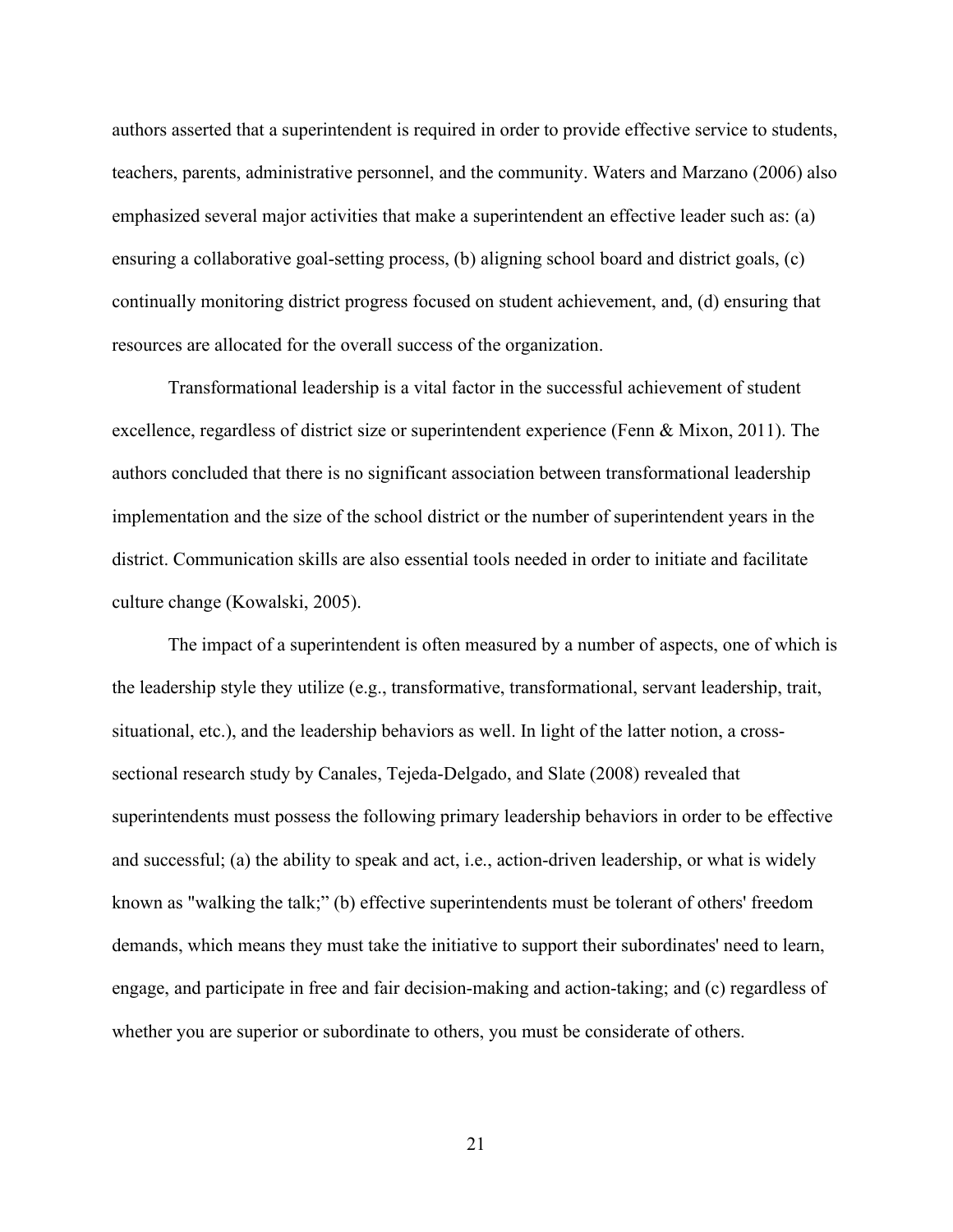authors asserted that a superintendent is required in order to provide effective service to students, teachers, parents, administrative personnel, and the community. Waters and Marzano (2006) also emphasized several major activities that make a superintendent an effective leader such as: (a) ensuring a collaborative goal-setting process, (b) aligning school board and district goals, (c) continually monitoring district progress focused on student achievement, and, (d) ensuring that resources are allocated for the overall success of the organization.

Transformational leadership is a vital factor in the successful achievement of student excellence, regardless of district size or superintendent experience (Fenn & Mixon, 2011). The authors concluded that there is no significant association between transformational leadership implementation and the size of the school district or the number of superintendent years in the district. Communication skills are also essential tools needed in order to initiate and facilitate culture change (Kowalski, 2005).

The impact of a superintendent is often measured by a number of aspects, one of which is the leadership style they utilize (e.g., transformative, transformational, servant leadership, trait, situational, etc.), and the leadership behaviors as well. In light of the latter notion, a cross-sectional research study by Canales, Tejeda-Delgado, and Slate (2008) revealed that superintendents must possess the following primary leadership behaviors in order to be effective and successful; (a) the ability to speak and act, i.e., action-driven leadership, or what is widely known as "walking the talk;" (b) effective superintendents must be tolerant of others' freedom demands, which means they must take the initiative to support their subordinates' need to learn, engage, and participate in free and fair decision-making and action-taking; and (c) regardless of whether you are superior or subordinate to others, you must be considerate of others.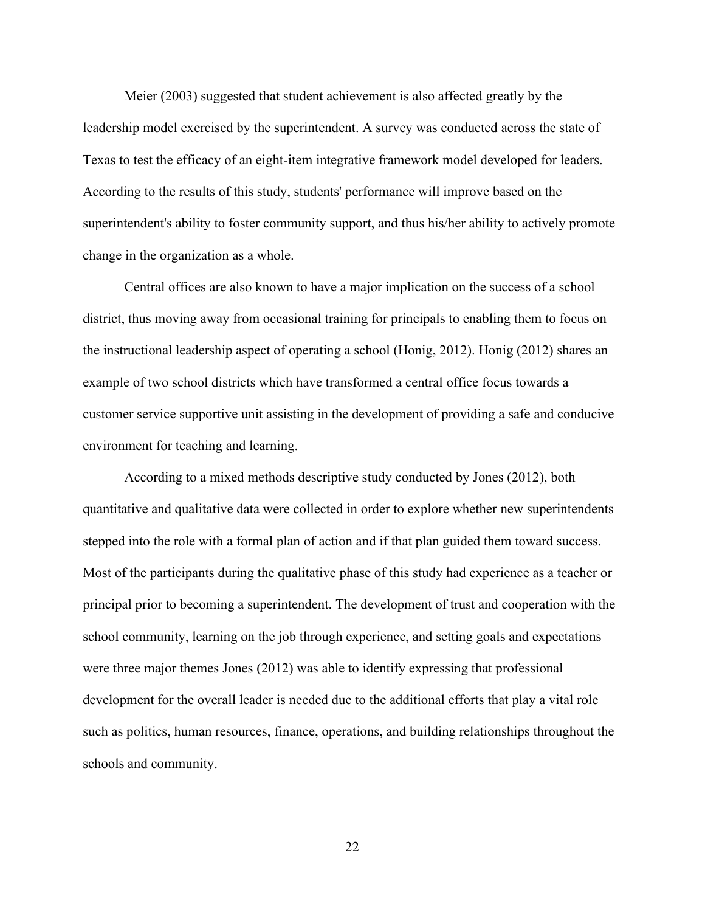Meier (2003) suggested that student achievement is also affected greatly by the leadership model exercised by the superintendent. A survey was conducted across the state of Texas to test the efficacy of an eight-item integrative framework model developed for leaders. According to the results of this study, students' performance will improve based on the superintendent's ability to foster community support, and thus his/her ability to actively promote change in the organization as a whole.

Central offices are also known to have a major implication on the success of a school district, thus moving away from occasional training for principals to enabling them to focus on the instructional leadership aspect of operating a school (Honig, 2012). Honig (2012) shares an example of two school districts which have transformed a central office focus towards a customer service supportive unit assisting in the development of providing a safe and conducive environment for teaching and learning.

According to a mixed methods descriptive study conducted by Jones (2012), both quantitative and qualitative data were collected in order to explore whether new superintendents stepped into the role with a formal plan of action and if that plan guided them toward success. Most of the participants during the qualitative phase of this study had experience as a teacher or principal prior to becoming a superintendent. The development of trust and cooperation with the school community, learning on the job through experience, and setting goals and expectations were three major themes Jones (2012) was able to identify expressing that professional development for the overall leader is needed due to the additional efforts that play a vital role such as politics, human resources, finance, operations, and building relationships throughout the schools and community.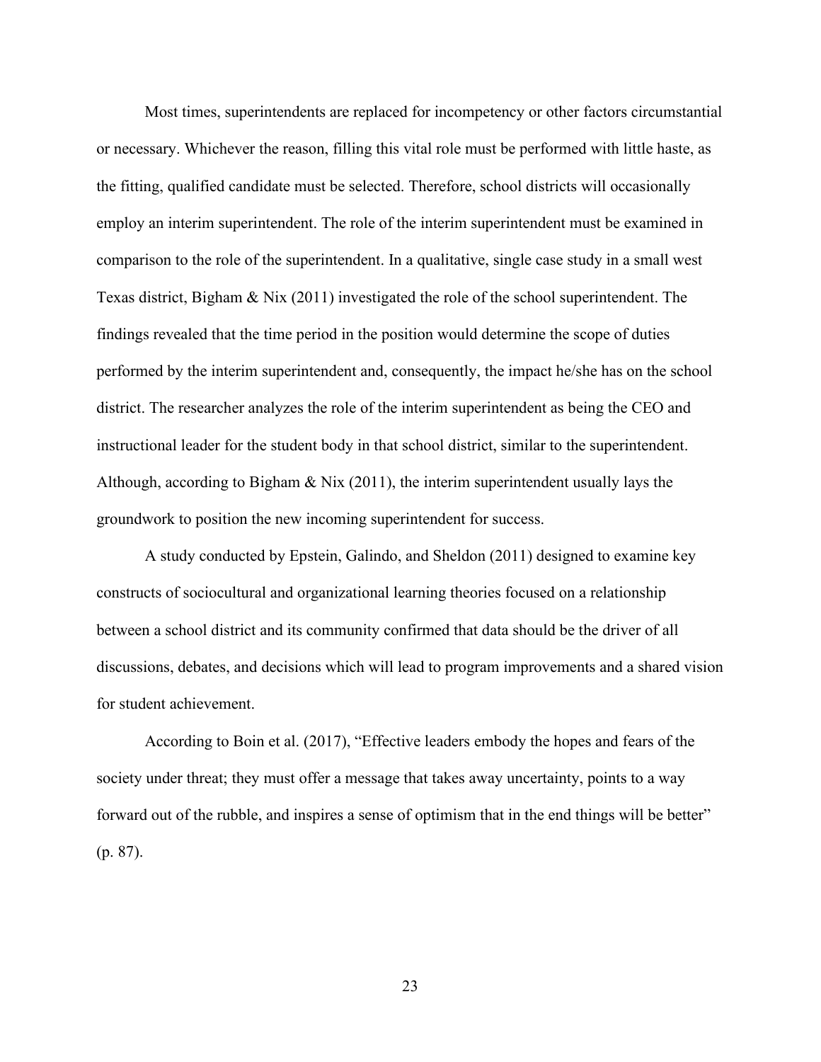Most times, superintendents are replaced for incompetency or other factors circumstantial or necessary. Whichever the reason, filling this vital role must be performed with little haste, as the fitting, qualified candidate must be selected. Therefore, school districts will occasionally employ an interim superintendent. The role of the interim superintendent must be examined in comparison to the role of the superintendent. In a qualitative, single case study in a small west Texas district, Bigham & Nix (2011) investigated the role of the school superintendent. The findings revealed that the time period in the position would determine the scope of duties performed by the interim superintendent and, consequently, the impact he/she has on the school district. The researcher analyzes the role of the interim superintendent as being the CEO and instructional leader for the student body in that school district, similar to the superintendent. Although, according to Bigham & Nix (2011), the interim superintendent usually lays the groundwork to position the new incoming superintendent for success.

A study conducted by Epstein, Galindo, and Sheldon (2011) designed to examine key constructs of sociocultural and organizational learning theories focused on a relationship between a school district and its community confirmed that data should be the driver of all discussions, debates, and decisions which will lead to program improvements and a shared vision for student achievement.

According to Boin et al. (2017), "Effective leaders embody the hopes and fears of the society under threat; they must offer a message that takes away uncertainty, points to a way forward out of the rubble, and inspires a sense of optimism that in the end things will be better" (p. 87).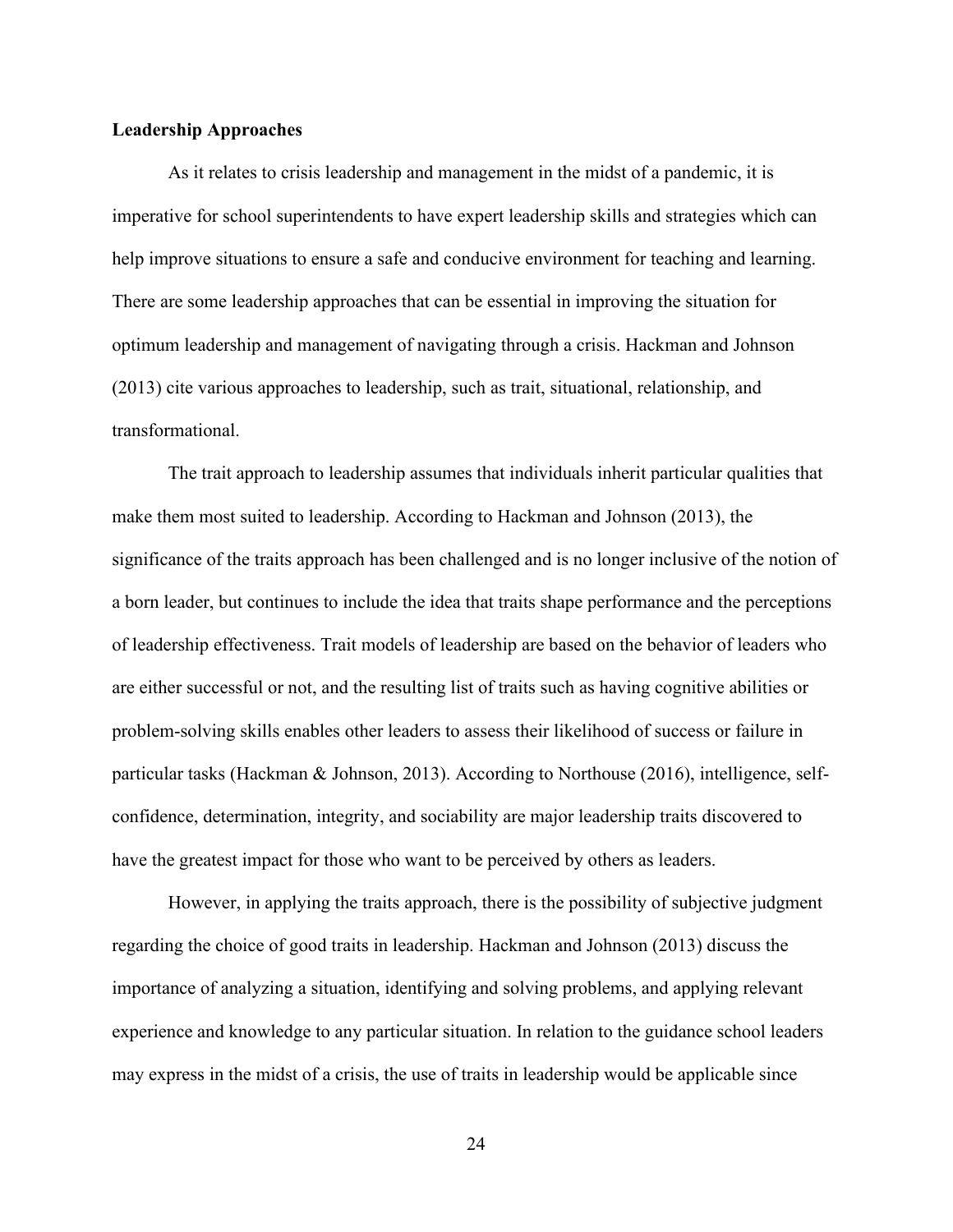**Leadership Approaches**

As it relates to crisis leadership and management in the midst of a pandemic, it is imperative for school superintendents to have expert leadership skills and strategies which can help improve situations to ensure a safe and conducive environment for teaching and learning. There are some leadership approaches that can be essential in improving the situation for optimum leadership and management of navigating through a crisis. Hackman and Johnson (2013) cite various approaches to leadership, such as trait, situational, relationship, and transformational.

The trait approach to leadership assumes that individuals inherit particular qualities that make them most suited to leadership. According to Hackman and Johnson (2013), the significance of the traits approach has been challenged and is no longer inclusive of the notion of a born leader, but continues to include the idea that traits shape performance and the perceptions of leadership effectiveness. Trait models of leadership are based on the behavior of leaders who are either successful or not, and the resulting list of traits such as having cognitive abilities or problem-solving skills enables other leaders to assess their likelihood of success or failure in particular tasks (Hackman & Johnson, 2013). According to Northouse (2016), intelligence, self-confidence, determination, integrity, and sociability are major leadership traits discovered to have the greatest impact for those who want to be perceived by others as leaders.

However, in applying the traits approach, there is the possibility of subjective judgment regarding the choice of good traits in leadership. Hackman and Johnson (2013) discuss the importance of analyzing a situation, identifying and solving problems, and applying relevant experience and knowledge to any particular situation. In relation to the guidance school leaders may express in the midst of a crisis, the use of traits in leadership would be applicable since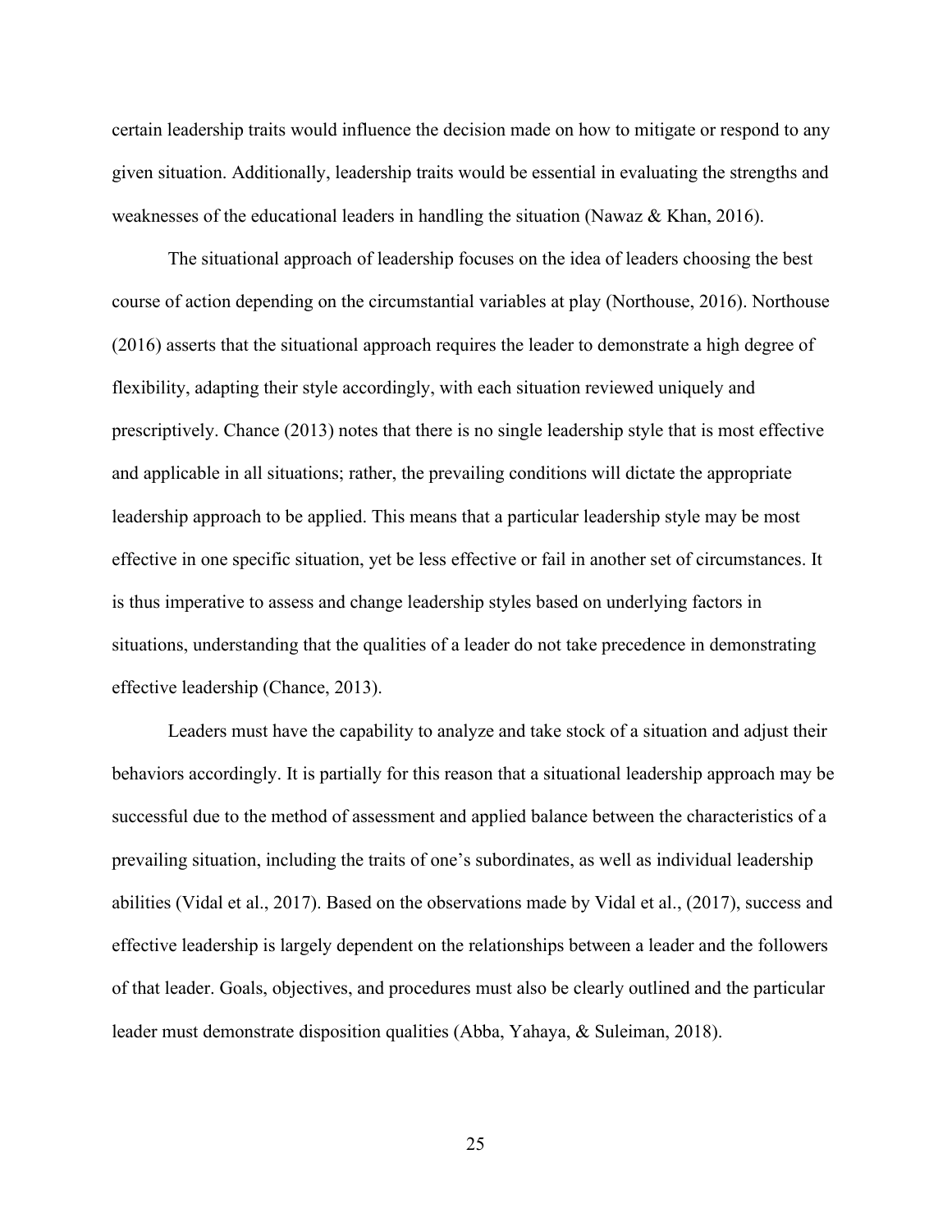certain leadership traits would influence the decision made on how to mitigate or respond to any given situation. Additionally, leadership traits would be essential in evaluating the strengths and weaknesses of the educational leaders in handling the situation (Nawaz & Khan, 2016).

The situational approach of leadership focuses on the idea of leaders choosing the best course of action depending on the circumstantial variables at play (Northouse, 2016). Northouse (2016) asserts that the situational approach requires the leader to demonstrate a high degree of flexibility, adapting their style accordingly, with each situation reviewed uniquely and prescriptively. Chance (2013) notes that there is no single leadership style that is most effective and applicable in all situations; rather, the prevailing conditions will dictate the appropriate leadership approach to be applied. This means that a particular leadership style may be most effective in one specific situation, yet be less effective or fail in another set of circumstances. It is thus imperative to assess and change leadership styles based on underlying factors in situations, understanding that the qualities of a leader do not take precedence in demonstrating effective leadership (Chance, 2013).

Leaders must have the capability to analyze and take stock of a situation and adjust their behaviors accordingly. It is partially for this reason that a situational leadership approach may be successful due to the method of assessment and applied balance between the characteristics of a prevailing situation, including the traits of one's subordinates, as well as individual leadership abilities (Vidal et al., 2017). Based on the observations made by Vidal et al., (2017), success and effective leadership is largely dependent on the relationships between a leader and the followers of that leader. Goals, objectives, and procedures must also be clearly outlined and the particular leader must demonstrate disposition qualities (Abba, Yahaya, & Suleiman, 2018).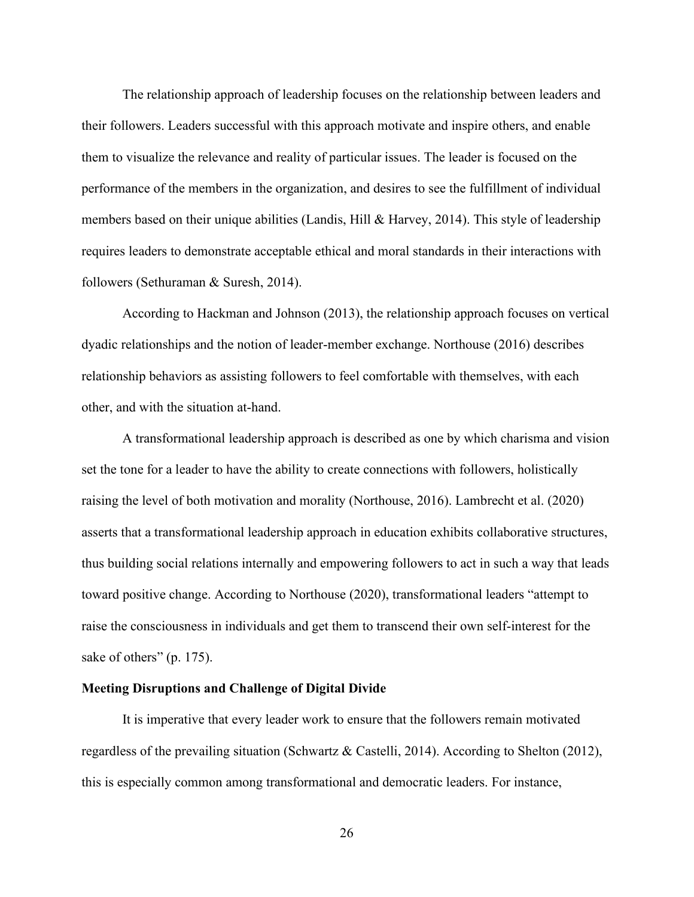The relationship approach of leadership focuses on the relationship between leaders and their followers. Leaders successful with this approach motivate and inspire others, and enable them to visualize the relevance and reality of particular issues. The leader is focused on the performance of the members in the organization, and desires to see the fulfillment of individual members based on their unique abilities (Landis, Hill & Harvey, 2014). This style of leadership requires leaders to demonstrate acceptable ethical and moral standards in their interactions with followers (Sethuraman & Suresh, 2014).

According to Hackman and Johnson (2013), the relationship approach focuses on vertical dyadic relationships and the notion of leader-member exchange. Northouse (2016) describes relationship behaviors as assisting followers to feel comfortable with themselves, with each other, and with the situation at-hand.

A transformational leadership approach is described as one by which charisma and vision set the tone for a leader to have the ability to create connections with followers, holistically raising the level of both motivation and morality (Northouse, 2016). Lambrecht et al. (2020) asserts that a transformational leadership approach in education exhibits collaborative structures, thus building social relations internally and empowering followers to act in such a way that leads toward positive change. According to Northouse (2020), transformational leaders "attempt to raise the consciousness in individuals and get them to transcend their own self-interest for the sake of others" (p. 175).

**Meeting Disruptions and Challenge of Digital Divide**

It is imperative that every leader work to ensure that the followers remain motivated regardless of the prevailing situation (Schwartz & Castelli, 2014). According to Shelton (2012), this is especially common among transformational and democratic leaders. For instance,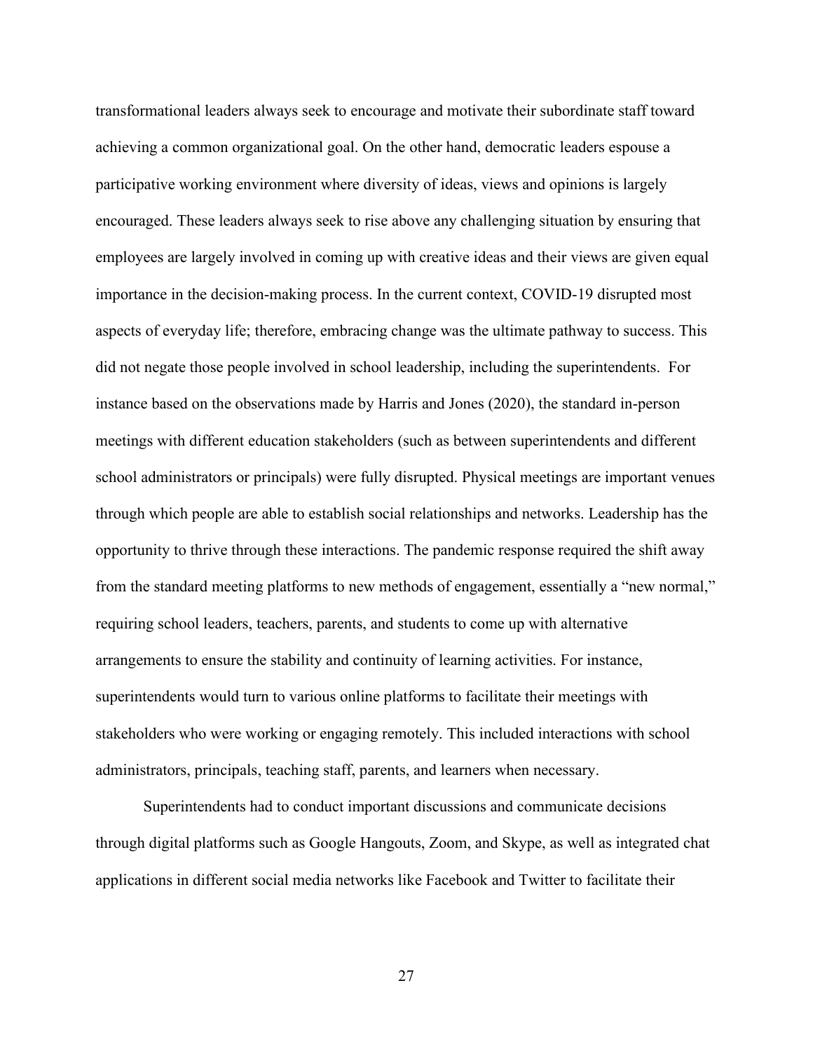transformational leaders always seek to encourage and motivate their subordinate staff toward achieving a common organizational goal. On the other hand, democratic leaders espouse a participative working environment where diversity of ideas, views and opinions is largely encouraged. These leaders always seek to rise above any challenging situation by ensuring that employees are largely involved in coming up with creative ideas and their views are given equal importance in the decision-making process. In the current context, COVID-19 disrupted most aspects of everyday life; therefore, embracing change was the ultimate pathway to success. This did not negate those people involved in school leadership, including the superintendents. For instance based on the observations made by Harris and Jones (2020), the standard in-person meetings with different education stakeholders (such as between superintendents and different school administrators or principals) were fully disrupted. Physical meetings are important venues through which people are able to establish social relationships and networks. Leadership has the opportunity to thrive through these interactions. The pandemic response required the shift away from the standard meeting platforms to new methods of engagement, essentially a "new normal," requiring school leaders, teachers, parents, and students to come up with alternative arrangements to ensure the stability and continuity of learning activities. For instance, superintendents would turn to various online platforms to facilitate their meetings with stakeholders who were working or engaging remotely. This included interactions with school administrators, principals, teaching staff, parents, and learners when necessary.

Superintendents had to conduct important discussions and communicate decisions through digital platforms such as Google Hangouts, Zoom, and Skype, as well as integrated chat applications in different social media networks like Facebook and Twitter to facilitate their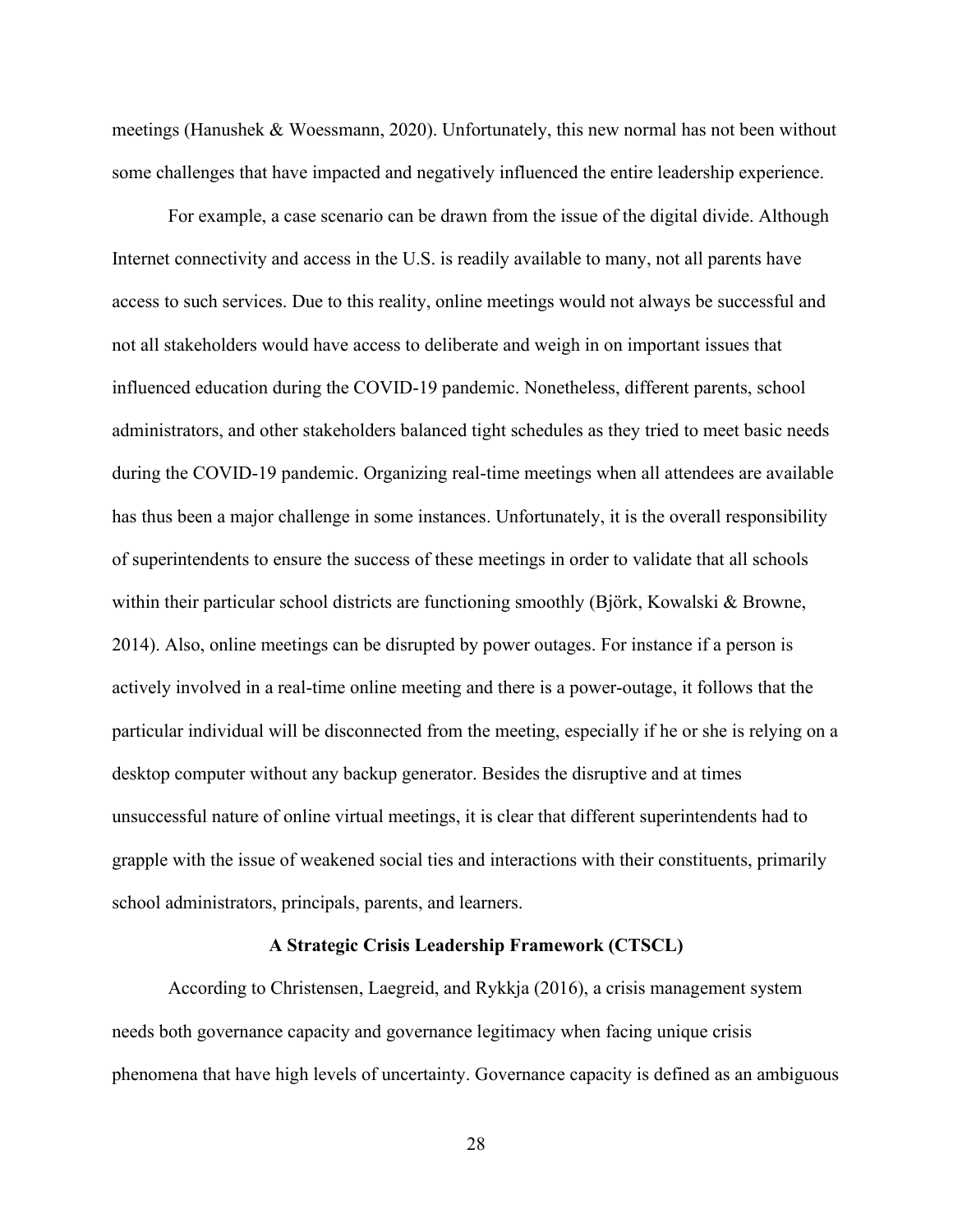meetings (Hanushek & Woessmann, 2020). Unfortunately, this new normal has not been without some challenges that have impacted and negatively influenced the entire leadership experience.

For example, a case scenario can be drawn from the issue of the digital divide. Although Internet connectivity and access in the U.S. is readily available to many, not all parents have access to such services. Due to this reality, online meetings would not always be successful and not all stakeholders would have access to deliberate and weigh in on important issues that influenced education during the COVID-19 pandemic. Nonetheless, different parents, school administrators, and other stakeholders balanced tight schedules as they tried to meet basic needs during the COVID-19 pandemic. Organizing real-time meetings when all attendees are available has thus been a major challenge in some instances. Unfortunately, it is the overall responsibility of superintendents to ensure the success of these meetings in order to validate that all schools within their particular school districts are functioning smoothly (Björk, Kowalski & Browne, 2014). Also, online meetings can be disrupted by power outages. For instance if a person is actively involved in a real-time online meeting and there is a power-outage, it follows that the particular individual will be disconnected from the meeting, especially if he or she is relying on a desktop computer without any backup generator. Besides the disruptive and at times unsuccessful nature of online virtual meetings, it is clear that different superintendents had to grapple with the issue of weakened social ties and interactions with their constituents, primarily school administrators, principals, parents, and learners.

## A Strategic Crisis Leadership Framework (CTSCL)

According to Christensen, Laegreid, and Rykkja (2016), a crisis management system needs both governance capacity and governance legitimacy when facing unique crisis phenomena that have high levels of uncertainty. Governance capacity is defined as an ambiguous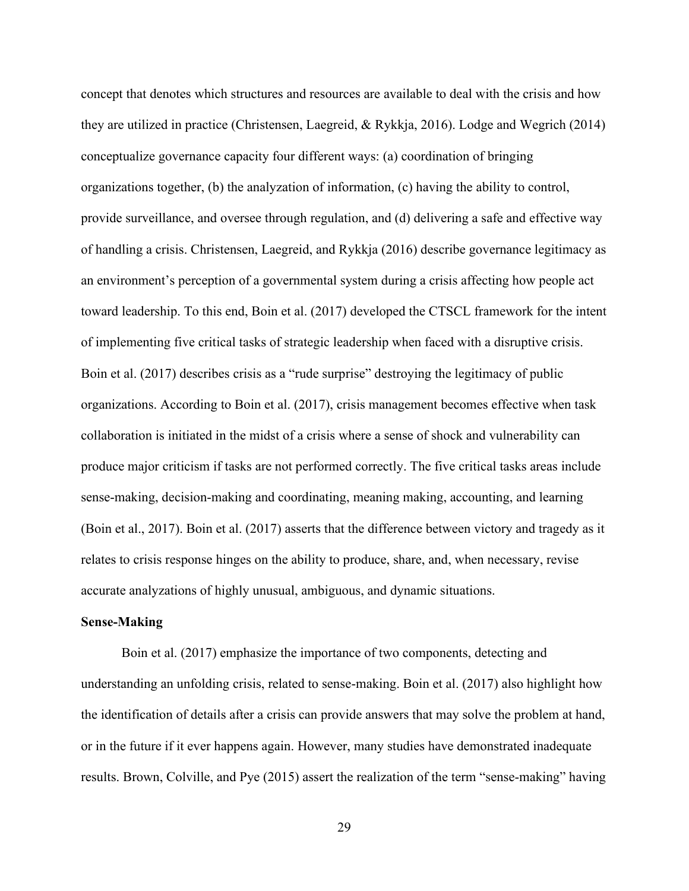concept that denotes which structures and resources are available to deal with the crisis and how they are utilized in practice (Christensen, Laegreid, & Rykkja, 2016). Lodge and Wegrich (2014) conceptualize governance capacity four different ways: (a) coordination of bringing organizations together, (b) the analyzation of information, (c) having the ability to control, provide surveillance, and oversee through regulation, and (d) delivering a safe and effective way of handling a crisis. Christensen, Laegreid, and Rykkja (2016) describe governance legitimacy as an environment's perception of a governmental system during a crisis affecting how people act toward leadership. To this end, Boin et al. (2017) developed the CTSCL framework for the intent of implementing five critical tasks of strategic leadership when faced with a disruptive crisis. Boin et al. (2017) describes crisis as a "rude surprise" destroying the legitimacy of public organizations. According to Boin et al. (2017), crisis management becomes effective when task collaboration is initiated in the midst of a crisis where a sense of shock and vulnerability can produce major criticism if tasks are not performed correctly. The five critical tasks areas include sense-making, decision-making and coordinating, meaning making, accounting, and learning (Boin et al., 2017). Boin et al. (2017) asserts that the difference between victory and tragedy as it relates to crisis response hinges on the ability to produce, share, and, when necessary, revise accurate analyzations of highly unusual, ambiguous, and dynamic situations.

**Sense-Making**

Boin et al. (2017) emphasize the importance of two components, detecting and understanding an unfolding crisis, related to sense-making. Boin et al. (2017) also highlight how the identification of details after a crisis can provide answers that may solve the problem at hand, or in the future if it ever happens again. However, many studies have demonstrated inadequate results. Brown, Colville, and Pye (2015) assert the realization of the term "sense-making" having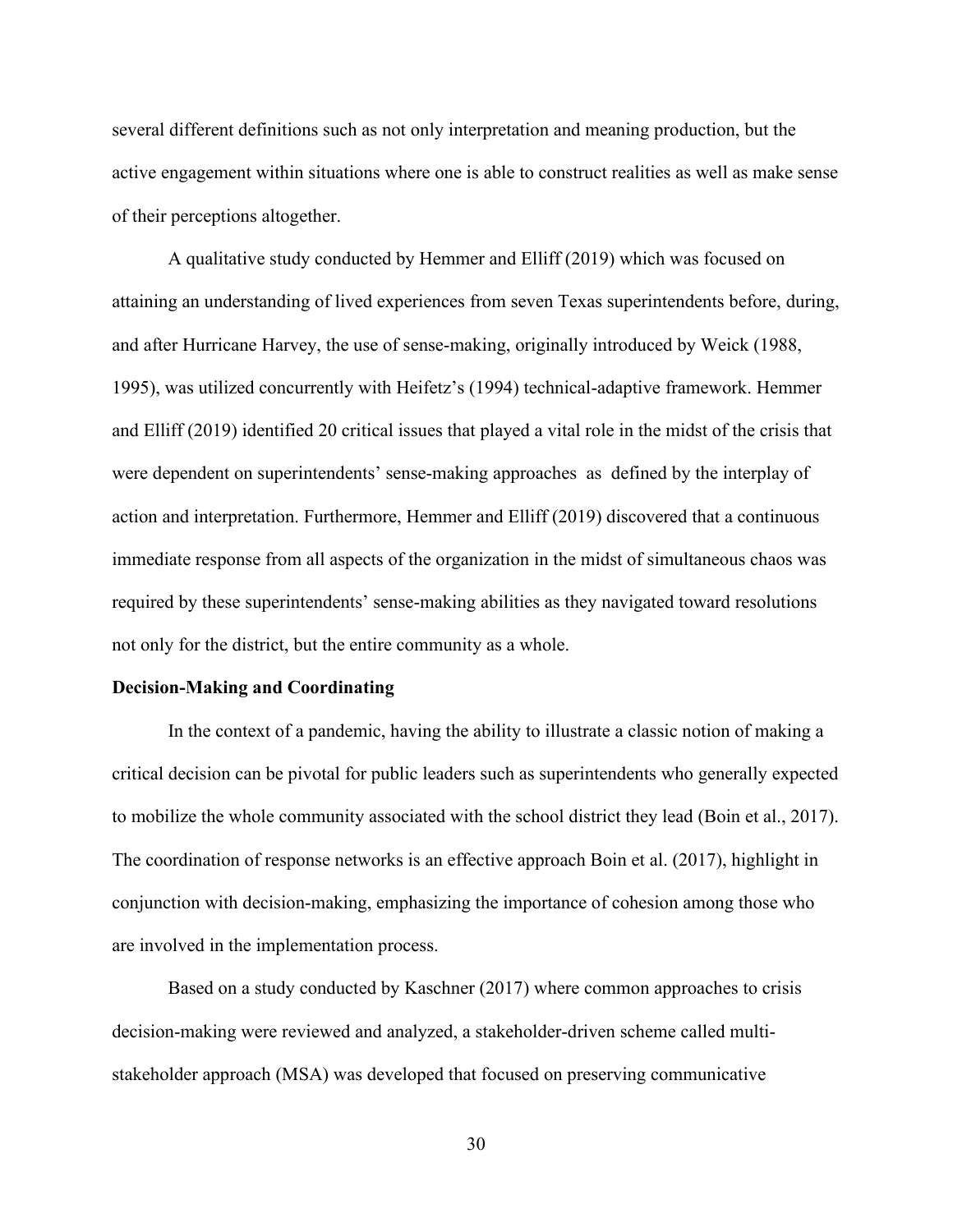several different definitions such as not only interpretation and meaning production, but the active engagement within situations where one is able to construct realities as well as make sense of their perceptions altogether.

A qualitative study conducted by Hemmer and Elliff (2019) which was focused on attaining an understanding of lived experiences from seven Texas superintendents before, during, and after Hurricane Harvey, the use of sense-making, originally introduced by Weick (1988, 1995), was utilized concurrently with Heifetz's (1994) technical-adaptive framework. Hemmer and Elliff (2019) identified 20 critical issues that played a vital role in the midst of the crisis that were dependent on superintendents' sense-making approaches as defined by the interplay of action and interpretation. Furthermore, Hemmer and Elliff (2019) discovered that a continuous immediate response from all aspects of the organization in the midst of simultaneous chaos was required by these superintendents' sense-making abilities as they navigated toward resolutions not only for the district, but the entire community as a whole.

**Decision-Making and Coordinating**

In the context of a pandemic, having the ability to illustrate a classic notion of making a critical decision can be pivotal for public leaders such as superintendents who generally expected to mobilize the whole community associated with the school district they lead (Boin et al., 2017). The coordination of response networks is an effective approach Boin et al. (2017), highlight in conjunction with decision-making, emphasizing the importance of cohesion among those who are involved in the implementation process.

Based on a study conducted by Kaschner (2017) where common approaches to crisis decision-making were reviewed and analyzed, a stakeholder-driven scheme called multi-stakeholder approach (MSA) was developed that focused on preserving communicative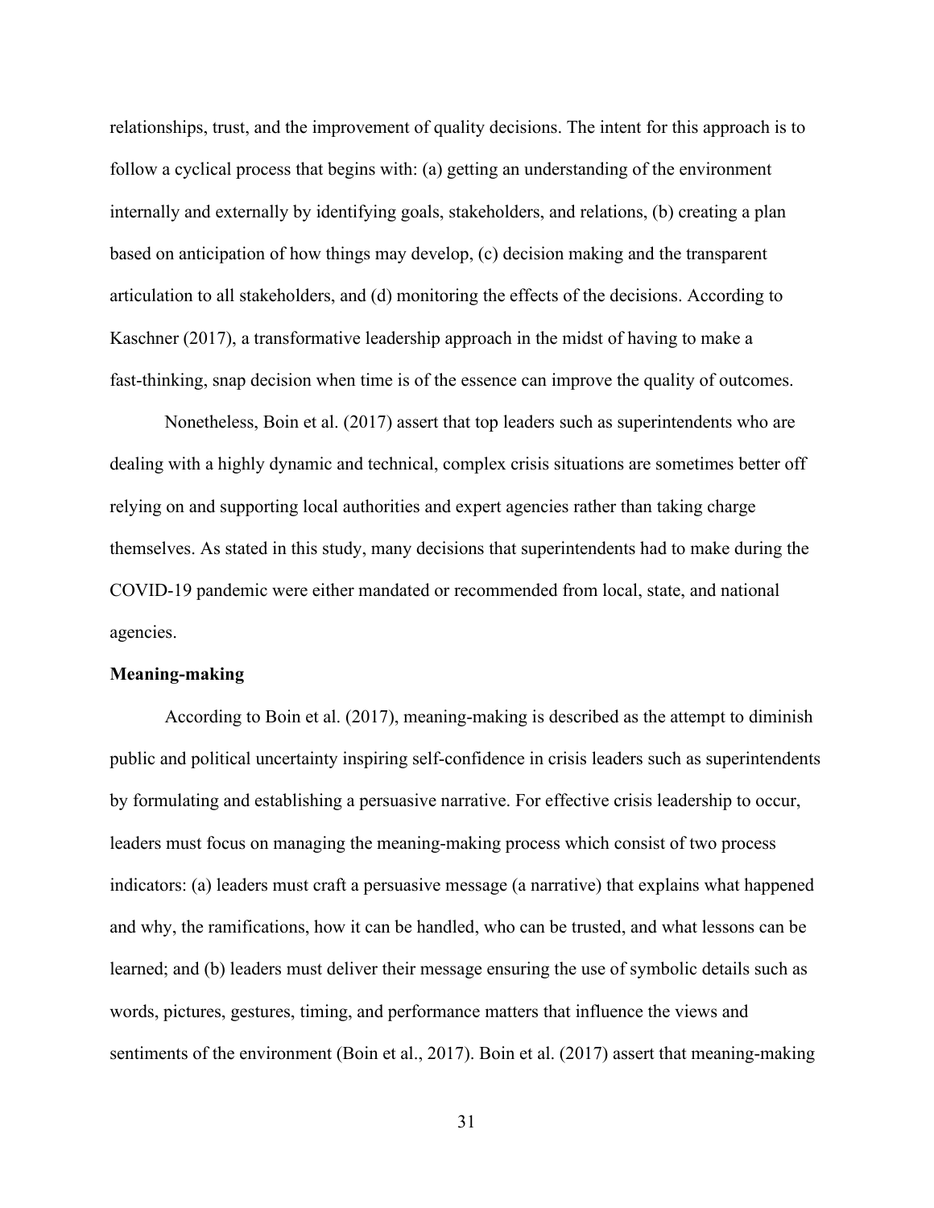relationships, trust, and the improvement of quality decisions. The intent for this approach is to follow a cyclical process that begins with: (a) getting an understanding of the environment internally and externally by identifying goals, stakeholders, and relations, (b) creating a plan based on anticipation of how things may develop, (c) decision making and the transparent articulation to all stakeholders, and (d) monitoring the effects of the decisions. According to Kaschner (2017), a transformative leadership approach in the midst of having to make a fast-thinking, snap decision when time is of the essence can improve the quality of outcomes.

Nonetheless, Boin et al. (2017) assert that top leaders such as superintendents who are dealing with a highly dynamic and technical, complex crisis situations are sometimes better off relying on and supporting local authorities and expert agencies rather than taking charge themselves. As stated in this study, many decisions that superintendents had to make during the COVID-19 pandemic were either mandated or recommended from local, state, and national agencies.

**Meaning-making**

According to Boin et al. (2017), meaning-making is described as the attempt to diminish public and political uncertainty inspiring self-confidence in crisis leaders such as superintendents by formulating and establishing a persuasive narrative. For effective crisis leadership to occur, leaders must focus on managing the meaning-making process which consist of two process indicators: (a) leaders must craft a persuasive message (a narrative) that explains what happened and why, the ramifications, how it can be handled, who can be trusted, and what lessons can be learned; and (b) leaders must deliver their message ensuring the use of symbolic details such as words, pictures, gestures, timing, and performance matters that influence the views and sentiments of the environment (Boin et al., 2017). Boin et al. (2017) assert that meaning-making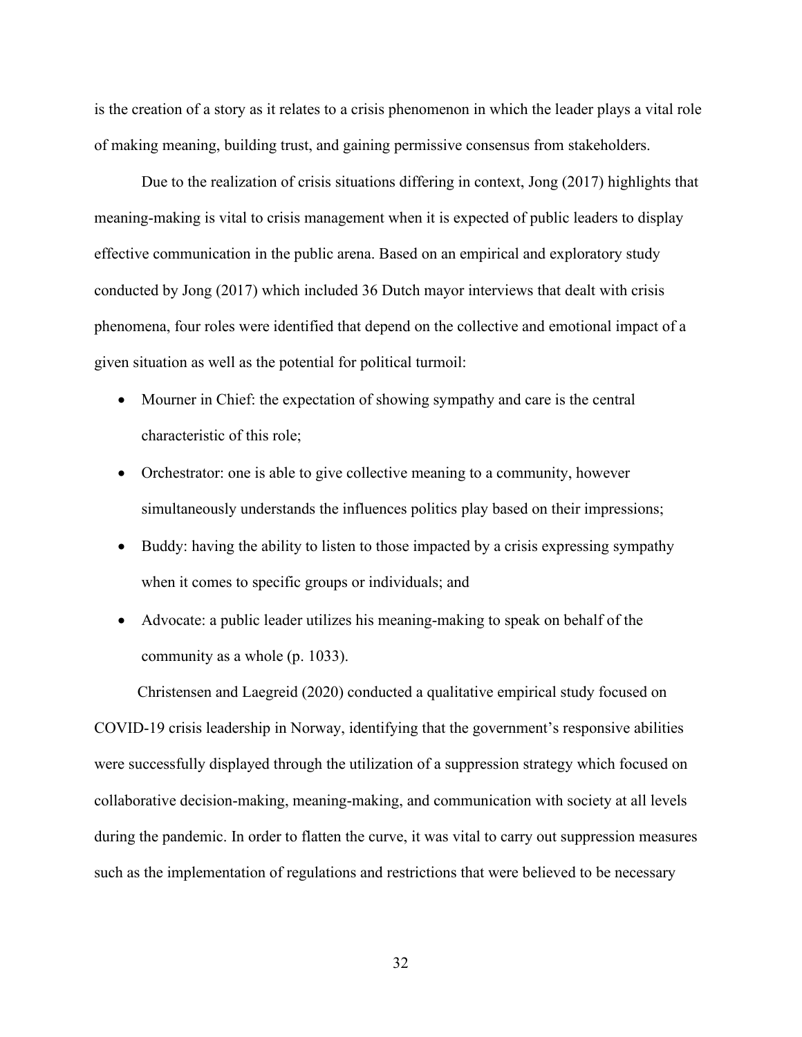is the creation of a story as it relates to a crisis phenomenon in which the leader plays a vital role of making meaning, building trust, and gaining permissive consensus from stakeholders.

Due to the realization of crisis situations differing in context, Jong (2017) highlights that meaning-making is vital to crisis management when it is expected of public leaders to display effective communication in the public arena. Based on an empirical and exploratory study conducted by Jong (2017) which included 36 Dutch mayor interviews that dealt with crisis phenomena, four roles were identified that depend on the collective and emotional impact of a given situation as well as the potential for political turmoil:

- Mourner in Chief: the expectation of showing sympathy and care is the central characteristic of this role;
- Orchestrator: one is able to give collective meaning to a community, however simultaneously understands the influences politics play based on their impressions;
- Buddy: having the ability to listen to those impacted by a crisis expressing sympathy when it comes to specific groups or individuals; and
- Advocate: a public leader utilizes his meaning-making to speak on behalf of the community as a whole (p. 1033).

Christensen and Laegreid (2020) conducted a qualitative empirical study focused on COVID-19 crisis leadership in Norway, identifying that the government's responsive abilities were successfully displayed through the utilization of a suppression strategy which focused on collaborative decision-making, meaning-making, and communication with society at all levels during the pandemic. In order to flatten the curve, it was vital to carry out suppression measures such as the implementation of regulations and restrictions that were believed to be necessary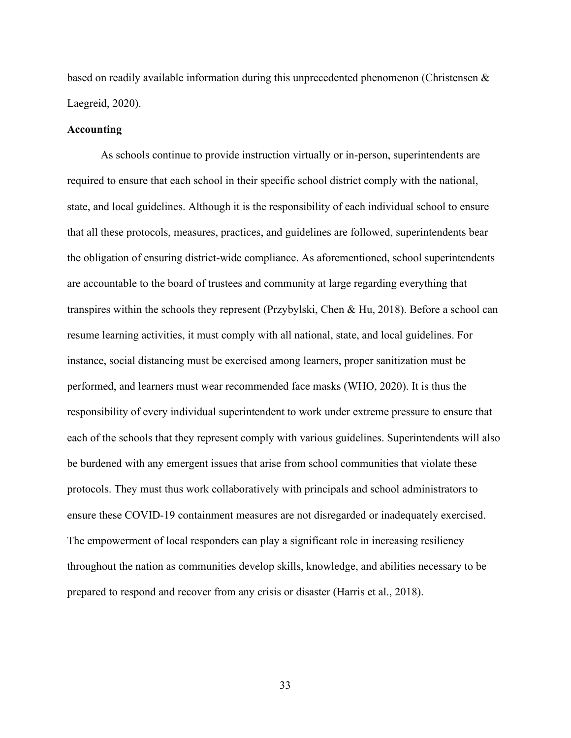based on readily available information during this unprecedented phenomenon (Christensen & Laegreid, 2020).

### Accounting

As schools continue to provide instruction virtually or in-person, superintendents are required to ensure that each school in their specific school district comply with the national, state, and local guidelines. Although it is the responsibility of each individual school to ensure that all these protocols, measures, practices, and guidelines are followed, superintendents bear the obligation of ensuring district-wide compliance. As aforementioned, school superintendents are accountable to the board of trustees and community at large regarding everything that transpires within the schools they represent (Przybylski, Chen & Hu, 2018). Before a school can resume learning activities, it must comply with all national, state, and local guidelines. For instance, social distancing must be exercised among learners, proper sanitization must be performed, and learners must wear recommended face masks (WHO, 2020). It is thus the responsibility of every individual superintendent to work under extreme pressure to ensure that each of the schools that they represent comply with various guidelines. Superintendents will also be burdened with any emergent issues that arise from school communities that violate these protocols. They must thus work collaboratively with principals and school administrators to ensure these COVID-19 containment measures are not disregarded or inadequately exercised. The empowerment of local responders can play a significant role in increasing resiliency throughout the nation as communities develop skills, knowledge, and abilities necessary to be prepared to respond and recover from any crisis or disaster (Harris et al., 2018).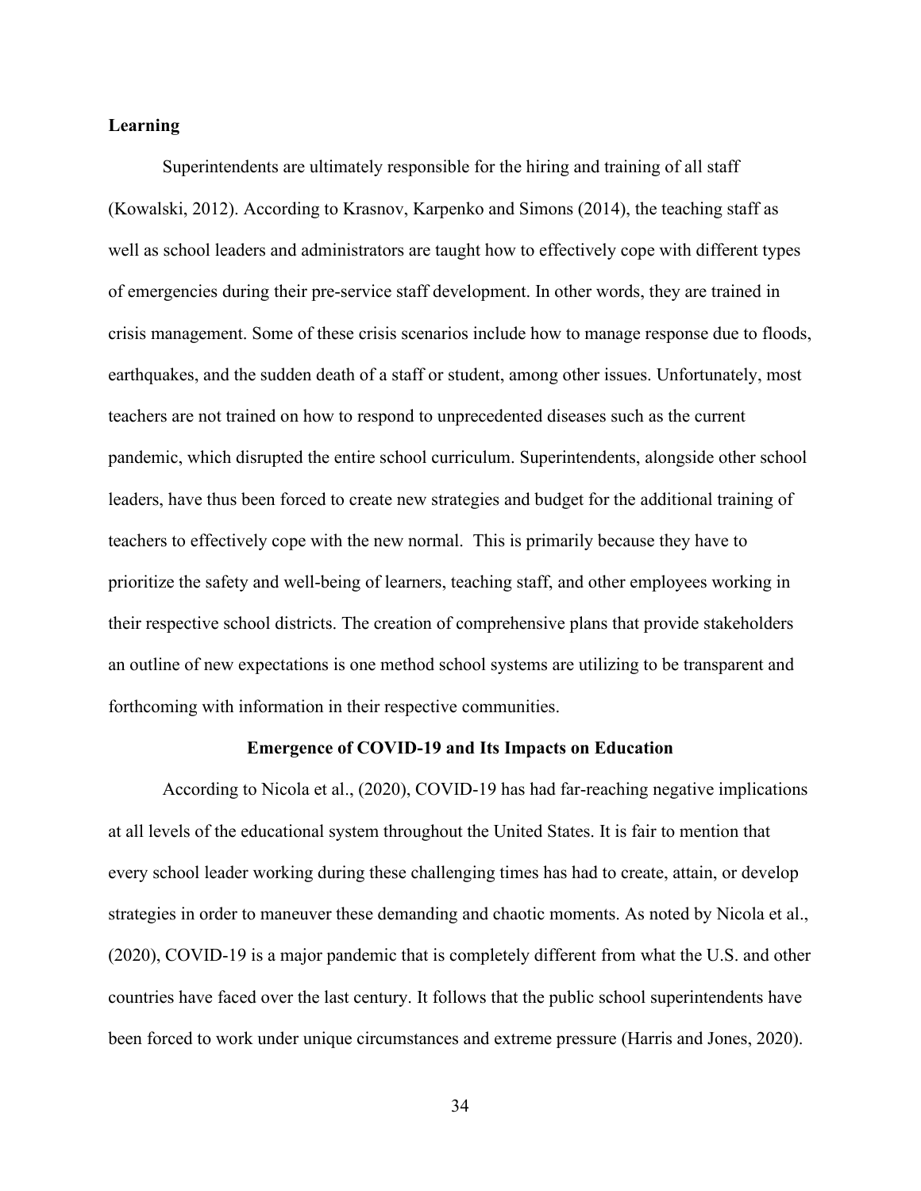**Learning**

Superintendents are ultimately responsible for the hiring and training of all staff (Kowalski, 2012). According to Krasnov, Karpenko and Simons (2014), the teaching staff as well as school leaders and administrators are taught how to effectively cope with different types of emergencies during their pre-service staff development. In other words, they are trained in crisis management. Some of these crisis scenarios include how to manage response due to floods, earthquakes, and the sudden death of a staff or student, among other issues. Unfortunately, most teachers are not trained on how to respond to unprecedented diseases such as the current pandemic, which disrupted the entire school curriculum. Superintendents, alongside other school leaders, have thus been forced to create new strategies and budget for the additional training of teachers to effectively cope with the new normal. This is primarily because they have to prioritize the safety and well-being of learners, teaching staff, and other employees working in their respective school districts. The creation of comprehensive plans that provide stakeholders an outline of new expectations is one method school systems are utilizing to be transparent and forthcoming with information in their respective communities.

## Emergence of COVID-19 and Its Impacts on Education

According to Nicola et al., (2020), COVID-19 has had far-reaching negative implications at all levels of the educational system throughout the United States. It is fair to mention that every school leader working during these challenging times has had to create, attain, or develop strategies in order to maneuver these demanding and chaotic moments. As noted by Nicola et al., (2020), COVID-19 is a major pandemic that is completely different from what the U.S. and other countries have faced over the last century. It follows that the public school superintendents have been forced to work under unique circumstances and extreme pressure (Harris and Jones, 2020).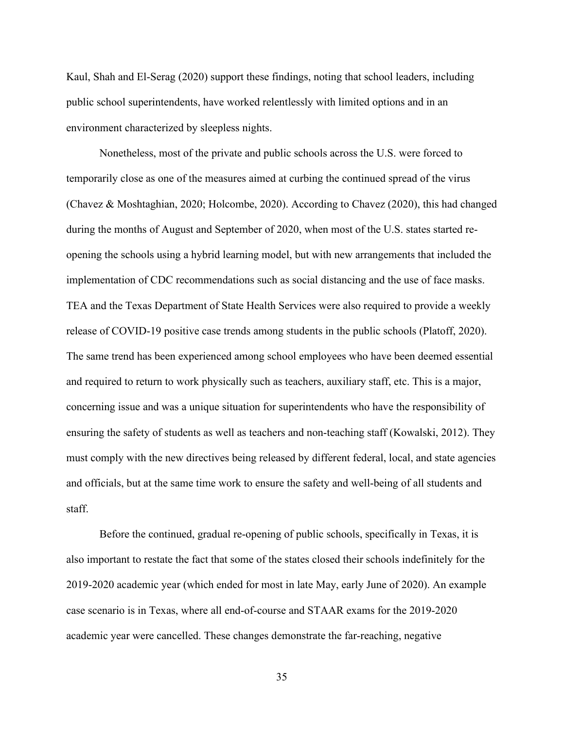Kaul, Shah and El-Serag (2020) support these findings, noting that school leaders, including public school superintendents, have worked relentlessly with limited options and in an environment characterized by sleepless nights.

Nonetheless, most of the private and public schools across the U.S. were forced to temporarily close as one of the measures aimed at curbing the continued spread of the virus (Chavez & Moshtaghian, 2020; Holcombe, 2020). According to Chavez (2020), this had changed during the months of August and September of 2020, when most of the U.S. states started re-opening the schools using a hybrid learning model, but with new arrangements that included the implementation of CDC recommendations such as social distancing and the use of face masks. TEA and the Texas Department of State Health Services were also required to provide a weekly release of COVID-19 positive case trends among students in the public schools (Platoff, 2020). The same trend has been experienced among school employees who have been deemed essential and required to return to work physically such as teachers, auxiliary staff, etc. This is a major, concerning issue and was a unique situation for superintendents who have the responsibility of ensuring the safety of students as well as teachers and non-teaching staff (Kowalski, 2012). They must comply with the new directives being released by different federal, local, and state agencies and officials, but at the same time work to ensure the safety and well-being of all students and staff.

Before the continued, gradual re-opening of public schools, specifically in Texas, it is also important to restate the fact that some of the states closed their schools indefinitely for the 2019-2020 academic year (which ended for most in late May, early June of 2020). An example case scenario is in Texas, where all end-of-course and STAAR exams for the 2019-2020 academic year were cancelled. These changes demonstrate the far-reaching, negative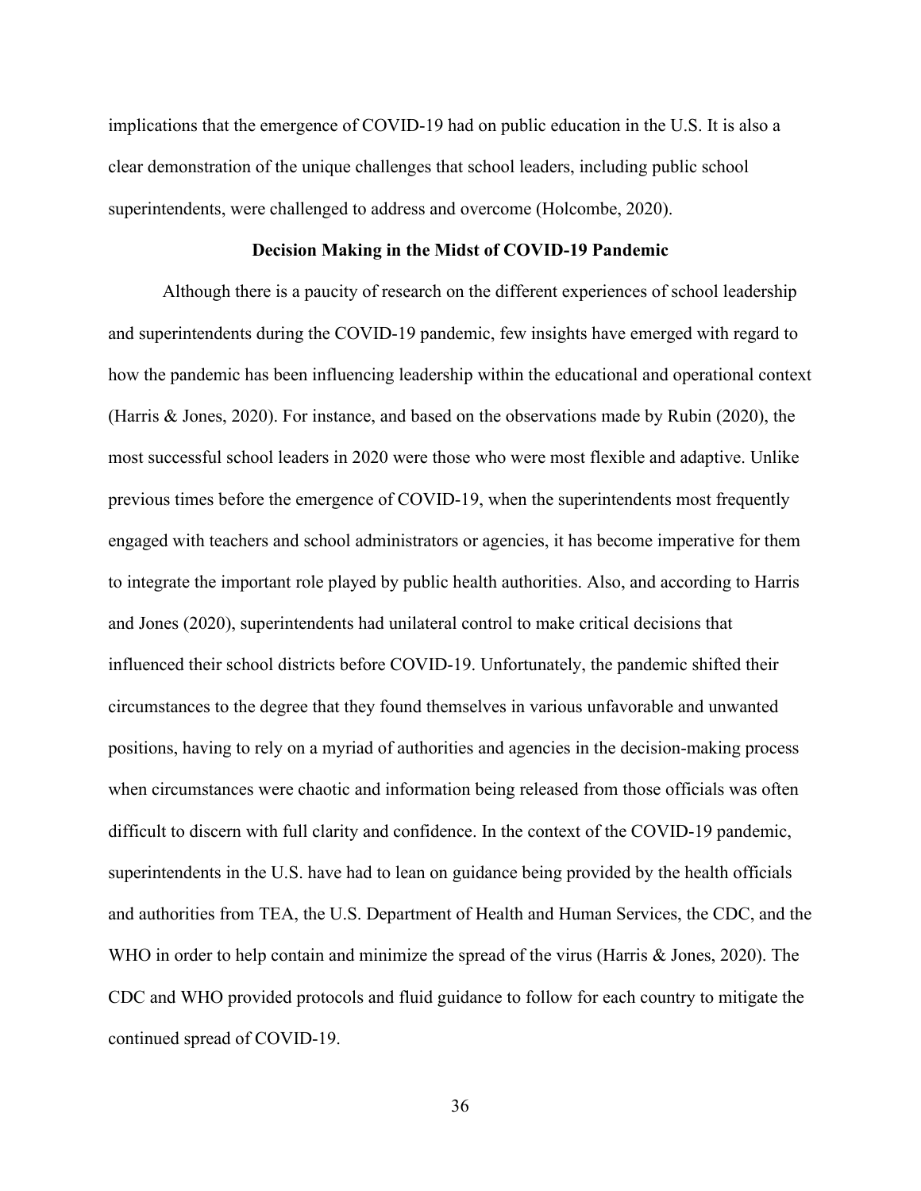implications that the emergence of COVID-19 had on public education in the U.S. It is also a clear demonstration of the unique challenges that school leaders, including public school superintendents, were challenged to address and overcome (Holcombe, 2020).

## Decision Making in the Midst of COVID-19 Pandemic

Although there is a paucity of research on the different experiences of school leadership and superintendents during the COVID-19 pandemic, few insights have emerged with regard to how the pandemic has been influencing leadership within the educational and operational context (Harris & Jones, 2020). For instance, and based on the observations made by Rubin (2020), the most successful school leaders in 2020 were those who were most flexible and adaptive. Unlike previous times before the emergence of COVID-19, when the superintendents most frequently engaged with teachers and school administrators or agencies, it has become imperative for them to integrate the important role played by public health authorities. Also, and according to Harris and Jones (2020), superintendents had unilateral control to make critical decisions that influenced their school districts before COVID-19. Unfortunately, the pandemic shifted their circumstances to the degree that they found themselves in various unfavorable and unwanted positions, having to rely on a myriad of authorities and agencies in the decision-making process when circumstances were chaotic and information being released from those officials was often difficult to discern with full clarity and confidence. In the context of the COVID-19 pandemic, superintendents in the U.S. have had to lean on guidance being provided by the health officials and authorities from TEA, the U.S. Department of Health and Human Services, the CDC, and the WHO in order to help contain and minimize the spread of the virus (Harris & Jones, 2020). The CDC and WHO provided protocols and fluid guidance to follow for each country to mitigate the continued spread of COVID-19.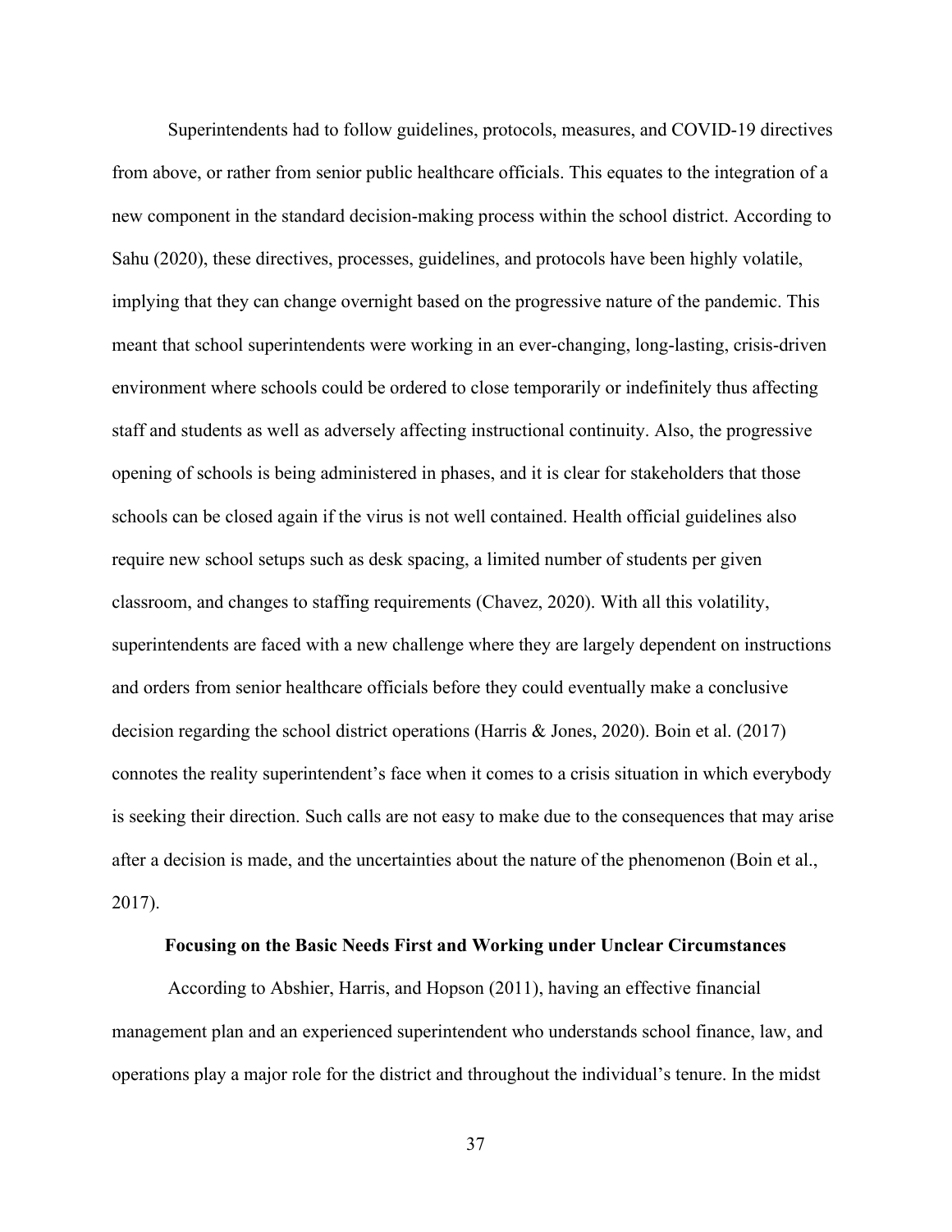Superintendents had to follow guidelines, protocols, measures, and COVID-19 directives from above, or rather from senior public healthcare officials. This equates to the integration of a new component in the standard decision-making process within the school district. According to Sahu (2020), these directives, processes, guidelines, and protocols have been highly volatile, implying that they can change overnight based on the progressive nature of the pandemic. This meant that school superintendents were working in an ever-changing, long-lasting, crisis-driven environment where schools could be ordered to close temporarily or indefinitely thus affecting staff and students as well as adversely affecting instructional continuity. Also, the progressive opening of schools is being administered in phases, and it is clear for stakeholders that those schools can be closed again if the virus is not well contained. Health official guidelines also require new school setups such as desk spacing, a limited number of students per given classroom, and changes to staffing requirements (Chavez, 2020). With all this volatility, superintendents are faced with a new challenge where they are largely dependent on instructions and orders from senior healthcare officials before they could eventually make a conclusive decision regarding the school district operations (Harris & Jones, 2020). Boin et al. (2017) connotes the reality superintendent's face when it comes to a crisis situation in which everybody is seeking their direction. Such calls are not easy to make due to the consequences that may arise after a decision is made, and the uncertainties about the nature of the phenomenon (Boin et al., 2017).

## Focusing on the Basic Needs First and Working under Unclear Circumstances

According to Abshier, Harris, and Hopson (2011), having an effective financial management plan and an experienced superintendent who understands school finance, law, and operations play a major role for the district and throughout the individual's tenure. In the midst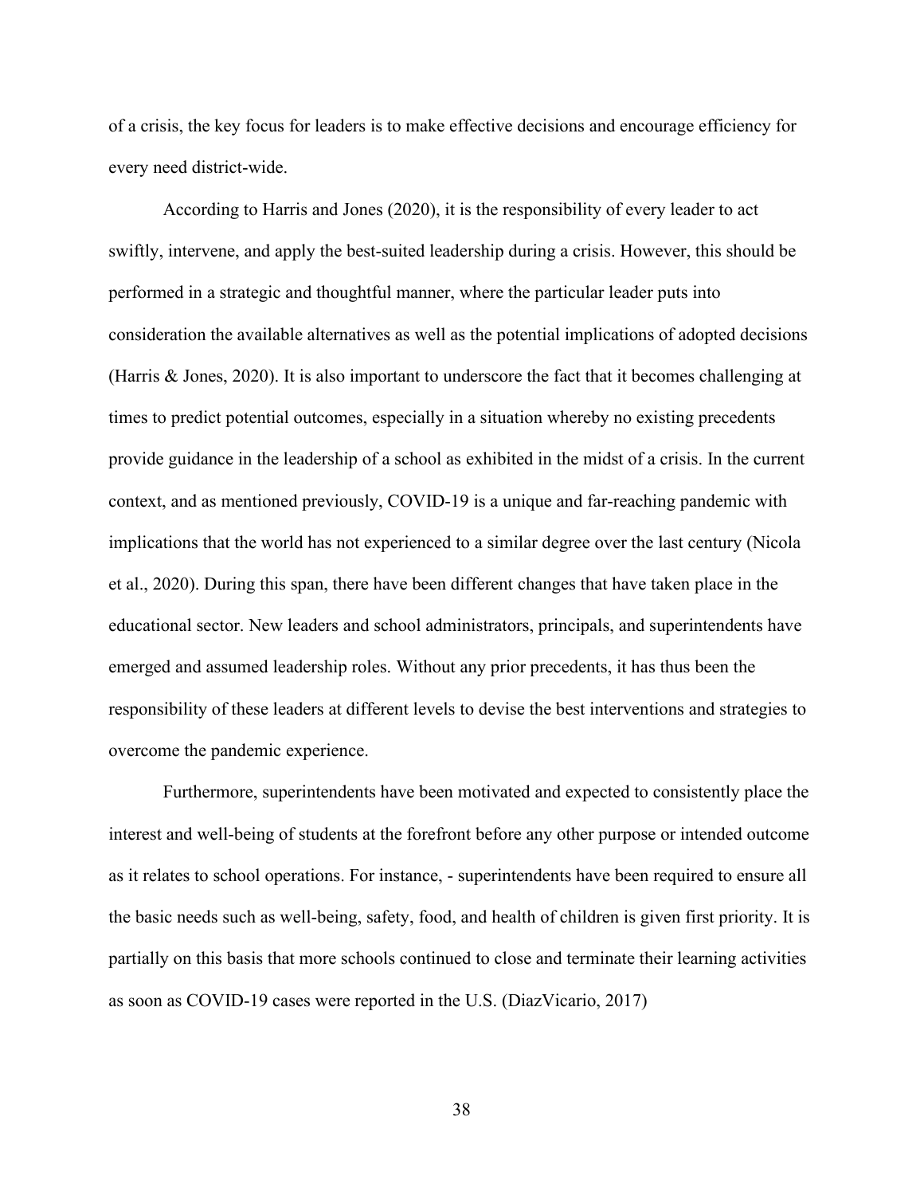of a crisis, the key focus for leaders is to make effective decisions and encourage efficiency for every need district-wide.

According to Harris and Jones (2020), it is the responsibility of every leader to act swiftly, intervene, and apply the best-suited leadership during a crisis. However, this should be performed in a strategic and thoughtful manner, where the particular leader puts into consideration the available alternatives as well as the potential implications of adopted decisions (Harris & Jones, 2020). It is also important to underscore the fact that it becomes challenging at times to predict potential outcomes, especially in a situation whereby no existing precedents provide guidance in the leadership of a school as exhibited in the midst of a crisis. In the current context, and as mentioned previously, COVID-19 is a unique and far-reaching pandemic with implications that the world has not experienced to a similar degree over the last century (Nicola et al., 2020). During this span, there have been different changes that have taken place in the educational sector. New leaders and school administrators, principals, and superintendents have emerged and assumed leadership roles. Without any prior precedents, it has thus been the responsibility of these leaders at different levels to devise the best interventions and strategies to overcome the pandemic experience.

Furthermore, superintendents have been motivated and expected to consistently place the interest and well-being of students at the forefront before any other purpose or intended outcome as it relates to school operations. For instance, - superintendents have been required to ensure all the basic needs such as well-being, safety, food, and health of children is given first priority. It is partially on this basis that more schools continued to close and terminate their learning activities as soon as COVID-19 cases were reported in the U.S. (DiazVicario, 2017)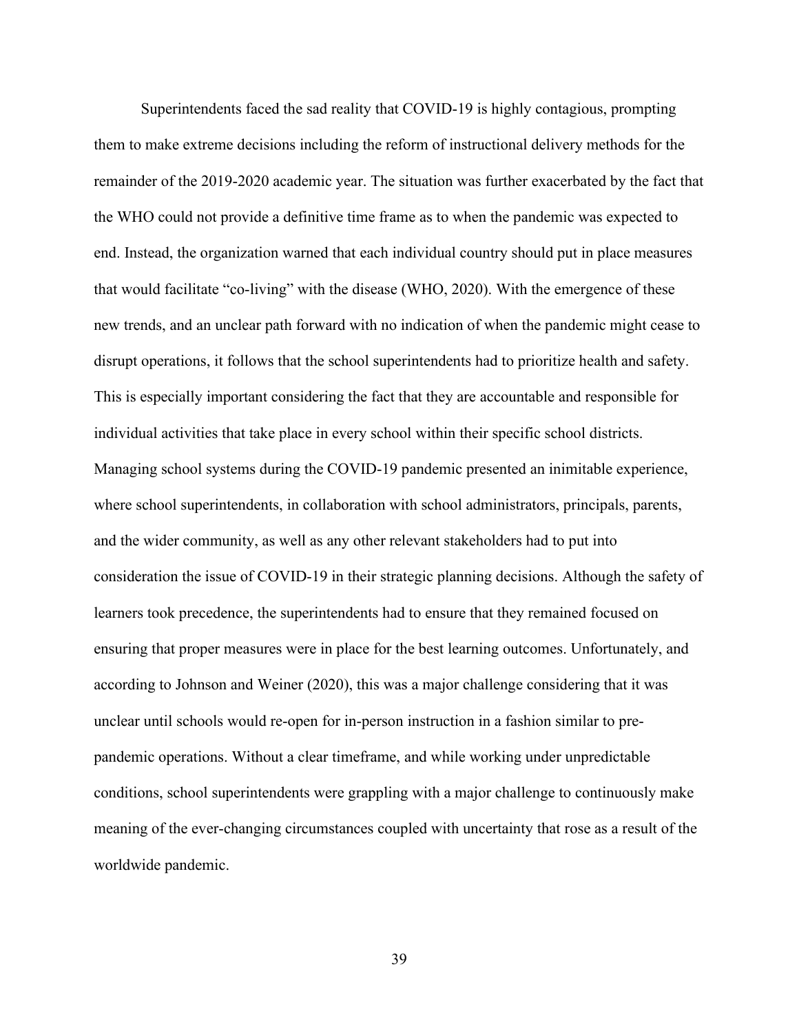Superintendents faced the sad reality that COVID-19 is highly contagious, prompting them to make extreme decisions including the reform of instructional delivery methods for the remainder of the 2019-2020 academic year. The situation was further exacerbated by the fact that the WHO could not provide a definitive time frame as to when the pandemic was expected to end. Instead, the organization warned that each individual country should put in place measures that would facilitate "co-living" with the disease (WHO, 2020). With the emergence of these new trends, and an unclear path forward with no indication of when the pandemic might cease to disrupt operations, it follows that the school superintendents had to prioritize health and safety. This is especially important considering the fact that they are accountable and responsible for individual activities that take place in every school within their specific school districts. Managing school systems during the COVID-19 pandemic presented an inimitable experience, where school superintendents, in collaboration with school administrators, principals, parents, and the wider community, as well as any other relevant stakeholders had to put into consideration the issue of COVID-19 in their strategic planning decisions. Although the safety of learners took precedence, the superintendents had to ensure that they remained focused on ensuring that proper measures were in place for the best learning outcomes. Unfortunately, and according to Johnson and Weiner (2020), this was a major challenge considering that it was unclear until schools would re-open for in-person instruction in a fashion similar to pre-pandemic operations. Without a clear timeframe, and while working under unpredictable conditions, school superintendents were grappling with a major challenge to continuously make meaning of the ever-changing circumstances coupled with uncertainty that rose as a result of the worldwide pandemic.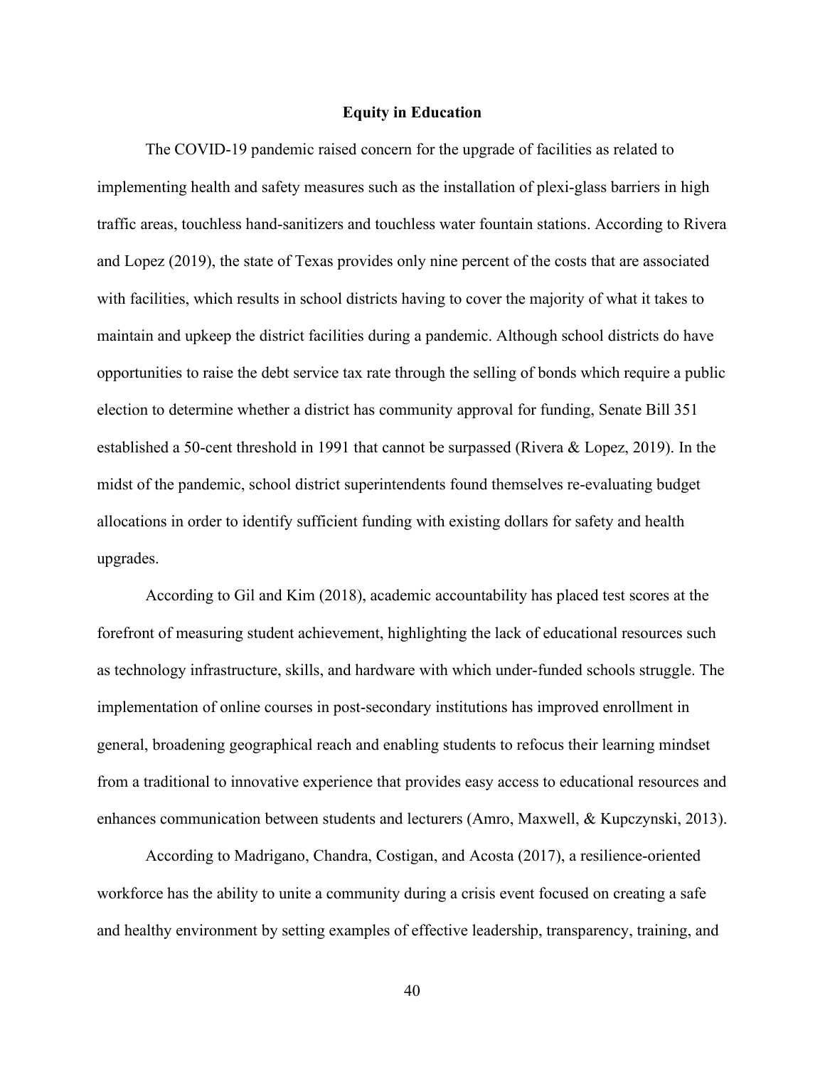## Equity in Education

The COVID-19 pandemic raised concern for the upgrade of facilities as related to implementing health and safety measures such as the installation of plexi-glass barriers in high traffic areas, touchless hand-sanitizers and touchless water fountain stations. According to Rivera and Lopez (2019), the state of Texas provides only nine percent of the costs that are associated with facilities, which results in school districts having to cover the majority of what it takes to maintain and upkeep the district facilities during a pandemic. Although school districts do have opportunities to raise the debt service tax rate through the selling of bonds which require a public election to determine whether a district has community approval for funding, Senate Bill 351 established a 50-cent threshold in 1991 that cannot be surpassed (Rivera & Lopez, 2019). In the midst of the pandemic, school district superintendents found themselves re-evaluating budget allocations in order to identify sufficient funding with existing dollars for safety and health upgrades.

According to Gil and Kim (2018), academic accountability has placed test scores at the forefront of measuring student achievement, highlighting the lack of educational resources such as technology infrastructure, skills, and hardware with which under-funded schools struggle. The implementation of online courses in post-secondary institutions has improved enrollment in general, broadening geographical reach and enabling students to refocus their learning mindset from a traditional to innovative experience that provides easy access to educational resources and enhances communication between students and lecturers (Amro, Maxwell, & Kupczynski, 2013).

According to Madrigano, Chandra, Costigan, and Acosta (2017), a resilience-oriented workforce has the ability to unite a community during a crisis event focused on creating a safe and healthy environment by setting examples of effective leadership, transparency, training, and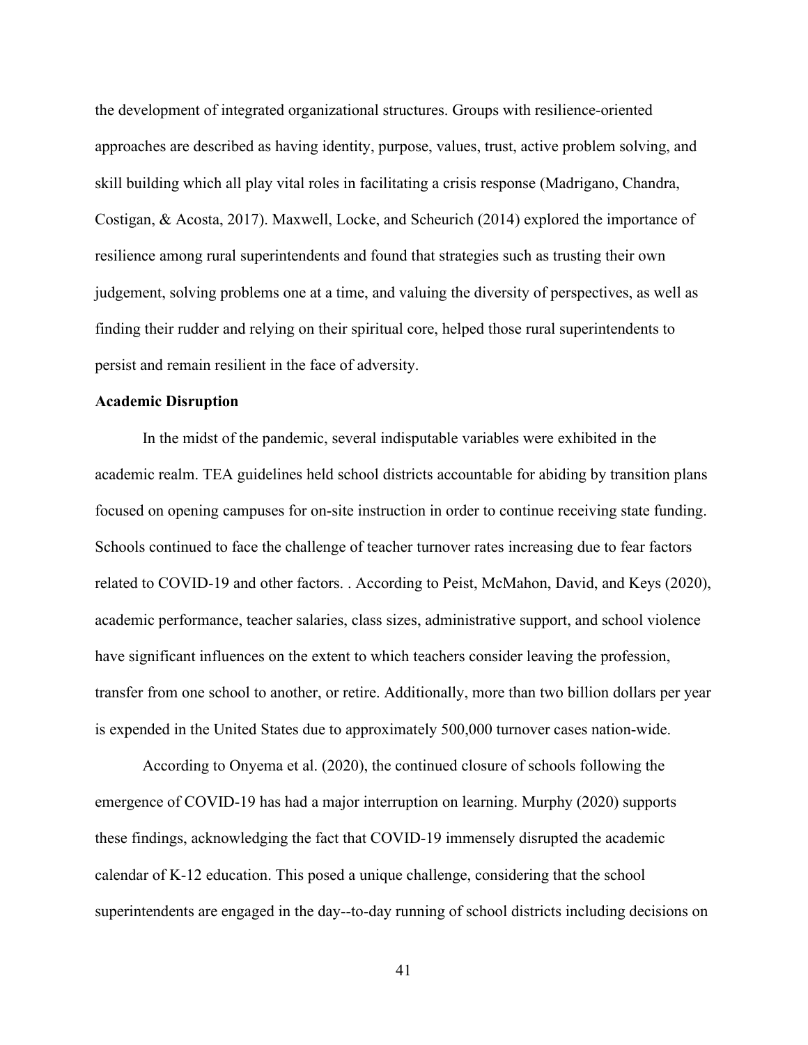the development of integrated organizational structures. Groups with resilience-oriented approaches are described as having identity, purpose, values, trust, active problem solving, and skill building which all play vital roles in facilitating a crisis response (Madrigano, Chandra, Costigan, & Acosta, 2017). Maxwell, Locke, and Scheurich (2014) explored the importance of resilience among rural superintendents and found that strategies such as trusting their own judgement, solving problems one at a time, and valuing the diversity of perspectives, as well as finding their rudder and relying on their spiritual core, helped those rural superintendents to persist and remain resilient in the face of adversity.

**Academic Disruption**

In the midst of the pandemic, several indisputable variables were exhibited in the academic realm. TEA guidelines held school districts accountable for abiding by transition plans focused on opening campuses for on-site instruction in order to continue receiving state funding. Schools continued to face the challenge of teacher turnover rates increasing due to fear factors related to COVID-19 and other factors. . According to Peist, McMahon, David, and Keys (2020), academic performance, teacher salaries, class sizes, administrative support, and school violence have significant influences on the extent to which teachers consider leaving the profession, transfer from one school to another, or retire. Additionally, more than two billion dollars per year is expended in the United States due to approximately 500,000 turnover cases nation-wide.

According to Onyema et al. (2020), the continued closure of schools following the emergence of COVID-19 has had a major interruption on learning. Murphy (2020) supports these findings, acknowledging the fact that COVID-19 immensely disrupted the academic calendar of K-12 education. This posed a unique challenge, considering that the school superintendents are engaged in the day--to-day running of school districts including decisions on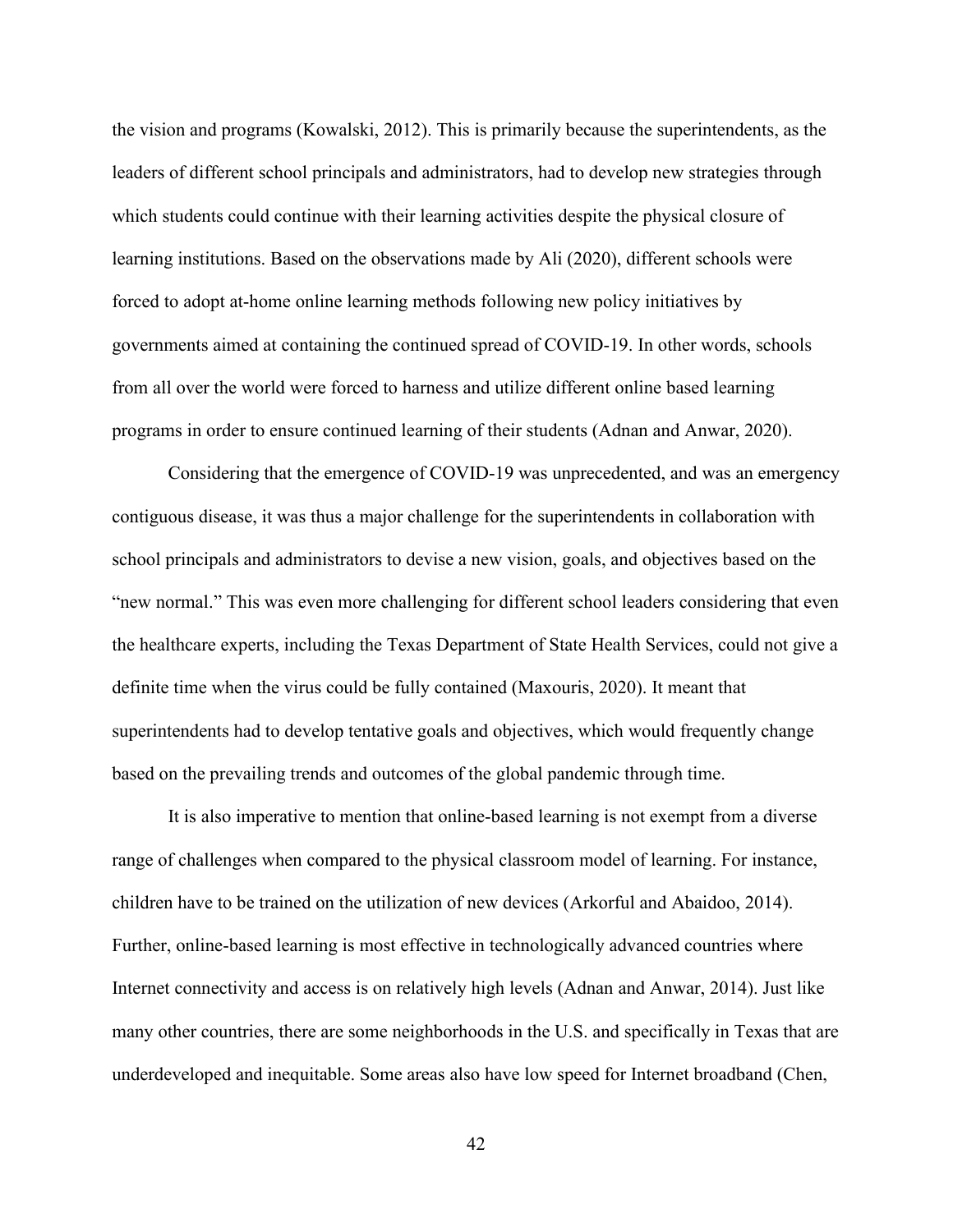the vision and programs (Kowalski, 2012). This is primarily because the superintendents, as the leaders of different school principals and administrators, had to develop new strategies through which students could continue with their learning activities despite the physical closure of learning institutions. Based on the observations made by Ali (2020), different schools were forced to adopt at-home online learning methods following new policy initiatives by governments aimed at containing the continued spread of COVID-19. In other words, schools from all over the world were forced to harness and utilize different online based learning programs in order to ensure continued learning of their students (Adnan and Anwar, 2020).

Considering that the emergence of COVID-19 was unprecedented, and was an emergency contiguous disease, it was thus a major challenge for the superintendents in collaboration with school principals and administrators to devise a new vision, goals, and objectives based on the "new normal." This was even more challenging for different school leaders considering that even the healthcare experts, including the Texas Department of State Health Services, could not give a definite time when the virus could be fully contained (Maxouris, 2020). It meant that superintendents had to develop tentative goals and objectives, which would frequently change based on the prevailing trends and outcomes of the global pandemic through time.

It is also imperative to mention that online-based learning is not exempt from a diverse range of challenges when compared to the physical classroom model of learning. For instance, children have to be trained on the utilization of new devices (Arkorful and Abaidoo, 2014). Further, online-based learning is most effective in technologically advanced countries where Internet connectivity and access is on relatively high levels (Adnan and Anwar, 2014). Just like many other countries, there are some neighborhoods in the U.S. and specifically in Texas that are underdeveloped and inequitable. Some areas also have low speed for Internet broadband (Chen,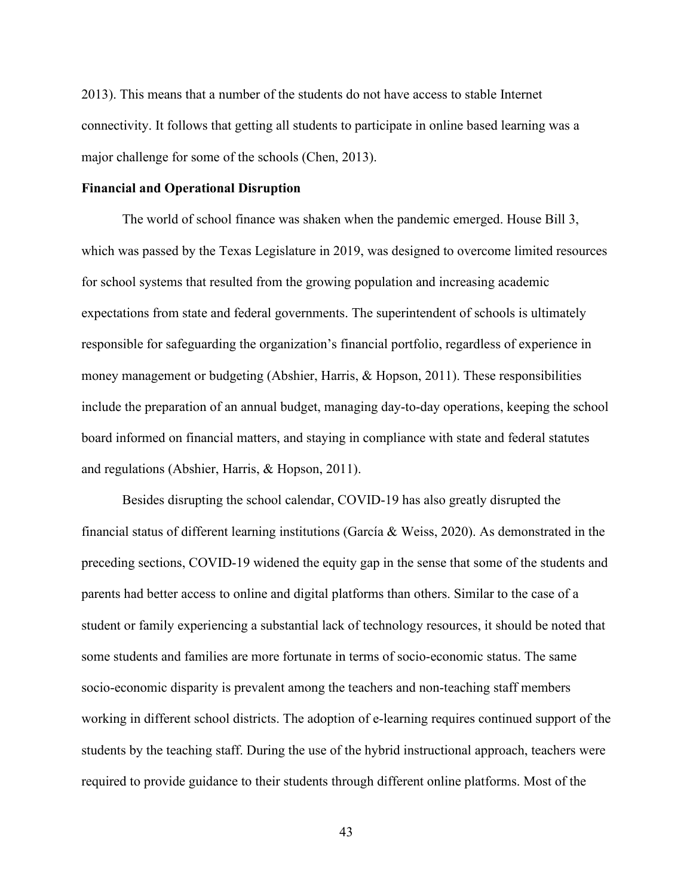2013). This means that a number of the students do not have access to stable Internet connectivity. It follows that getting all students to participate in online based learning was a major challenge for some of the schools (Chen, 2013).

**Financial and Operational Disruption**

The world of school finance was shaken when the pandemic emerged. House Bill 3, which was passed by the Texas Legislature in 2019, was designed to overcome limited resources for school systems that resulted from the growing population and increasing academic expectations from state and federal governments. The superintendent of schools is ultimately responsible for safeguarding the organization's financial portfolio, regardless of experience in money management or budgeting (Abshier, Harris, & Hopson, 2011). These responsibilities include the preparation of an annual budget, managing day-to-day operations, keeping the school board informed on financial matters, and staying in compliance with state and federal statutes and regulations (Abshier, Harris, & Hopson, 2011).

Besides disrupting the school calendar, COVID-19 has also greatly disrupted the financial status of different learning institutions (García & Weiss, 2020). As demonstrated in the preceding sections, COVID-19 widened the equity gap in the sense that some of the students and parents had better access to online and digital platforms than others. Similar to the case of a student or family experiencing a substantial lack of technology resources, it should be noted that some students and families are more fortunate in terms of socio-economic status. The same socio-economic disparity is prevalent among the teachers and non-teaching staff members working in different school districts. The adoption of e-learning requires continued support of the students by the teaching staff. During the use of the hybrid instructional approach, teachers were required to provide guidance to their students through different online platforms. Most of the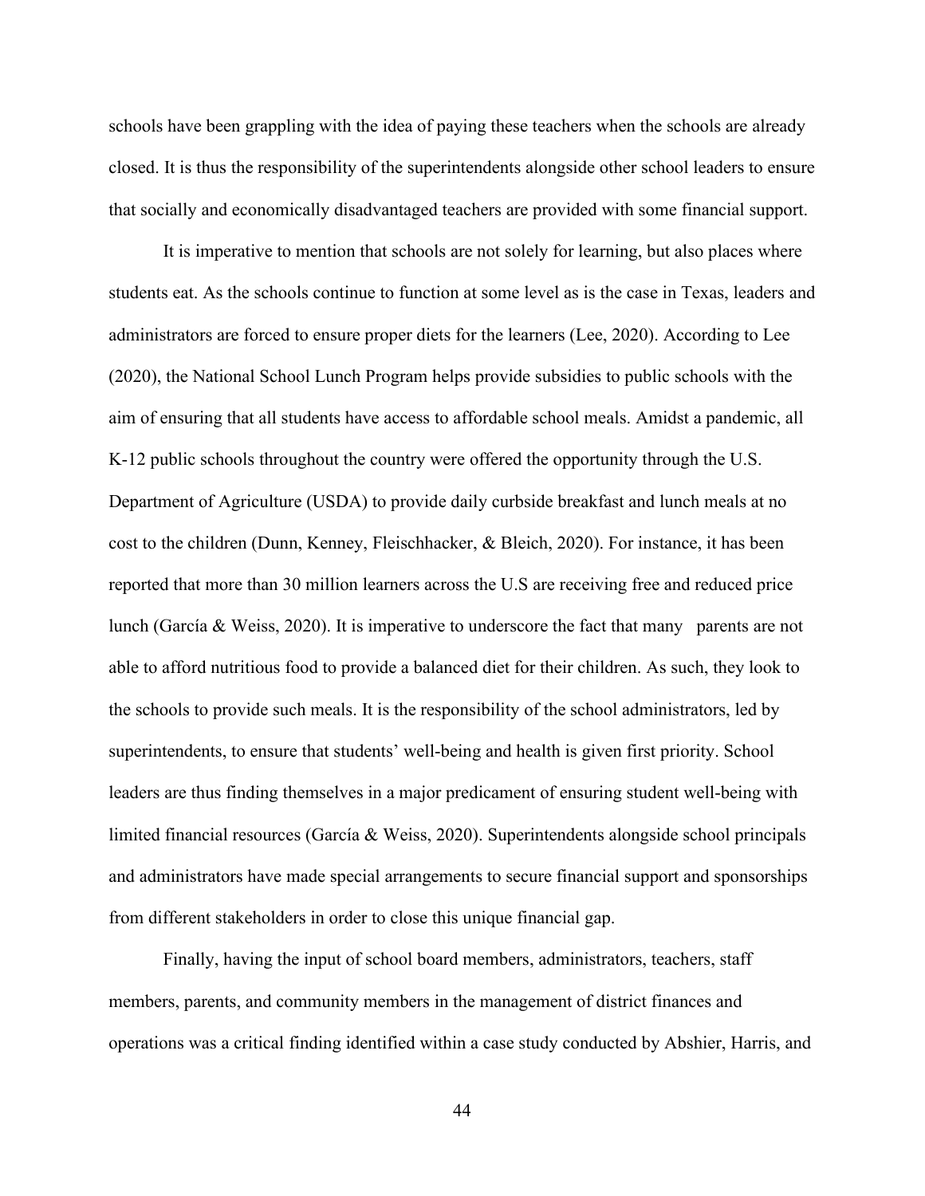schools have been grappling with the idea of paying these teachers when the schools are already closed. It is thus the responsibility of the superintendents alongside other school leaders to ensure that socially and economically disadvantaged teachers are provided with some financial support.

It is imperative to mention that schools are not solely for learning, but also places where students eat. As the schools continue to function at some level as is the case in Texas, leaders and administrators are forced to ensure proper diets for the learners (Lee, 2020). According to Lee (2020), the National School Lunch Program helps provide subsidies to public schools with the aim of ensuring that all students have access to affordable school meals. Amidst a pandemic, all K-12 public schools throughout the country were offered the opportunity through the U.S. Department of Agriculture (USDA) to provide daily curbside breakfast and lunch meals at no cost to the children (Dunn, Kenney, Fleischhacker, & Bleich, 2020). For instance, it has been reported that more than 30 million learners across the U.S are receiving free and reduced price lunch (García & Weiss, 2020). It is imperative to underscore the fact that many parents are not able to afford nutritious food to provide a balanced diet for their children. As such, they look to the schools to provide such meals. It is the responsibility of the school administrators, led by superintendents, to ensure that students' well-being and health is given first priority. School leaders are thus finding themselves in a major predicament of ensuring student well-being with limited financial resources (García & Weiss, 2020). Superintendents alongside school principals and administrators have made special arrangements to secure financial support and sponsorships from different stakeholders in order to close this unique financial gap.

Finally, having the input of school board members, administrators, teachers, staff members, parents, and community members in the management of district finances and operations was a critical finding identified within a case study conducted by Abshier, Harris, and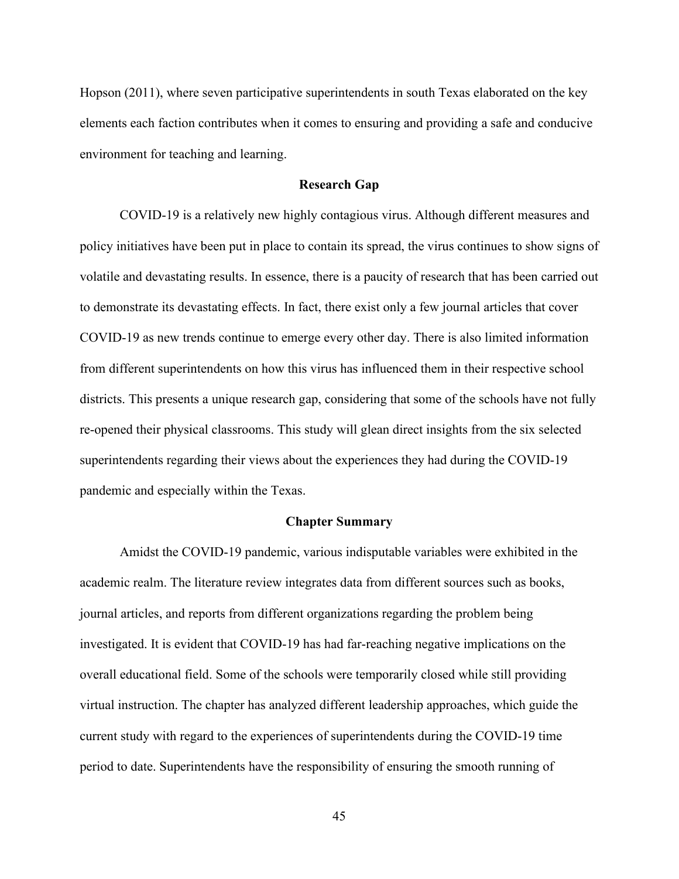Hopson (2011), where seven participative superintendents in south Texas elaborated on the key elements each faction contributes when it comes to ensuring and providing a safe and conducive environment for teaching and learning.

## Research Gap

COVID-19 is a relatively new highly contagious virus. Although different measures and policy initiatives have been put in place to contain its spread, the virus continues to show signs of volatile and devastating results. In essence, there is a paucity of research that has been carried out to demonstrate its devastating effects. In fact, there exist only a few journal articles that cover COVID-19 as new trends continue to emerge every other day. There is also limited information from different superintendents on how this virus has influenced them in their respective school districts. This presents a unique research gap, considering that some of the schools have not fully re-opened their physical classrooms. This study will glean direct insights from the six selected superintendents regarding their views about the experiences they had during the COVID-19 pandemic and especially within the Texas.

## Chapter Summary

Amidst the COVID-19 pandemic, various indisputable variables were exhibited in the academic realm. The literature review integrates data from different sources such as books, journal articles, and reports from different organizations regarding the problem being investigated. It is evident that COVID-19 has had far-reaching negative implications on the overall educational field. Some of the schools were temporarily closed while still providing virtual instruction. The chapter has analyzed different leadership approaches, which guide the current study with regard to the experiences of superintendents during the COVID-19 time period to date. Superintendents have the responsibility of ensuring the smooth running of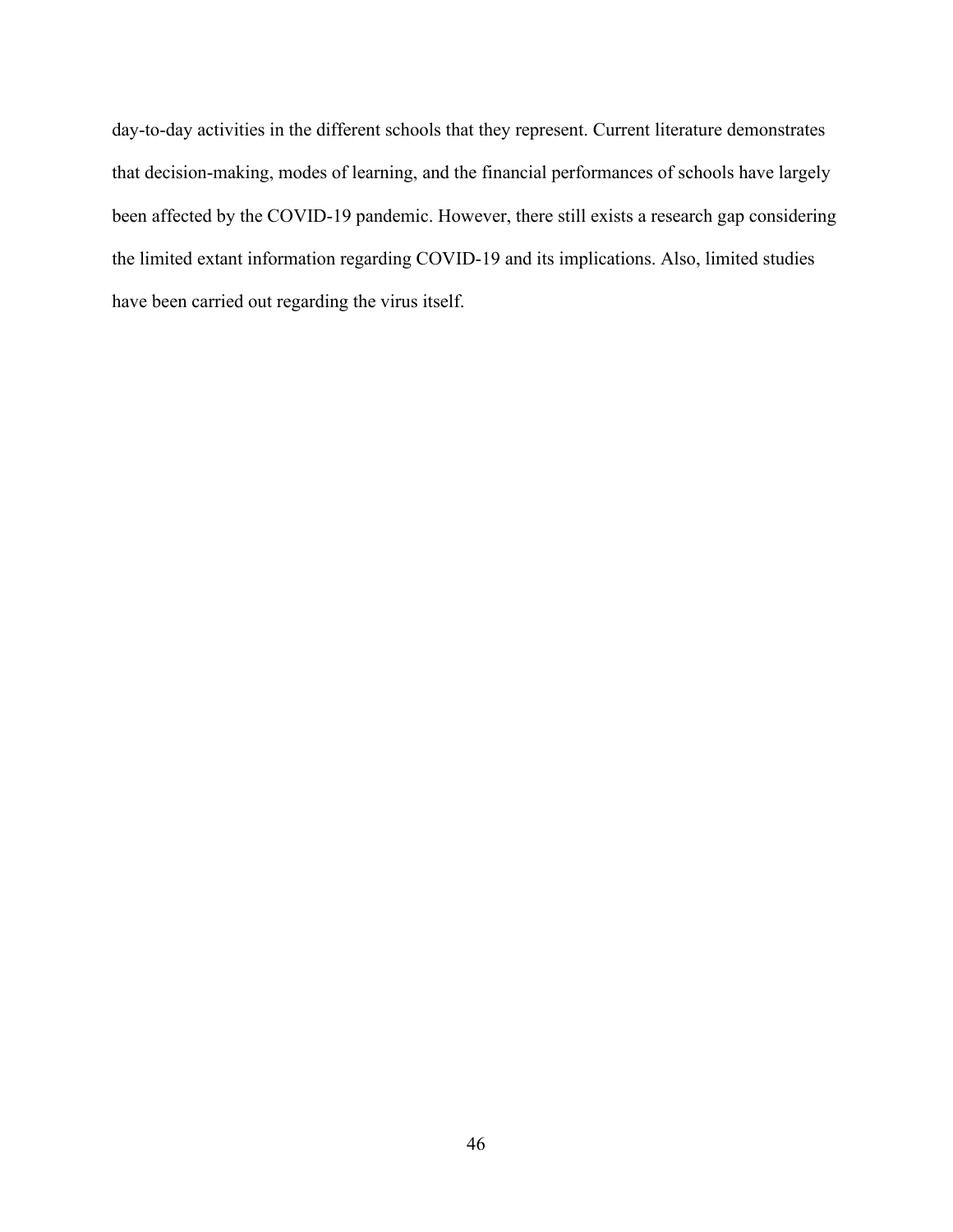day-to-day activities in the different schools that they represent. Current literature demonstrates that decision-making, modes of learning, and the financial performances of schools have largely been affected by the COVID-19 pandemic. However, there still exists a research gap considering the limited extant information regarding COVID-19 and its implications. Also, limited studies have been carried out regarding the virus itself.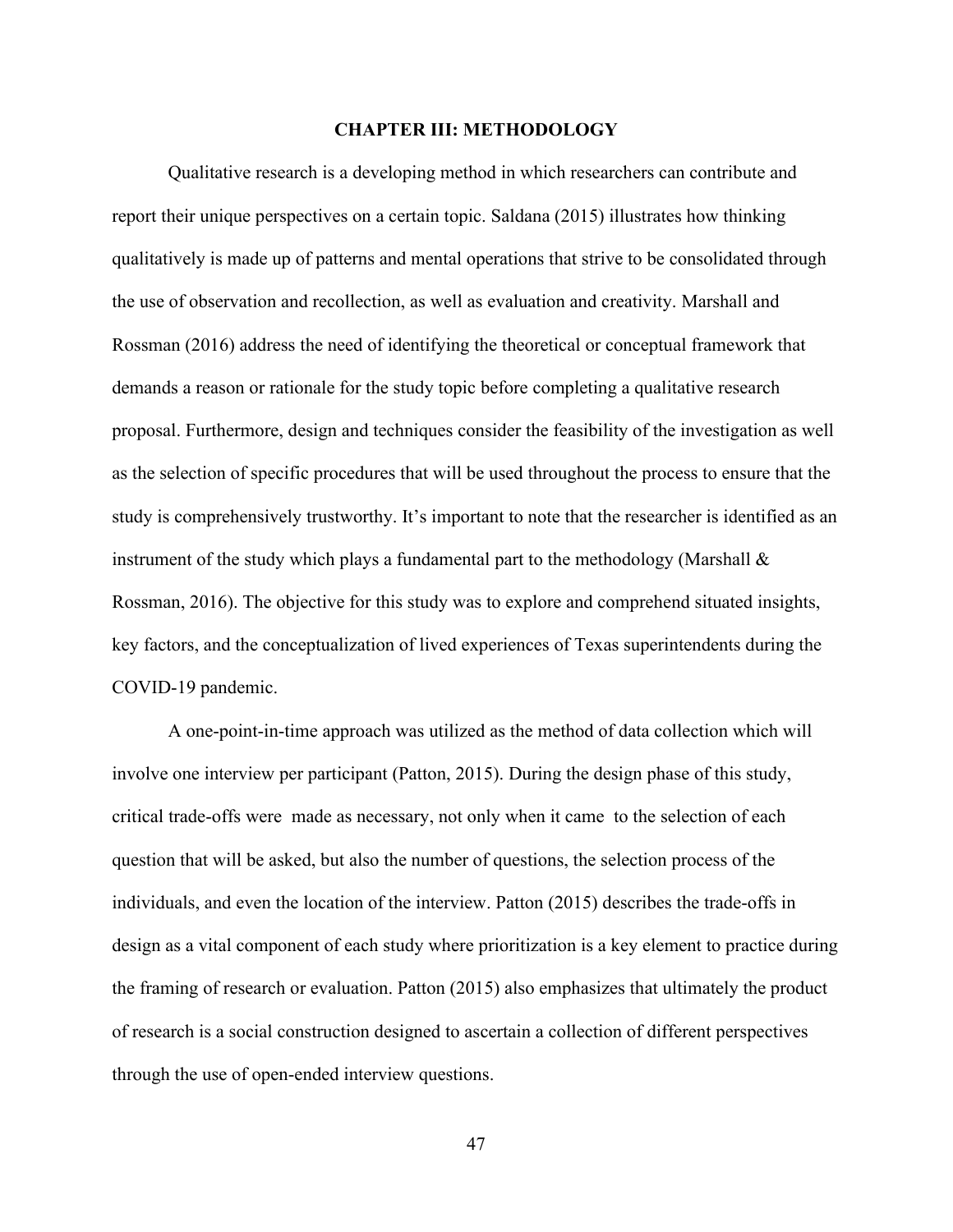# CHAPTER III: METHODOLOGY

Qualitative research is a developing method in which researchers can contribute and report their unique perspectives on a certain topic. Saldana (2015) illustrates how thinking qualitatively is made up of patterns and mental operations that strive to be consolidated through the use of observation and recollection, as well as evaluation and creativity. Marshall and Rossman (2016) address the need of identifying the theoretical or conceptual framework that demands a reason or rationale for the study topic before completing a qualitative research proposal. Furthermore, design and techniques consider the feasibility of the investigation as well as the selection of specific procedures that will be used throughout the process to ensure that the study is comprehensively trustworthy. It's important to note that the researcher is identified as an instrument of the study which plays a fundamental part to the methodology (Marshall & Rossman, 2016). The objective for this study was to explore and comprehend situated insights, key factors, and the conceptualization of lived experiences of Texas superintendents during the COVID-19 pandemic.

A one-point-in-time approach was utilized as the method of data collection which will involve one interview per participant (Patton, 2015). During the design phase of this study, critical trade-offs were made as necessary, not only when it came to the selection of each question that will be asked, but also the number of questions, the selection process of the individuals, and even the location of the interview. Patton (2015) describes the trade-offs in design as a vital component of each study where prioritization is a key element to practice during the framing of research or evaluation. Patton (2015) also emphasizes that ultimately the product of research is a social construction designed to ascertain a collection of different perspectives through the use of open-ended interview questions.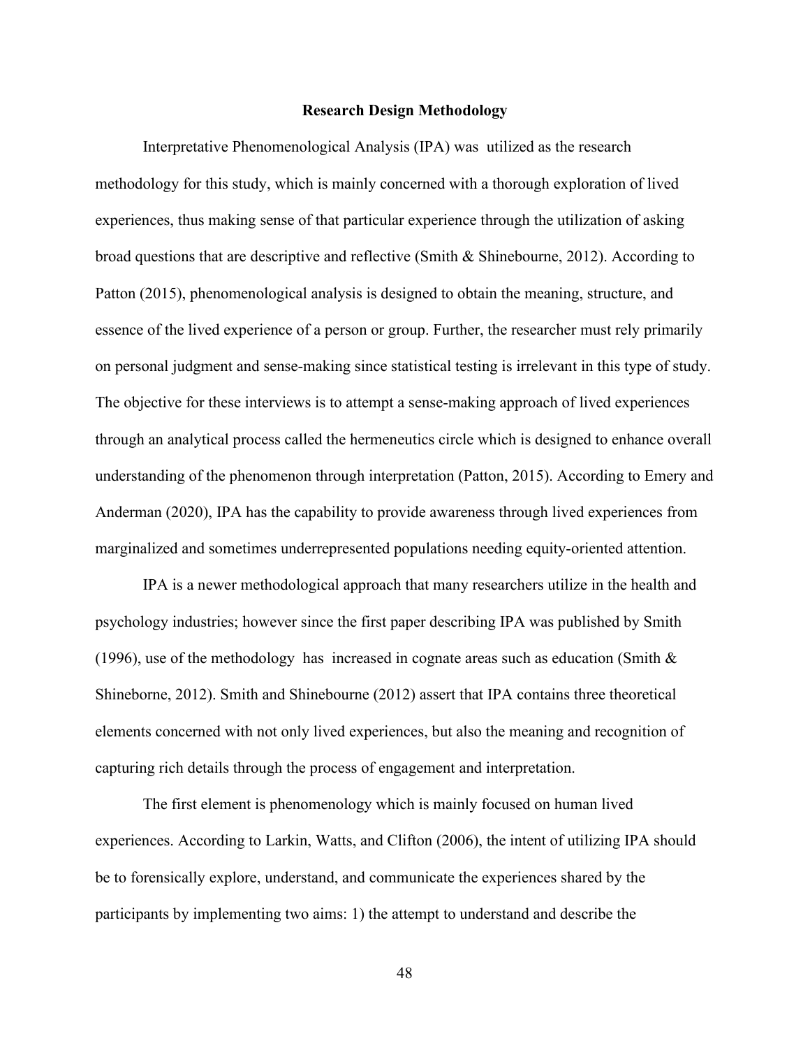## Research Design Methodology

Interpretative Phenomenological Analysis (IPA) was utilized as the research methodology for this study, which is mainly concerned with a thorough exploration of lived experiences, thus making sense of that particular experience through the utilization of asking broad questions that are descriptive and reflective (Smith & Shinebourne, 2012). According to Patton (2015), phenomenological analysis is designed to obtain the meaning, structure, and essence of the lived experience of a person or group. Further, the researcher must rely primarily on personal judgment and sense-making since statistical testing is irrelevant in this type of study. The objective for these interviews is to attempt a sense-making approach of lived experiences through an analytical process called the hermeneutics circle which is designed to enhance overall understanding of the phenomenon through interpretation (Patton, 2015). According to Emery and Anderman (2020), IPA has the capability to provide awareness through lived experiences from marginalized and sometimes underrepresented populations needing equity-oriented attention.

IPA is a newer methodological approach that many researchers utilize in the health and psychology industries; however since the first paper describing IPA was published by Smith (1996), use of the methodology has increased in cognate areas such as education (Smith & Shineborne, 2012). Smith and Shinebourne (2012) assert that IPA contains three theoretical elements concerned with not only lived experiences, but also the meaning and recognition of capturing rich details through the process of engagement and interpretation.

The first element is phenomenology which is mainly focused on human lived experiences. According to Larkin, Watts, and Clifton (2006), the intent of utilizing IPA should be to forensically explore, understand, and communicate the experiences shared by the participants by implementing two aims: 1) the attempt to understand and describe the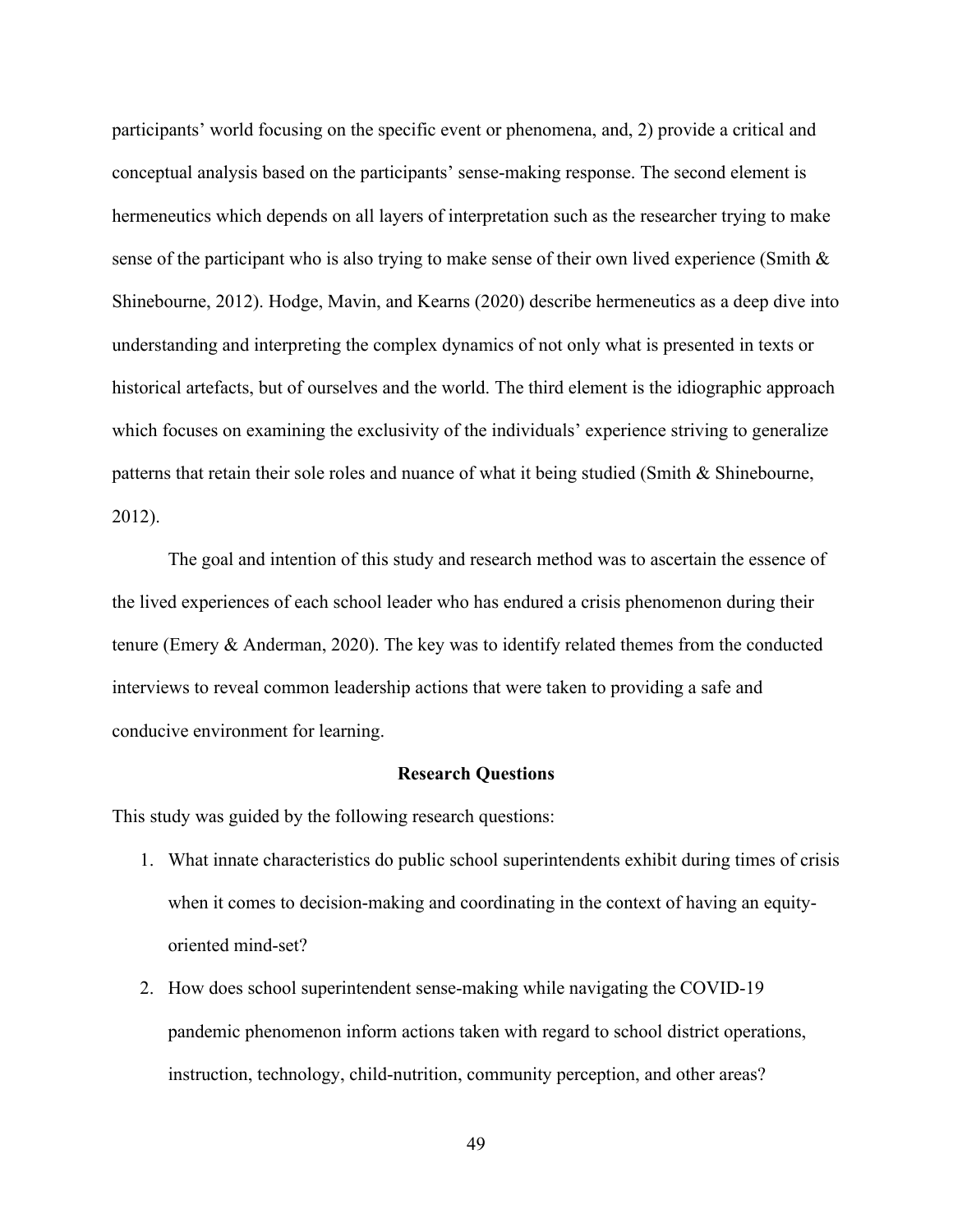participants' world focusing on the specific event or phenomena, and, 2) provide a critical and conceptual analysis based on the participants' sense-making response. The second element is hermeneutics which depends on all layers of interpretation such as the researcher trying to make sense of the participant who is also trying to make sense of their own lived experience (Smith & Shinebourne, 2012). Hodge, Mavin, and Kearns (2020) describe hermeneutics as a deep dive into understanding and interpreting the complex dynamics of not only what is presented in texts or historical artefacts, but of ourselves and the world. The third element is the idiographic approach which focuses on examining the exclusivity of the individuals' experience striving to generalize patterns that retain their sole roles and nuance of what it being studied (Smith & Shinebourne, 2012).

The goal and intention of this study and research method was to ascertain the essence of the lived experiences of each school leader who has endured a crisis phenomenon during their tenure (Emery & Anderman, 2020). The key was to identify related themes from the conducted interviews to reveal common leadership actions that were taken to providing a safe and conducive environment for learning.

## Research Questions

This study was guided by the following research questions:

1. What innate characteristics do public school superintendents exhibit during times of crisis when it comes to decision-making and coordinating in the context of having an equity-oriented mind-set?
2. How does school superintendent sense-making while navigating the COVID-19 pandemic phenomenon inform actions taken with regard to school district operations, instruction, technology, child-nutrition, community perception, and other areas?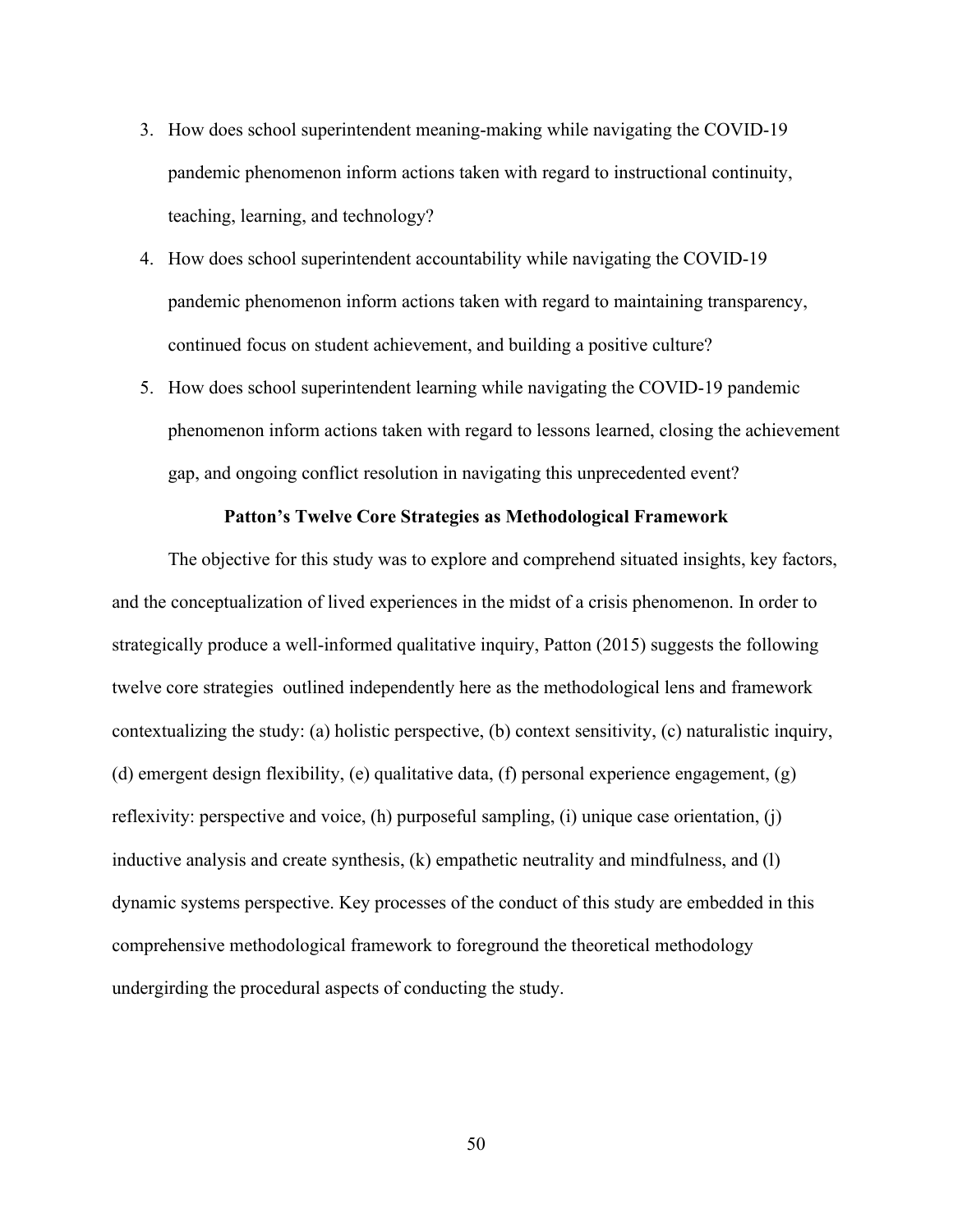3. How does school superintendent meaning-making while navigating the COVID-19 pandemic phenomenon inform actions taken with regard to instructional continuity, teaching, learning, and technology?
4. How does school superintendent accountability while navigating the COVID-19 pandemic phenomenon inform actions taken with regard to maintaining transparency, continued focus on student achievement, and building a positive culture?
5. How does school superintendent learning while navigating the COVID-19 pandemic phenomenon inform actions taken with regard to lessons learned, closing the achievement gap, and ongoing conflict resolution in navigating this unprecedented event?

**Patton's Twelve Core Strategies as Methodological Framework**

The objective for this study was to explore and comprehend situated insights, key factors, and the conceptualization of lived experiences in the midst of a crisis phenomenon. In order to strategically produce a well-informed qualitative inquiry, Patton (2015) suggests the following twelve core strategies outlined independently here as the methodological lens and framework contextualizing the study: (a) holistic perspective, (b) context sensitivity, (c) naturalistic inquiry, (d) emergent design flexibility, (e) qualitative data, (f) personal experience engagement, (g) reflexivity: perspective and voice, (h) purposeful sampling, (i) unique case orientation, (j) inductive analysis and create synthesis, (k) empathetic neutrality and mindfulness, and (l) dynamic systems perspective. Key processes of the conduct of this study are embedded in this comprehensive methodological framework to foreground the theoretical methodology undergirding the procedural aspects of conducting the study.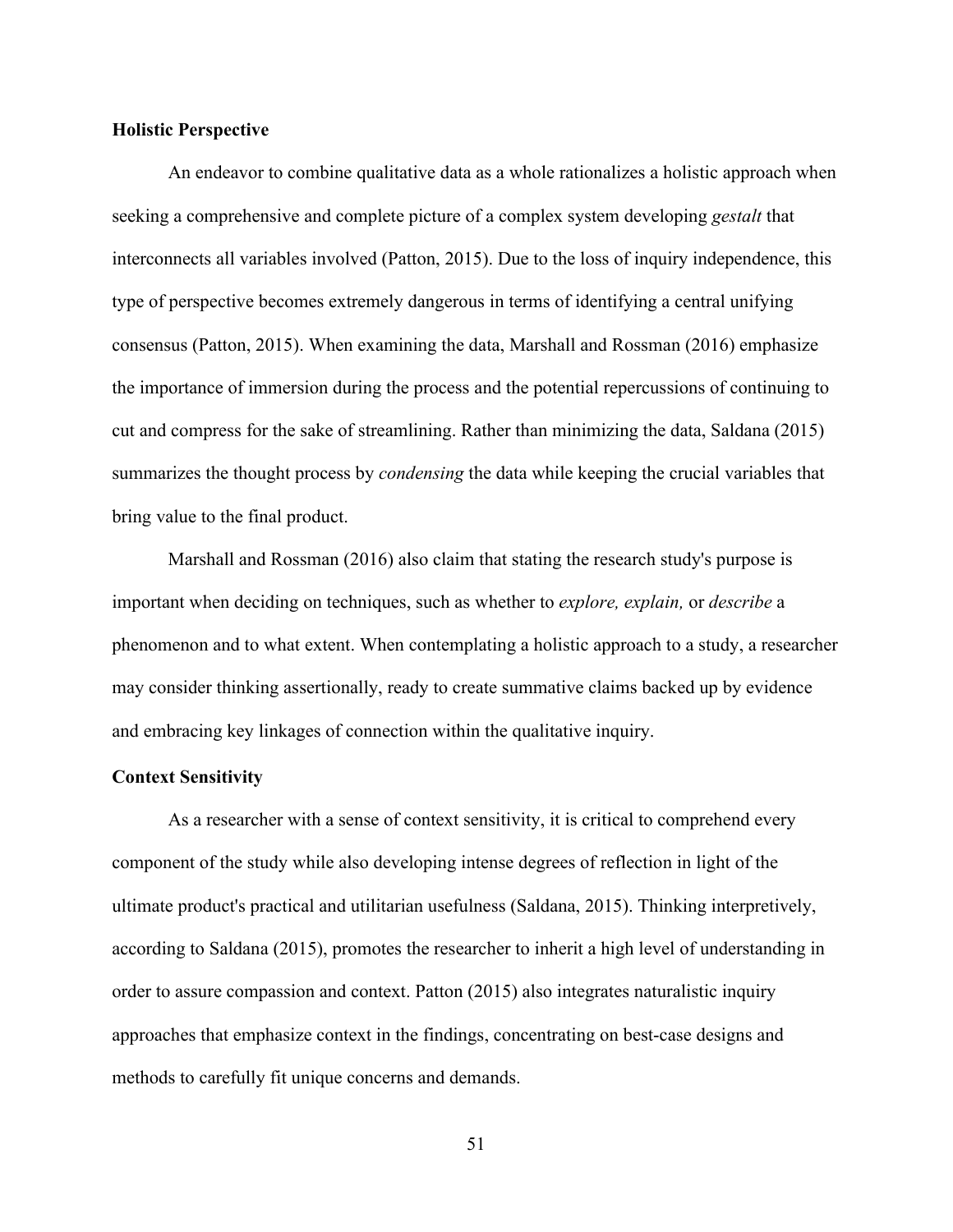**Holistic Perspective**

An endeavor to combine qualitative data as a whole rationalizes a holistic approach when seeking a comprehensive and complete picture of a complex system developing *gestalt* that interconnects all variables involved (Patton, 2015). Due to the loss of inquiry independence, this type of perspective becomes extremely dangerous in terms of identifying a central unifying consensus (Patton, 2015). When examining the data, Marshall and Rossman (2016) emphasize the importance of immersion during the process and the potential repercussions of continuing to cut and compress for the sake of streamlining. Rather than minimizing the data, Saldana (2015) summarizes the thought process by *condensing* the data while keeping the crucial variables that bring value to the final product.

Marshall and Rossman (2016) also claim that stating the research study's purpose is important when deciding on techniques, such as whether to *explore, explain,* or *describe* a phenomenon and to what extent. When contemplating a holistic approach to a study, a researcher may consider thinking assertionally, ready to create summative claims backed up by evidence and embracing key linkages of connection within the qualitative inquiry.

**Context Sensitivity**

As a researcher with a sense of context sensitivity, it is critical to comprehend every component of the study while also developing intense degrees of reflection in light of the ultimate product's practical and utilitarian usefulness (Saldana, 2015). Thinking interpretively, according to Saldana (2015), promotes the researcher to inherit a high level of understanding in order to assure compassion and context. Patton (2015) also integrates naturalistic inquiry approaches that emphasize context in the findings, concentrating on best-case designs and methods to carefully fit unique concerns and demands.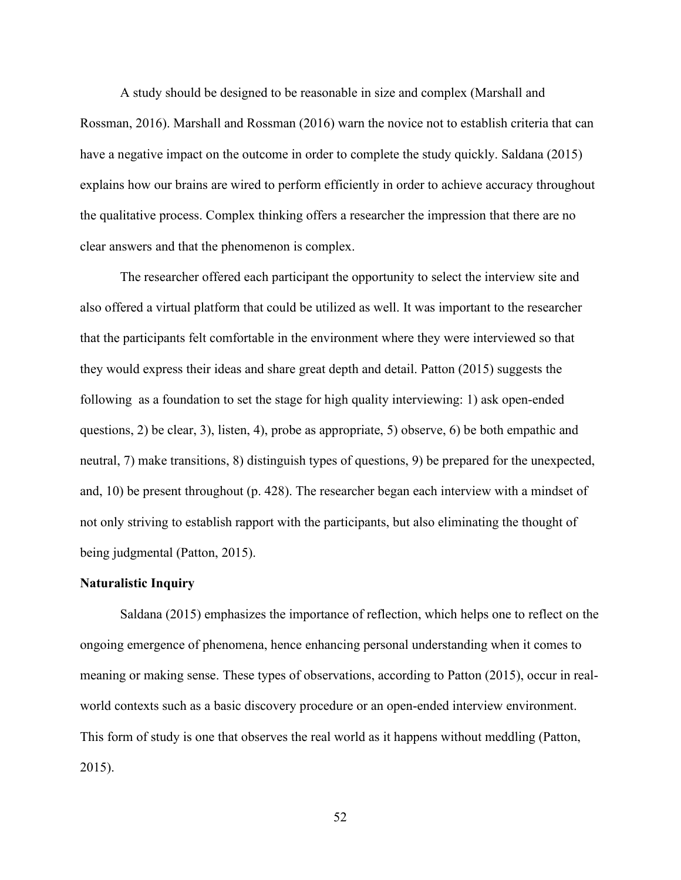A study should be designed to be reasonable in size and complex (Marshall and Rossman, 2016). Marshall and Rossman (2016) warn the novice not to establish criteria that can have a negative impact on the outcome in order to complete the study quickly. Saldana (2015) explains how our brains are wired to perform efficiently in order to achieve accuracy throughout the qualitative process. Complex thinking offers a researcher the impression that there are no clear answers and that the phenomenon is complex.

The researcher offered each participant the opportunity to select the interview site and also offered a virtual platform that could be utilized as well. It was important to the researcher that the participants felt comfortable in the environment where they were interviewed so that they would express their ideas and share great depth and detail. Patton (2015) suggests the following  as a foundation to set the stage for high quality interviewing: 1) ask open-ended questions, 2) be clear, 3), listen, 4), probe as appropriate, 5) observe, 6) be both empathic and neutral, 7) make transitions, 8) distinguish types of questions, 9) be prepared for the unexpected, and, 10) be present throughout (p. 428). The researcher began each interview with a mindset of not only striving to establish rapport with the participants, but also eliminating the thought of being judgmental (Patton, 2015).

**Naturalistic Inquiry**

Saldana (2015) emphasizes the importance of reflection, which helps one to reflect on the ongoing emergence of phenomena, hence enhancing personal understanding when it comes to meaning or making sense. These types of observations, according to Patton (2015), occur in real-world contexts such as a basic discovery procedure or an open-ended interview environment. This form of study is one that observes the real world as it happens without meddling (Patton, 2015).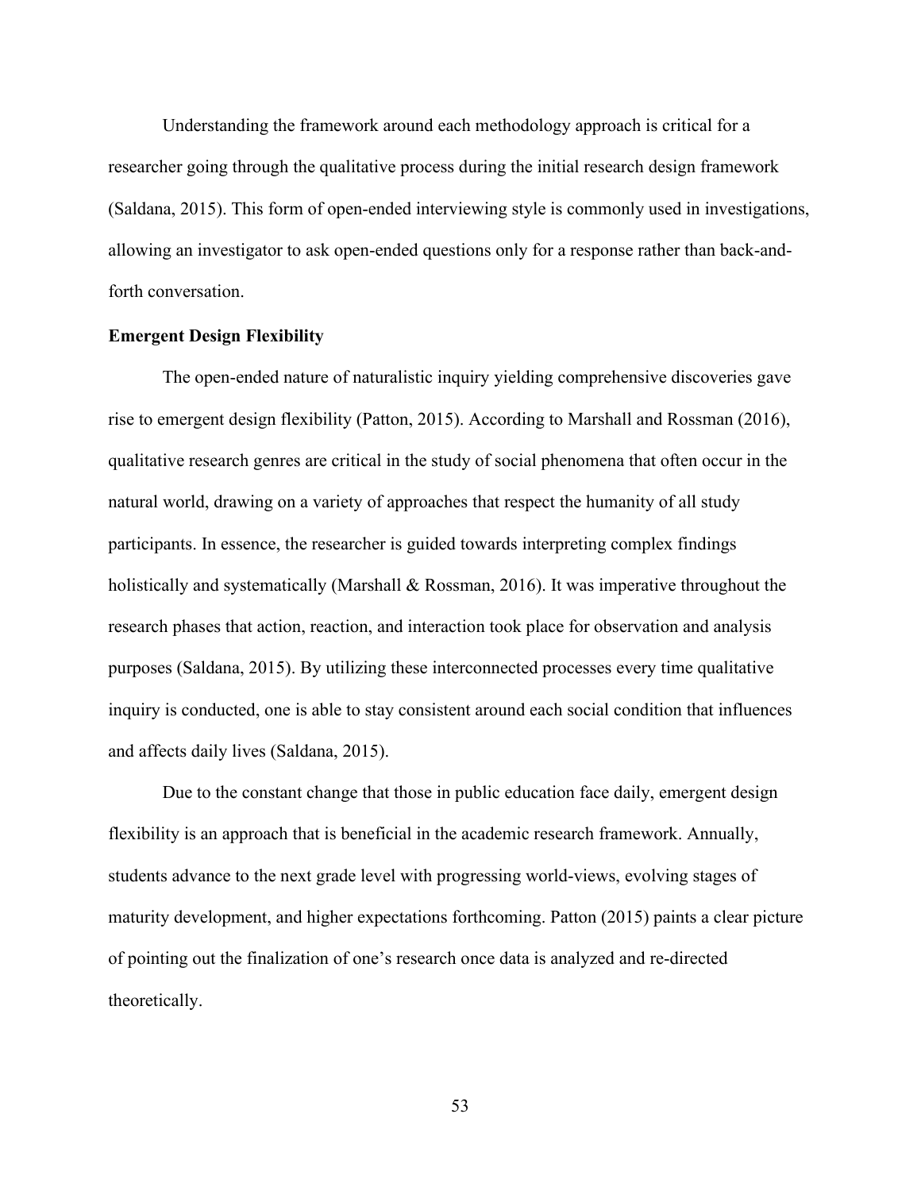Understanding the framework around each methodology approach is critical for a researcher going through the qualitative process during the initial research design framework (Saldana, 2015). This form of open-ended interviewing style is commonly used in investigations, allowing an investigator to ask open-ended questions only for a response rather than back-and-forth conversation.

**Emergent Design Flexibility**

The open-ended nature of naturalistic inquiry yielding comprehensive discoveries gave rise to emergent design flexibility (Patton, 2015). According to Marshall and Rossman (2016), qualitative research genres are critical in the study of social phenomena that often occur in the natural world, drawing on a variety of approaches that respect the humanity of all study participants. In essence, the researcher is guided towards interpreting complex findings holistically and systematically (Marshall & Rossman, 2016). It was imperative throughout the research phases that action, reaction, and interaction took place for observation and analysis purposes (Saldana, 2015). By utilizing these interconnected processes every time qualitative inquiry is conducted, one is able to stay consistent around each social condition that influences and affects daily lives (Saldana, 2015).

Due to the constant change that those in public education face daily, emergent design flexibility is an approach that is beneficial in the academic research framework. Annually, students advance to the next grade level with progressing world-views, evolving stages of maturity development, and higher expectations forthcoming. Patton (2015) paints a clear picture of pointing out the finalization of one's research once data is analyzed and re-directed theoretically.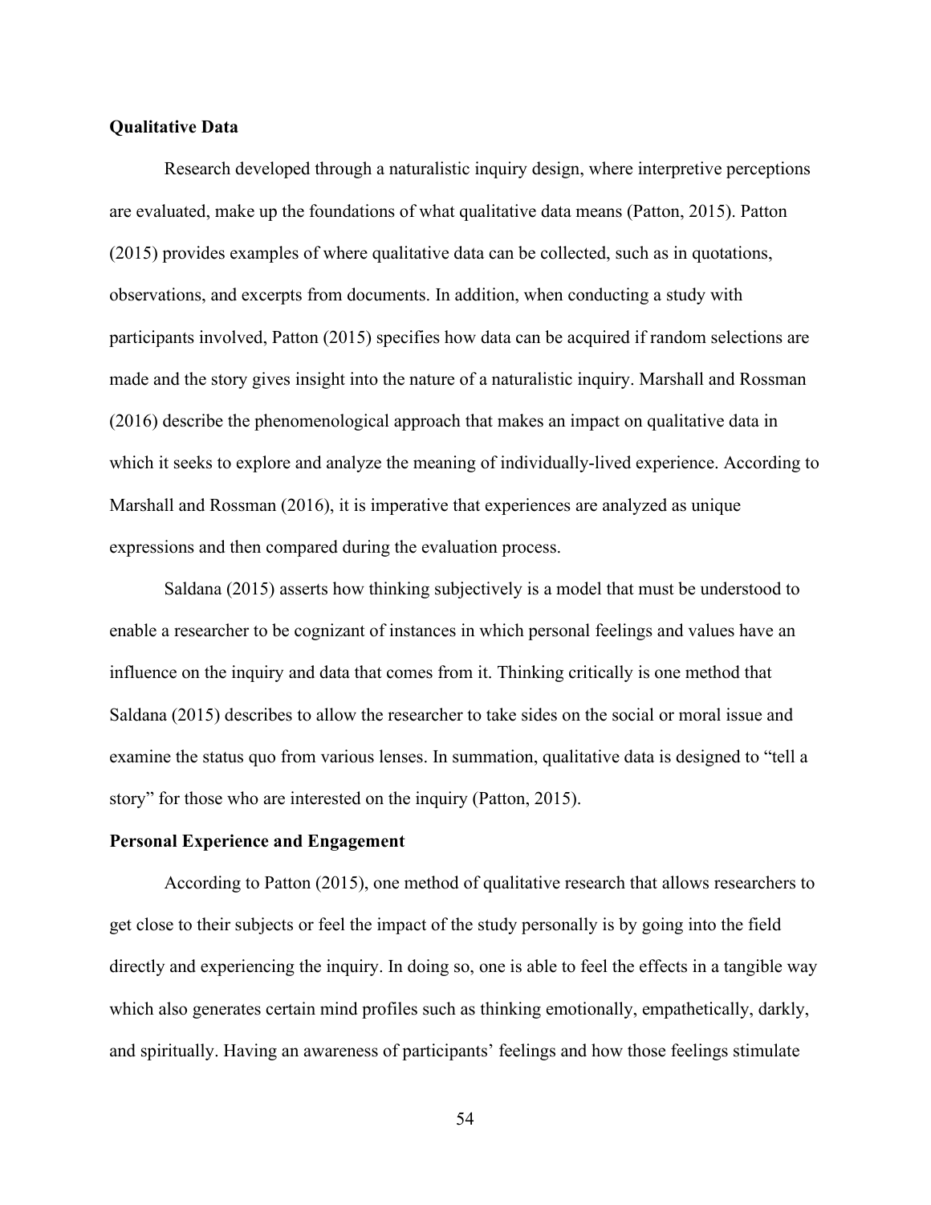## Qualitative Data

Research developed through a naturalistic inquiry design, where interpretive perceptions are evaluated, make up the foundations of what qualitative data means (Patton, 2015). Patton (2015) provides examples of where qualitative data can be collected, such as in quotations, observations, and excerpts from documents. In addition, when conducting a study with participants involved, Patton (2015) specifies how data can be acquired if random selections are made and the story gives insight into the nature of a naturalistic inquiry. Marshall and Rossman (2016) describe the phenomenological approach that makes an impact on qualitative data in which it seeks to explore and analyze the meaning of individually-lived experience. According to Marshall and Rossman (2016), it is imperative that experiences are analyzed as unique expressions and then compared during the evaluation process.

Saldana (2015) asserts how thinking subjectively is a model that must be understood to enable a researcher to be cognizant of instances in which personal feelings and values have an influence on the inquiry and data that comes from it. Thinking critically is one method that Saldana (2015) describes to allow the researcher to take sides on the social or moral issue and examine the status quo from various lenses. In summation, qualitative data is designed to "tell a story" for those who are interested on the inquiry (Patton, 2015).

## Personal Experience and Engagement

According to Patton (2015), one method of qualitative research that allows researchers to get close to their subjects or feel the impact of the study personally is by going into the field directly and experiencing the inquiry. In doing so, one is able to feel the effects in a tangible way which also generates certain mind profiles such as thinking emotionally, empathetically, darkly, and spiritually. Having an awareness of participants' feelings and how those feelings stimulate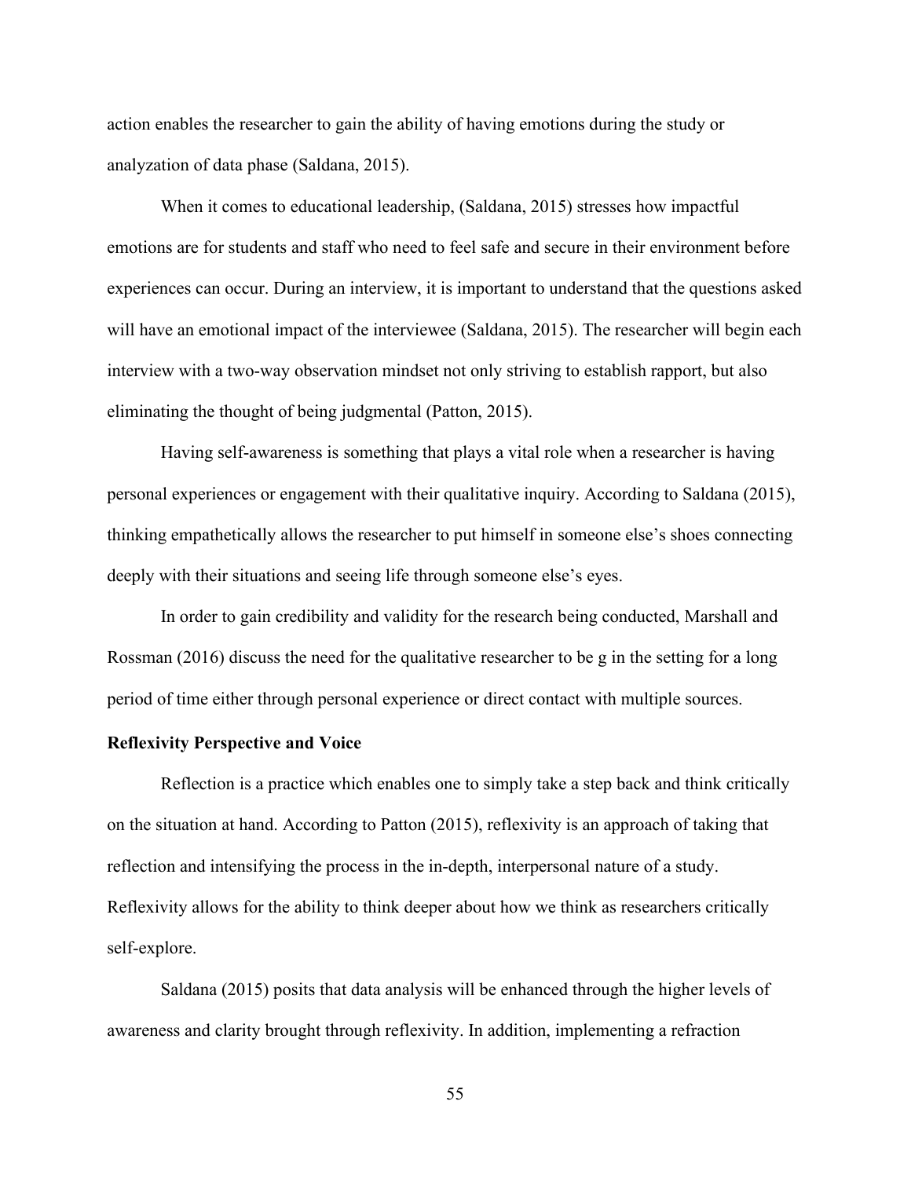action enables the researcher to gain the ability of having emotions during the study or analyzation of data phase (Saldana, 2015).

When it comes to educational leadership, (Saldana, 2015) stresses how impactful emotions are for students and staff who need to feel safe and secure in their environment before experiences can occur. During an interview, it is important to understand that the questions asked will have an emotional impact of the interviewee (Saldana, 2015). The researcher will begin each interview with a two-way observation mindset not only striving to establish rapport, but also eliminating the thought of being judgmental (Patton, 2015).

Having self-awareness is something that plays a vital role when a researcher is having personal experiences or engagement with their qualitative inquiry. According to Saldana (2015), thinking empathetically allows the researcher to put himself in someone else's shoes connecting deeply with their situations and seeing life through someone else's eyes.

In order to gain credibility and validity for the research being conducted, Marshall and Rossman (2016) discuss the need for the qualitative researcher to be g in the setting for a long period of time either through personal experience or direct contact with multiple sources.

**Reflexivity Perspective and Voice**

Reflection is a practice which enables one to simply take a step back and think critically on the situation at hand. According to Patton (2015), reflexivity is an approach of taking that reflection and intensifying the process in the in-depth, interpersonal nature of a study. Reflexivity allows for the ability to think deeper about how we think as researchers critically self-explore.

Saldana (2015) posits that data analysis will be enhanced through the higher levels of awareness and clarity brought through reflexivity. In addition, implementing a refraction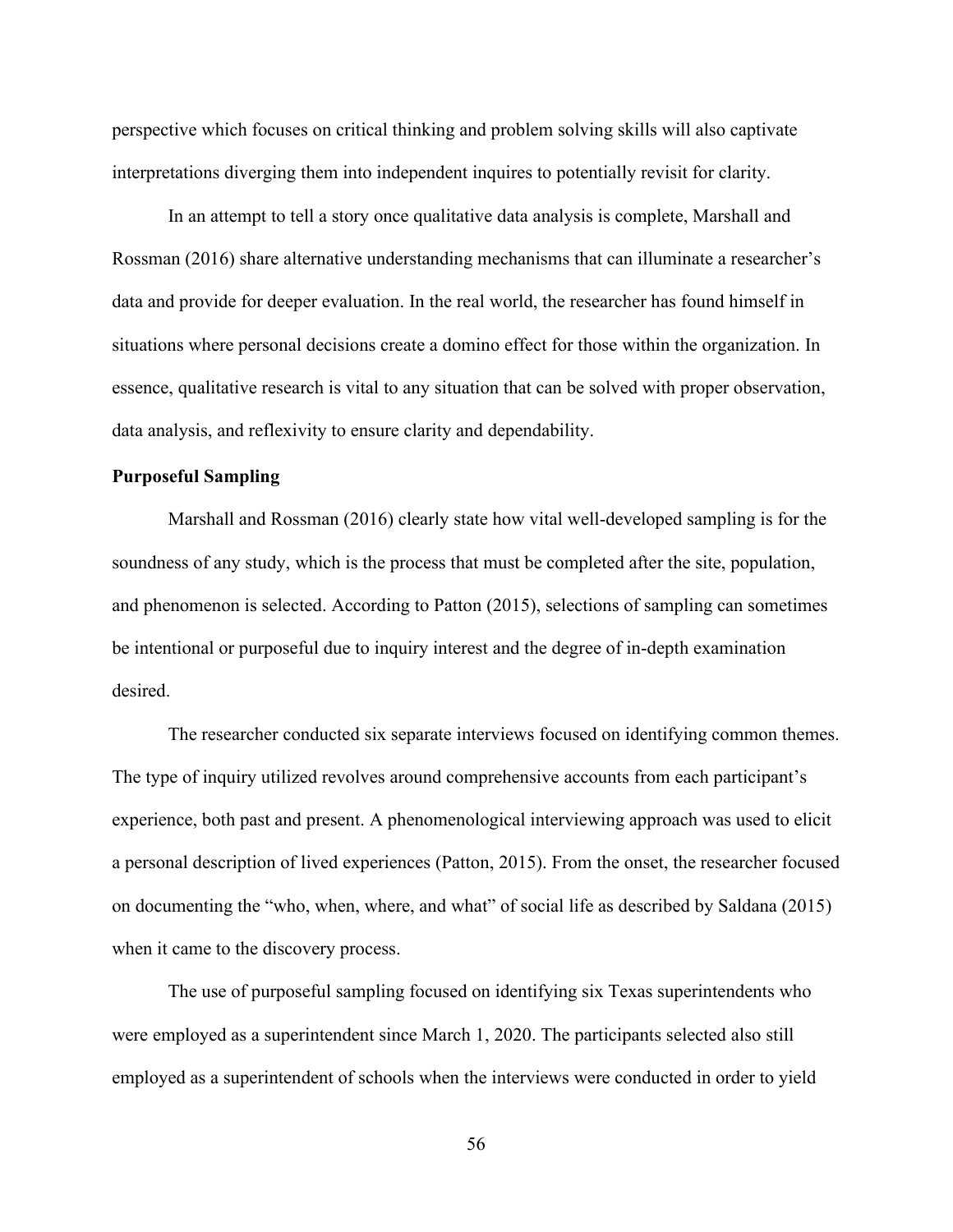perspective which focuses on critical thinking and problem solving skills will also captivate interpretations diverging them into independent inquires to potentially revisit for clarity.

In an attempt to tell a story once qualitative data analysis is complete, Marshall and Rossman (2016) share alternative understanding mechanisms that can illuminate a researcher's data and provide for deeper evaluation. In the real world, the researcher has found himself in situations where personal decisions create a domino effect for those within the organization. In essence, qualitative research is vital to any situation that can be solved with proper observation, data analysis, and reflexivity to ensure clarity and dependability.

**Purposeful Sampling**

Marshall and Rossman (2016) clearly state how vital well-developed sampling is for the soundness of any study, which is the process that must be completed after the site, population, and phenomenon is selected. According to Patton (2015), selections of sampling can sometimes be intentional or purposeful due to inquiry interest and the degree of in-depth examination desired.

The researcher conducted six separate interviews focused on identifying common themes. The type of inquiry utilized revolves around comprehensive accounts from each participant's experience, both past and present. A phenomenological interviewing approach was used to elicit a personal description of lived experiences (Patton, 2015). From the onset, the researcher focused on documenting the "who, when, where, and what" of social life as described by Saldana (2015) when it came to the discovery process.

The use of purposeful sampling focused on identifying six Texas superintendents who were employed as a superintendent since March 1, 2020. The participants selected also still employed as a superintendent of schools when the interviews were conducted in order to yield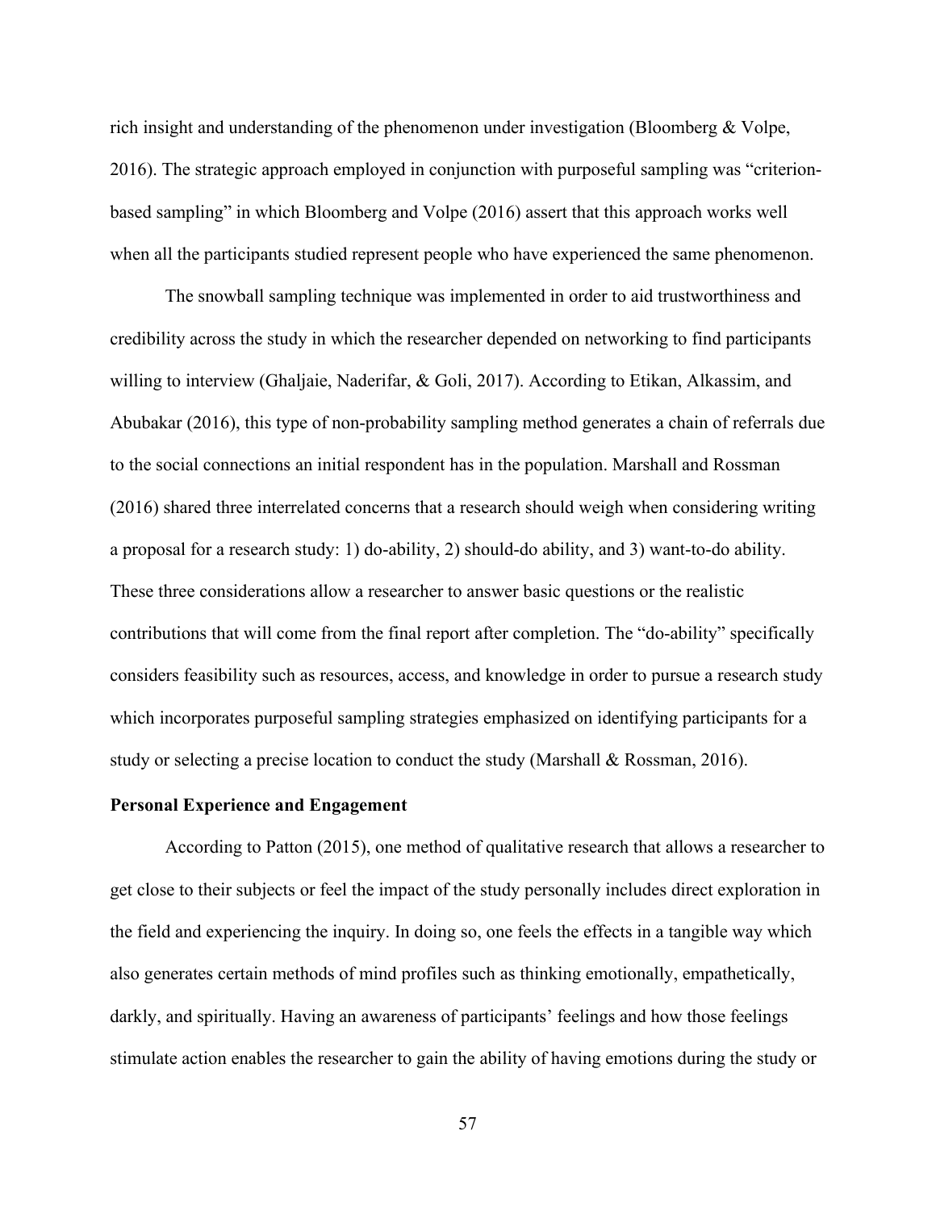rich insight and understanding of the phenomenon under investigation (Bloomberg & Volpe, 2016). The strategic approach employed in conjunction with purposeful sampling was "criterion-based sampling" in which Bloomberg and Volpe (2016) assert that this approach works well when all the participants studied represent people who have experienced the same phenomenon.

The snowball sampling technique was implemented in order to aid trustworthiness and credibility across the study in which the researcher depended on networking to find participants willing to interview (Ghaljaie, Naderifar, & Goli, 2017). According to Etikan, Alkassim, and Abubakar (2016), this type of non-probability sampling method generates a chain of referrals due to the social connections an initial respondent has in the population. Marshall and Rossman (2016) shared three interrelated concerns that a research should weigh when considering writing a proposal for a research study: 1) do-ability, 2) should-do ability, and 3) want-to-do ability. These three considerations allow a researcher to answer basic questions or the realistic contributions that will come from the final report after completion. The "do-ability" specifically considers feasibility such as resources, access, and knowledge in order to pursue a research study which incorporates purposeful sampling strategies emphasized on identifying participants for a study or selecting a precise location to conduct the study (Marshall & Rossman, 2016).

**Personal Experience and Engagement**

According to Patton (2015), one method of qualitative research that allows a researcher to get close to their subjects or feel the impact of the study personally includes direct exploration in the field and experiencing the inquiry. In doing so, one feels the effects in a tangible way which also generates certain methods of mind profiles such as thinking emotionally, empathetically, darkly, and spiritually. Having an awareness of participants' feelings and how those feelings stimulate action enables the researcher to gain the ability of having emotions during the study or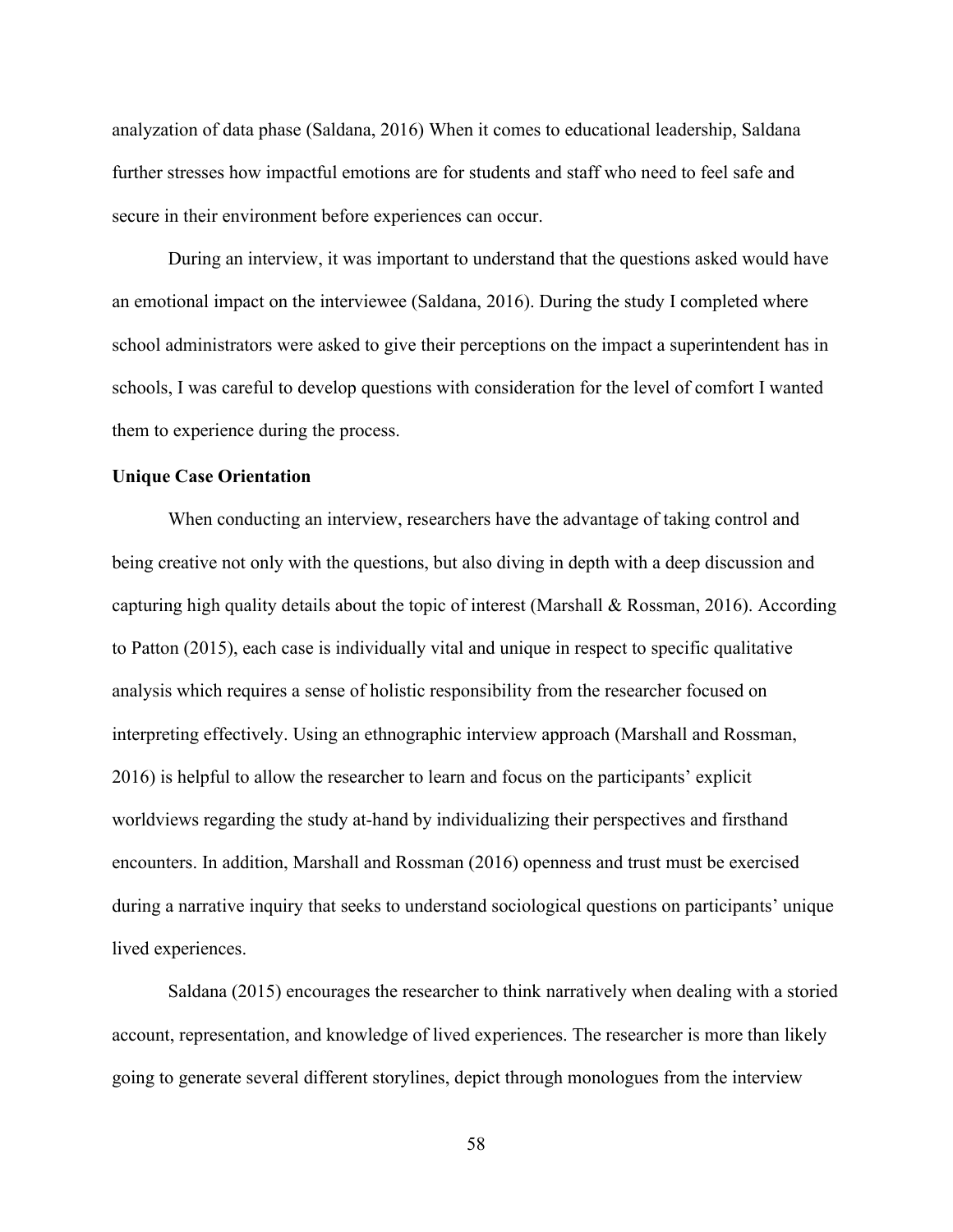analyzation of data phase (Saldana, 2016) When it comes to educational leadership, Saldana further stresses how impactful emotions are for students and staff who need to feel safe and secure in their environment before experiences can occur.

During an interview, it was important to understand that the questions asked would have an emotional impact on the interviewee (Saldana, 2016). During the study I completed where school administrators were asked to give their perceptions on the impact a superintendent has in schools, I was careful to develop questions with consideration for the level of comfort I wanted them to experience during the process.

**Unique Case Orientation**

When conducting an interview, researchers have the advantage of taking control and being creative not only with the questions, but also diving in depth with a deep discussion and capturing high quality details about the topic of interest (Marshall & Rossman, 2016). According to Patton (2015), each case is individually vital and unique in respect to specific qualitative analysis which requires a sense of holistic responsibility from the researcher focused on interpreting effectively. Using an ethnographic interview approach (Marshall and Rossman, 2016) is helpful to allow the researcher to learn and focus on the participants' explicit worldviews regarding the study at-hand by individualizing their perspectives and firsthand encounters. In addition, Marshall and Rossman (2016) openness and trust must be exercised during a narrative inquiry that seeks to understand sociological questions on participants' unique lived experiences.

Saldana (2015) encourages the researcher to think narratively when dealing with a storied account, representation, and knowledge of lived experiences. The researcher is more than likely going to generate several different storylines, depict through monologues from the interview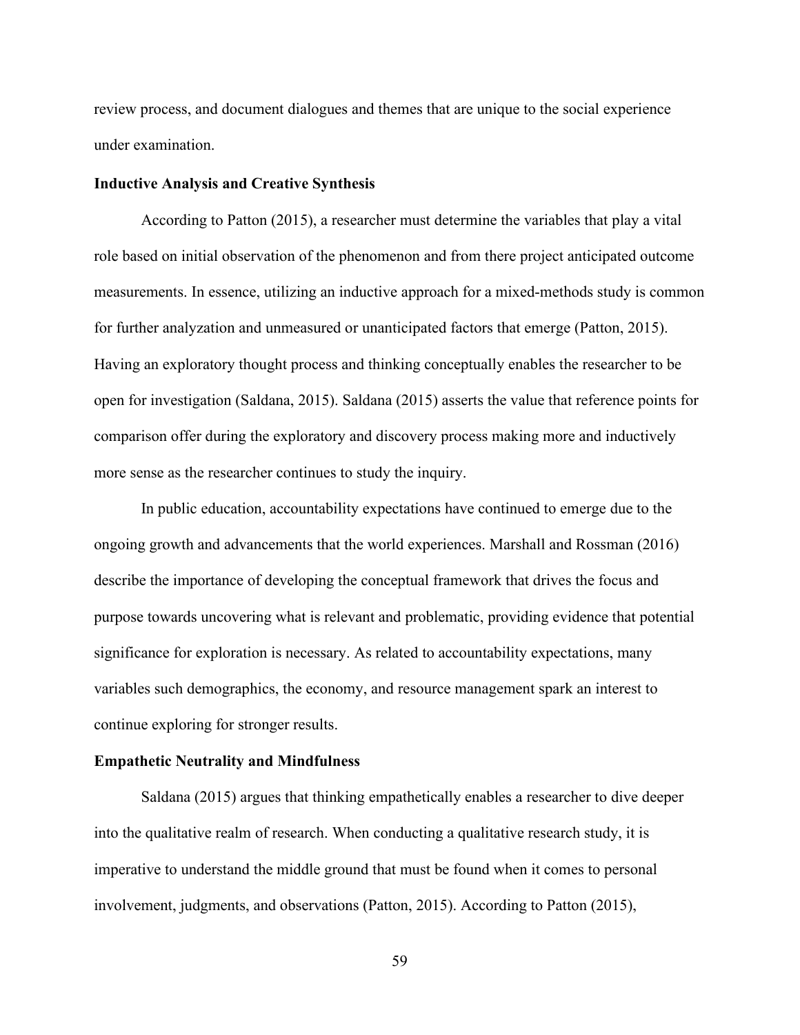review process, and document dialogues and themes that are unique to the social experience under examination.

### Inductive Analysis and Creative Synthesis

According to Patton (2015), a researcher must determine the variables that play a vital role based on initial observation of the phenomenon and from there project anticipated outcome measurements. In essence, utilizing an inductive approach for a mixed-methods study is common for further analyzation and unmeasured or unanticipated factors that emerge (Patton, 2015). Having an exploratory thought process and thinking conceptually enables the researcher to be open for investigation (Saldana, 2015). Saldana (2015) asserts the value that reference points for comparison offer during the exploratory and discovery process making more and inductively more sense as the researcher continues to study the inquiry.

In public education, accountability expectations have continued to emerge due to the ongoing growth and advancements that the world experiences. Marshall and Rossman (2016) describe the importance of developing the conceptual framework that drives the focus and purpose towards uncovering what is relevant and problematic, providing evidence that potential significance for exploration is necessary. As related to accountability expectations, many variables such demographics, the economy, and resource management spark an interest to continue exploring for stronger results.

### Empathetic Neutrality and Mindfulness

Saldana (2015) argues that thinking empathetically enables a researcher to dive deeper into the qualitative realm of research. When conducting a qualitative research study, it is imperative to understand the middle ground that must be found when it comes to personal involvement, judgments, and observations (Patton, 2015). According to Patton (2015),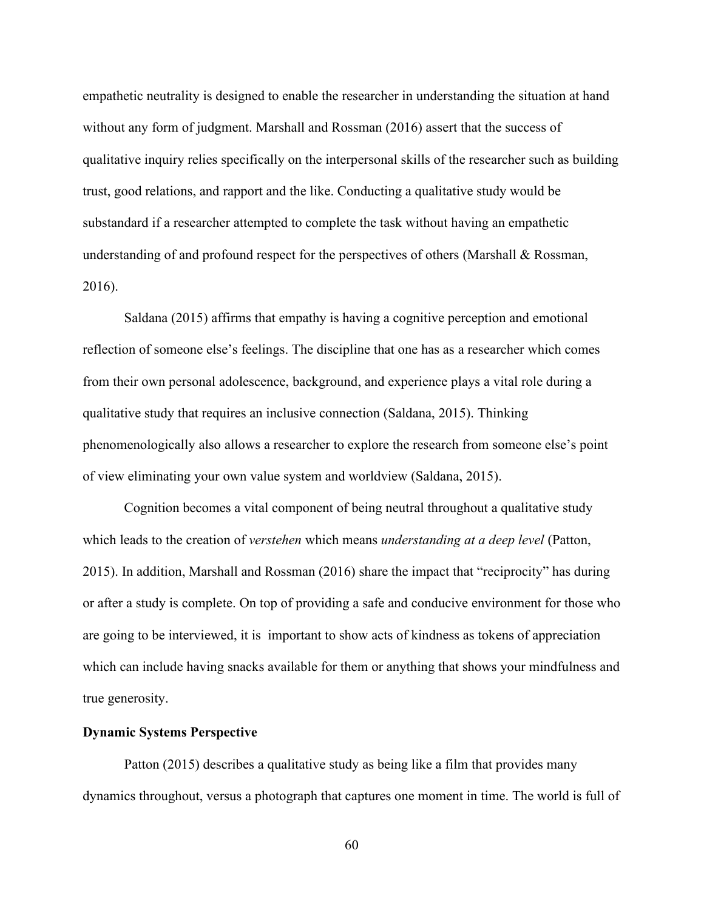empathetic neutrality is designed to enable the researcher in understanding the situation at hand without any form of judgment. Marshall and Rossman (2016) assert that the success of qualitative inquiry relies specifically on the interpersonal skills of the researcher such as building trust, good relations, and rapport and the like. Conducting a qualitative study would be substandard if a researcher attempted to complete the task without having an empathetic understanding of and profound respect for the perspectives of others (Marshall & Rossman, 2016).

Saldana (2015) affirms that empathy is having a cognitive perception and emotional reflection of someone else's feelings. The discipline that one has as a researcher which comes from their own personal adolescence, background, and experience plays a vital role during a qualitative study that requires an inclusive connection (Saldana, 2015). Thinking phenomenologically also allows a researcher to explore the research from someone else's point of view eliminating your own value system and worldview (Saldana, 2015).

Cognition becomes a vital component of being neutral throughout a qualitative study which leads to the creation of *verstehen* which means *understanding at a deep level* (Patton, 2015). In addition, Marshall and Rossman (2016) share the impact that "reciprocity" has during or after a study is complete. On top of providing a safe and conducive environment for those who are going to be interviewed, it is important to show acts of kindness as tokens of appreciation which can include having snacks available for them or anything that shows your mindfulness and true generosity.

**Dynamic Systems Perspective**

Patton (2015) describes a qualitative study as being like a film that provides many dynamics throughout, versus a photograph that captures one moment in time. The world is full of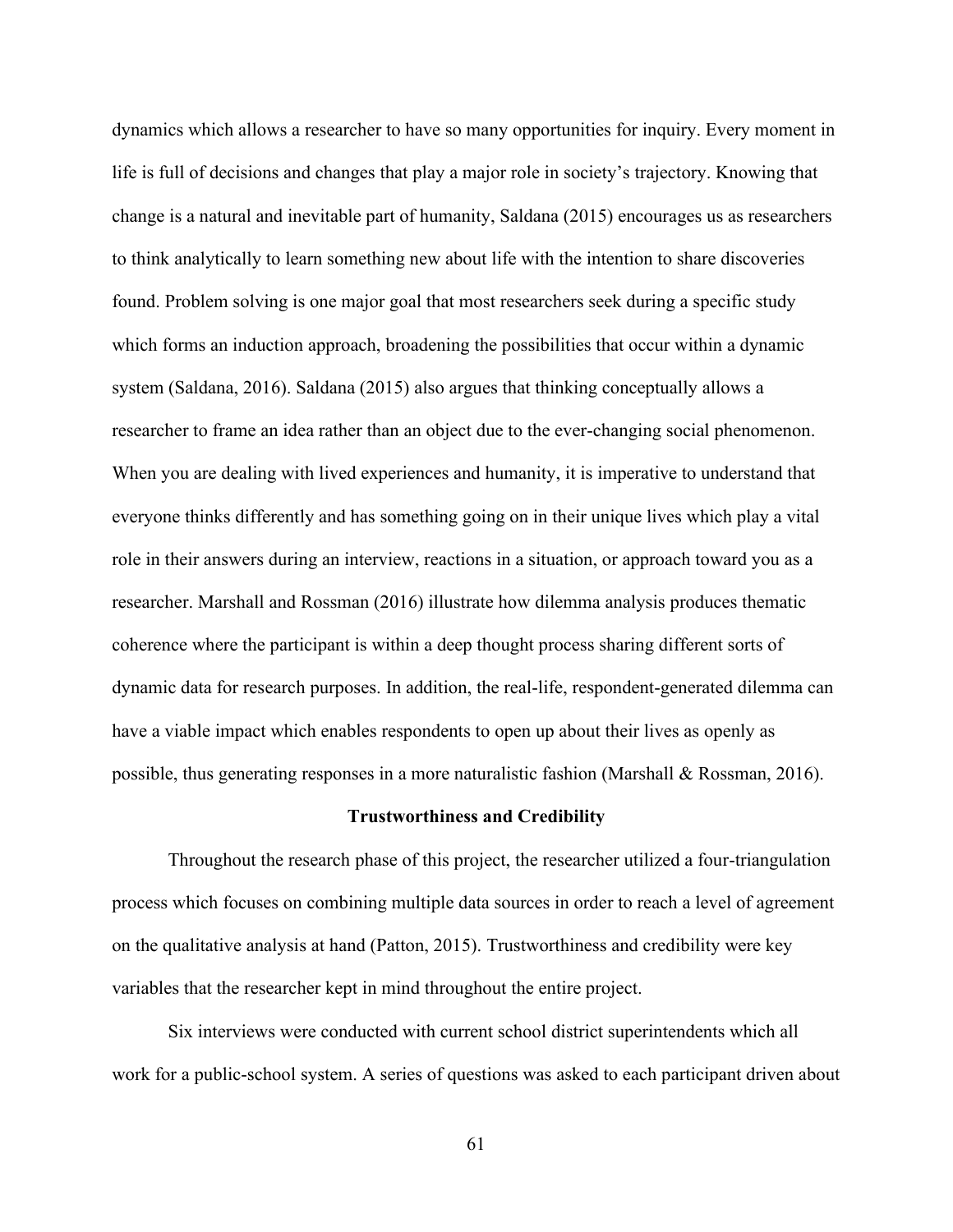dynamics which allows a researcher to have so many opportunities for inquiry. Every moment in life is full of decisions and changes that play a major role in society's trajectory. Knowing that change is a natural and inevitable part of humanity, Saldana (2015) encourages us as researchers to think analytically to learn something new about life with the intention to share discoveries found. Problem solving is one major goal that most researchers seek during a specific study which forms an induction approach, broadening the possibilities that occur within a dynamic system (Saldana, 2016). Saldana (2015) also argues that thinking conceptually allows a researcher to frame an idea rather than an object due to the ever-changing social phenomenon. When you are dealing with lived experiences and humanity, it is imperative to understand that everyone thinks differently and has something going on in their unique lives which play a vital role in their answers during an interview, reactions in a situation, or approach toward you as a researcher. Marshall and Rossman (2016) illustrate how dilemma analysis produces thematic coherence where the participant is within a deep thought process sharing different sorts of dynamic data for research purposes. In addition, the real-life, respondent-generated dilemma can have a viable impact which enables respondents to open up about their lives as openly as possible, thus generating responses in a more naturalistic fashion (Marshall & Rossman, 2016).

## Trustworthiness and Credibility

Throughout the research phase of this project, the researcher utilized a four-triangulation process which focuses on combining multiple data sources in order to reach a level of agreement on the qualitative analysis at hand (Patton, 2015). Trustworthiness and credibility were key variables that the researcher kept in mind throughout the entire project.

Six interviews were conducted with current school district superintendents which all work for a public-school system. A series of questions was asked to each participant driven about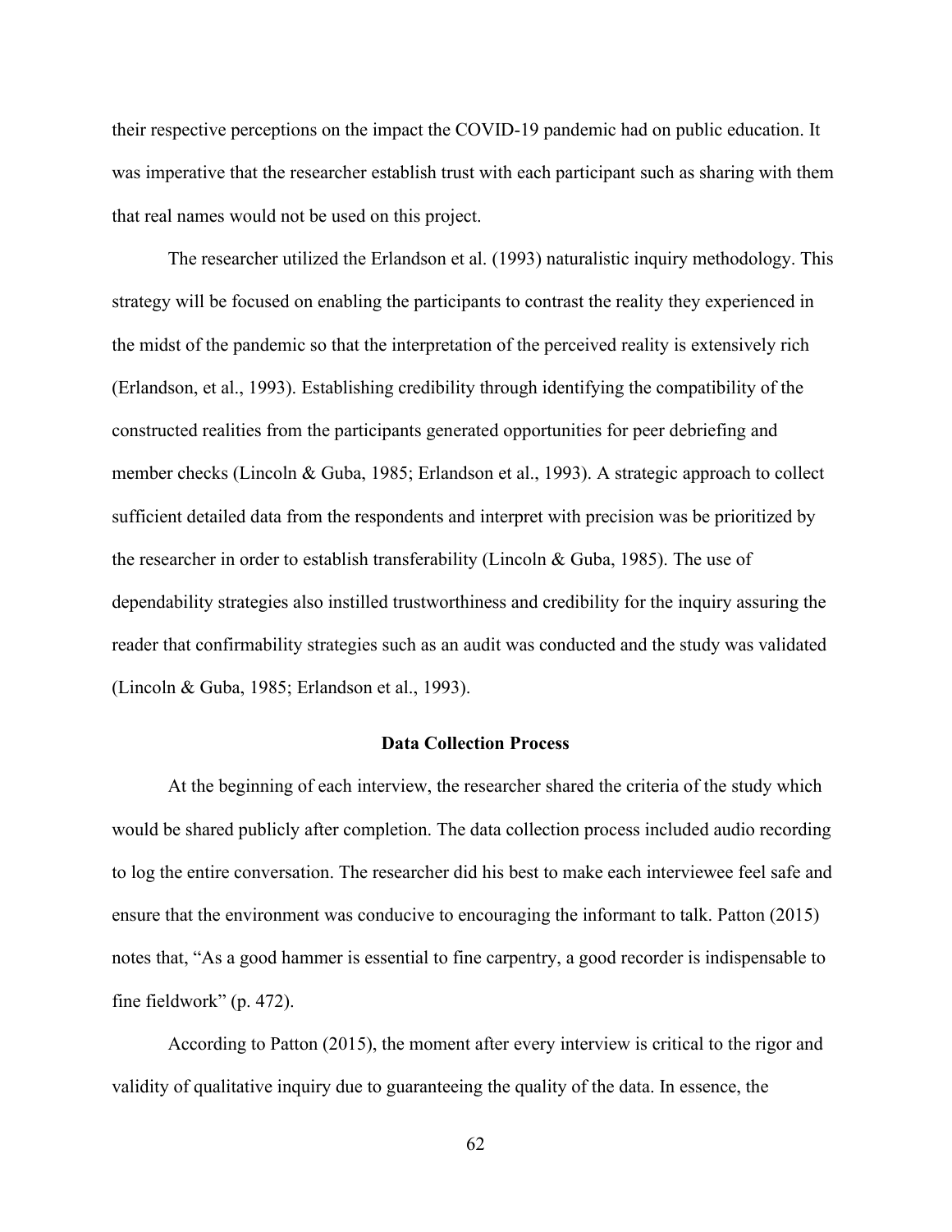their respective perceptions on the impact the COVID-19 pandemic had on public education. It was imperative that the researcher establish trust with each participant such as sharing with them that real names would not be used on this project.

The researcher utilized the Erlandson et al. (1993) naturalistic inquiry methodology. This strategy will be focused on enabling the participants to contrast the reality they experienced in the midst of the pandemic so that the interpretation of the perceived reality is extensively rich (Erlandson, et al., 1993). Establishing credibility through identifying the compatibility of the constructed realities from the participants generated opportunities for peer debriefing and member checks (Lincoln & Guba, 1985; Erlandson et al., 1993). A strategic approach to collect sufficient detailed data from the respondents and interpret with precision was be prioritized by the researcher in order to establish transferability (Lincoln & Guba, 1985). The use of dependability strategies also instilled trustworthiness and credibility for the inquiry assuring the reader that confirmability strategies such as an audit was conducted and the study was validated (Lincoln & Guba, 1985; Erlandson et al., 1993).

## Data Collection Process

At the beginning of each interview, the researcher shared the criteria of the study which would be shared publicly after completion. The data collection process included audio recording to log the entire conversation. The researcher did his best to make each interviewee feel safe and ensure that the environment was conducive to encouraging the informant to talk. Patton (2015) notes that, "As a good hammer is essential to fine carpentry, a good recorder is indispensable to fine fieldwork" (p. 472).

According to Patton (2015), the moment after every interview is critical to the rigor and validity of qualitative inquiry due to guaranteeing the quality of the data. In essence, the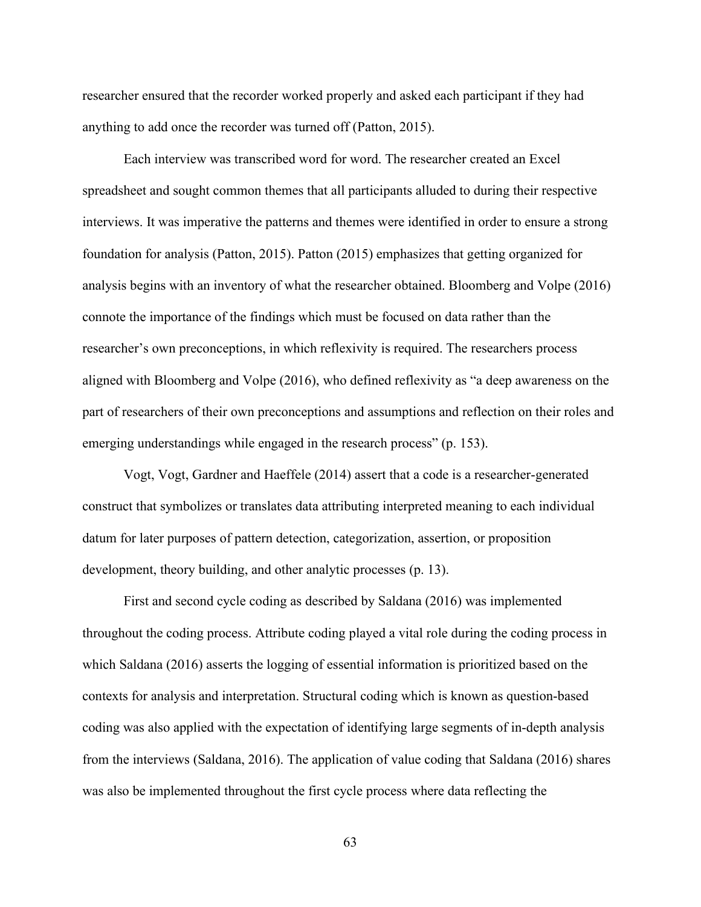researcher ensured that the recorder worked properly and asked each participant if they had anything to add once the recorder was turned off (Patton, 2015).

Each interview was transcribed word for word. The researcher created an Excel spreadsheet and sought common themes that all participants alluded to during their respective interviews. It was imperative the patterns and themes were identified in order to ensure a strong foundation for analysis (Patton, 2015). Patton (2015) emphasizes that getting organized for analysis begins with an inventory of what the researcher obtained. Bloomberg and Volpe (2016) connote the importance of the findings which must be focused on data rather than the researcher's own preconceptions, in which reflexivity is required. The researchers process aligned with Bloomberg and Volpe (2016), who defined reflexivity as "a deep awareness on the part of researchers of their own preconceptions and assumptions and reflection on their roles and emerging understandings while engaged in the research process" (p. 153).

Vogt, Vogt, Gardner and Haeffele (2014) assert that a code is a researcher-generated construct that symbolizes or translates data attributing interpreted meaning to each individual datum for later purposes of pattern detection, categorization, assertion, or proposition development, theory building, and other analytic processes (p. 13).

First and second cycle coding as described by Saldana (2016) was implemented throughout the coding process. Attribute coding played a vital role during the coding process in which Saldana (2016) asserts the logging of essential information is prioritized based on the contexts for analysis and interpretation. Structural coding which is known as question-based coding was also applied with the expectation of identifying large segments of in-depth analysis from the interviews (Saldana, 2016). The application of value coding that Saldana (2016) shares was also be implemented throughout the first cycle process where data reflecting the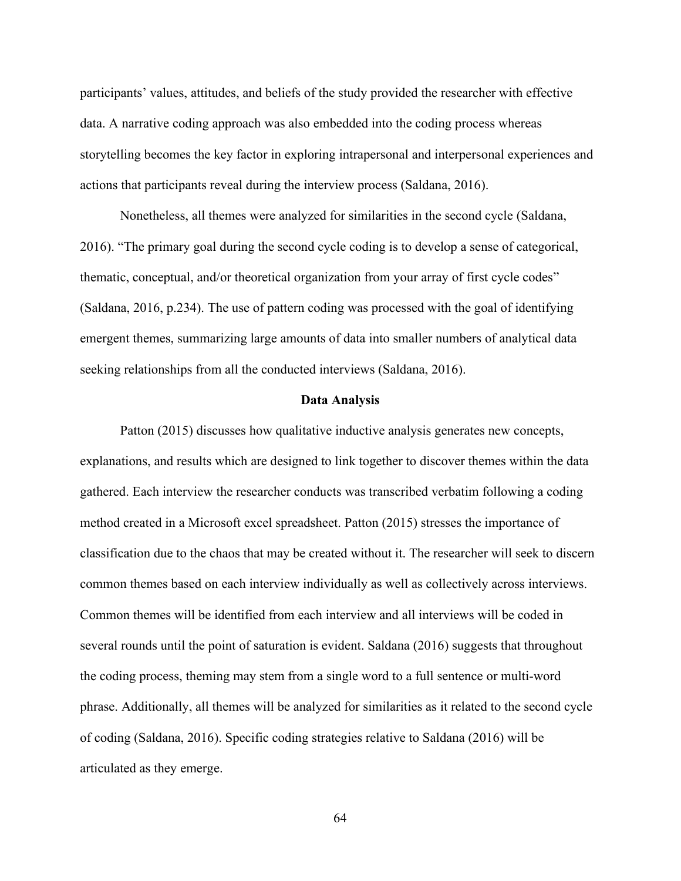participants' values, attitudes, and beliefs of the study provided the researcher with effective data. A narrative coding approach was also embedded into the coding process whereas storytelling becomes the key factor in exploring intrapersonal and interpersonal experiences and actions that participants reveal during the interview process (Saldana, 2016).

Nonetheless, all themes were analyzed for similarities in the second cycle (Saldana, 2016). "The primary goal during the second cycle coding is to develop a sense of categorical, thematic, conceptual, and/or theoretical organization from your array of first cycle codes" (Saldana, 2016, p.234). The use of pattern coding was processed with the goal of identifying emergent themes, summarizing large amounts of data into smaller numbers of analytical data seeking relationships from all the conducted interviews (Saldana, 2016).

## Data Analysis

Patton (2015) discusses how qualitative inductive analysis generates new concepts, explanations, and results which are designed to link together to discover themes within the data gathered. Each interview the researcher conducts was transcribed verbatim following a coding method created in a Microsoft excel spreadsheet. Patton (2015) stresses the importance of classification due to the chaos that may be created without it. The researcher will seek to discern common themes based on each interview individually as well as collectively across interviews. Common themes will be identified from each interview and all interviews will be coded in several rounds until the point of saturation is evident. Saldana (2016) suggests that throughout the coding process, theming may stem from a single word to a full sentence or multi-word phrase. Additionally, all themes will be analyzed for similarities as it related to the second cycle of coding (Saldana, 2016). Specific coding strategies relative to Saldana (2016) will be articulated as they emerge.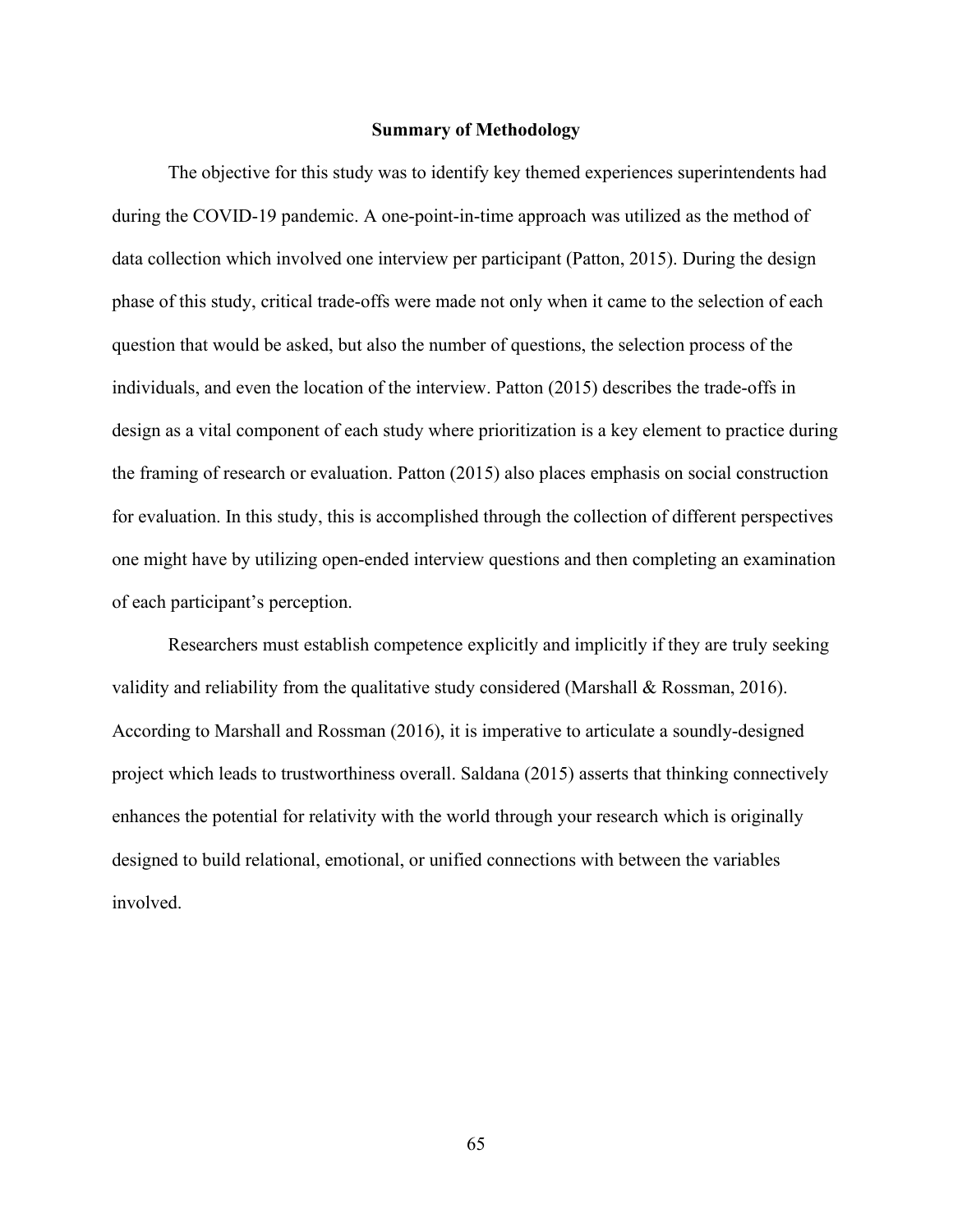## Summary of Methodology

The objective for this study was to identify key themed experiences superintendents had during the COVID-19 pandemic. A one-point-in-time approach was utilized as the method of data collection which involved one interview per participant (Patton, 2015). During the design phase of this study, critical trade-offs were made not only when it came to the selection of each question that would be asked, but also the number of questions, the selection process of the individuals, and even the location of the interview. Patton (2015) describes the trade-offs in design as a vital component of each study where prioritization is a key element to practice during the framing of research or evaluation. Patton (2015) also places emphasis on social construction for evaluation. In this study, this is accomplished through the collection of different perspectives one might have by utilizing open-ended interview questions and then completing an examination of each participant's perception.

Researchers must establish competence explicitly and implicitly if they are truly seeking validity and reliability from the qualitative study considered (Marshall & Rossman, 2016). According to Marshall and Rossman (2016), it is imperative to articulate a soundly-designed project which leads to trustworthiness overall. Saldana (2015) asserts that thinking connectively enhances the potential for relativity with the world through your research which is originally designed to build relational, emotional, or unified connections with between the variables involved.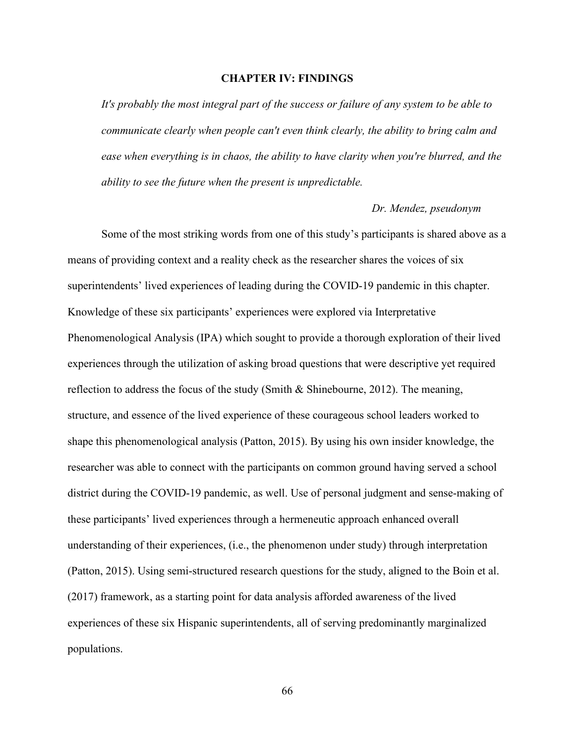# CHAPTER IV: FINDINGS

> *It's probably the most integral part of the success or failure of any system to be able to communicate clearly when people can't even think clearly, the ability to bring calm and ease when everything is in chaos, the ability to have clarity when you're blurred, and the ability to see the future when the present is unpredictable.*
>
> *Dr. Mendez, pseudonym*

Some of the most striking words from one of this study's participants is shared above as a means of providing context and a reality check as the researcher shares the voices of six superintendents' lived experiences of leading during the COVID-19 pandemic in this chapter. Knowledge of these six participants' experiences were explored via Interpretative Phenomenological Analysis (IPA) which sought to provide a thorough exploration of their lived experiences through the utilization of asking broad questions that were descriptive yet required reflection to address the focus of the study (Smith & Shinebourne, 2012). The meaning, structure, and essence of the lived experience of these courageous school leaders worked to shape this phenomenological analysis (Patton, 2015). By using his own insider knowledge, the researcher was able to connect with the participants on common ground having served a school district during the COVID-19 pandemic, as well. Use of personal judgment and sense-making of these participants' lived experiences through a hermeneutic approach enhanced overall understanding of their experiences, (i.e., the phenomenon under study) through interpretation (Patton, 2015). Using semi-structured research questions for the study, aligned to the Boin et al. (2017) framework, as a starting point for data analysis afforded awareness of the lived experiences of these six Hispanic superintendents, all of serving predominantly marginalized populations.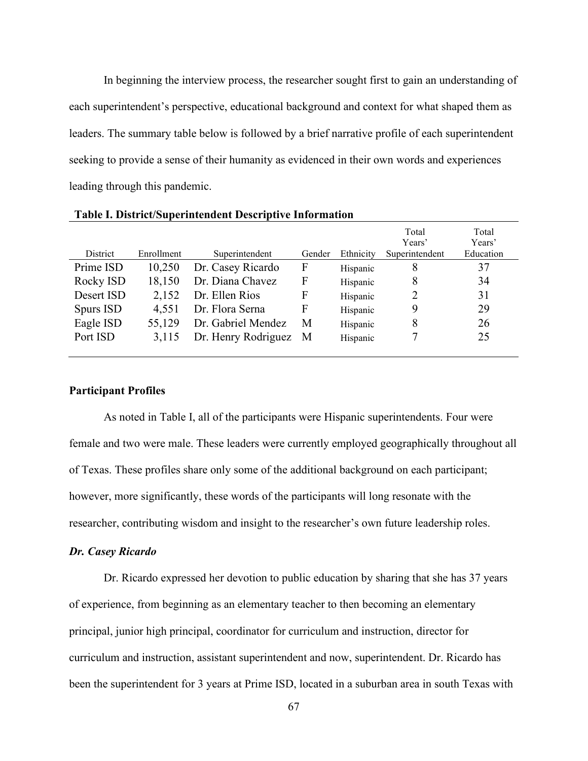In beginning the interview process, the researcher sought first to gain an understanding of each superintendent's perspective, educational background and context for what shaped them as leaders. The summary table below is followed by a brief narrative profile of each superintendent seeking to provide a sense of their humanity as evidenced in their own words and experiences leading through this pandemic.

**Table I. District/Superintendent Descriptive Information**

| District | Enrollment | Superintendent | Gender | Ethnicity | Total Years' Superintendent | Total Years' Education |
|---|---|---|---|---|---|---|
| Prime ISD | 10,250 | Dr. Casey Ricardo | F | Hispanic | 8 | 37 |
| Rocky ISD | 18,150 | Dr. Diana Chavez | F | Hispanic | 8 | 34 |
| Desert ISD | 2,152 | Dr. Ellen Rios | F | Hispanic | 2 | 31 |
| Spurs ISD | 4,551 | Dr. Flora Serna | F | Hispanic | 9 | 29 |
| Eagle ISD | 55,129 | Dr. Gabriel Mendez | M | Hispanic | 8 | 26 |
| Port ISD | 3,115 | Dr. Henry Rodriguez | M | Hispanic | 7 | 25 |

**Participant Profiles**

As noted in Table I, all of the participants were Hispanic superintendents. Four were female and two were male. These leaders were currently employed geographically throughout all of Texas. These profiles share only some of the additional background on each participant; however, more significantly, these words of the participants will long resonate with the researcher, contributing wisdom and insight to the researcher's own future leadership roles.

***Dr. Casey Ricardo***

Dr. Ricardo expressed her devotion to public education by sharing that she has 37 years of experience, from beginning as an elementary teacher to then becoming an elementary principal, junior high principal, coordinator for curriculum and instruction, director for curriculum and instruction, assistant superintendent and now, superintendent. Dr. Ricardo has been the superintendent for 3 years at Prime ISD, located in a suburban area in south Texas with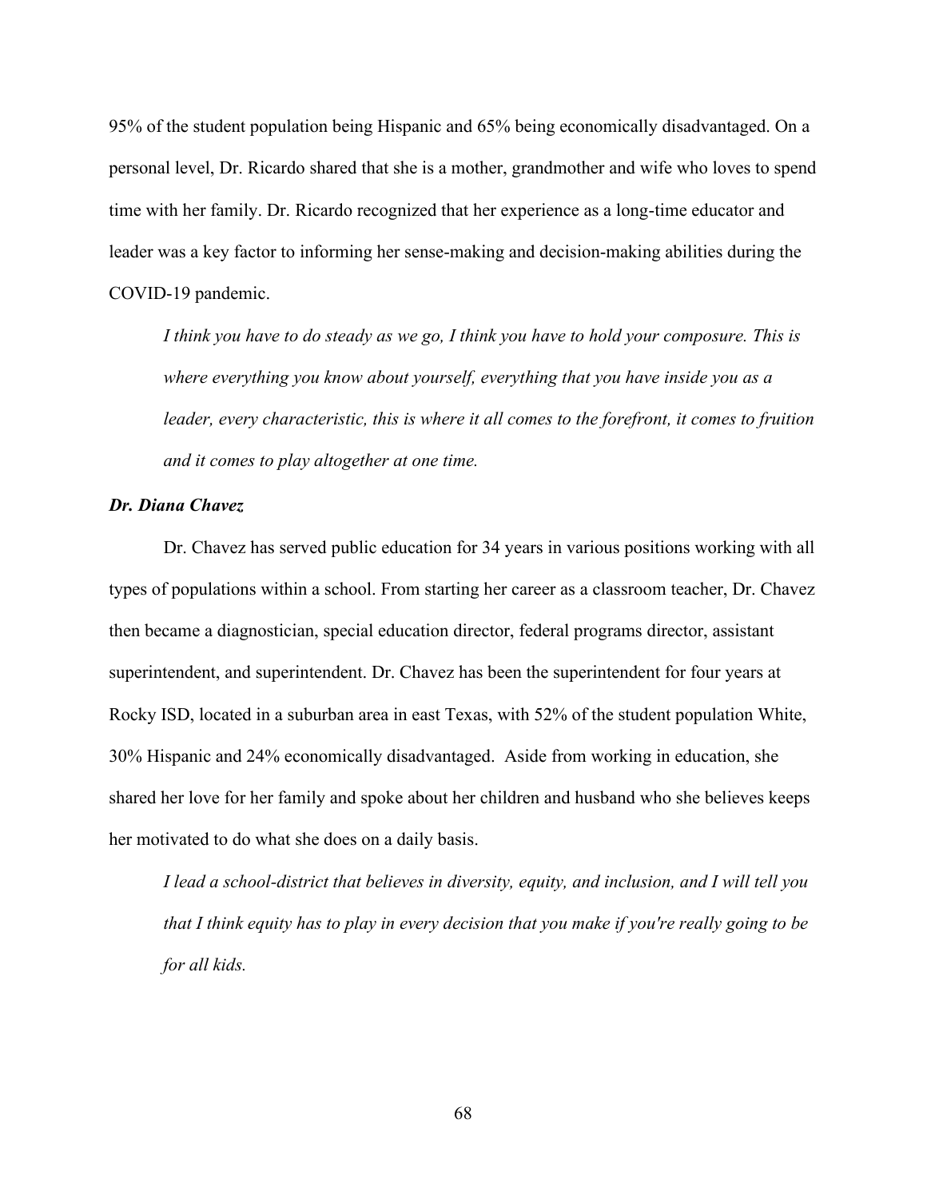95% of the student population being Hispanic and 65% being economically disadvantaged. On a personal level, Dr. Ricardo shared that she is a mother, grandmother and wife who loves to spend time with her family. Dr. Ricardo recognized that her experience as a long-time educator and leader was a key factor to informing her sense-making and decision-making abilities during the COVID-19 pandemic.

> *I think you have to do steady as we go, I think you have to hold your composure. This is where everything you know about yourself, everything that you have inside you as a leader, every characteristic, this is where it all comes to the forefront, it comes to fruition and it comes to play altogether at one time.*

### *Dr. Diana Chavez*

Dr. Chavez has served public education for 34 years in various positions working with all types of populations within a school. From starting her career as a classroom teacher, Dr. Chavez then became a diagnostician, special education director, federal programs director, assistant superintendent, and superintendent. Dr. Chavez has been the superintendent for four years at Rocky ISD, located in a suburban area in east Texas, with 52% of the student population White, 30% Hispanic and 24% economically disadvantaged. Aside from working in education, she shared her love for her family and spoke about her children and husband who she believes keeps her motivated to do what she does on a daily basis.

> *I lead a school-district that believes in diversity, equity, and inclusion, and I will tell you that I think equity has to play in every decision that you make if you're really going to be for all kids.*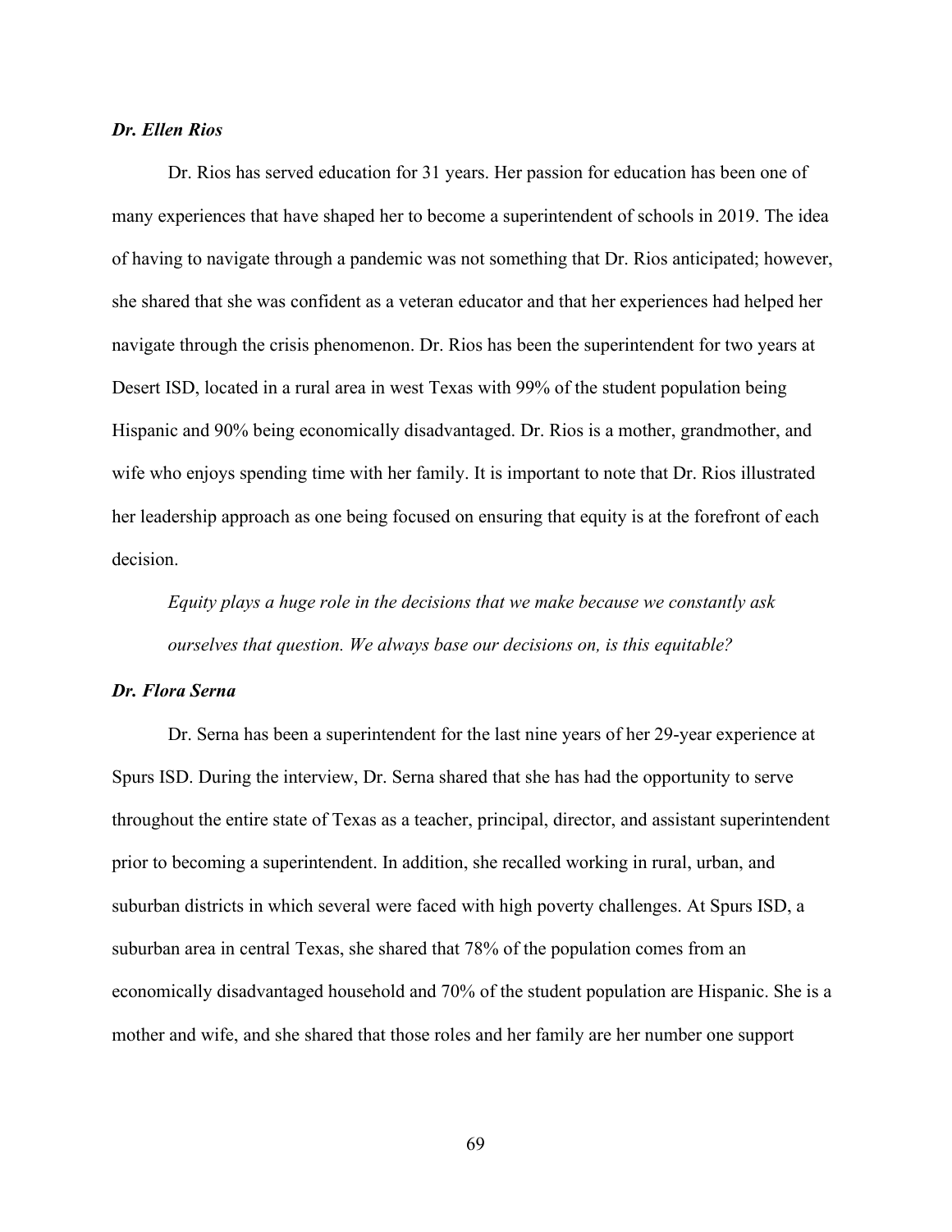### *Dr. Ellen Rios*

Dr. Rios has served education for 31 years. Her passion for education has been one of many experiences that have shaped her to become a superintendent of schools in 2019. The idea of having to navigate through a pandemic was not something that Dr. Rios anticipated; however, she shared that she was confident as a veteran educator and that her experiences had helped her navigate through the crisis phenomenon. Dr. Rios has been the superintendent for two years at Desert ISD, located in a rural area in west Texas with 99% of the student population being Hispanic and 90% being economically disadvantaged. Dr. Rios is a mother, grandmother, and wife who enjoys spending time with her family. It is important to note that Dr. Rios illustrated her leadership approach as one being focused on ensuring that equity is at the forefront of each decision.

> *Equity plays a huge role in the decisions that we make because we constantly ask ourselves that question. We always base our decisions on, is this equitable?*

### *Dr. Flora Serna*

Dr. Serna has been a superintendent for the last nine years of her 29-year experience at Spurs ISD. During the interview, Dr. Serna shared that she has had the opportunity to serve throughout the entire state of Texas as a teacher, principal, director, and assistant superintendent prior to becoming a superintendent. In addition, she recalled working in rural, urban, and suburban districts in which several were faced with high poverty challenges. At Spurs ISD, a suburban area in central Texas, she shared that 78% of the population comes from an economically disadvantaged household and 70% of the student population are Hispanic. She is a mother and wife, and she shared that those roles and her family are her number one support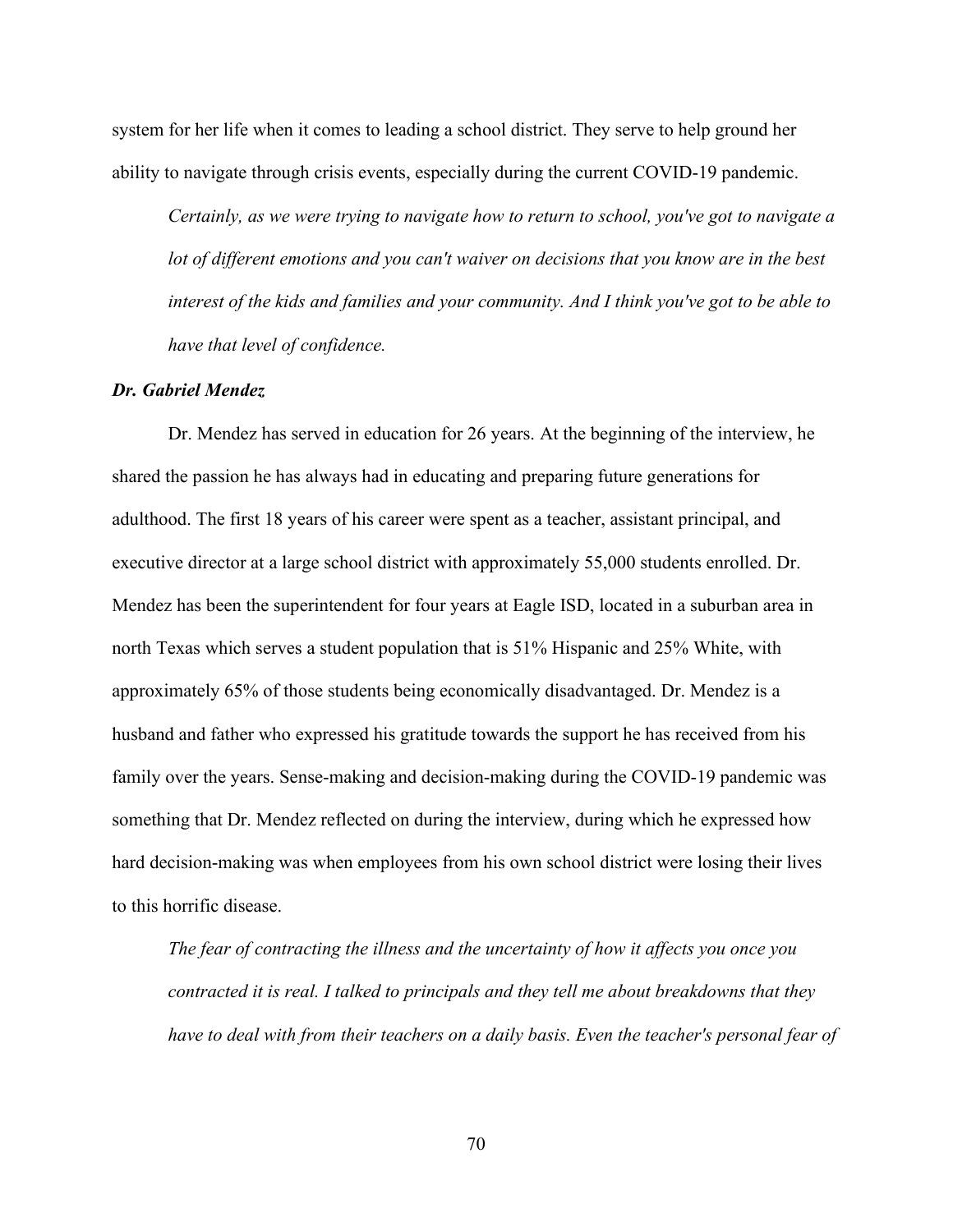system for her life when it comes to leading a school district. They serve to help ground her ability to navigate through crisis events, especially during the current COVID-19 pandemic.

> *Certainly, as we were trying to navigate how to return to school, you've got to navigate a lot of different emotions and you can't waiver on decisions that you know are in the best interest of the kids and families and your community. And I think you've got to be able to have that level of confidence.*

### *Dr. Gabriel Mendez*

Dr. Mendez has served in education for 26 years. At the beginning of the interview, he shared the passion he has always had in educating and preparing future generations for adulthood. The first 18 years of his career were spent as a teacher, assistant principal, and executive director at a large school district with approximately 55,000 students enrolled. Dr. Mendez has been the superintendent for four years at Eagle ISD, located in a suburban area in north Texas which serves a student population that is 51% Hispanic and 25% White, with approximately 65% of those students being economically disadvantaged. Dr. Mendez is a husband and father who expressed his gratitude towards the support he has received from his family over the years. Sense-making and decision-making during the COVID-19 pandemic was something that Dr. Mendez reflected on during the interview, during which he expressed how hard decision-making was when employees from his own school district were losing their lives to this horrific disease.

> *The fear of contracting the illness and the uncertainty of how it affects you once you contracted it is real. I talked to principals and they tell me about breakdowns that they have to deal with from their teachers on a daily basis. Even the teacher's personal fear of*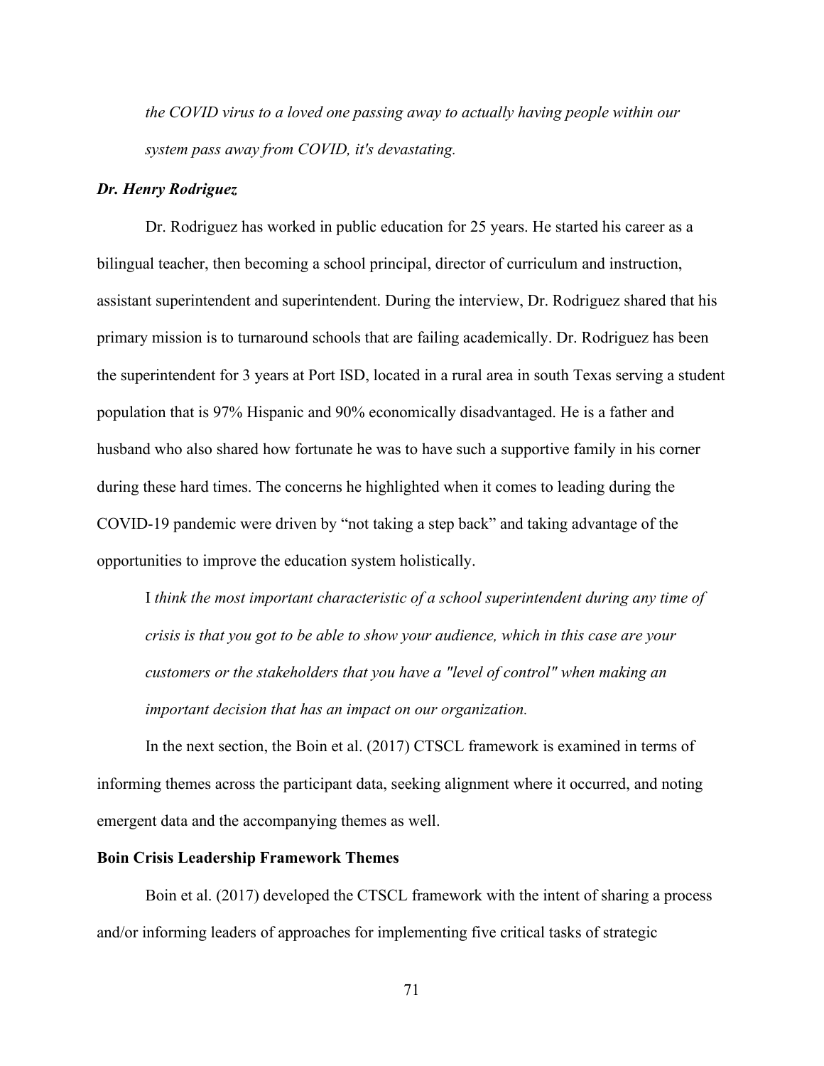*the COVID virus to a loved one passing away to actually having people within our system pass away from COVID, it's devastating.*

### *Dr. Henry Rodriguez*

Dr. Rodriguez has worked in public education for 25 years. He started his career as a bilingual teacher, then becoming a school principal, director of curriculum and instruction, assistant superintendent and superintendent. During the interview, Dr. Rodriguez shared that his primary mission is to turnaround schools that are failing academically. Dr. Rodriguez has been the superintendent for 3 years at Port ISD, located in a rural area in south Texas serving a student population that is 97% Hispanic and 90% economically disadvantaged. He is a father and husband who also shared how fortunate he was to have such a supportive family in his corner during these hard times. The concerns he highlighted when it comes to leading during the COVID-19 pandemic were driven by "not taking a step back" and taking advantage of the opportunities to improve the education system holistically.

> I *think the most important characteristic of a school superintendent during any time of crisis is that you got to be able to show your audience, which in this case are your customers or the stakeholders that you have a "level of control" when making an important decision that has an impact on our organization.*

In the next section, the Boin et al. (2017) CTSCL framework is examined in terms of informing themes across the participant data, seeking alignment where it occurred, and noting emergent data and the accompanying themes as well.

## Boin Crisis Leadership Framework Themes

Boin et al. (2017) developed the CTSCL framework with the intent of sharing a process and/or informing leaders of approaches for implementing five critical tasks of strategic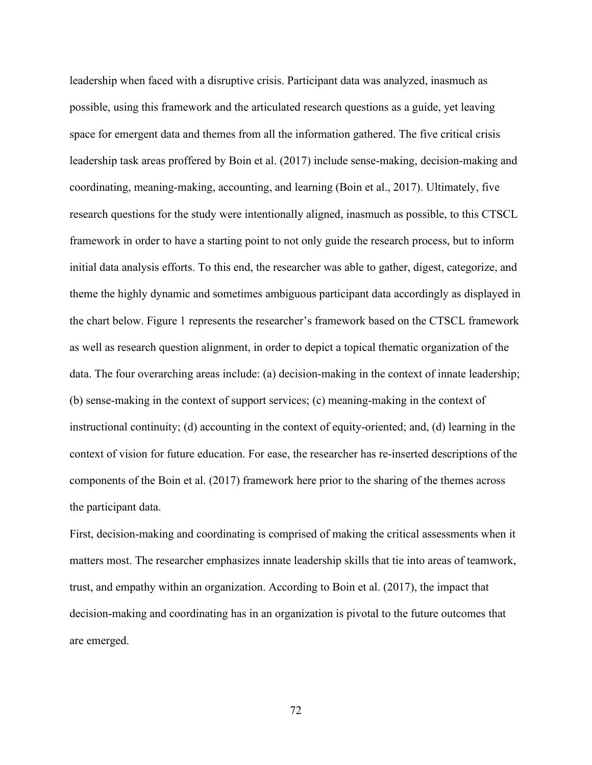leadership when faced with a disruptive crisis. Participant data was analyzed, inasmuch as possible, using this framework and the articulated research questions as a guide, yet leaving space for emergent data and themes from all the information gathered. The five critical crisis leadership task areas proffered by Boin et al. (2017) include sense-making, decision-making and coordinating, meaning-making, accounting, and learning (Boin et al., 2017). Ultimately, five research questions for the study were intentionally aligned, inasmuch as possible, to this CTSCL framework in order to have a starting point to not only guide the research process, but to inform initial data analysis efforts. To this end, the researcher was able to gather, digest, categorize, and theme the highly dynamic and sometimes ambiguous participant data accordingly as displayed in the chart below. Figure 1 represents the researcher's framework based on the CTSCL framework as well as research question alignment, in order to depict a topical thematic organization of the data. The four overarching areas include: (a) decision-making in the context of innate leadership; (b) sense-making in the context of support services; (c) meaning-making in the context of instructional continuity; (d) accounting in the context of equity-oriented; and, (d) learning in the context of vision for future education. For ease, the researcher has re-inserted descriptions of the components of the Boin et al. (2017) framework here prior to the sharing of the themes across the participant data.

First, decision-making and coordinating is comprised of making the critical assessments when it matters most. The researcher emphasizes innate leadership skills that tie into areas of teamwork, trust, and empathy within an organization. According to Boin et al. (2017), the impact that decision-making and coordinating has in an organization is pivotal to the future outcomes that are emerged.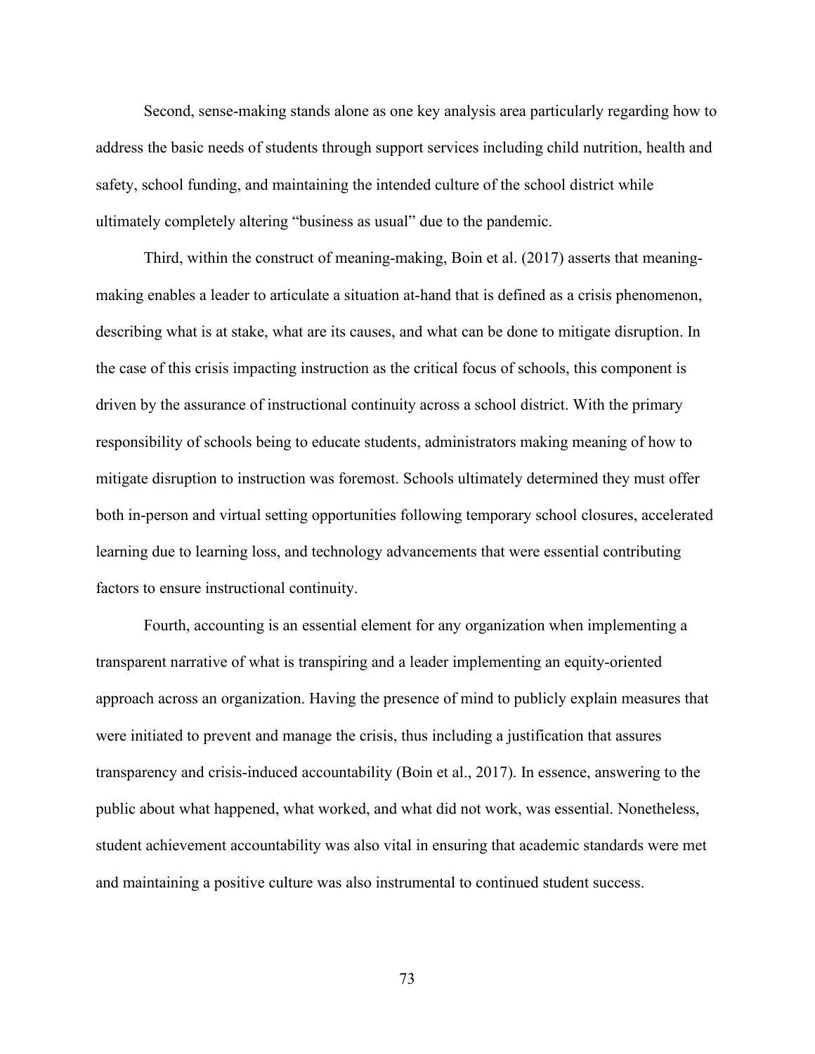Second, sense-making stands alone as one key analysis area particularly regarding how to address the basic needs of students through support services including child nutrition, health and safety, school funding, and maintaining the intended culture of the school district while ultimately completely altering "business as usual" due to the pandemic.

Third, within the construct of meaning-making, Boin et al. (2017) asserts that meaning-making enables a leader to articulate a situation at-hand that is defined as a crisis phenomenon, describing what is at stake, what are its causes, and what can be done to mitigate disruption. In the case of this crisis impacting instruction as the critical focus of schools, this component is driven by the assurance of instructional continuity across a school district. With the primary responsibility of schools being to educate students, administrators making meaning of how to mitigate disruption to instruction was foremost. Schools ultimately determined they must offer both in-person and virtual setting opportunities following temporary school closures, accelerated learning due to learning loss, and technology advancements that were essential contributing factors to ensure instructional continuity.

Fourth, accounting is an essential element for any organization when implementing a transparent narrative of what is transpiring and a leader implementing an equity-oriented approach across an organization. Having the presence of mind to publicly explain measures that were initiated to prevent and manage the crisis, thus including a justification that assures transparency and crisis-induced accountability (Boin et al., 2017). In essence, answering to the public about what happened, what worked, and what did not work, was essential. Nonetheless, student achievement accountability was also vital in ensuring that academic standards were met and maintaining a positive culture was also instrumental to continued student success.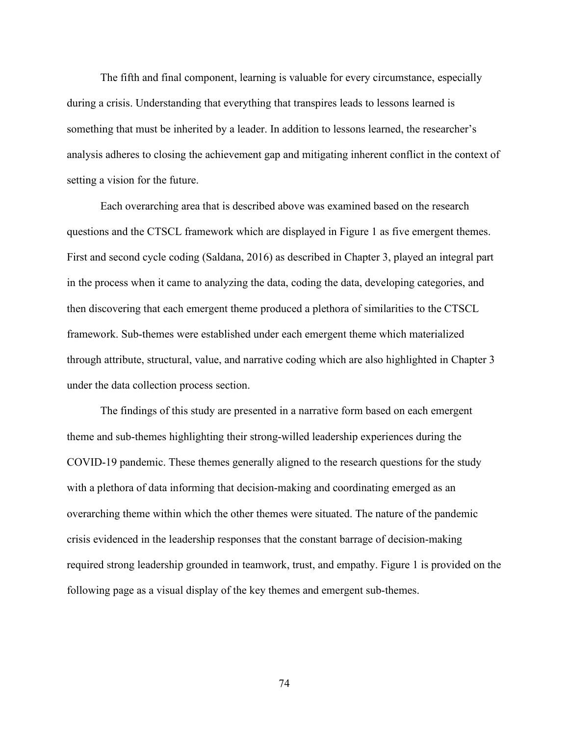The fifth and final component, learning is valuable for every circumstance, especially during a crisis. Understanding that everything that transpires leads to lessons learned is something that must be inherited by a leader. In addition to lessons learned, the researcher's analysis adheres to closing the achievement gap and mitigating inherent conflict in the context of setting a vision for the future.

Each overarching area that is described above was examined based on the research questions and the CTSCL framework which are displayed in Figure 1 as five emergent themes. First and second cycle coding (Saldana, 2016) as described in Chapter 3, played an integral part in the process when it came to analyzing the data, coding the data, developing categories, and then discovering that each emergent theme produced a plethora of similarities to the CTSCL framework. Sub-themes were established under each emergent theme which materialized through attribute, structural, value, and narrative coding which are also highlighted in Chapter 3 under the data collection process section.

The findings of this study are presented in a narrative form based on each emergent theme and sub-themes highlighting their strong-willed leadership experiences during the COVID-19 pandemic. These themes generally aligned to the research questions for the study with a plethora of data informing that decision-making and coordinating emerged as an overarching theme within which the other themes were situated. The nature of the pandemic crisis evidenced in the leadership responses that the constant barrage of decision-making required strong leadership grounded in teamwork, trust, and empathy. Figure 1 is provided on the following page as a visual display of the key themes and emergent sub-themes.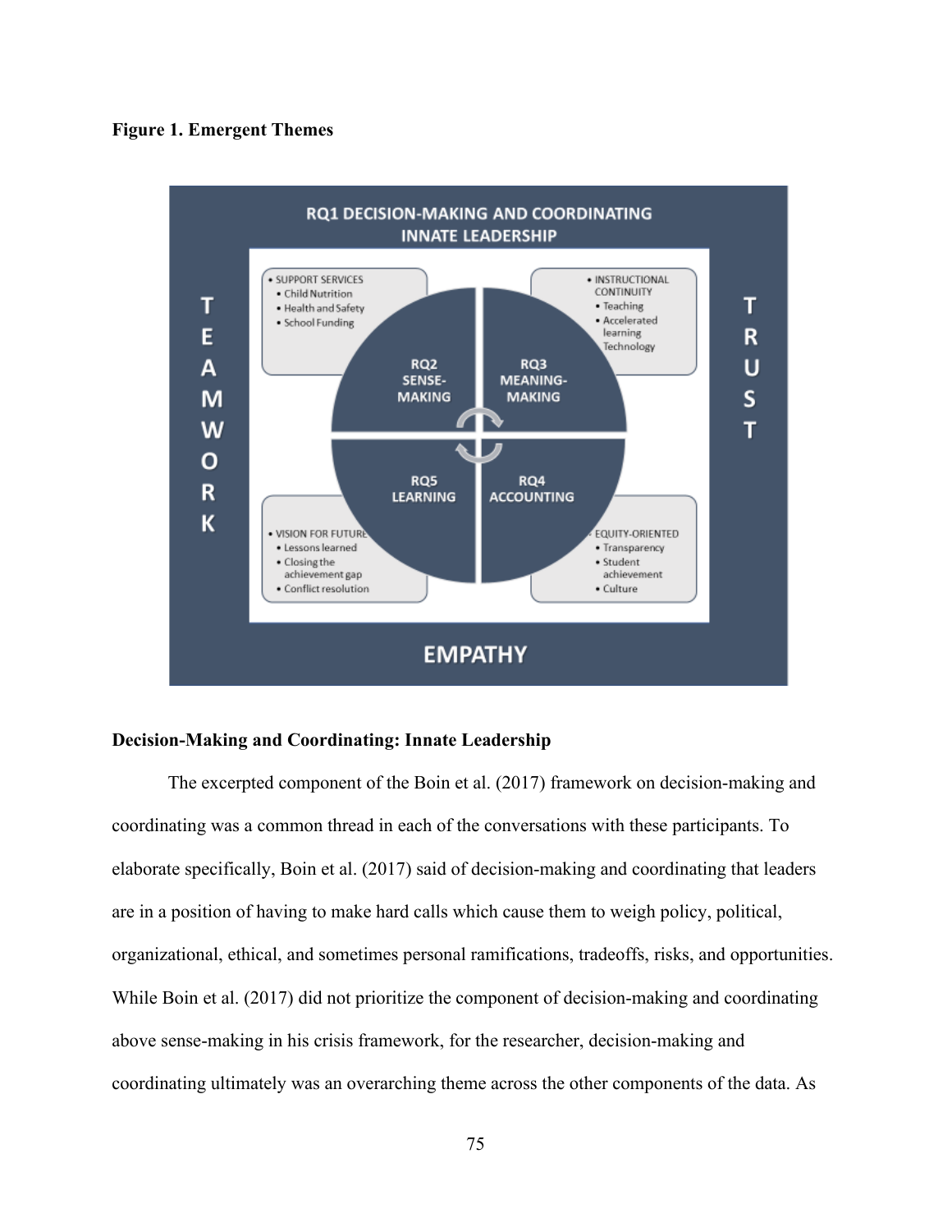**Figure 1. Emergent Themes**

RQ1 DECISION-MAKING AND COORDINATING
INNATE LEADERSHIP

TEAMWORK

TRUST

EMPATHY

- SUPPORT SERVICES
  - Child Nutrition
  - Health and Safety
  - School Funding

RQ2 SENSE-MAKING

- INSTRUCTIONAL CONTINUITY
  - Teaching
  - Accelerated learning
  - Technology

RQ3 MEANING-MAKING

RQ5 LEARNING

- VISION FOR FUTURE
  - Lessons learned
  - Closing the achievement gap
  - Conflict resolution

RQ4 ACCOUNTING

- EQUITY-ORIENTED
  - Transparency
  - Student achievement
  - Culture

**Decision-Making and Coordinating: Innate Leadership**

The excerpted component of the Boin et al. (2017) framework on decision-making and coordinating was a common thread in each of the conversations with these participants. To elaborate specifically, Boin et al. (2017) said of decision-making and coordinating that leaders are in a position of having to make hard calls which cause them to weigh policy, political, organizational, ethical, and sometimes personal ramifications, tradeoffs, risks, and opportunities. While Boin et al. (2017) did not prioritize the component of decision-making and coordinating above sense-making in his crisis framework, for the researcher, decision-making and coordinating ultimately was an overarching theme across the other components of the data. As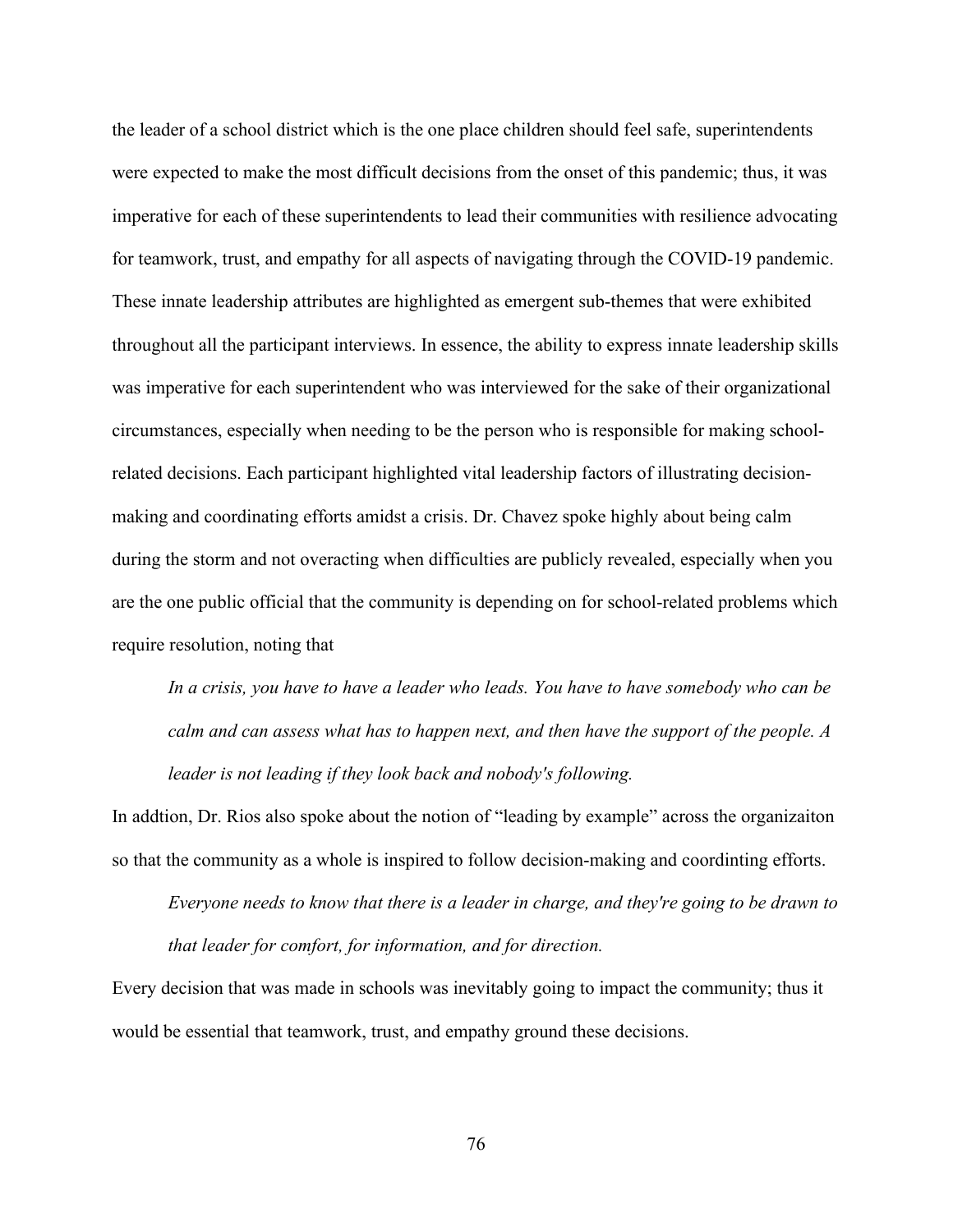the leader of a school district which is the one place children should feel safe, superintendents were expected to make the most difficult decisions from the onset of this pandemic; thus, it was imperative for each of these superintendents to lead their communities with resilience advocating for teamwork, trust, and empathy for all aspects of navigating through the COVID-19 pandemic. These innate leadership attributes are highlighted as emergent sub-themes that were exhibited throughout all the participant interviews. In essence, the ability to express innate leadership skills was imperative for each superintendent who was interviewed for the sake of their organizational circumstances, especially when needing to be the person who is responsible for making school-related decisions. Each participant highlighted vital leadership factors of illustrating decision-making and coordinating efforts amidst a crisis. Dr. Chavez spoke highly about being calm during the storm and not overacting when difficulties are publicly revealed, especially when you are the one public official that the community is depending on for school-related problems which require resolution, noting that

> *In a crisis, you have to have a leader who leads. You have to have somebody who can be calm and can assess what has to happen next, and then have the support of the people. A leader is not leading if they look back and nobody's following.*

In addtion, Dr. Rios also spoke about the notion of "leading by example" across the organizaiton so that the community as a whole is inspired to follow decision-making and coordinting efforts.

> *Everyone needs to know that there is a leader in charge, and they're going to be drawn to that leader for comfort, for information, and for direction.*

Every decision that was made in schools was inevitably going to impact the community; thus it would be essential that teamwork, trust, and empathy ground these decisions.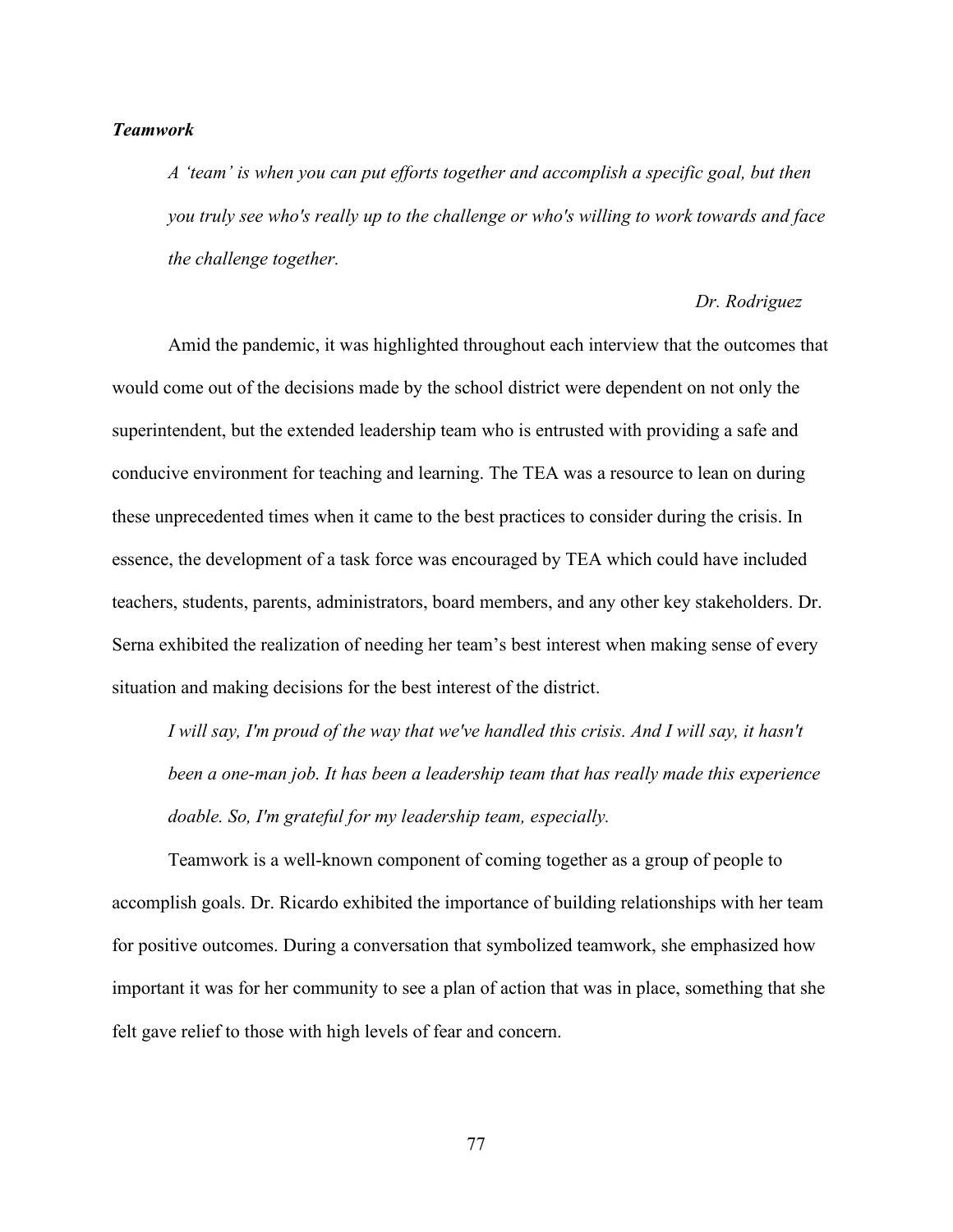### *Teamwork*

> *A 'team' is when you can put efforts together and accomplish a specific goal, but then you truly see who's really up to the challenge or who's willing to work towards and face the challenge together.*
>
> *Dr. Rodriguez*

Amid the pandemic, it was highlighted throughout each interview that the outcomes that would come out of the decisions made by the school district were dependent on not only the superintendent, but the extended leadership team who is entrusted with providing a safe and conducive environment for teaching and learning. The TEA was a resource to lean on during these unprecedented times when it came to the best practices to consider during the crisis. In essence, the development of a task force was encouraged by TEA which could have included teachers, students, parents, administrators, board members, and any other key stakeholders. Dr. Serna exhibited the realization of needing her team's best interest when making sense of every situation and making decisions for the best interest of the district.

> *I will say, I'm proud of the way that we've handled this crisis. And I will say, it hasn't been a one-man job. It has been a leadership team that has really made this experience doable. So, I'm grateful for my leadership team, especially.*

Teamwork is a well-known component of coming together as a group of people to accomplish goals. Dr. Ricardo exhibited the importance of building relationships with her team for positive outcomes. During a conversation that symbolized teamwork, she emphasized how important it was for her community to see a plan of action that was in place, something that she felt gave relief to those with high levels of fear and concern.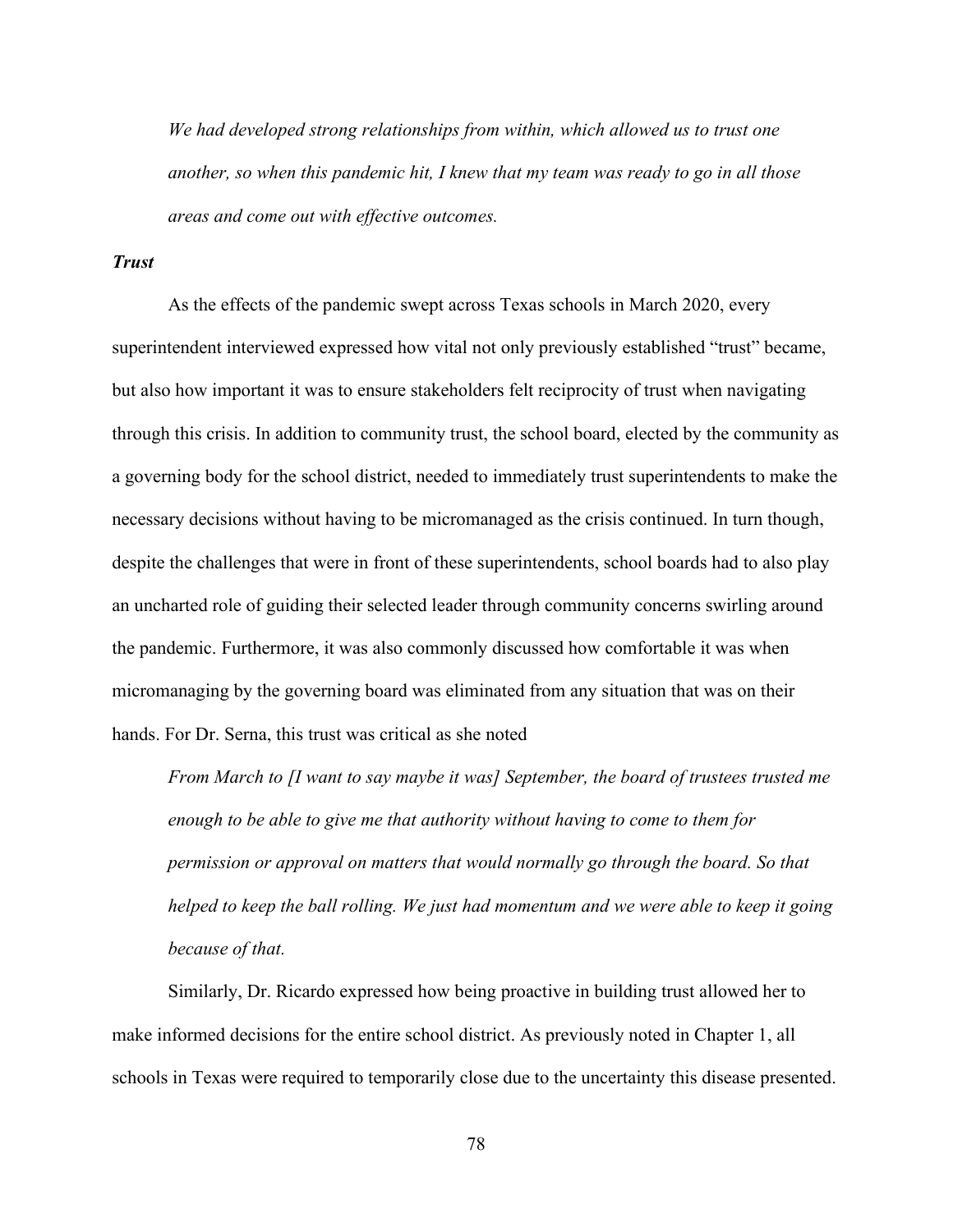*We had developed strong relationships from within, which allowed us to trust one another, so when this pandemic hit, I knew that my team was ready to go in all those areas and come out with effective outcomes.*

### *Trust*

As the effects of the pandemic swept across Texas schools in March 2020, every superintendent interviewed expressed how vital not only previously established "trust" became, but also how important it was to ensure stakeholders felt reciprocity of trust when navigating through this crisis. In addition to community trust, the school board, elected by the community as a governing body for the school district, needed to immediately trust superintendents to make the necessary decisions without having to be micromanaged as the crisis continued. In turn though, despite the challenges that were in front of these superintendents, school boards had to also play an uncharted role of guiding their selected leader through community concerns swirling around the pandemic. Furthermore, it was also commonly discussed how comfortable it was when micromanaging by the governing board was eliminated from any situation that was on their hands. For Dr. Serna, this trust was critical as she noted

*From March to [I want to say maybe it was] September, the board of trustees trusted me enough to be able to give me that authority without having to come to them for permission or approval on matters that would normally go through the board. So that helped to keep the ball rolling. We just had momentum and we were able to keep it going because of that.*

Similarly, Dr. Ricardo expressed how being proactive in building trust allowed her to make informed decisions for the entire school district. As previously noted in Chapter 1, all schools in Texas were required to temporarily close due to the uncertainty this disease presented.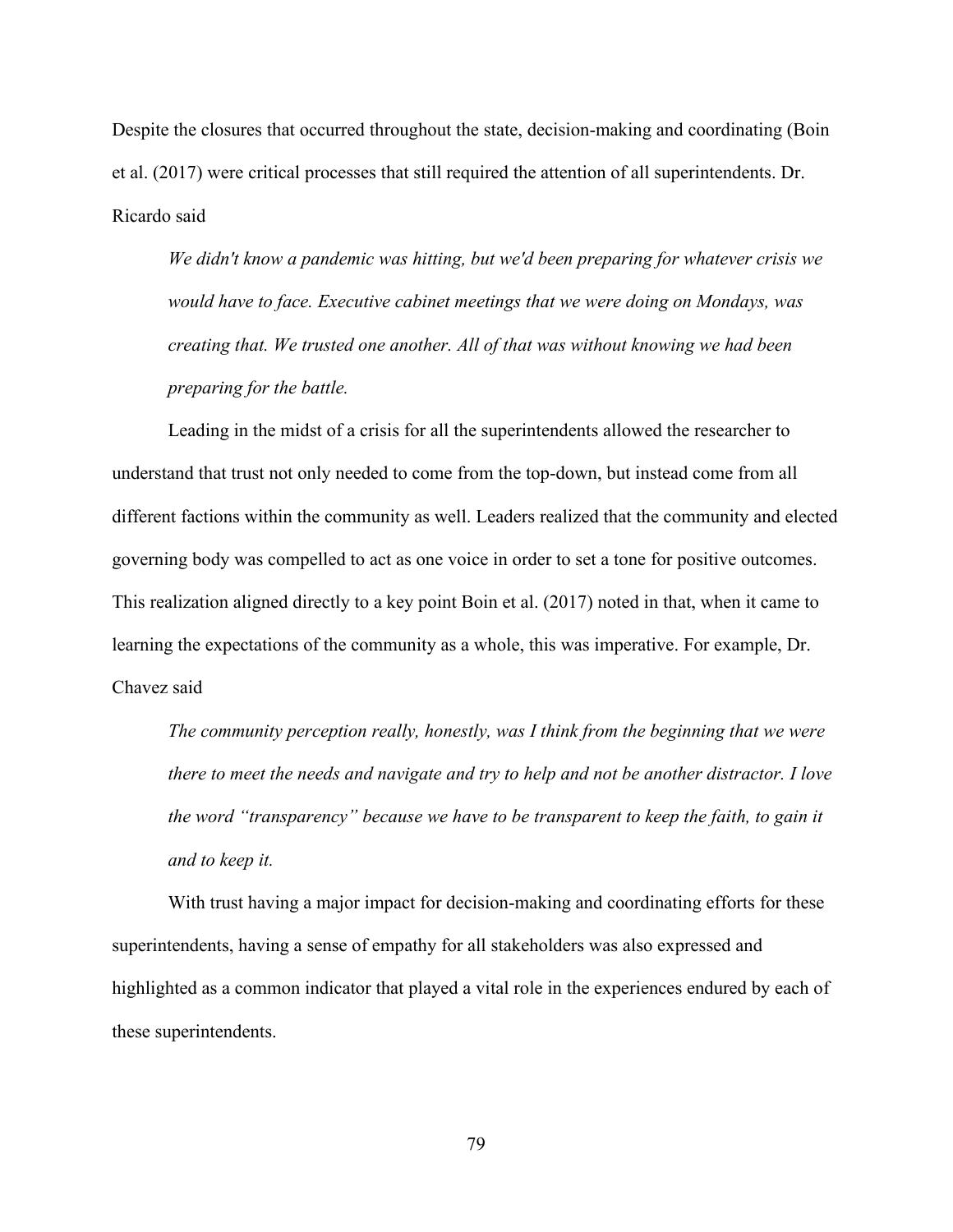Despite the closures that occurred throughout the state, decision-making and coordinating (Boin et al. (2017) were critical processes that still required the attention of all superintendents. Dr. Ricardo said

> *We didn't know a pandemic was hitting, but we'd been preparing for whatever crisis we would have to face. Executive cabinet meetings that we were doing on Mondays, was creating that. We trusted one another. All of that was without knowing we had been preparing for the battle.*

Leading in the midst of a crisis for all the superintendents allowed the researcher to understand that trust not only needed to come from the top-down, but instead come from all different factions within the community as well. Leaders realized that the community and elected governing body was compelled to act as one voice in order to set a tone for positive outcomes. This realization aligned directly to a key point Boin et al. (2017) noted in that, when it came to learning the expectations of the community as a whole, this was imperative. For example, Dr. Chavez said

> *The community perception really, honestly, was I think from the beginning that we were there to meet the needs and navigate and try to help and not be another distractor. I love the word "transparency" because we have to be transparent to keep the faith, to gain it and to keep it.*

With trust having a major impact for decision-making and coordinating efforts for these superintendents, having a sense of empathy for all stakeholders was also expressed and highlighted as a common indicator that played a vital role in the experiences endured by each of these superintendents.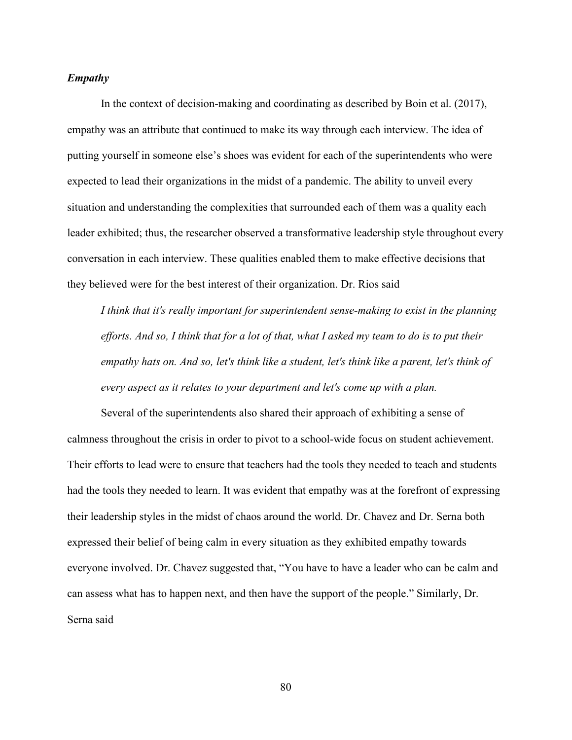### *Empathy*

In the context of decision-making and coordinating as described by Boin et al. (2017), empathy was an attribute that continued to make its way through each interview. The idea of putting yourself in someone else's shoes was evident for each of the superintendents who were expected to lead their organizations in the midst of a pandemic. The ability to unveil every situation and understanding the complexities that surrounded each of them was a quality each leader exhibited; thus, the researcher observed a transformative leadership style throughout every conversation in each interview. These qualities enabled them to make effective decisions that they believed were for the best interest of their organization. Dr. Rios said

> *I think that it's really important for superintendent sense-making to exist in the planning efforts. And so, I think that for a lot of that, what I asked my team to do is to put their empathy hats on. And so, let's think like a student, let's think like a parent, let's think of every aspect as it relates to your department and let's come up with a plan.*

Several of the superintendents also shared their approach of exhibiting a sense of calmness throughout the crisis in order to pivot to a school-wide focus on student achievement. Their efforts to lead were to ensure that teachers had the tools they needed to teach and students had the tools they needed to learn. It was evident that empathy was at the forefront of expressing their leadership styles in the midst of chaos around the world. Dr. Chavez and Dr. Serna both expressed their belief of being calm in every situation as they exhibited empathy towards everyone involved. Dr. Chavez suggested that, "You have to have a leader who can be calm and can assess what has to happen next, and then have the support of the people." Similarly, Dr. Serna said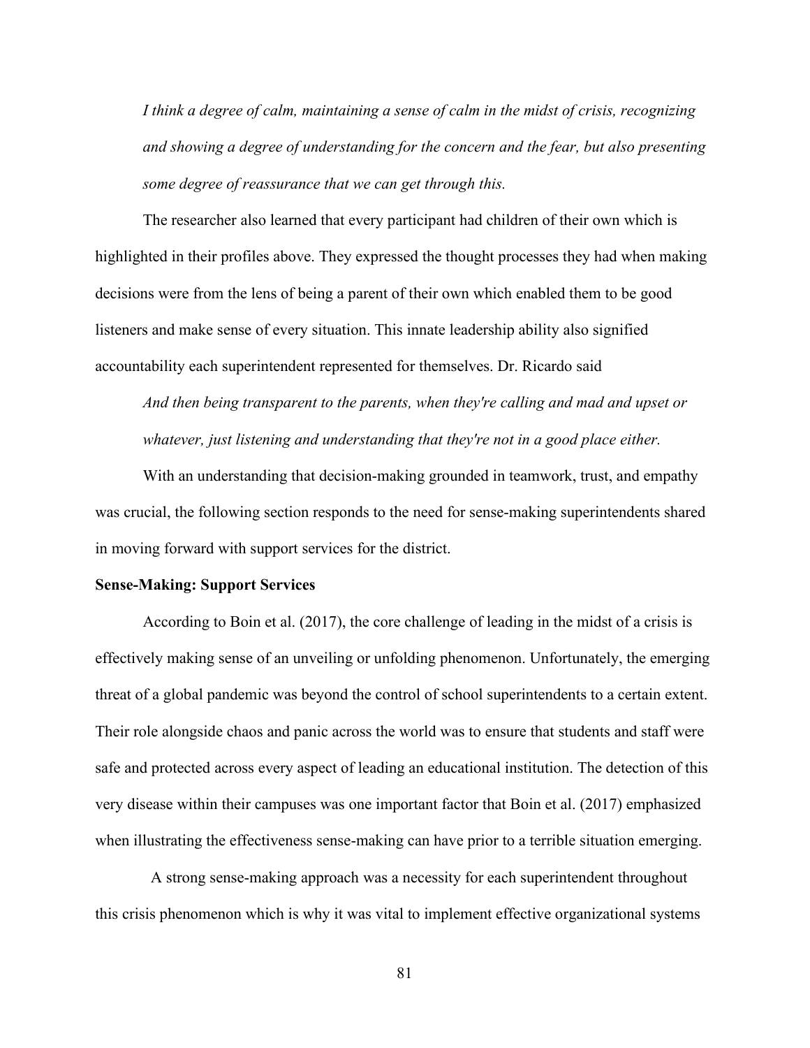*I think a degree of calm, maintaining a sense of calm in the midst of crisis, recognizing and showing a degree of understanding for the concern and the fear, but also presenting some degree of reassurance that we can get through this.*

The researcher also learned that every participant had children of their own which is highlighted in their profiles above. They expressed the thought processes they had when making decisions were from the lens of being a parent of their own which enabled them to be good listeners and make sense of every situation. This innate leadership ability also signified accountability each superintendent represented for themselves. Dr. Ricardo said

*And then being transparent to the parents, when they're calling and mad and upset or whatever, just listening and understanding that they're not in a good place either.*

With an understanding that decision-making grounded in teamwork, trust, and empathy was crucial, the following section responds to the need for sense-making superintendents shared in moving forward with support services for the district.

**Sense-Making: Support Services**

According to Boin et al. (2017), the core challenge of leading in the midst of a crisis is effectively making sense of an unveiling or unfolding phenomenon. Unfortunately, the emerging threat of a global pandemic was beyond the control of school superintendents to a certain extent. Their role alongside chaos and panic across the world was to ensure that students and staff were safe and protected across every aspect of leading an educational institution. The detection of this very disease within their campuses was one important factor that Boin et al. (2017) emphasized when illustrating the effectiveness sense-making can have prior to a terrible situation emerging.

A strong sense-making approach was a necessity for each superintendent throughout this crisis phenomenon which is why it was vital to implement effective organizational systems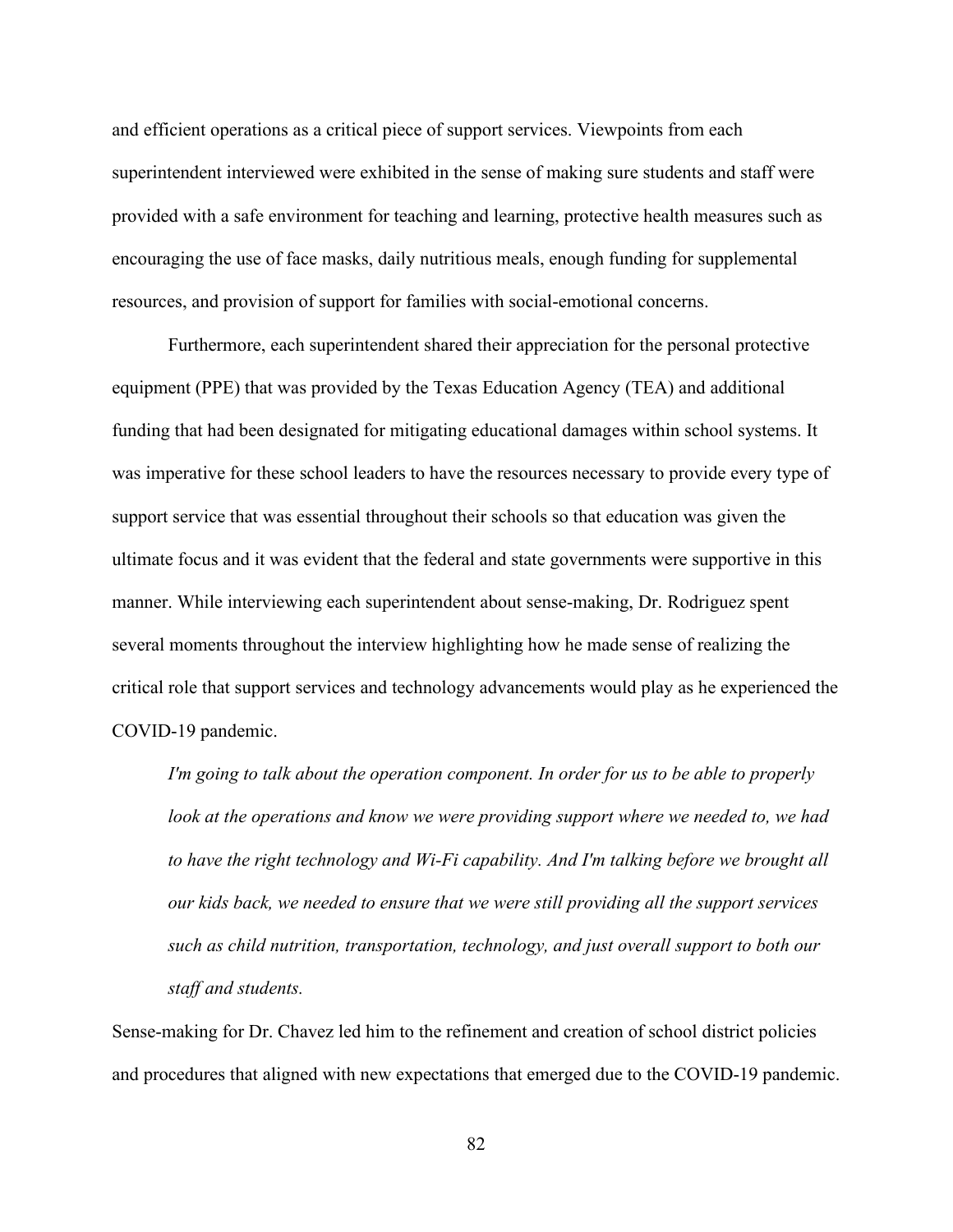and efficient operations as a critical piece of support services. Viewpoints from each superintendent interviewed were exhibited in the sense of making sure students and staff were provided with a safe environment for teaching and learning, protective health measures such as encouraging the use of face masks, daily nutritious meals, enough funding for supplemental resources, and provision of support for families with social-emotional concerns.

Furthermore, each superintendent shared their appreciation for the personal protective equipment (PPE) that was provided by the Texas Education Agency (TEA) and additional funding that had been designated for mitigating educational damages within school systems. It was imperative for these school leaders to have the resources necessary to provide every type of support service that was essential throughout their schools so that education was given the ultimate focus and it was evident that the federal and state governments were supportive in this manner. While interviewing each superintendent about sense-making, Dr. Rodriguez spent several moments throughout the interview highlighting how he made sense of realizing the critical role that support services and technology advancements would play as he experienced the COVID-19 pandemic.

> *I'm going to talk about the operation component. In order for us to be able to properly look at the operations and know we were providing support where we needed to, we had to have the right technology and Wi-Fi capability. And I'm talking before we brought all our kids back, we needed to ensure that we were still providing all the support services such as child nutrition, transportation, technology, and just overall support to both our staff and students.*

Sense-making for Dr. Chavez led him to the refinement and creation of school district policies and procedures that aligned with new expectations that emerged due to the COVID-19 pandemic.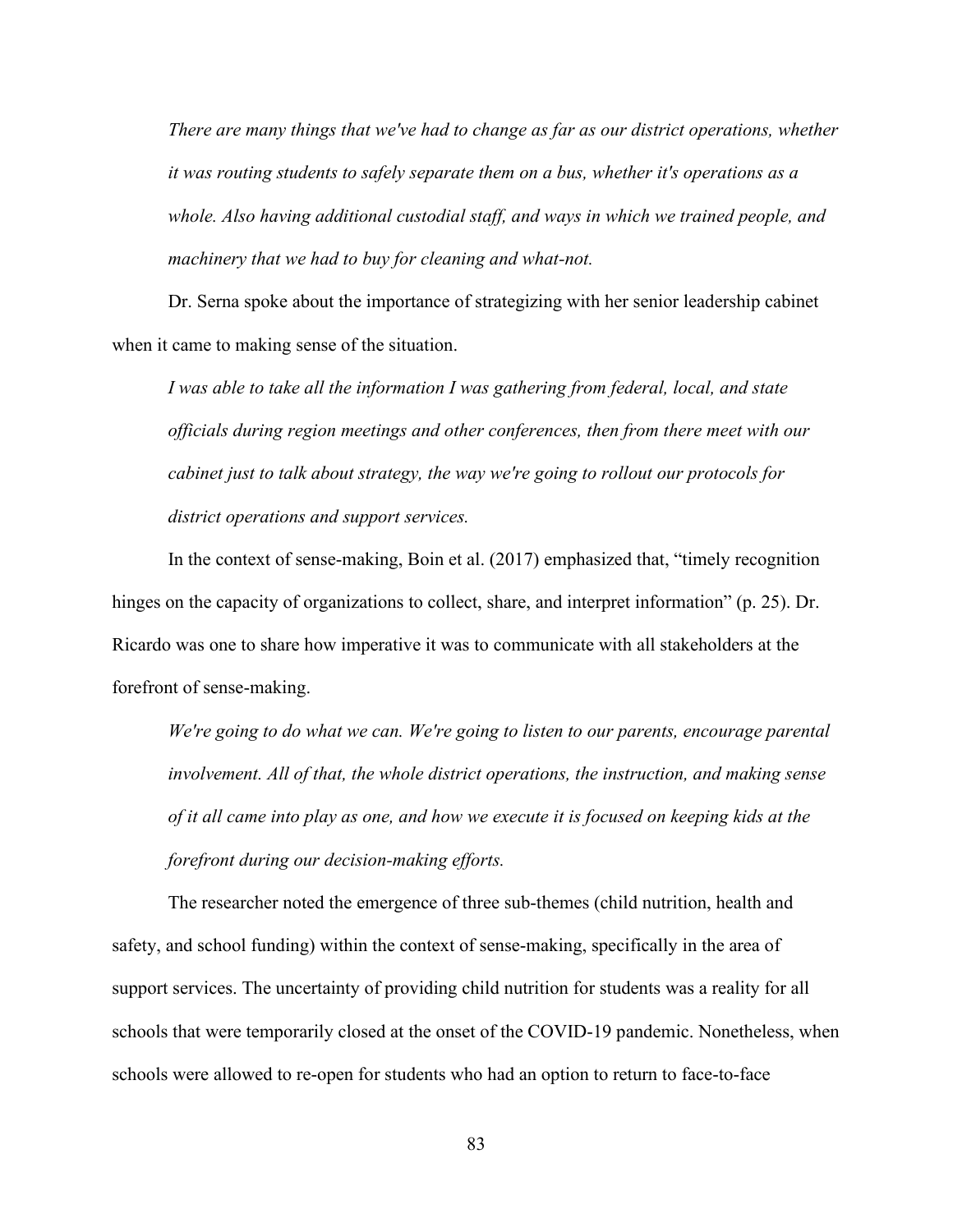*There are many things that we've had to change as far as our district operations, whether it was routing students to safely separate them on a bus, whether it's operations as a whole. Also having additional custodial staff, and ways in which we trained people, and machinery that we had to buy for cleaning and what-not.*

Dr. Serna spoke about the importance of strategizing with her senior leadership cabinet when it came to making sense of the situation.

*I was able to take all the information I was gathering from federal, local, and state officials during region meetings and other conferences, then from there meet with our cabinet just to talk about strategy, the way we're going to rollout our protocols for district operations and support services.*

In the context of sense-making, Boin et al. (2017) emphasized that, "timely recognition hinges on the capacity of organizations to collect, share, and interpret information" (p. 25). Dr. Ricardo was one to share how imperative it was to communicate with all stakeholders at the forefront of sense-making.

*We're going to do what we can. We're going to listen to our parents, encourage parental involvement. All of that, the whole district operations, the instruction, and making sense of it all came into play as one, and how we execute it is focused on keeping kids at the forefront during our decision-making efforts.*

The researcher noted the emergence of three sub-themes (child nutrition, health and safety, and school funding) within the context of sense-making, specifically in the area of support services. The uncertainty of providing child nutrition for students was a reality for all schools that were temporarily closed at the onset of the COVID-19 pandemic. Nonetheless, when schools were allowed to re-open for students who had an option to return to face-to-face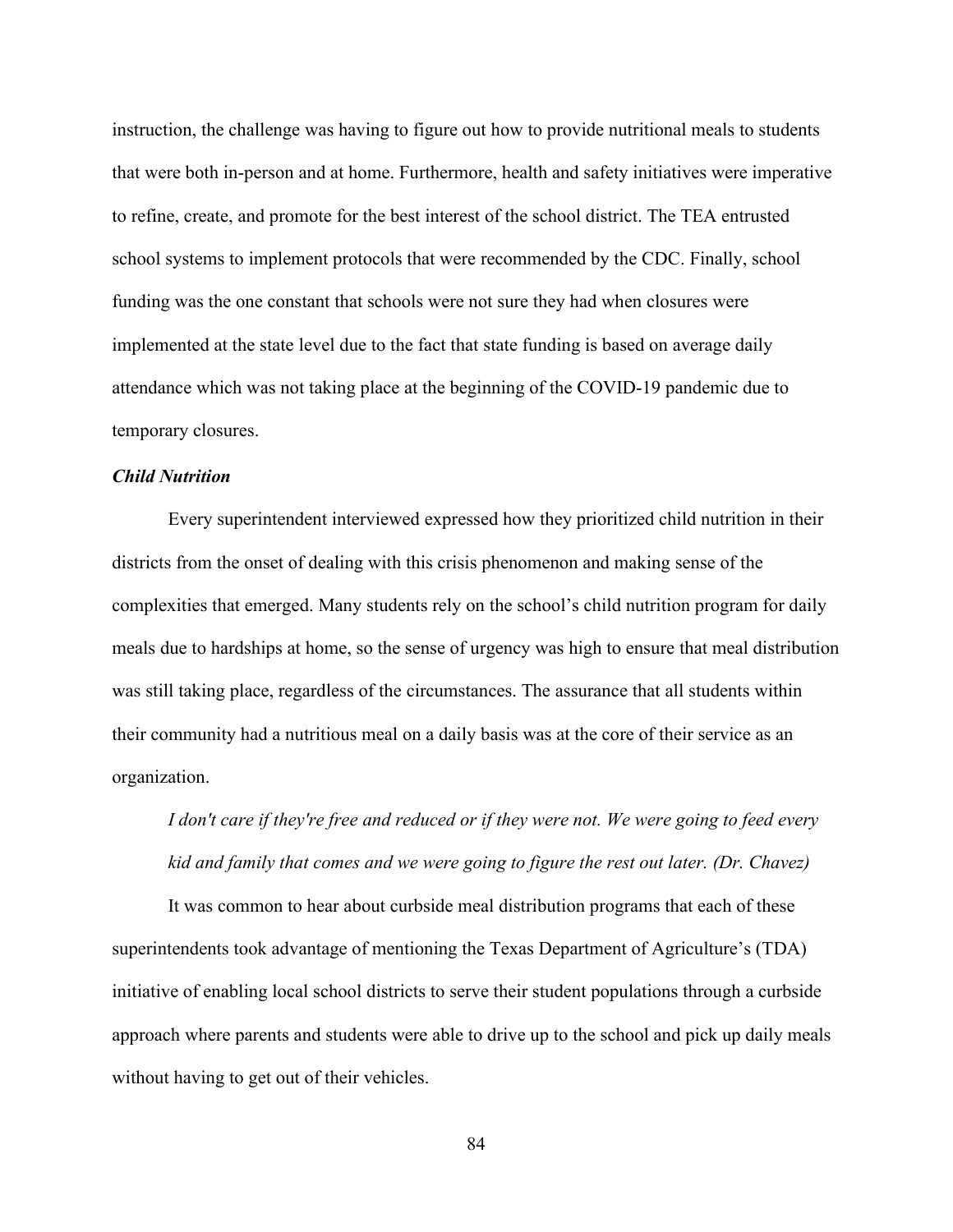instruction, the challenge was having to figure out how to provide nutritional meals to students that were both in-person and at home. Furthermore, health and safety initiatives were imperative to refine, create, and promote for the best interest of the school district. The TEA entrusted school systems to implement protocols that were recommended by the CDC. Finally, school funding was the one constant that schools were not sure they had when closures were implemented at the state level due to the fact that state funding is based on average daily attendance which was not taking place at the beginning of the COVID-19 pandemic due to temporary closures.

### *Child Nutrition*

Every superintendent interviewed expressed how they prioritized child nutrition in their districts from the onset of dealing with this crisis phenomenon and making sense of the complexities that emerged. Many students rely on the school's child nutrition program for daily meals due to hardships at home, so the sense of urgency was high to ensure that meal distribution was still taking place, regardless of the circumstances. The assurance that all students within their community had a nutritious meal on a daily basis was at the core of their service as an organization.

> *I don't care if they're free and reduced or if they were not. We were going to feed every kid and family that comes and we were going to figure the rest out later. (Dr. Chavez)*

It was common to hear about curbside meal distribution programs that each of these superintendents took advantage of mentioning the Texas Department of Agriculture's (TDA) initiative of enabling local school districts to serve their student populations through a curbside approach where parents and students were able to drive up to the school and pick up daily meals without having to get out of their vehicles.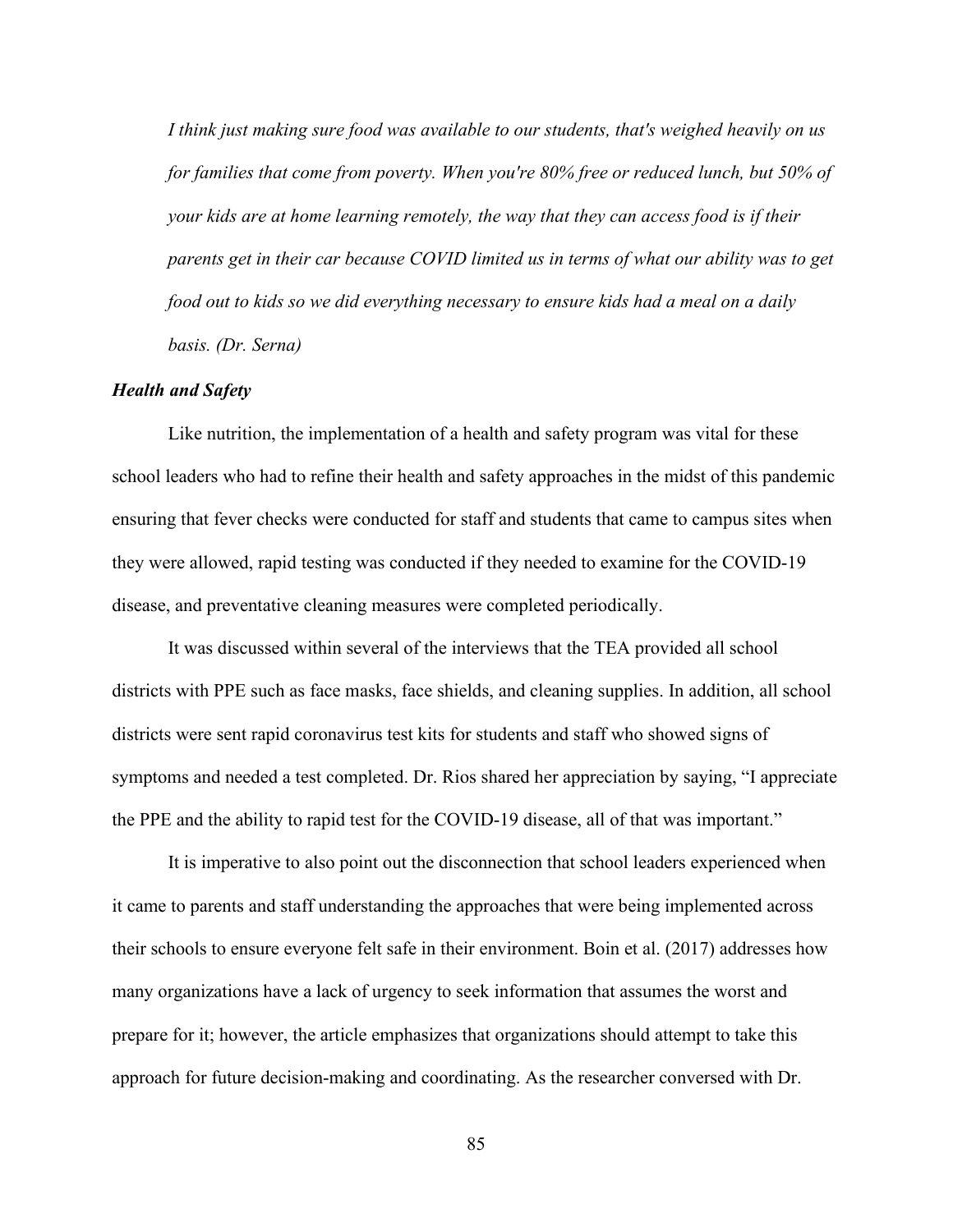*I think just making sure food was available to our students, that's weighed heavily on us for families that come from poverty. When you're 80% free or reduced lunch, but 50% of your kids are at home learning remotely, the way that they can access food is if their parents get in their car because COVID limited us in terms of what our ability was to get food out to kids so we did everything necessary to ensure kids had a meal on a daily basis. (Dr. Serna)*

### *Health and Safety*

Like nutrition, the implementation of a health and safety program was vital for these school leaders who had to refine their health and safety approaches in the midst of this pandemic ensuring that fever checks were conducted for staff and students that came to campus sites when they were allowed, rapid testing was conducted if they needed to examine for the COVID-19 disease, and preventative cleaning measures were completed periodically.

It was discussed within several of the interviews that the TEA provided all school districts with PPE such as face masks, face shields, and cleaning supplies. In addition, all school districts were sent rapid coronavirus test kits for students and staff who showed signs of symptoms and needed a test completed. Dr. Rios shared her appreciation by saying, "I appreciate the PPE and the ability to rapid test for the COVID-19 disease, all of that was important."

It is imperative to also point out the disconnection that school leaders experienced when it came to parents and staff understanding the approaches that were being implemented across their schools to ensure everyone felt safe in their environment. Boin et al. (2017) addresses how many organizations have a lack of urgency to seek information that assumes the worst and prepare for it; however, the article emphasizes that organizations should attempt to take this approach for future decision-making and coordinating. As the researcher conversed with Dr.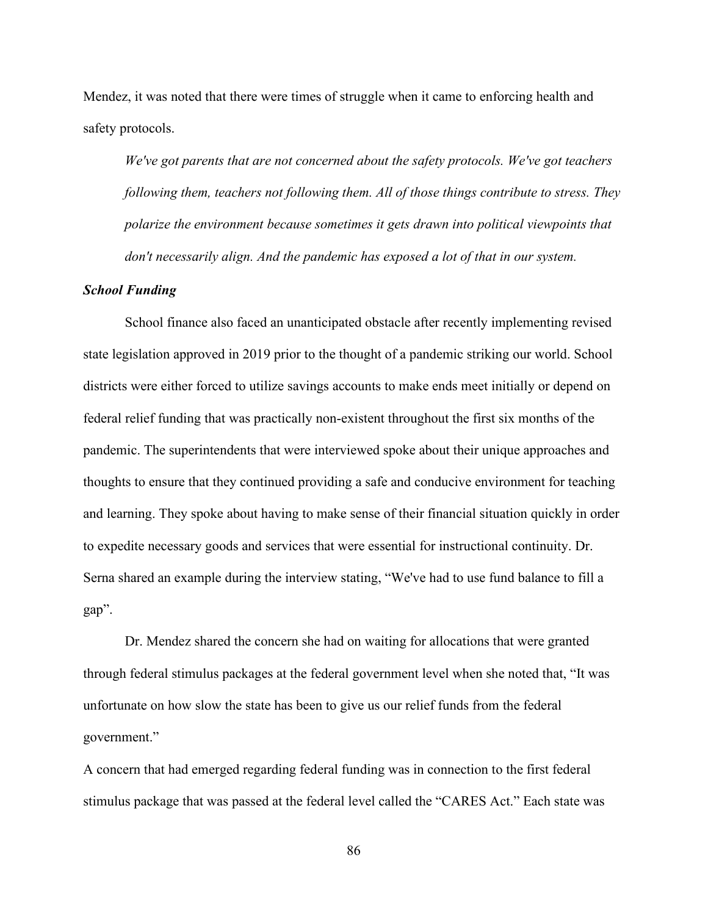Mendez, it was noted that there were times of struggle when it came to enforcing health and safety protocols.

> *We've got parents that are not concerned about the safety protocols. We've got teachers following them, teachers not following them. All of those things contribute to stress. They polarize the environment because sometimes it gets drawn into political viewpoints that don't necessarily align. And the pandemic has exposed a lot of that in our system.*

### *School Funding*

School finance also faced an unanticipated obstacle after recently implementing revised state legislation approved in 2019 prior to the thought of a pandemic striking our world. School districts were either forced to utilize savings accounts to make ends meet initially or depend on federal relief funding that was practically non-existent throughout the first six months of the pandemic. The superintendents that were interviewed spoke about their unique approaches and thoughts to ensure that they continued providing a safe and conducive environment for teaching and learning. They spoke about having to make sense of their financial situation quickly in order to expedite necessary goods and services that were essential for instructional continuity. Dr. Serna shared an example during the interview stating, "We've had to use fund balance to fill a gap".

Dr. Mendez shared the concern she had on waiting for allocations that were granted through federal stimulus packages at the federal government level when she noted that, "It was unfortunate on how slow the state has been to give us our relief funds from the federal government."

A concern that had emerged regarding federal funding was in connection to the first federal stimulus package that was passed at the federal level called the "CARES Act." Each state was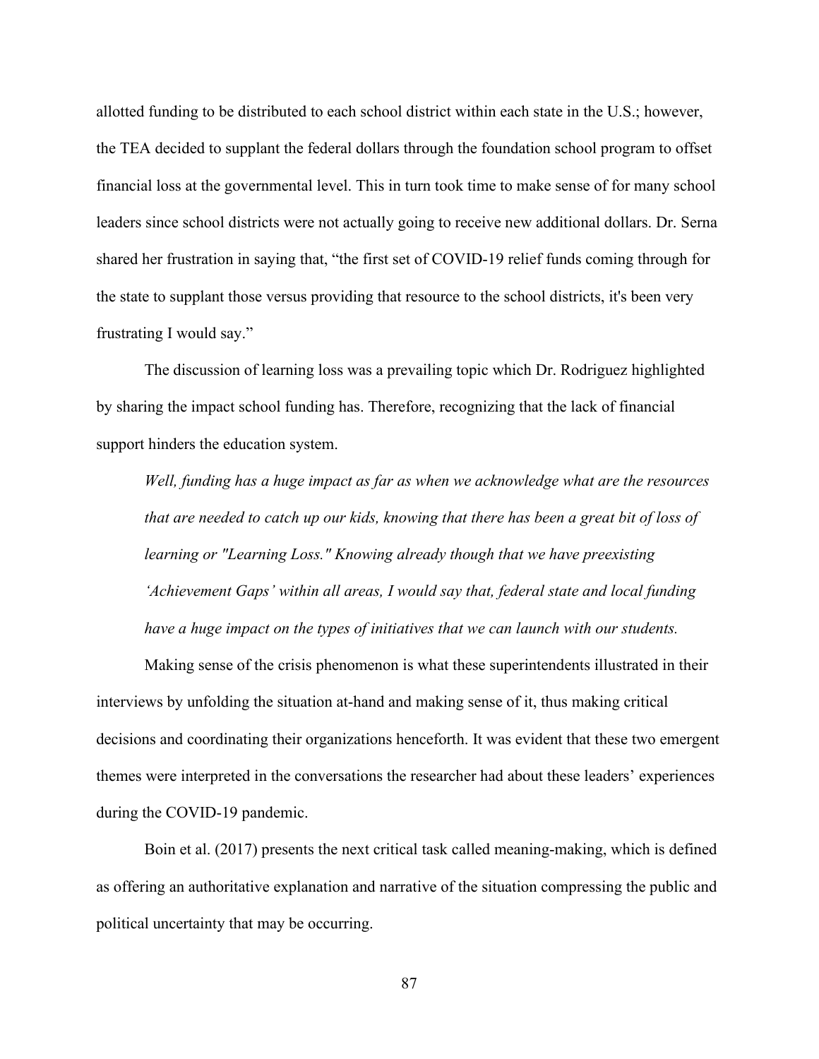allotted funding to be distributed to each school district within each state in the U.S.; however, the TEA decided to supplant the federal dollars through the foundation school program to offset financial loss at the governmental level. This in turn took time to make sense of for many school leaders since school districts were not actually going to receive new additional dollars. Dr. Serna shared her frustration in saying that, "the first set of COVID-19 relief funds coming through for the state to supplant those versus providing that resource to the school districts, it's been very frustrating I would say."

The discussion of learning loss was a prevailing topic which Dr. Rodriguez highlighted by sharing the impact school funding has. Therefore, recognizing that the lack of financial support hinders the education system.

> *Well, funding has a huge impact as far as when we acknowledge what are the resources that are needed to catch up our kids, knowing that there has been a great bit of loss of learning or "Learning Loss." Knowing already though that we have preexisting 'Achievement Gaps' within all areas, I would say that, federal state and local funding have a huge impact on the types of initiatives that we can launch with our students.*

Making sense of the crisis phenomenon is what these superintendents illustrated in their interviews by unfolding the situation at-hand and making sense of it, thus making critical decisions and coordinating their organizations henceforth. It was evident that these two emergent themes were interpreted in the conversations the researcher had about these leaders' experiences during the COVID-19 pandemic.

Boin et al. (2017) presents the next critical task called meaning-making, which is defined as offering an authoritative explanation and narrative of the situation compressing the public and political uncertainty that may be occurring.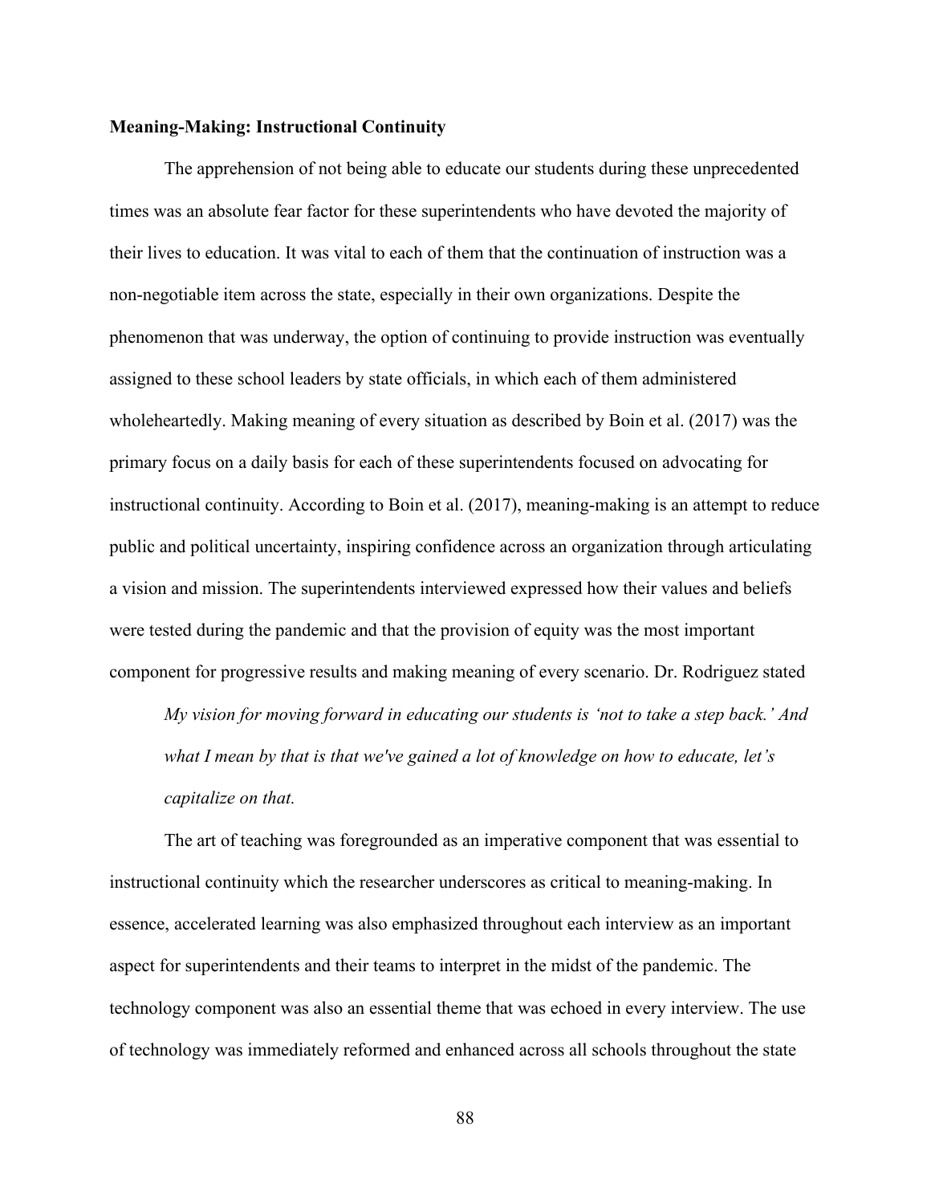**Meaning-Making: Instructional Continuity**

The apprehension of not being able to educate our students during these unprecedented times was an absolute fear factor for these superintendents who have devoted the majority of their lives to education. It was vital to each of them that the continuation of instruction was a non-negotiable item across the state, especially in their own organizations. Despite the phenomenon that was underway, the option of continuing to provide instruction was eventually assigned to these school leaders by state officials, in which each of them administered wholeheartedly. Making meaning of every situation as described by Boin et al. (2017) was the primary focus on a daily basis for each of these superintendents focused on advocating for instructional continuity. According to Boin et al. (2017), meaning-making is an attempt to reduce public and political uncertainty, inspiring confidence across an organization through articulating a vision and mission. The superintendents interviewed expressed how their values and beliefs were tested during the pandemic and that the provision of equity was the most important component for progressive results and making meaning of every scenario. Dr. Rodriguez stated

> *My vision for moving forward in educating our students is 'not to take a step back.' And what I mean by that is that we've gained a lot of knowledge on how to educate, let's capitalize on that.*

The art of teaching was foregrounded as an imperative component that was essential to instructional continuity which the researcher underscores as critical to meaning-making. In essence, accelerated learning was also emphasized throughout each interview as an important aspect for superintendents and their teams to interpret in the midst of the pandemic. The technology component was also an essential theme that was echoed in every interview. The use of technology was immediately reformed and enhanced across all schools throughout the state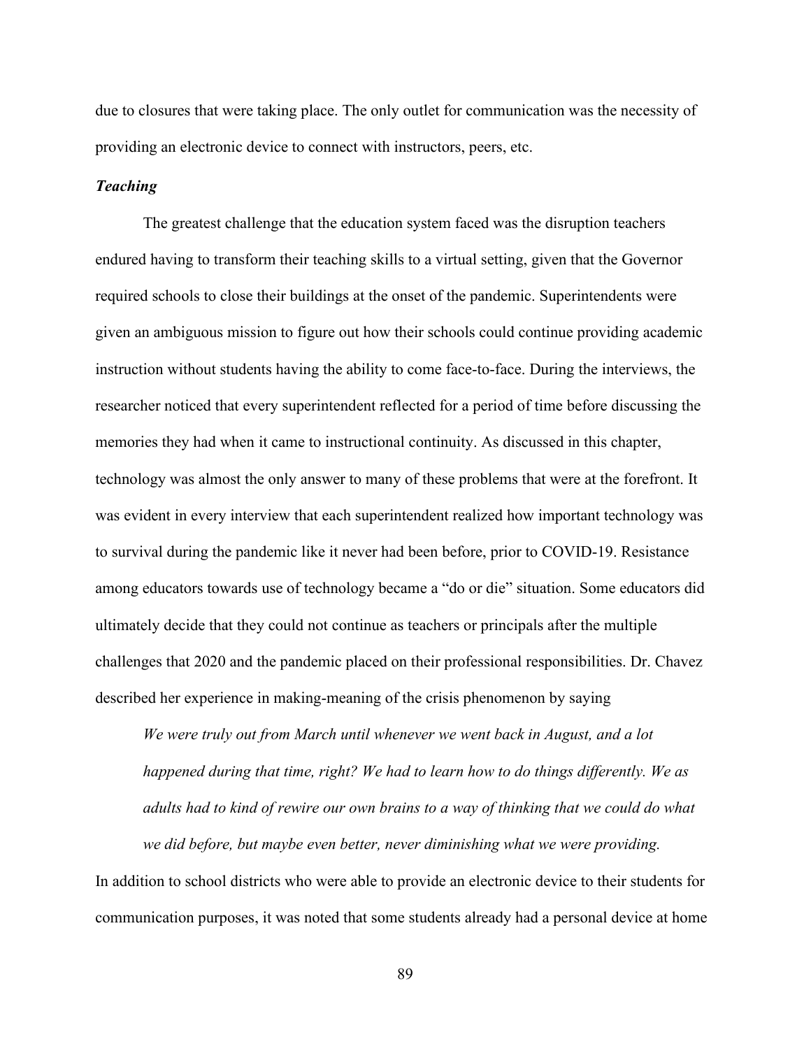due to closures that were taking place. The only outlet for communication was the necessity of providing an electronic device to connect with instructors, peers, etc.

### *Teaching*

The greatest challenge that the education system faced was the disruption teachers endured having to transform their teaching skills to a virtual setting, given that the Governor required schools to close their buildings at the onset of the pandemic. Superintendents were given an ambiguous mission to figure out how their schools could continue providing academic instruction without students having the ability to come face-to-face. During the interviews, the researcher noticed that every superintendent reflected for a period of time before discussing the memories they had when it came to instructional continuity. As discussed in this chapter, technology was almost the only answer to many of these problems that were at the forefront. It was evident in every interview that each superintendent realized how important technology was to survival during the pandemic like it never had been before, prior to COVID-19. Resistance among educators towards use of technology became a "do or die" situation. Some educators did ultimately decide that they could not continue as teachers or principals after the multiple challenges that 2020 and the pandemic placed on their professional responsibilities. Dr. Chavez described her experience in making-meaning of the crisis phenomenon by saying

> *We were truly out from March until whenever we went back in August, and a lot happened during that time, right? We had to learn how to do things differently. We as adults had to kind of rewire our own brains to a way of thinking that we could do what we did before, but maybe even better, never diminishing what we were providing.*

In addition to school districts who were able to provide an electronic device to their students for communication purposes, it was noted that some students already had a personal device at home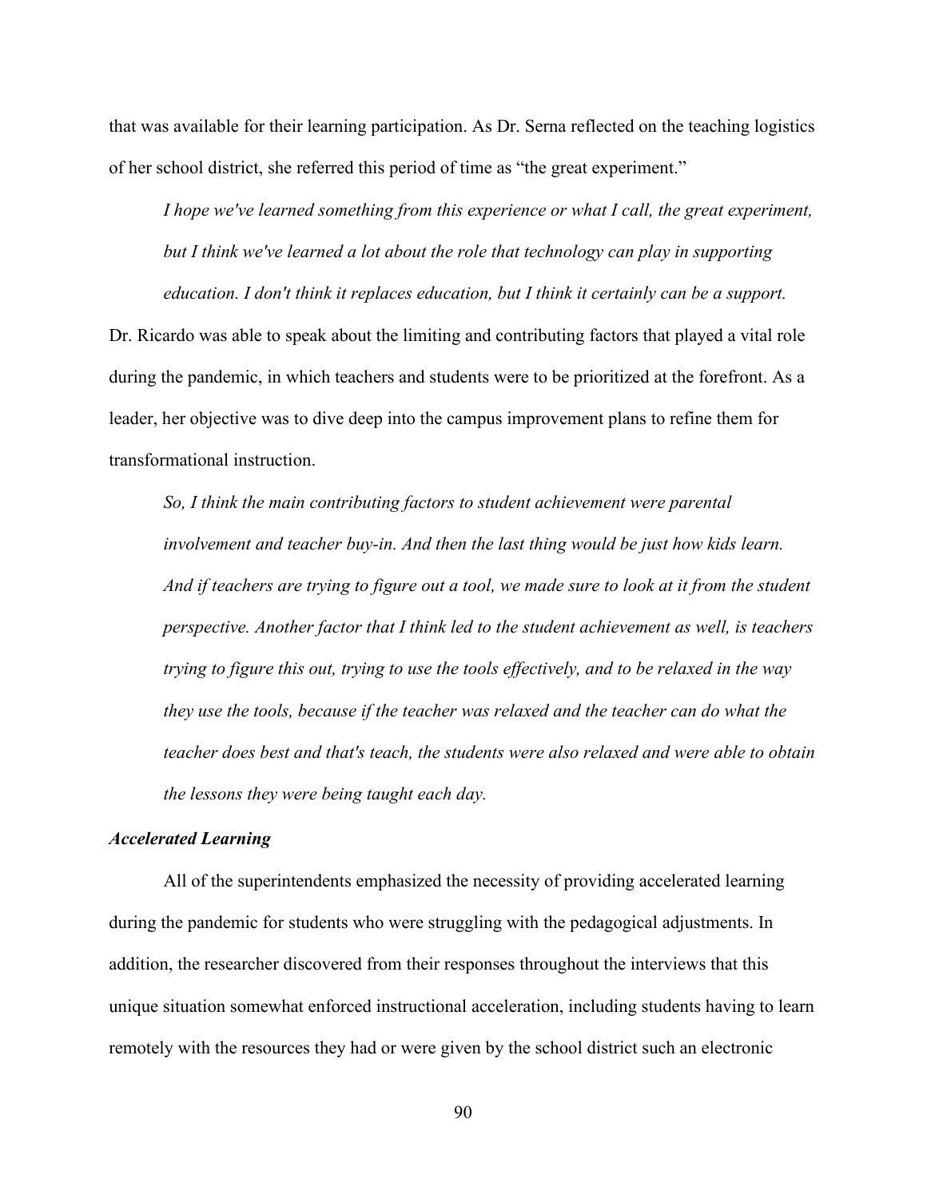that was available for their learning participation. As Dr. Serna reflected on the teaching logistics of her school district, she referred this period of time as "the great experiment."

> *I hope we've learned something from this experience or what I call, the great experiment, but I think we've learned a lot about the role that technology can play in supporting education. I don't think it replaces education, but I think it certainly can be a support.*

Dr. Ricardo was able to speak about the limiting and contributing factors that played a vital role during the pandemic, in which teachers and students were to be prioritized at the forefront. As a leader, her objective was to dive deep into the campus improvement plans to refine them for transformational instruction.

> *So, I think the main contributing factors to student achievement were parental involvement and teacher buy-in. And then the last thing would be just how kids learn. And if teachers are trying to figure out a tool, we made sure to look at it from the student perspective. Another factor that I think led to the student achievement as well, is teachers trying to figure this out, trying to use the tools effectively, and to be relaxed in the way they use the tools, because if the teacher was relaxed and the teacher can do what the teacher does best and that's teach, the students were also relaxed and were able to obtain the lessons they were being taught each day.*

### *Accelerated Learning*

All of the superintendents emphasized the necessity of providing accelerated learning during the pandemic for students who were struggling with the pedagogical adjustments. In addition, the researcher discovered from their responses throughout the interviews that this unique situation somewhat enforced instructional acceleration, including students having to learn remotely with the resources they had or were given by the school district such an electronic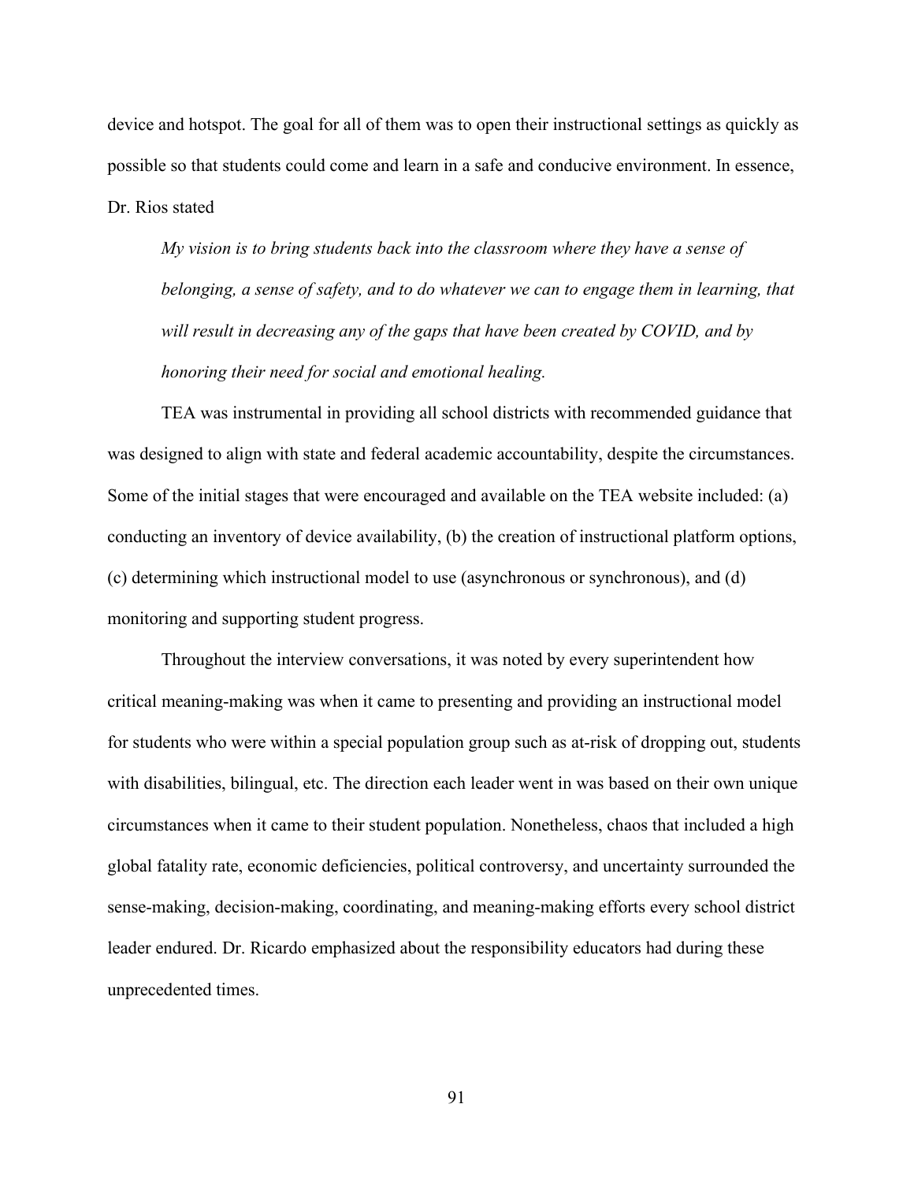device and hotspot. The goal for all of them was to open their instructional settings as quickly as possible so that students could come and learn in a safe and conducive environment. In essence, Dr. Rios stated

> *My vision is to bring students back into the classroom where they have a sense of belonging, a sense of safety, and to do whatever we can to engage them in learning, that will result in decreasing any of the gaps that have been created by COVID, and by honoring their need for social and emotional healing.*

TEA was instrumental in providing all school districts with recommended guidance that was designed to align with state and federal academic accountability, despite the circumstances. Some of the initial stages that were encouraged and available on the TEA website included: (a) conducting an inventory of device availability, (b) the creation of instructional platform options, (c) determining which instructional model to use (asynchronous or synchronous), and (d) monitoring and supporting student progress.

Throughout the interview conversations, it was noted by every superintendent how critical meaning-making was when it came to presenting and providing an instructional model for students who were within a special population group such as at-risk of dropping out, students with disabilities, bilingual, etc. The direction each leader went in was based on their own unique circumstances when it came to their student population. Nonetheless, chaos that included a high global fatality rate, economic deficiencies, political controversy, and uncertainty surrounded the sense-making, decision-making, coordinating, and meaning-making efforts every school district leader endured. Dr. Ricardo emphasized about the responsibility educators had during these unprecedented times.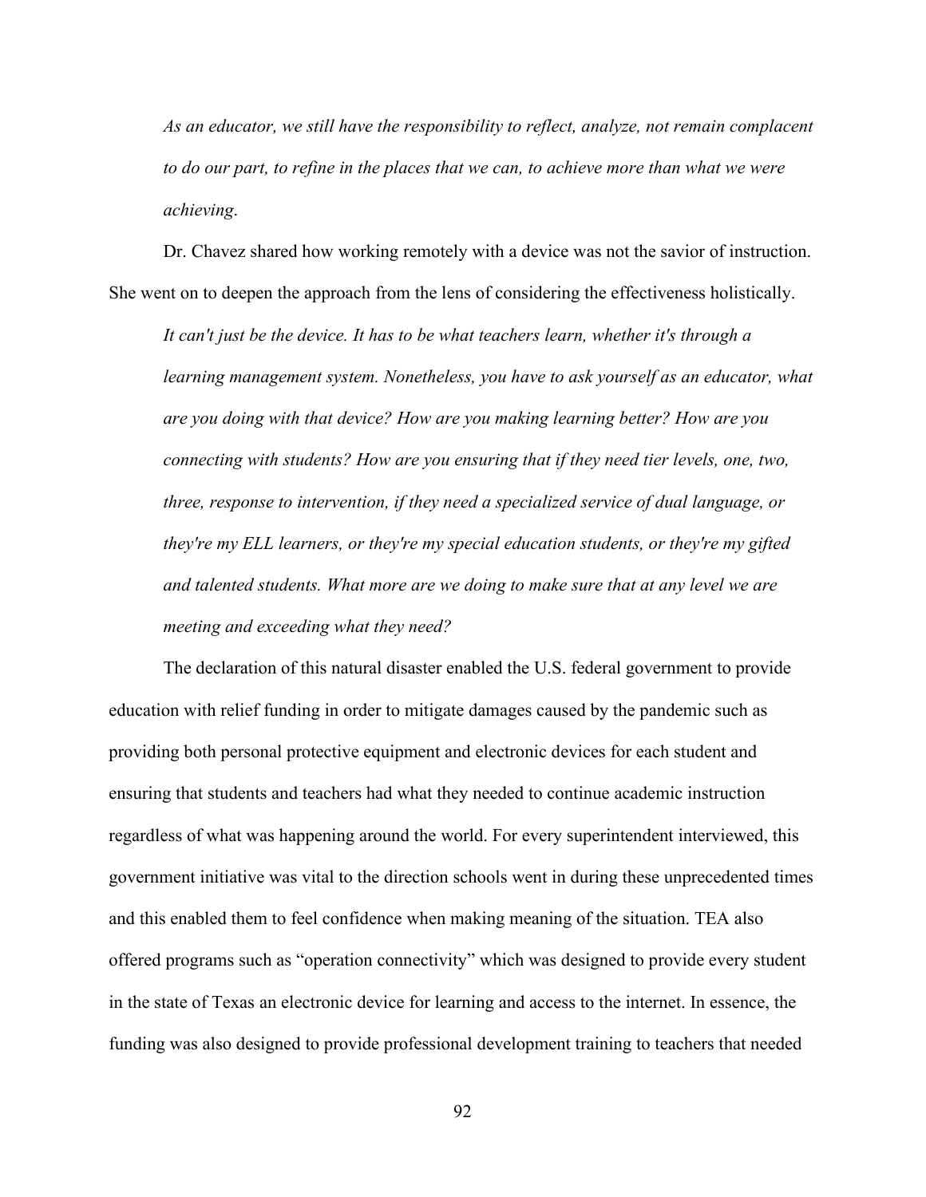*As an educator, we still have the responsibility to reflect, analyze, not remain complacent to do our part, to refine in the places that we can, to achieve more than what we were achieving*.

Dr. Chavez shared how working remotely with a device was not the savior of instruction. She went on to deepen the approach from the lens of considering the effectiveness holistically.

*It can't just be the device. It has to be what teachers learn, whether it's through a learning management system. Nonetheless, you have to ask yourself as an educator, what are you doing with that device? How are you making learning better? How are you connecting with students? How are you ensuring that if they need tier levels, one, two, three, response to intervention, if they need a specialized service of dual language, or they're my ELL learners, or they're my special education students, or they're my gifted and talented students. What more are we doing to make sure that at any level we are meeting and exceeding what they need?*

The declaration of this natural disaster enabled the U.S. federal government to provide education with relief funding in order to mitigate damages caused by the pandemic such as providing both personal protective equipment and electronic devices for each student and ensuring that students and teachers had what they needed to continue academic instruction regardless of what was happening around the world. For every superintendent interviewed, this government initiative was vital to the direction schools went in during these unprecedented times and this enabled them to feel confidence when making meaning of the situation. TEA also offered programs such as "operation connectivity" which was designed to provide every student in the state of Texas an electronic device for learning and access to the internet. In essence, the funding was also designed to provide professional development training to teachers that needed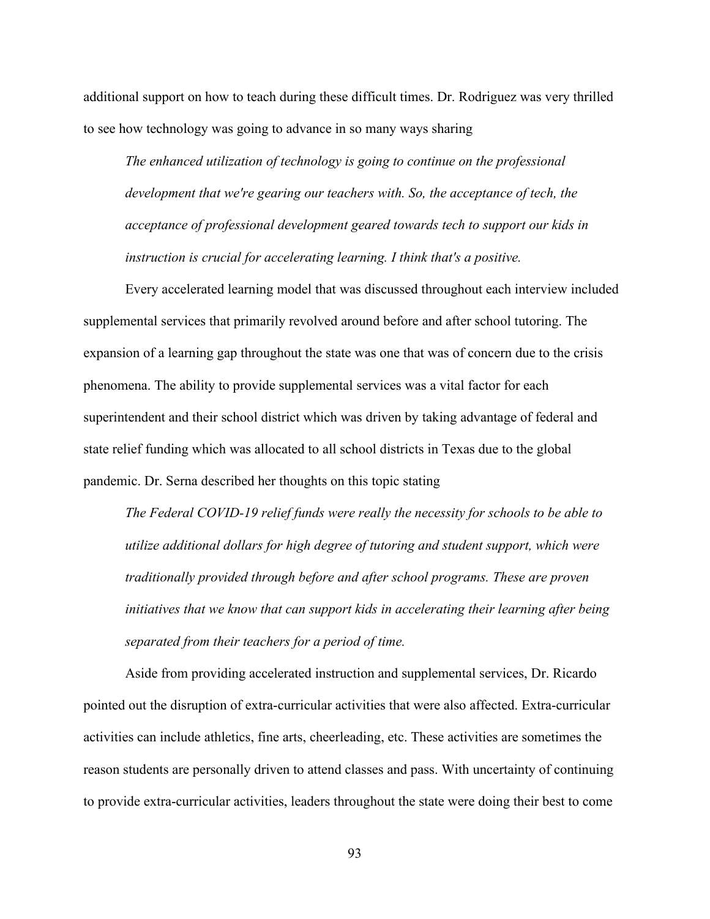additional support on how to teach during these difficult times. Dr. Rodriguez was very thrilled to see how technology was going to advance in so many ways sharing

> *The enhanced utilization of technology is going to continue on the professional development that we're gearing our teachers with. So, the acceptance of tech, the acceptance of professional development geared towards tech to support our kids in instruction is crucial for accelerating learning. I think that's a positive.*

Every accelerated learning model that was discussed throughout each interview included supplemental services that primarily revolved around before and after school tutoring. The expansion of a learning gap throughout the state was one that was of concern due to the crisis phenomena. The ability to provide supplemental services was a vital factor for each superintendent and their school district which was driven by taking advantage of federal and state relief funding which was allocated to all school districts in Texas due to the global pandemic. Dr. Serna described her thoughts on this topic stating

> *The Federal COVID-19 relief funds were really the necessity for schools to be able to utilize additional dollars for high degree of tutoring and student support, which were traditionally provided through before and after school programs. These are proven initiatives that we know that can support kids in accelerating their learning after being separated from their teachers for a period of time.*

Aside from providing accelerated instruction and supplemental services, Dr. Ricardo pointed out the disruption of extra-curricular activities that were also affected. Extra-curricular activities can include athletics, fine arts, cheerleading, etc. These activities are sometimes the reason students are personally driven to attend classes and pass. With uncertainty of continuing to provide extra-curricular activities, leaders throughout the state were doing their best to come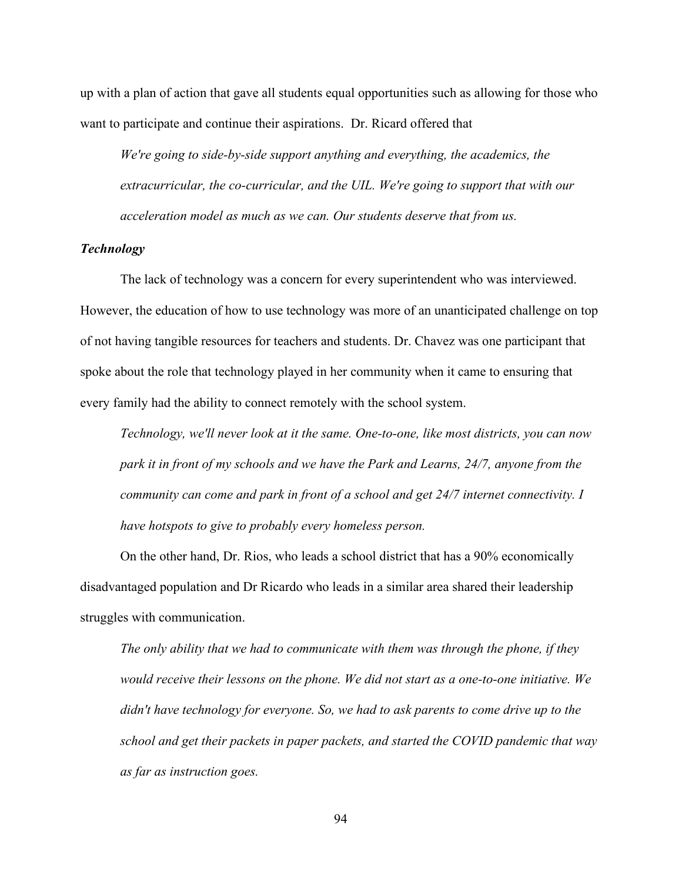up with a plan of action that gave all students equal opportunities such as allowing for those who want to participate and continue their aspirations. Dr. Ricard offered that

> *We're going to side-by-side support anything and everything, the academics, the extracurricular, the co-curricular, and the UIL. We're going to support that with our acceleration model as much as we can. Our students deserve that from us.*

### *Technology*

The lack of technology was a concern for every superintendent who was interviewed. However, the education of how to use technology was more of an unanticipated challenge on top of not having tangible resources for teachers and students. Dr. Chavez was one participant that spoke about the role that technology played in her community when it came to ensuring that every family had the ability to connect remotely with the school system.

> *Technology, we'll never look at it the same. One-to-one, like most districts, you can now park it in front of my schools and we have the Park and Learns, 24/7, anyone from the community can come and park in front of a school and get 24/7 internet connectivity. I have hotspots to give to probably every homeless person.*

On the other hand, Dr. Rios, who leads a school district that has a 90% economically disadvantaged population and Dr Ricardo who leads in a similar area shared their leadership struggles with communication.

> *The only ability that we had to communicate with them was through the phone, if they would receive their lessons on the phone. We did not start as a one-to-one initiative. We didn't have technology for everyone. So, we had to ask parents to come drive up to the school and get their packets in paper packets, and started the COVID pandemic that way as far as instruction goes.*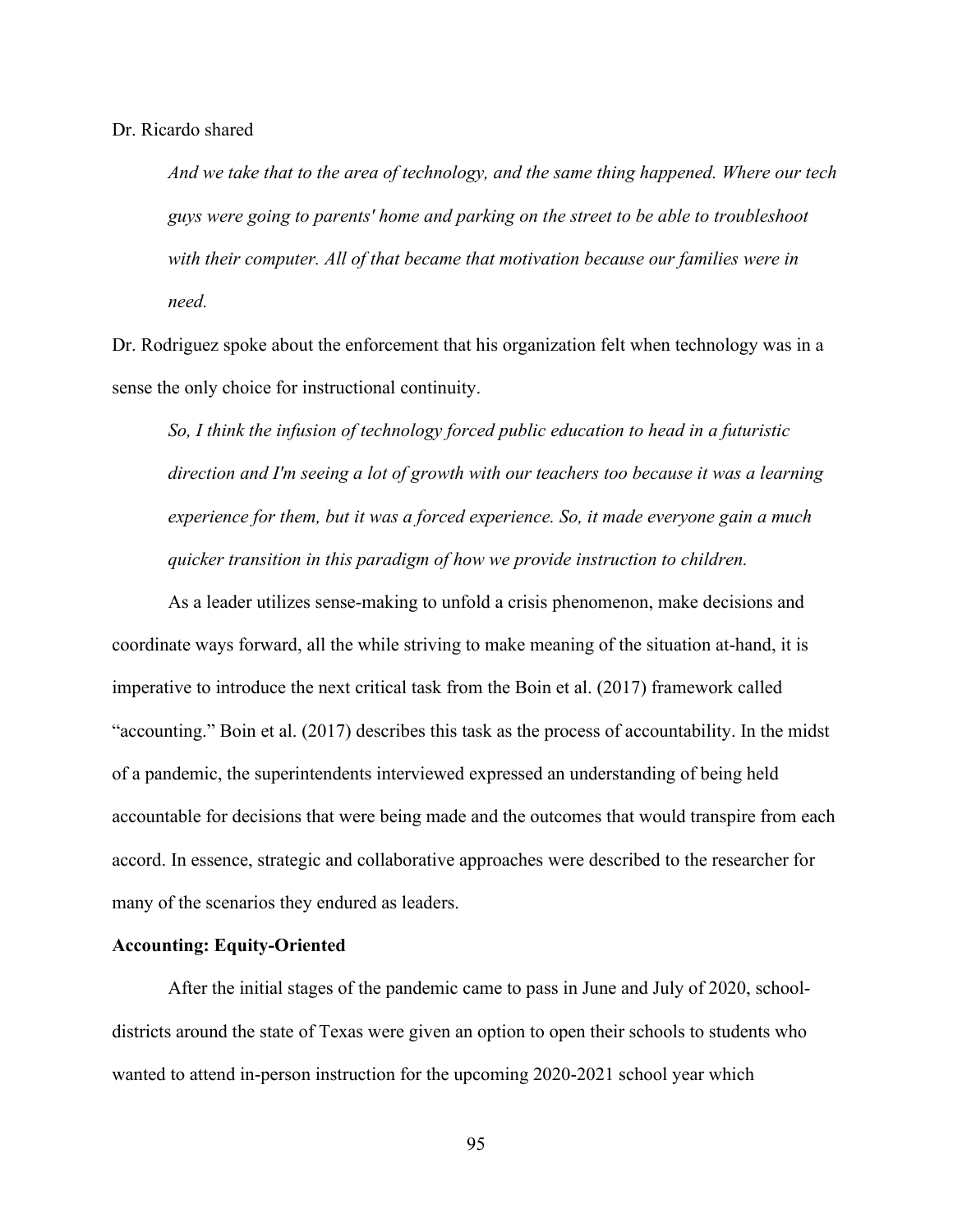Dr. Ricardo shared

> *And we take that to the area of technology, and the same thing happened. Where our tech guys were going to parents' home and parking on the street to be able to troubleshoot with their computer. All of that became that motivation because our families were in need.*

Dr. Rodriguez spoke about the enforcement that his organization felt when technology was in a sense the only choice for instructional continuity.

> *So, I think the infusion of technology forced public education to head in a futuristic direction and I'm seeing a lot of growth with our teachers too because it was a learning experience for them, but it was a forced experience. So, it made everyone gain a much quicker transition in this paradigm of how we provide instruction to children.*

As a leader utilizes sense-making to unfold a crisis phenomenon, make decisions and coordinate ways forward, all the while striving to make meaning of the situation at-hand, it is imperative to introduce the next critical task from the Boin et al. (2017) framework called "accounting." Boin et al. (2017) describes this task as the process of accountability. In the midst of a pandemic, the superintendents interviewed expressed an understanding of being held accountable for decisions that were being made and the outcomes that would transpire from each accord. In essence, strategic and collaborative approaches were described to the researcher for many of the scenarios they endured as leaders.

**Accounting: Equity-Oriented**

After the initial stages of the pandemic came to pass in June and July of 2020, school-districts around the state of Texas were given an option to open their schools to students who wanted to attend in-person instruction for the upcoming 2020-2021 school year which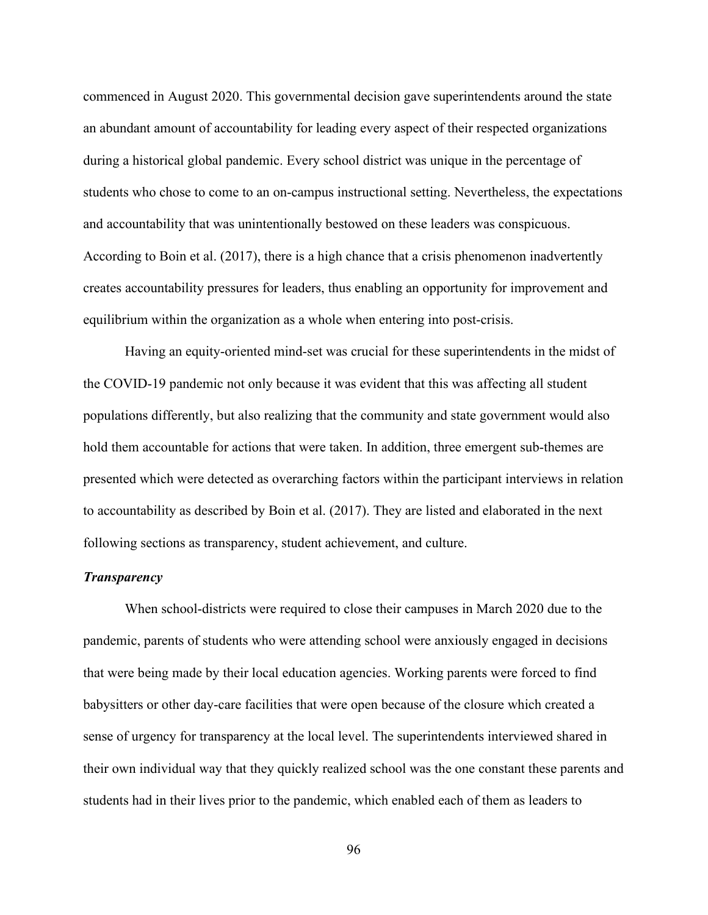commenced in August 2020. This governmental decision gave superintendents around the state an abundant amount of accountability for leading every aspect of their respected organizations during a historical global pandemic. Every school district was unique in the percentage of students who chose to come to an on-campus instructional setting. Nevertheless, the expectations and accountability that was unintentionally bestowed on these leaders was conspicuous. According to Boin et al. (2017), there is a high chance that a crisis phenomenon inadvertently creates accountability pressures for leaders, thus enabling an opportunity for improvement and equilibrium within the organization as a whole when entering into post-crisis.

Having an equity-oriented mind-set was crucial for these superintendents in the midst of the COVID-19 pandemic not only because it was evident that this was affecting all student populations differently, but also realizing that the community and state government would also hold them accountable for actions that were taken. In addition, three emergent sub-themes are presented which were detected as overarching factors within the participant interviews in relation to accountability as described by Boin et al. (2017). They are listed and elaborated in the next following sections as transparency, student achievement, and culture.

### ***Transparency***

When school-districts were required to close their campuses in March 2020 due to the pandemic, parents of students who were attending school were anxiously engaged in decisions that were being made by their local education agencies. Working parents were forced to find babysitters or other day-care facilities that were open because of the closure which created a sense of urgency for transparency at the local level. The superintendents interviewed shared in their own individual way that they quickly realized school was the one constant these parents and students had in their lives prior to the pandemic, which enabled each of them as leaders to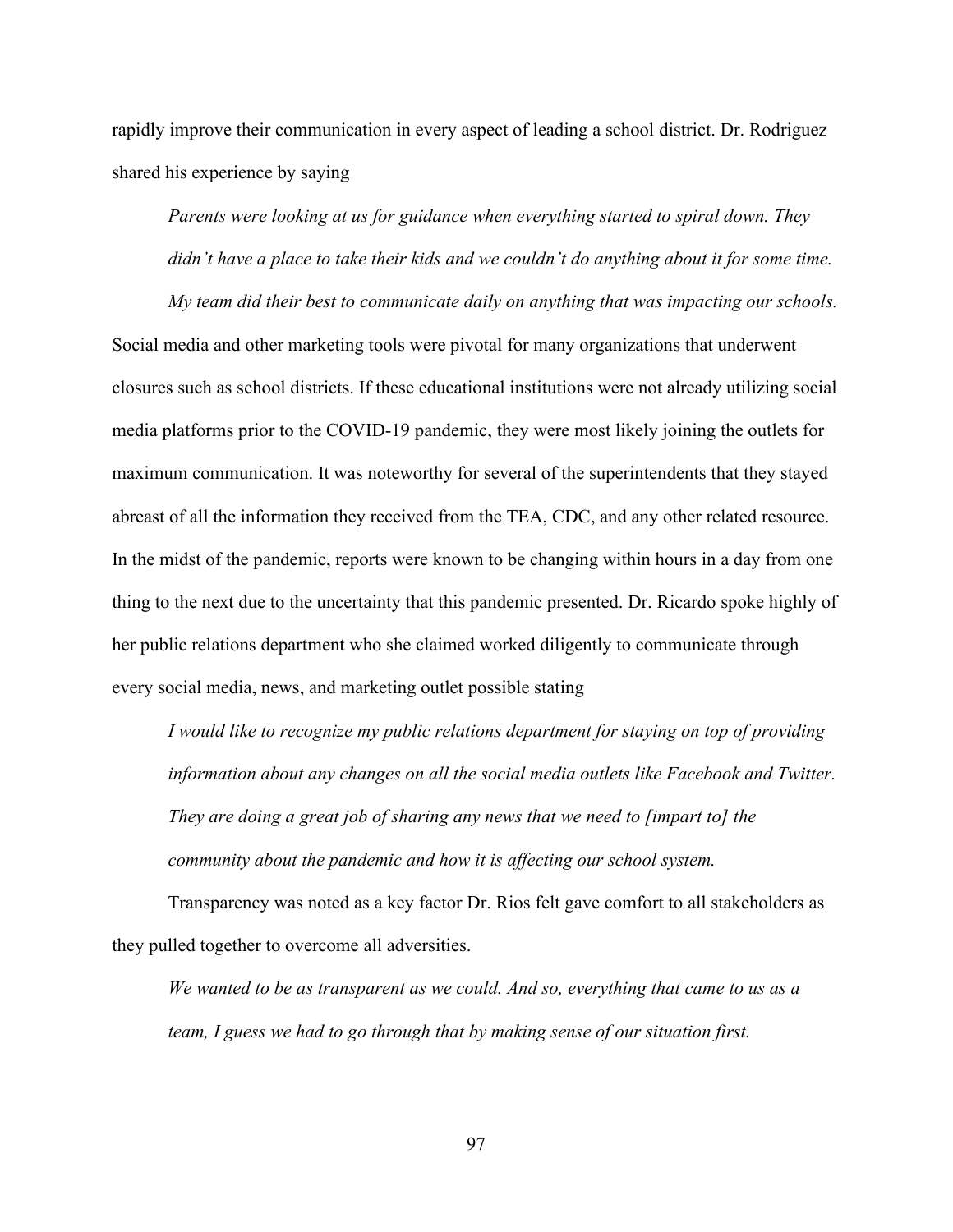rapidly improve their communication in every aspect of leading a school district. Dr. Rodriguez shared his experience by saying

> *Parents were looking at us for guidance when everything started to spiral down. They didn't have a place to take their kids and we couldn't do anything about it for some time. My team did their best to communicate daily on anything that was impacting our schools.*

Social media and other marketing tools were pivotal for many organizations that underwent closures such as school districts. If these educational institutions were not already utilizing social media platforms prior to the COVID-19 pandemic, they were most likely joining the outlets for maximum communication. It was noteworthy for several of the superintendents that they stayed abreast of all the information they received from the TEA, CDC, and any other related resource. In the midst of the pandemic, reports were known to be changing within hours in a day from one thing to the next due to the uncertainty that this pandemic presented. Dr. Ricardo spoke highly of her public relations department who she claimed worked diligently to communicate through every social media, news, and marketing outlet possible stating

> *I would like to recognize my public relations department for staying on top of providing information about any changes on all the social media outlets like Facebook and Twitter. They are doing a great job of sharing any news that we need to [impart to] the community about the pandemic and how it is affecting our school system.*

Transparency was noted as a key factor Dr. Rios felt gave comfort to all stakeholders as they pulled together to overcome all adversities.

> *We wanted to be as transparent as we could. And so, everything that came to us as a team, I guess we had to go through that by making sense of our situation first.*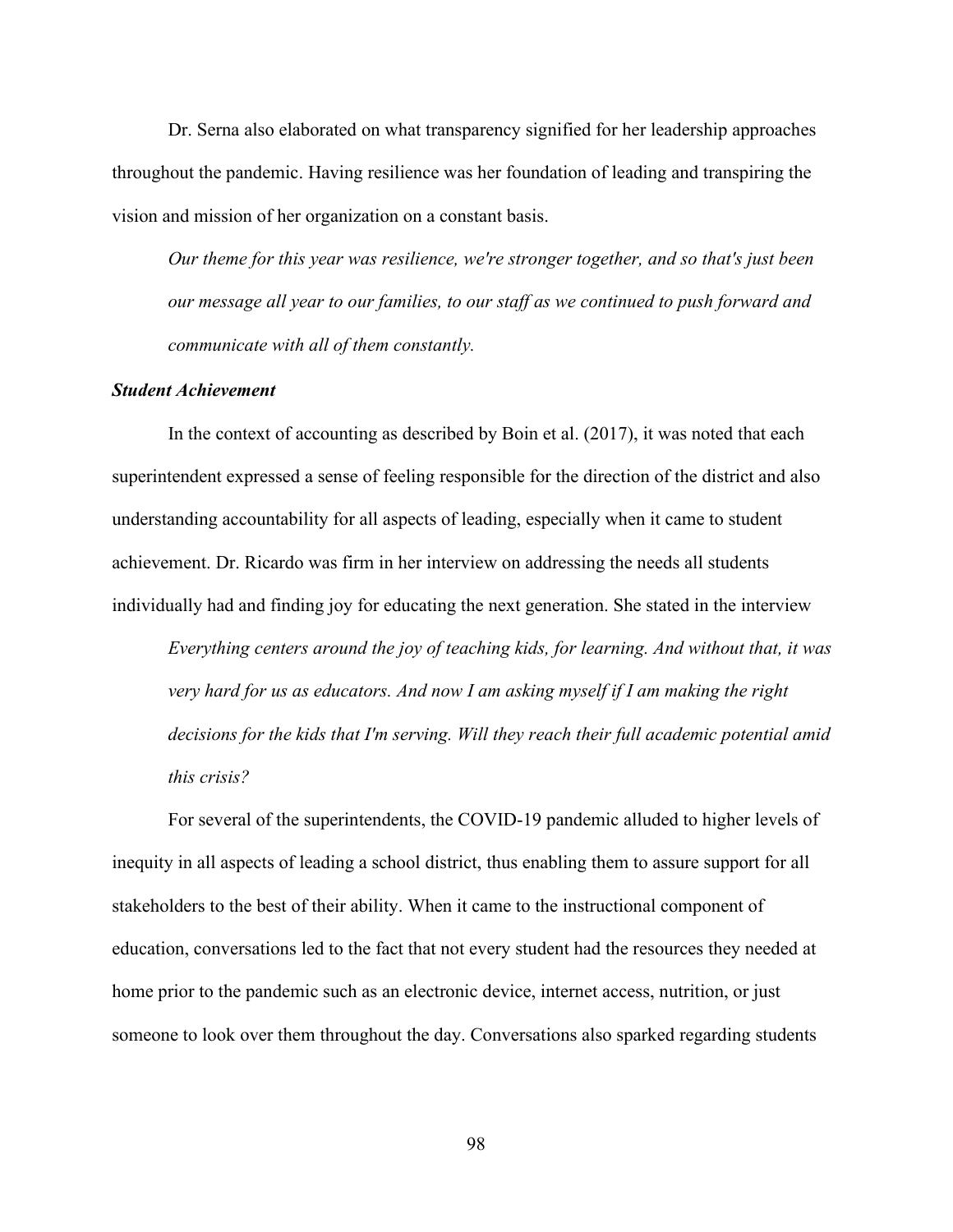Dr. Serna also elaborated on what transparency signified for her leadership approaches throughout the pandemic. Having resilience was her foundation of leading and transpiring the vision and mission of her organization on a constant basis.

> *Our theme for this year was resilience, we're stronger together, and so that's just been our message all year to our families, to our staff as we continued to push forward and communicate with all of them constantly.*

### *Student Achievement*

In the context of accounting as described by Boin et al. (2017), it was noted that each superintendent expressed a sense of feeling responsible for the direction of the district and also understanding accountability for all aspects of leading, especially when it came to student achievement. Dr. Ricardo was firm in her interview on addressing the needs all students individually had and finding joy for educating the next generation. She stated in the interview

> *Everything centers around the joy of teaching kids, for learning. And without that, it was very hard for us as educators. And now I am asking myself if I am making the right decisions for the kids that I'm serving. Will they reach their full academic potential amid this crisis?*

For several of the superintendents, the COVID-19 pandemic alluded to higher levels of inequity in all aspects of leading a school district, thus enabling them to assure support for all stakeholders to the best of their ability. When it came to the instructional component of education, conversations led to the fact that not every student had the resources they needed at home prior to the pandemic such as an electronic device, internet access, nutrition, or just someone to look over them throughout the day. Conversations also sparked regarding students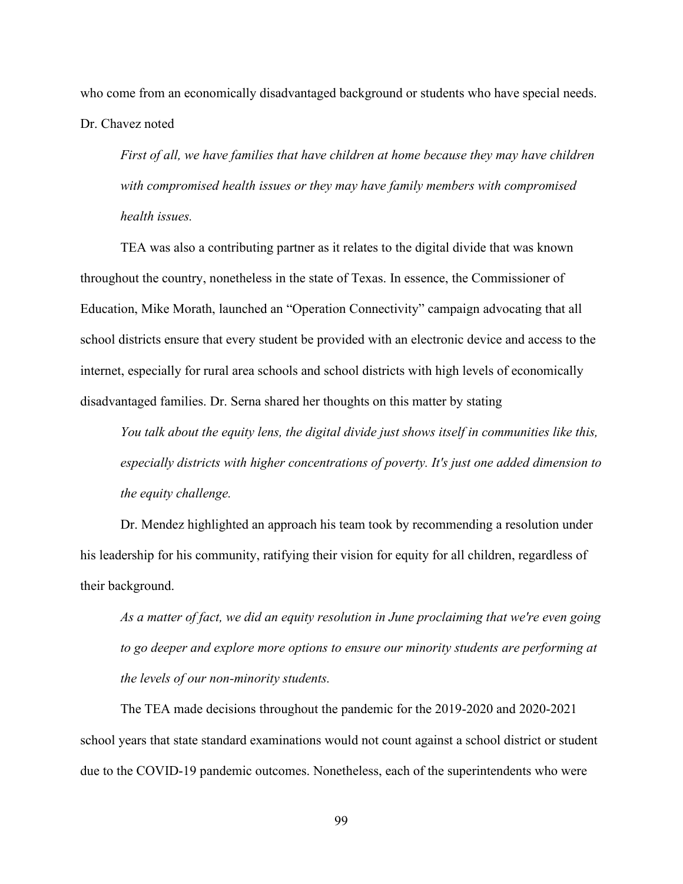who come from an economically disadvantaged background or students who have special needs. Dr. Chavez noted

> *First of all, we have families that have children at home because they may have children with compromised health issues or they may have family members with compromised health issues.*

TEA was also a contributing partner as it relates to the digital divide that was known throughout the country, nonetheless in the state of Texas. In essence, the Commissioner of Education, Mike Morath, launched an "Operation Connectivity" campaign advocating that all school districts ensure that every student be provided with an electronic device and access to the internet, especially for rural area schools and school districts with high levels of economically disadvantaged families. Dr. Serna shared her thoughts on this matter by stating

> *You talk about the equity lens, the digital divide just shows itself in communities like this, especially districts with higher concentrations of poverty. It's just one added dimension to the equity challenge.*

Dr. Mendez highlighted an approach his team took by recommending a resolution under his leadership for his community, ratifying their vision for equity for all children, regardless of their background.

> *As a matter of fact, we did an equity resolution in June proclaiming that we're even going to go deeper and explore more options to ensure our minority students are performing at the levels of our non-minority students.*

The TEA made decisions throughout the pandemic for the 2019-2020 and 2020-2021 school years that state standard examinations would not count against a school district or student due to the COVID-19 pandemic outcomes. Nonetheless, each of the superintendents who were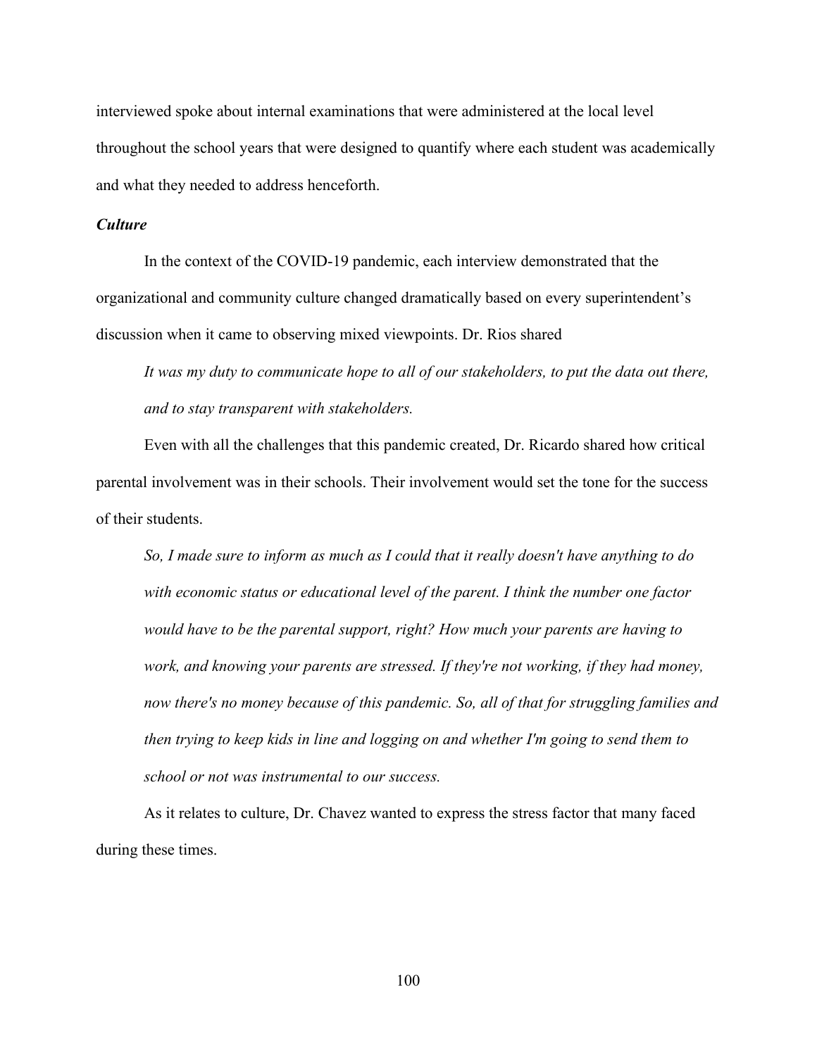interviewed spoke about internal examinations that were administered at the local level throughout the school years that were designed to quantify where each student was academically and what they needed to address henceforth.

### *Culture*

In the context of the COVID-19 pandemic, each interview demonstrated that the organizational and community culture changed dramatically based on every superintendent's discussion when it came to observing mixed viewpoints. Dr. Rios shared

> *It was my duty to communicate hope to all of our stakeholders, to put the data out there, and to stay transparent with stakeholders.*

Even with all the challenges that this pandemic created, Dr. Ricardo shared how critical parental involvement was in their schools. Their involvement would set the tone for the success of their students.

> *So, I made sure to inform as much as I could that it really doesn't have anything to do with economic status or educational level of the parent. I think the number one factor would have to be the parental support, right? How much your parents are having to work, and knowing your parents are stressed. If they're not working, if they had money, now there's no money because of this pandemic. So, all of that for struggling families and then trying to keep kids in line and logging on and whether I'm going to send them to school or not was instrumental to our success.*

As it relates to culture, Dr. Chavez wanted to express the stress factor that many faced during these times.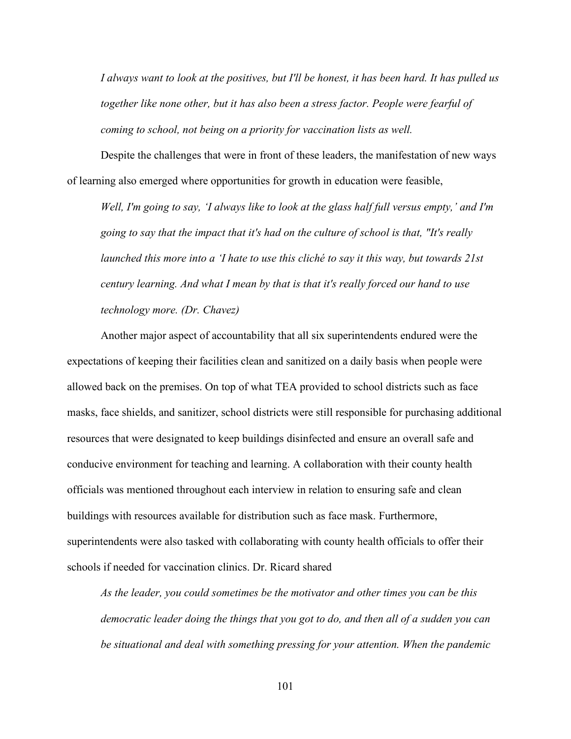*I always want to look at the positives, but I'll be honest, it has been hard. It has pulled us together like none other, but it has also been a stress factor. People were fearful of coming to school, not being on a priority for vaccination lists as well.*

Despite the challenges that were in front of these leaders, the manifestation of new ways of learning also emerged where opportunities for growth in education were feasible,

*Well, I'm going to say, 'I always like to look at the glass half full versus empty,' and I'm going to say that the impact that it's had on the culture of school is that, "It's really launched this more into a 'I hate to use this cliché to say it this way, but towards 21st century learning. And what I mean by that is that it's really forced our hand to use technology more. (Dr. Chavez)*

Another major aspect of accountability that all six superintendents endured were the expectations of keeping their facilities clean and sanitized on a daily basis when people were allowed back on the premises. On top of what TEA provided to school districts such as face masks, face shields, and sanitizer, school districts were still responsible for purchasing additional resources that were designated to keep buildings disinfected and ensure an overall safe and conducive environment for teaching and learning. A collaboration with their county health officials was mentioned throughout each interview in relation to ensuring safe and clean buildings with resources available for distribution such as face mask. Furthermore, superintendents were also tasked with collaborating with county health officials to offer their schools if needed for vaccination clinics. Dr. Ricard shared

*As the leader, you could sometimes be the motivator and other times you can be this democratic leader doing the things that you got to do, and then all of a sudden you can be situational and deal with something pressing for your attention. When the pandemic*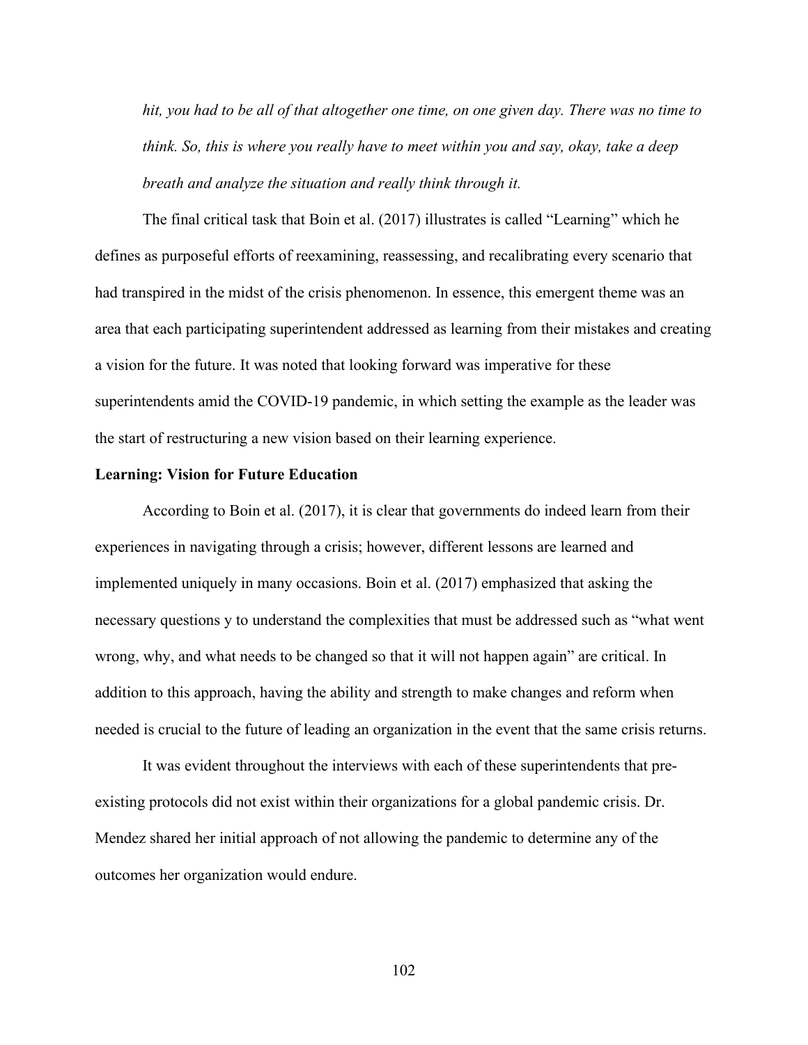*hit, you had to be all of that altogether one time, on one given day. There was no time to think. So, this is where you really have to meet within you and say, okay, take a deep breath and analyze the situation and really think through it.*

The final critical task that Boin et al. (2017) illustrates is called "Learning" which he defines as purposeful efforts of reexamining, reassessing, and recalibrating every scenario that had transpired in the midst of the crisis phenomenon. In essence, this emergent theme was an area that each participating superintendent addressed as learning from their mistakes and creating a vision for the future. It was noted that looking forward was imperative for these superintendents amid the COVID-19 pandemic, in which setting the example as the leader was the start of restructuring a new vision based on their learning experience.

**Learning: Vision for Future Education**

According to Boin et al. (2017), it is clear that governments do indeed learn from their experiences in navigating through a crisis; however, different lessons are learned and implemented uniquely in many occasions. Boin et al. (2017) emphasized that asking the necessary questions y to understand the complexities that must be addressed such as "what went wrong, why, and what needs to be changed so that it will not happen again" are critical. In addition to this approach, having the ability and strength to make changes and reform when needed is crucial to the future of leading an organization in the event that the same crisis returns.

It was evident throughout the interviews with each of these superintendents that pre-existing protocols did not exist within their organizations for a global pandemic crisis. Dr. Mendez shared her initial approach of not allowing the pandemic to determine any of the outcomes her organization would endure.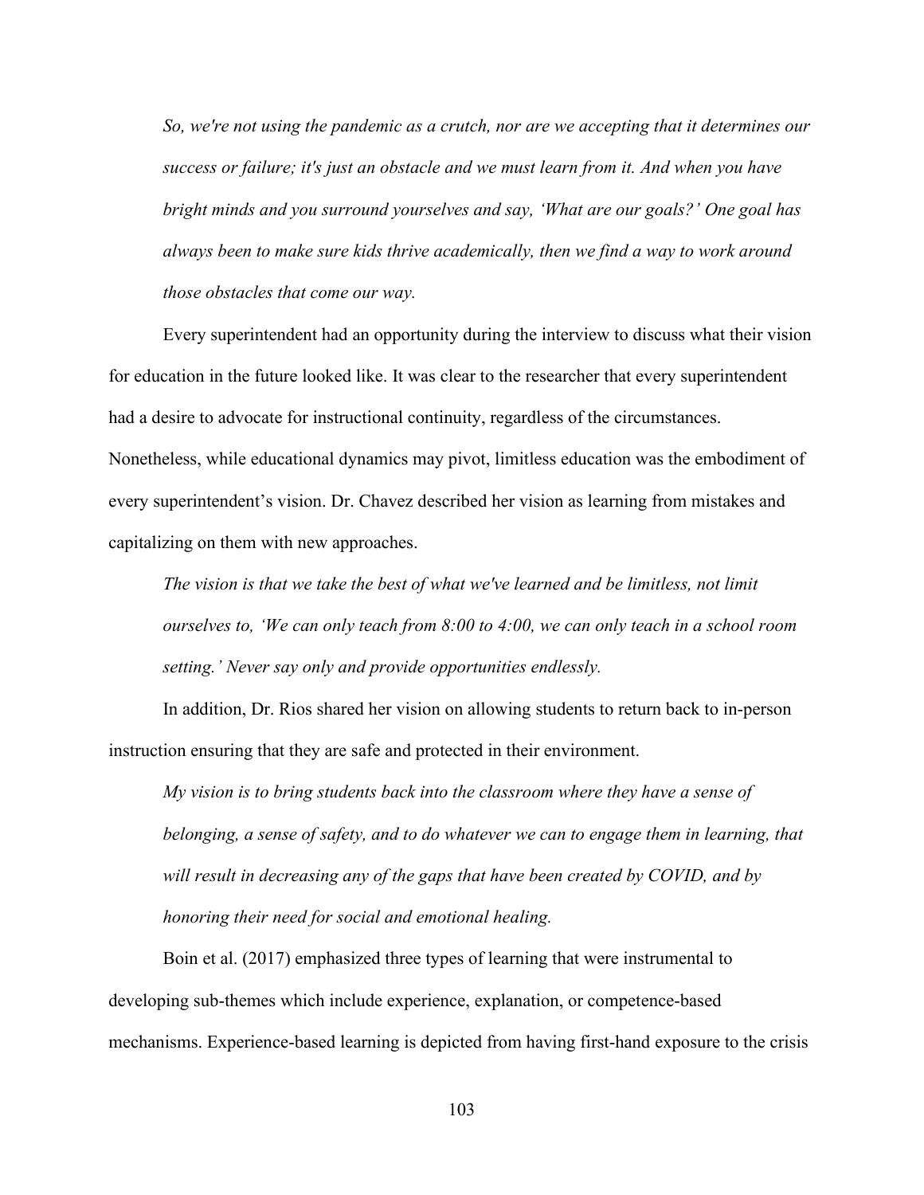*So, we're not using the pandemic as a crutch, nor are we accepting that it determines our success or failure; it's just an obstacle and we must learn from it. And when you have bright minds and you surround yourselves and say, 'What are our goals?' One goal has always been to make sure kids thrive academically, then we find a way to work around those obstacles that come our way.*

Every superintendent had an opportunity during the interview to discuss what their vision for education in the future looked like. It was clear to the researcher that every superintendent had a desire to advocate for instructional continuity, regardless of the circumstances. Nonetheless, while educational dynamics may pivot, limitless education was the embodiment of every superintendent's vision. Dr. Chavez described her vision as learning from mistakes and capitalizing on them with new approaches.

*The vision is that we take the best of what we've learned and be limitless, not limit ourselves to, 'We can only teach from 8:00 to 4:00, we can only teach in a school room setting.' Never say only and provide opportunities endlessly.*

In addition, Dr. Rios shared her vision on allowing students to return back to in-person instruction ensuring that they are safe and protected in their environment.

*My vision is to bring students back into the classroom where they have a sense of belonging, a sense of safety, and to do whatever we can to engage them in learning, that will result in decreasing any of the gaps that have been created by COVID, and by honoring their need for social and emotional healing.*

Boin et al. (2017) emphasized three types of learning that were instrumental to developing sub-themes which include experience, explanation, or competence-based mechanisms. Experience-based learning is depicted from having first-hand exposure to the crisis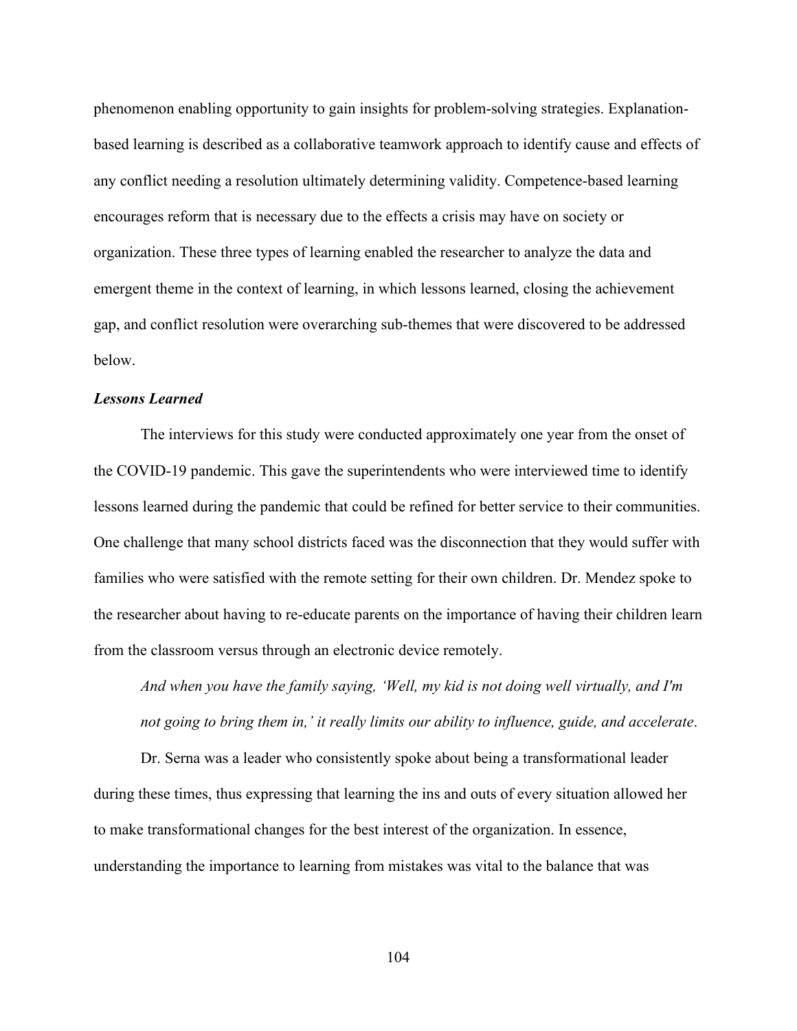phenomenon enabling opportunity to gain insights for problem-solving strategies. Explanation-based learning is described as a collaborative teamwork approach to identify cause and effects of any conflict needing a resolution ultimately determining validity. Competence-based learning encourages reform that is necessary due to the effects a crisis may have on society or organization. These three types of learning enabled the researcher to analyze the data and emergent theme in the context of learning, in which lessons learned, closing the achievement gap, and conflict resolution were overarching sub-themes that were discovered to be addressed below.

***Lessons Learned***

The interviews for this study were conducted approximately one year from the onset of the COVID-19 pandemic. This gave the superintendents who were interviewed time to identify lessons learned during the pandemic that could be refined for better service to their communities. One challenge that many school districts faced was the disconnection that they would suffer with families who were satisfied with the remote setting for their own children. Dr. Mendez spoke to the researcher about having to re-educate parents on the importance of having their children learn from the classroom versus through an electronic device remotely.

> *And when you have the family saying, 'Well, my kid is not doing well virtually, and I'm not going to bring them in,' it really limits our ability to influence, guide, and accelerate*.

Dr. Serna was a leader who consistently spoke about being a transformational leader during these times, thus expressing that learning the ins and outs of every situation allowed her to make transformational changes for the best interest of the organization. In essence, understanding the importance to learning from mistakes was vital to the balance that was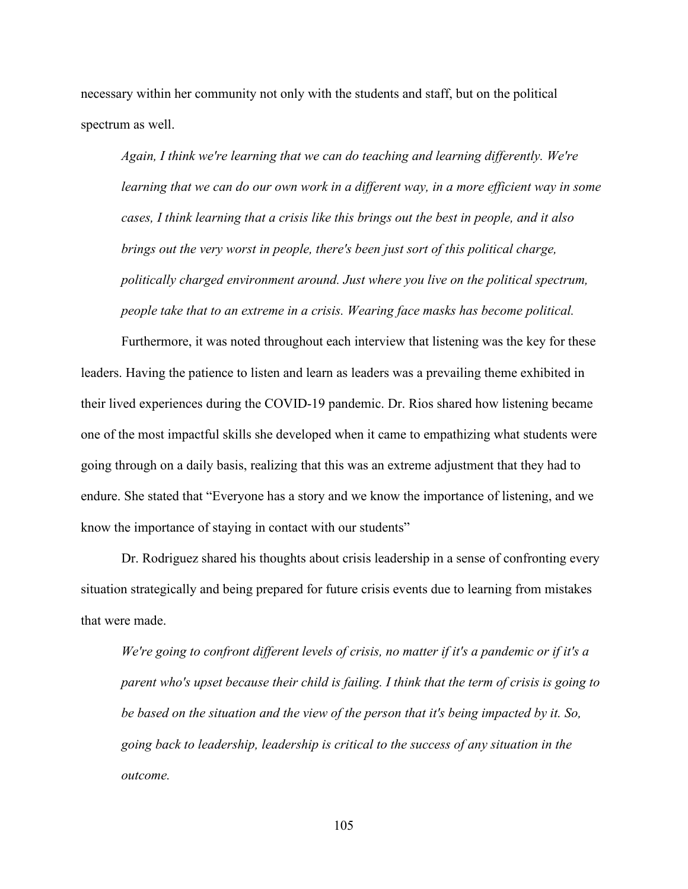necessary within her community not only with the students and staff, but on the political spectrum as well.

> *Again, I think we're learning that we can do teaching and learning differently. We're learning that we can do our own work in a different way, in a more efficient way in some cases, I think learning that a crisis like this brings out the best in people, and it also brings out the very worst in people, there's been just sort of this political charge, politically charged environment around. Just where you live on the political spectrum, people take that to an extreme in a crisis. Wearing face masks has become political.*

Furthermore, it was noted throughout each interview that listening was the key for these leaders. Having the patience to listen and learn as leaders was a prevailing theme exhibited in their lived experiences during the COVID-19 pandemic. Dr. Rios shared how listening became one of the most impactful skills she developed when it came to empathizing what students were going through on a daily basis, realizing that this was an extreme adjustment that they had to endure. She stated that "Everyone has a story and we know the importance of listening, and we know the importance of staying in contact with our students"

Dr. Rodriguez shared his thoughts about crisis leadership in a sense of confronting every situation strategically and being prepared for future crisis events due to learning from mistakes that were made.

> *We're going to confront different levels of crisis, no matter if it's a pandemic or if it's a parent who's upset because their child is failing. I think that the term of crisis is going to be based on the situation and the view of the person that it's being impacted by it. So, going back to leadership, leadership is critical to the success of any situation in the outcome.*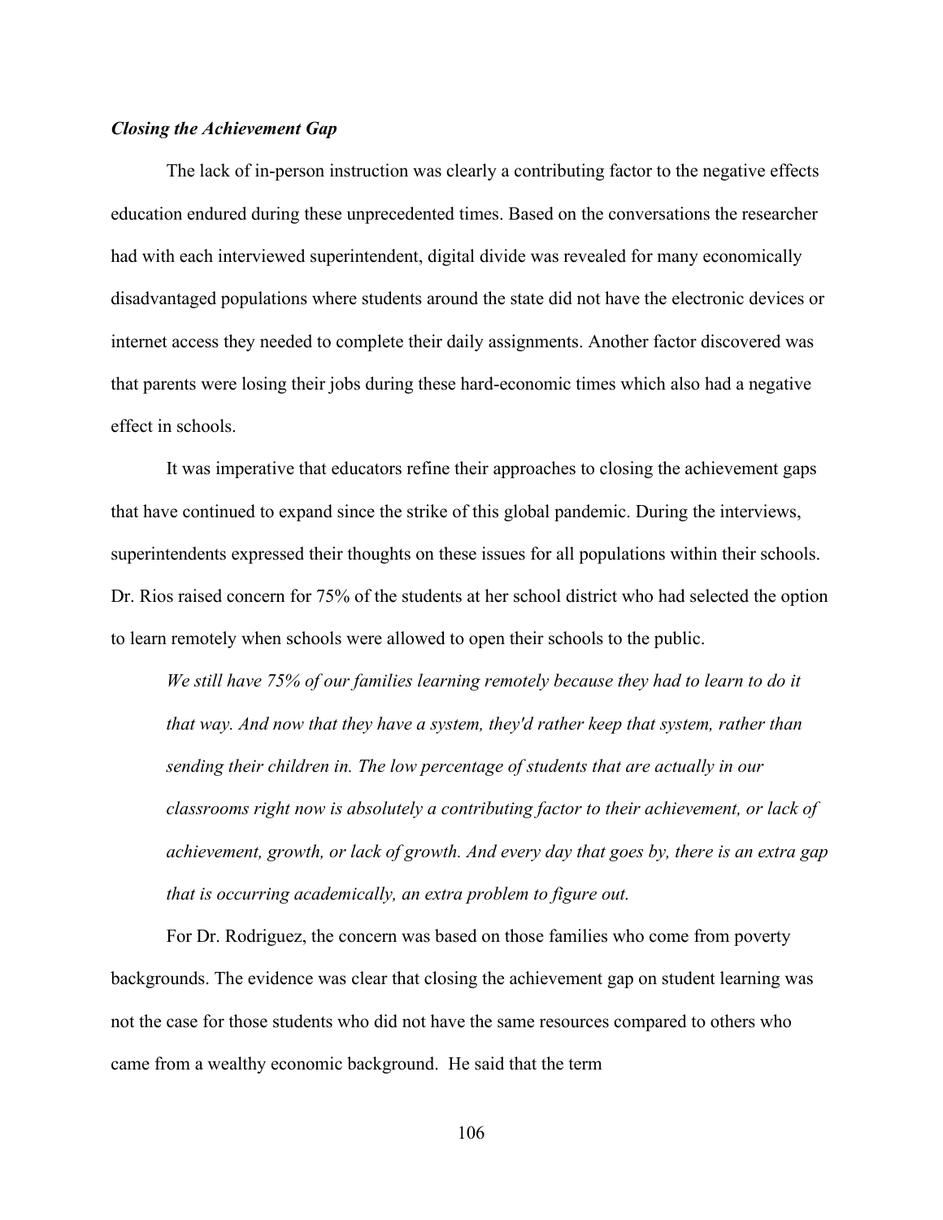### *Closing the Achievement Gap*

The lack of in-person instruction was clearly a contributing factor to the negative effects education endured during these unprecedented times. Based on the conversations the researcher had with each interviewed superintendent, digital divide was revealed for many economically disadvantaged populations where students around the state did not have the electronic devices or internet access they needed to complete their daily assignments. Another factor discovered was that parents were losing their jobs during these hard-economic times which also had a negative effect in schools.

It was imperative that educators refine their approaches to closing the achievement gaps that have continued to expand since the strike of this global pandemic. During the interviews, superintendents expressed their thoughts on these issues for all populations within their schools. Dr. Rios raised concern for 75% of the students at her school district who had selected the option to learn remotely when schools were allowed to open their schools to the public.

> *We still have 75% of our families learning remotely because they had to learn to do it that way. And now that they have a system, they'd rather keep that system, rather than sending their children in. The low percentage of students that are actually in our classrooms right now is absolutely a contributing factor to their achievement, or lack of achievement, growth, or lack of growth. And every day that goes by, there is an extra gap that is occurring academically, an extra problem to figure out.*

For Dr. Rodriguez, the concern was based on those families who come from poverty backgrounds. The evidence was clear that closing the achievement gap on student learning was not the case for those students who did not have the same resources compared to others who came from a wealthy economic background. He said that the term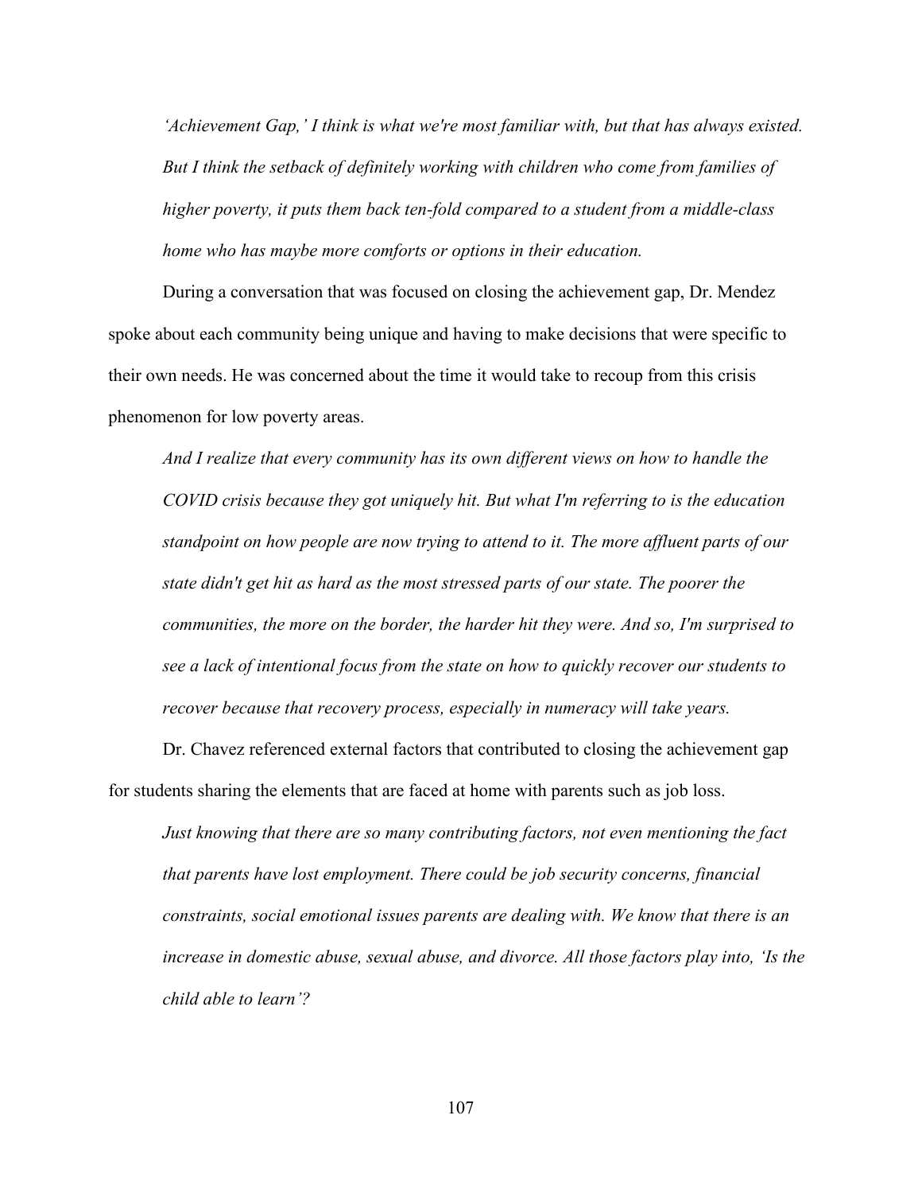*'Achievement Gap,' I think is what we're most familiar with, but that has always existed. But I think the setback of definitely working with children who come from families of higher poverty, it puts them back ten-fold compared to a student from a middle-class home who has maybe more comforts or options in their education.*

During a conversation that was focused on closing the achievement gap, Dr. Mendez spoke about each community being unique and having to make decisions that were specific to their own needs. He was concerned about the time it would take to recoup from this crisis phenomenon for low poverty areas.

*And I realize that every community has its own different views on how to handle the COVID crisis because they got uniquely hit. But what I'm referring to is the education standpoint on how people are now trying to attend to it. The more affluent parts of our state didn't get hit as hard as the most stressed parts of our state. The poorer the communities, the more on the border, the harder hit they were. And so, I'm surprised to see a lack of intentional focus from the state on how to quickly recover our students to recover because that recovery process, especially in numeracy will take years.*

Dr. Chavez referenced external factors that contributed to closing the achievement gap for students sharing the elements that are faced at home with parents such as job loss.

*Just knowing that there are so many contributing factors, not even mentioning the fact that parents have lost employment. There could be job security concerns, financial constraints, social emotional issues parents are dealing with. We know that there is an increase in domestic abuse, sexual abuse, and divorce. All those factors play into, 'Is the child able to learn'?*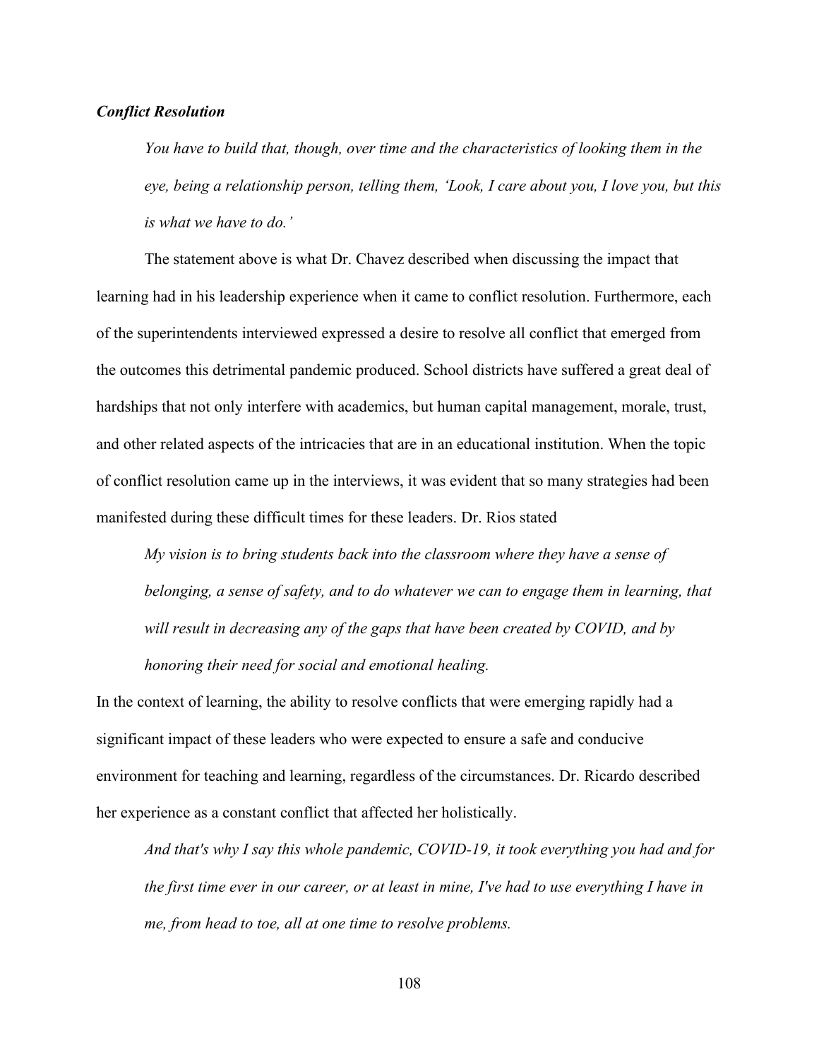***Conflict Resolution***

> *You have to build that, though, over time and the characteristics of looking them in the eye, being a relationship person, telling them, 'Look, I care about you, I love you, but this is what we have to do.'*

The statement above is what Dr. Chavez described when discussing the impact that learning had in his leadership experience when it came to conflict resolution. Furthermore, each of the superintendents interviewed expressed a desire to resolve all conflict that emerged from the outcomes this detrimental pandemic produced. School districts have suffered a great deal of hardships that not only interfere with academics, but human capital management, morale, trust, and other related aspects of the intricacies that are in an educational institution. When the topic of conflict resolution came up in the interviews, it was evident that so many strategies had been manifested during these difficult times for these leaders. Dr. Rios stated

> *My vision is to bring students back into the classroom where they have a sense of belonging, a sense of safety, and to do whatever we can to engage them in learning, that will result in decreasing any of the gaps that have been created by COVID, and by honoring their need for social and emotional healing.*

In the context of learning, the ability to resolve conflicts that were emerging rapidly had a significant impact of these leaders who were expected to ensure a safe and conducive environment for teaching and learning, regardless of the circumstances. Dr. Ricardo described her experience as a constant conflict that affected her holistically.

> *And that's why I say this whole pandemic, COVID-19, it took everything you had and for the first time ever in our career, or at least in mine, I've had to use everything I have in me, from head to toe, all at one time to resolve problems.*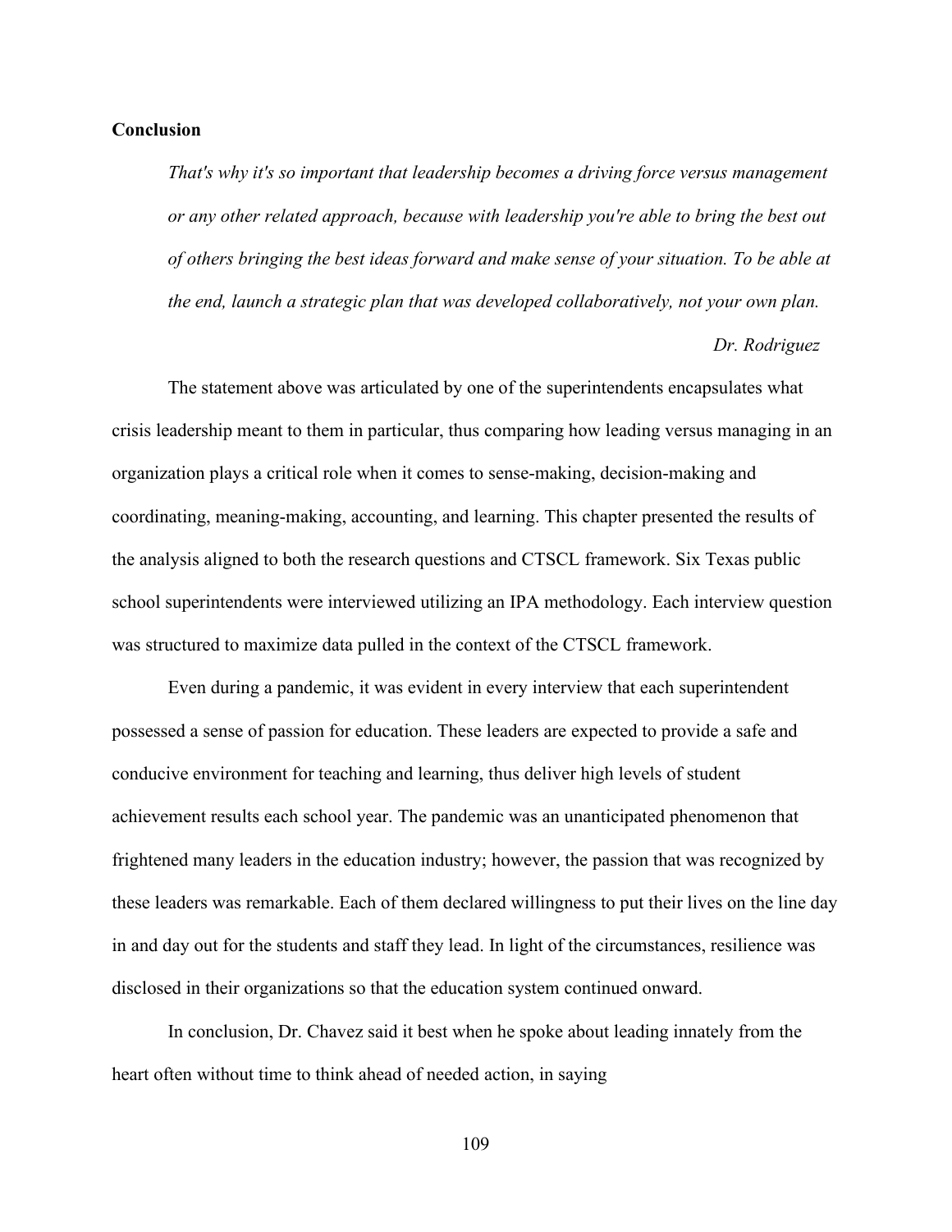**Conclusion**

> *That's why it's so important that leadership becomes a driving force versus management or any other related approach, because with leadership you're able to bring the best out of others bringing the best ideas forward and make sense of your situation. To be able at the end, launch a strategic plan that was developed collaboratively, not your own plan.*
>
> *Dr. Rodriguez*

The statement above was articulated by one of the superintendents encapsulates what crisis leadership meant to them in particular, thus comparing how leading versus managing in an organization plays a critical role when it comes to sense-making, decision-making and coordinating, meaning-making, accounting, and learning. This chapter presented the results of the analysis aligned to both the research questions and CTSCL framework. Six Texas public school superintendents were interviewed utilizing an IPA methodology. Each interview question was structured to maximize data pulled in the context of the CTSCL framework.

Even during a pandemic, it was evident in every interview that each superintendent possessed a sense of passion for education. These leaders are expected to provide a safe and conducive environment for teaching and learning, thus deliver high levels of student achievement results each school year. The pandemic was an unanticipated phenomenon that frightened many leaders in the education industry; however, the passion that was recognized by these leaders was remarkable. Each of them declared willingness to put their lives on the line day in and day out for the students and staff they lead. In light of the circumstances, resilience was disclosed in their organizations so that the education system continued onward.

In conclusion, Dr. Chavez said it best when he spoke about leading innately from the heart often without time to think ahead of needed action, in saying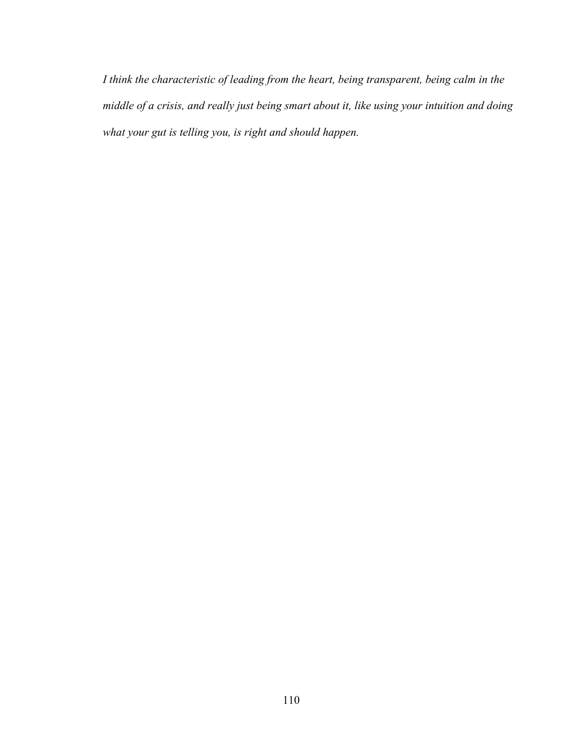*I think the characteristic of leading from the heart, being transparent, being calm in the middle of a crisis, and really just being smart about it, like using your intuition and doing what your gut is telling you, is right and should happen.*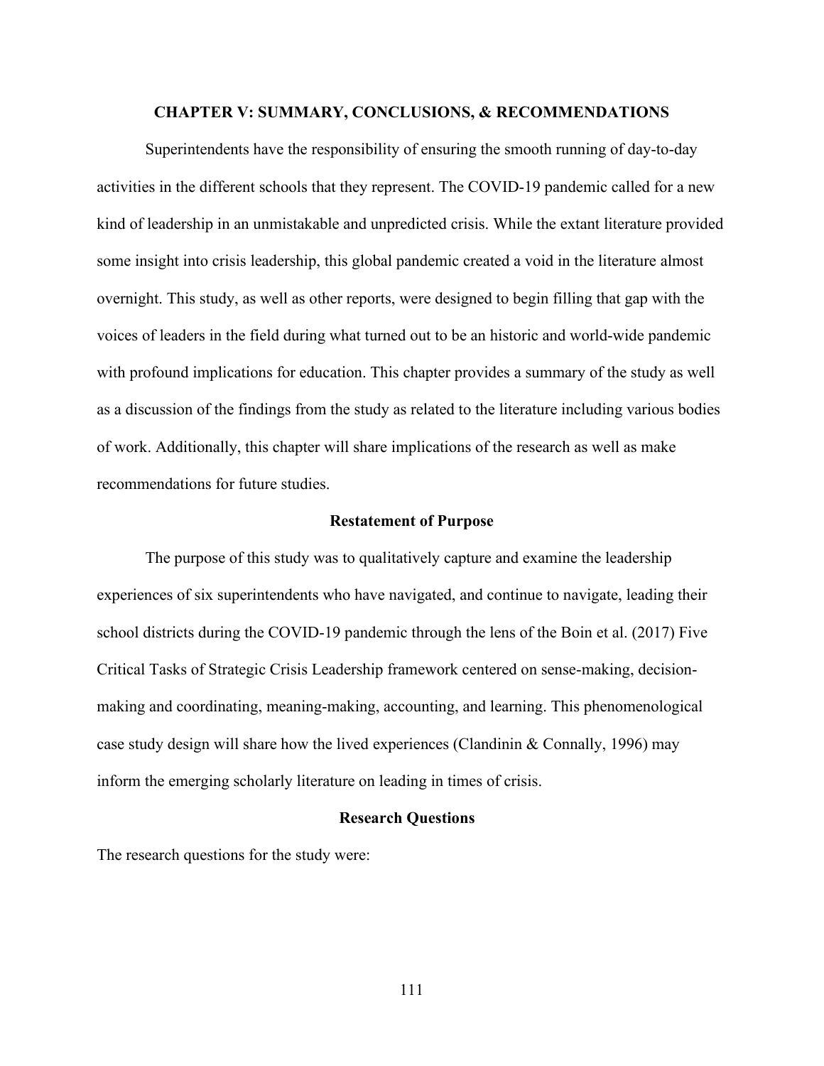# CHAPTER V: SUMMARY, CONCLUSIONS, & RECOMMENDATIONS

Superintendents have the responsibility of ensuring the smooth running of day-to-day activities in the different schools that they represent. The COVID-19 pandemic called for a new kind of leadership in an unmistakable and unpredicted crisis. While the extant literature provided some insight into crisis leadership, this global pandemic created a void in the literature almost overnight. This study, as well as other reports, were designed to begin filling that gap with the voices of leaders in the field during what turned out to be an historic and world-wide pandemic with profound implications for education. This chapter provides a summary of the study as well as a discussion of the findings from the study as related to the literature including various bodies of work. Additionally, this chapter will share implications of the research as well as make recommendations for future studies.

## Restatement of Purpose

The purpose of this study was to qualitatively capture and examine the leadership experiences of six superintendents who have navigated, and continue to navigate, leading their school districts during the COVID-19 pandemic through the lens of the Boin et al. (2017) Five Critical Tasks of Strategic Crisis Leadership framework centered on sense-making, decision-making and coordinating, meaning-making, accounting, and learning. This phenomenological case study design will share how the lived experiences (Clandinin & Connally, 1996) may inform the emerging scholarly literature on leading in times of crisis.

## Research Questions

The research questions for the study were: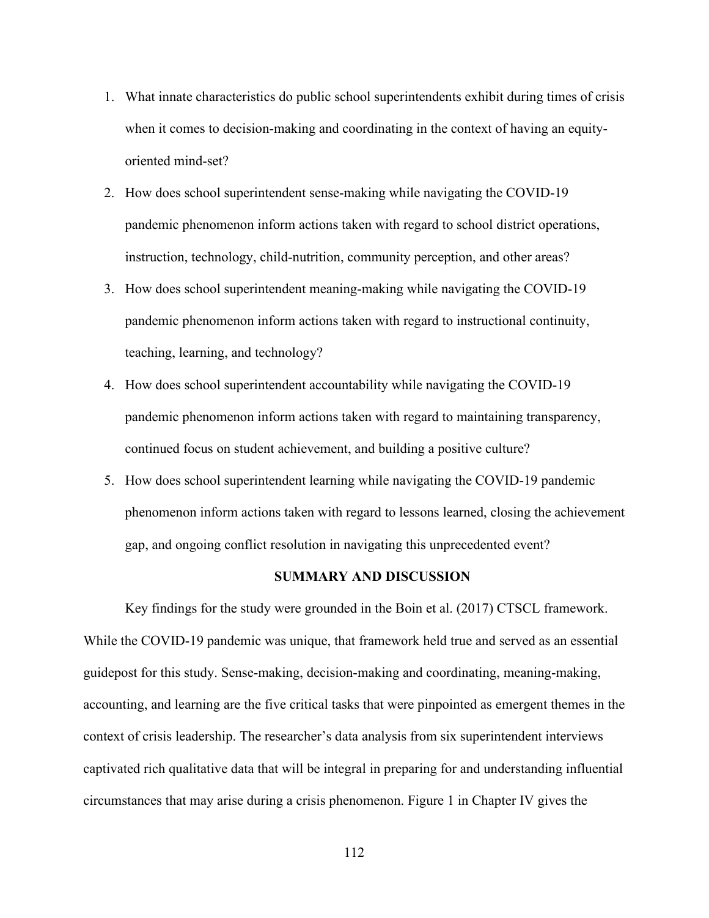1. What innate characteristics do public school superintendents exhibit during times of crisis when it comes to decision-making and coordinating in the context of having an equity-oriented mind-set?
2. How does school superintendent sense-making while navigating the COVID-19 pandemic phenomenon inform actions taken with regard to school district operations, instruction, technology, child-nutrition, community perception, and other areas?
3. How does school superintendent meaning-making while navigating the COVID-19 pandemic phenomenon inform actions taken with regard to instructional continuity, teaching, learning, and technology?
4. How does school superintendent accountability while navigating the COVID-19 pandemic phenomenon inform actions taken with regard to maintaining transparency, continued focus on student achievement, and building a positive culture?
5. How does school superintendent learning while navigating the COVID-19 pandemic phenomenon inform actions taken with regard to lessons learned, closing the achievement gap, and ongoing conflict resolution in navigating this unprecedented event?

## SUMMARY AND DISCUSSION

Key findings for the study were grounded in the Boin et al. (2017) CTSCL framework. While the COVID-19 pandemic was unique, that framework held true and served as an essential guidepost for this study. Sense-making, decision-making and coordinating, meaning-making, accounting, and learning are the five critical tasks that were pinpointed as emergent themes in the context of crisis leadership. The researcher's data analysis from six superintendent interviews captivated rich qualitative data that will be integral in preparing for and understanding influential circumstances that may arise during a crisis phenomenon. Figure 1 in Chapter IV gives the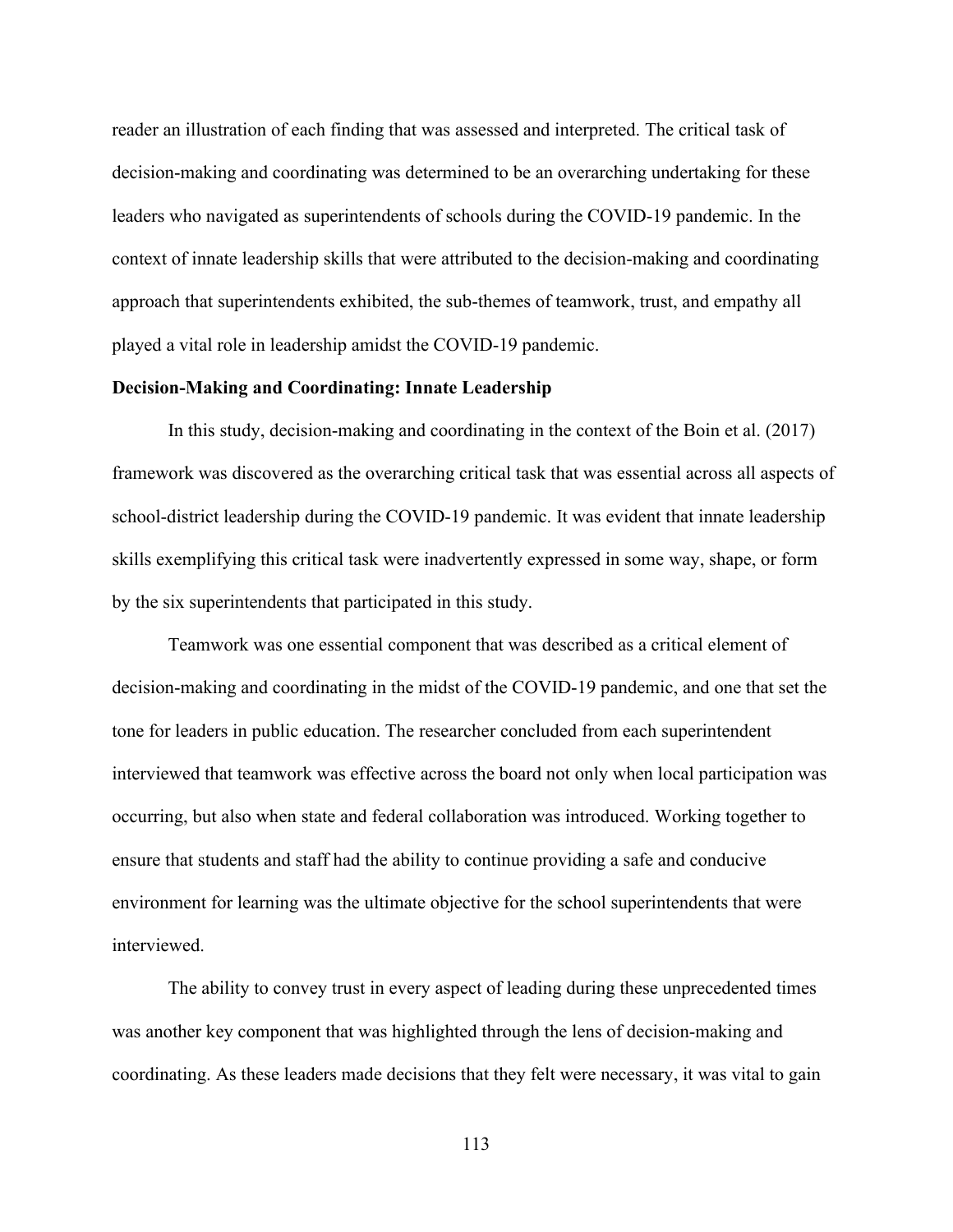reader an illustration of each finding that was assessed and interpreted. The critical task of decision-making and coordinating was determined to be an overarching undertaking for these leaders who navigated as superintendents of schools during the COVID-19 pandemic. In the context of innate leadership skills that were attributed to the decision-making and coordinating approach that superintendents exhibited, the sub-themes of teamwork, trust, and empathy all played a vital role in leadership amidst the COVID-19 pandemic.

**Decision-Making and Coordinating: Innate Leadership**

In this study, decision-making and coordinating in the context of the Boin et al. (2017) framework was discovered as the overarching critical task that was essential across all aspects of school-district leadership during the COVID-19 pandemic. It was evident that innate leadership skills exemplifying this critical task were inadvertently expressed in some way, shape, or form by the six superintendents that participated in this study.

Teamwork was one essential component that was described as a critical element of decision-making and coordinating in the midst of the COVID-19 pandemic, and one that set the tone for leaders in public education. The researcher concluded from each superintendent interviewed that teamwork was effective across the board not only when local participation was occurring, but also when state and federal collaboration was introduced. Working together to ensure that students and staff had the ability to continue providing a safe and conducive environment for learning was the ultimate objective for the school superintendents that were interviewed.

The ability to convey trust in every aspect of leading during these unprecedented times was another key component that was highlighted through the lens of decision-making and coordinating. As these leaders made decisions that they felt were necessary, it was vital to gain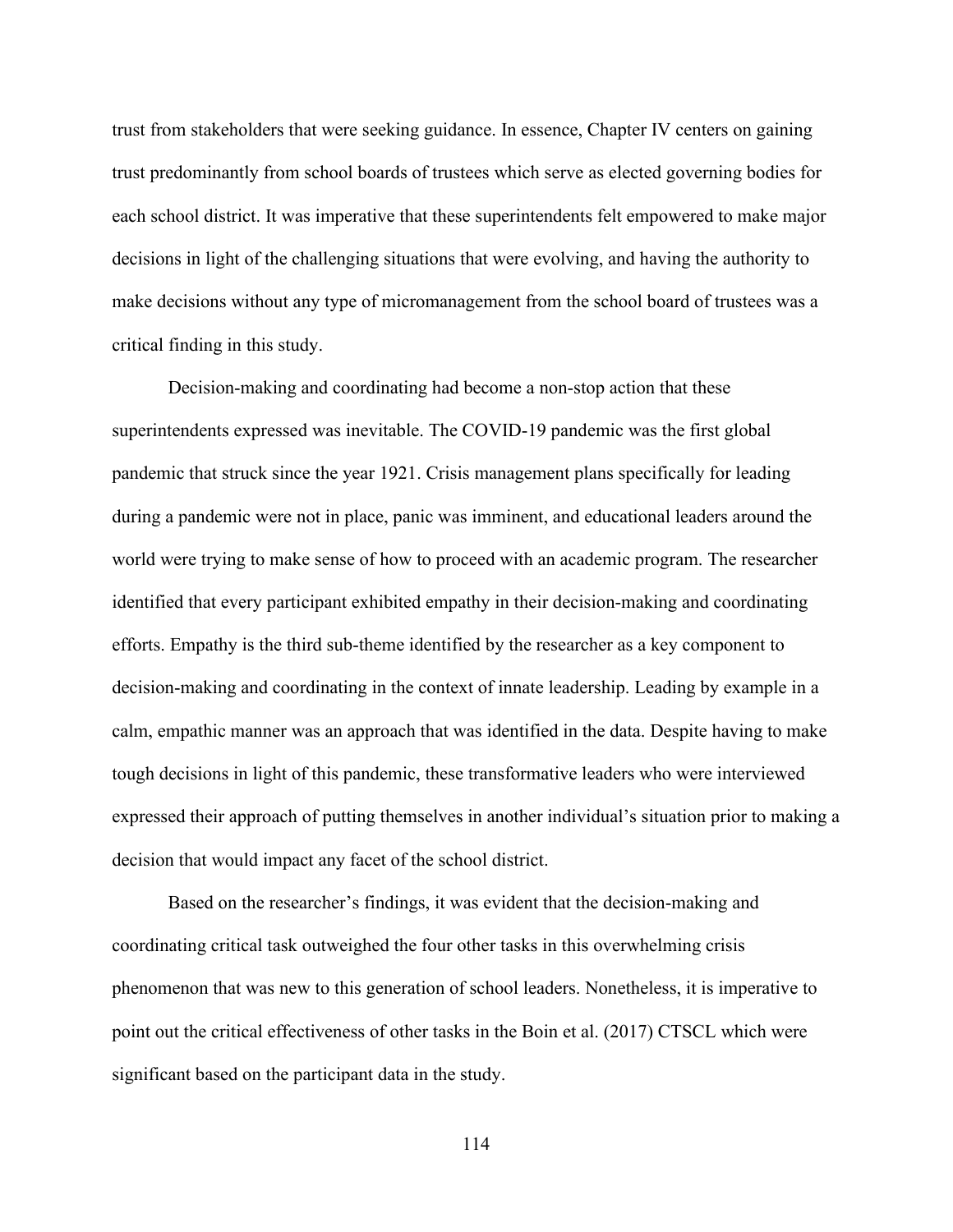trust from stakeholders that were seeking guidance. In essence, Chapter IV centers on gaining trust predominantly from school boards of trustees which serve as elected governing bodies for each school district. It was imperative that these superintendents felt empowered to make major decisions in light of the challenging situations that were evolving, and having the authority to make decisions without any type of micromanagement from the school board of trustees was a critical finding in this study.

Decision-making and coordinating had become a non-stop action that these superintendents expressed was inevitable. The COVID-19 pandemic was the first global pandemic that struck since the year 1921. Crisis management plans specifically for leading during a pandemic were not in place, panic was imminent, and educational leaders around the world were trying to make sense of how to proceed with an academic program. The researcher identified that every participant exhibited empathy in their decision-making and coordinating efforts. Empathy is the third sub-theme identified by the researcher as a key component to decision-making and coordinating in the context of innate leadership. Leading by example in a calm, empathic manner was an approach that was identified in the data. Despite having to make tough decisions in light of this pandemic, these transformative leaders who were interviewed expressed their approach of putting themselves in another individual's situation prior to making a decision that would impact any facet of the school district.

Based on the researcher's findings, it was evident that the decision-making and coordinating critical task outweighed the four other tasks in this overwhelming crisis phenomenon that was new to this generation of school leaders. Nonetheless, it is imperative to point out the critical effectiveness of other tasks in the Boin et al. (2017) CTSCL which were significant based on the participant data in the study.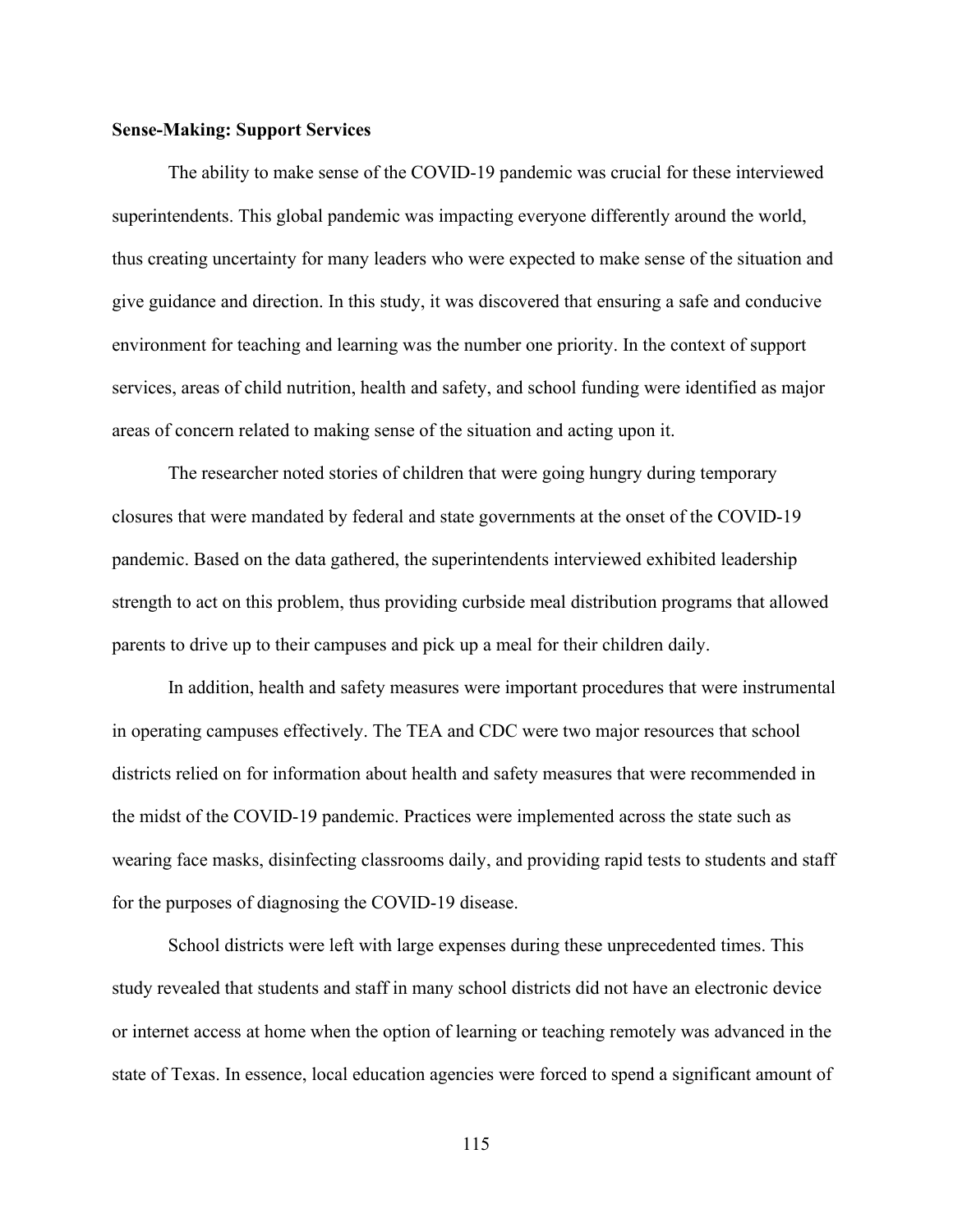**Sense-Making: Support Services**

The ability to make sense of the COVID-19 pandemic was crucial for these interviewed superintendents. This global pandemic was impacting everyone differently around the world, thus creating uncertainty for many leaders who were expected to make sense of the situation and give guidance and direction. In this study, it was discovered that ensuring a safe and conducive environment for teaching and learning was the number one priority. In the context of support services, areas of child nutrition, health and safety, and school funding were identified as major areas of concern related to making sense of the situation and acting upon it.

The researcher noted stories of children that were going hungry during temporary closures that were mandated by federal and state governments at the onset of the COVID-19 pandemic. Based on the data gathered, the superintendents interviewed exhibited leadership strength to act on this problem, thus providing curbside meal distribution programs that allowed parents to drive up to their campuses and pick up a meal for their children daily.

In addition, health and safety measures were important procedures that were instrumental in operating campuses effectively. The TEA and CDC were two major resources that school districts relied on for information about health and safety measures that were recommended in the midst of the COVID-19 pandemic. Practices were implemented across the state such as wearing face masks, disinfecting classrooms daily, and providing rapid tests to students and staff for the purposes of diagnosing the COVID-19 disease.

School districts were left with large expenses during these unprecedented times. This study revealed that students and staff in many school districts did not have an electronic device or internet access at home when the option of learning or teaching remotely was advanced in the state of Texas. In essence, local education agencies were forced to spend a significant amount of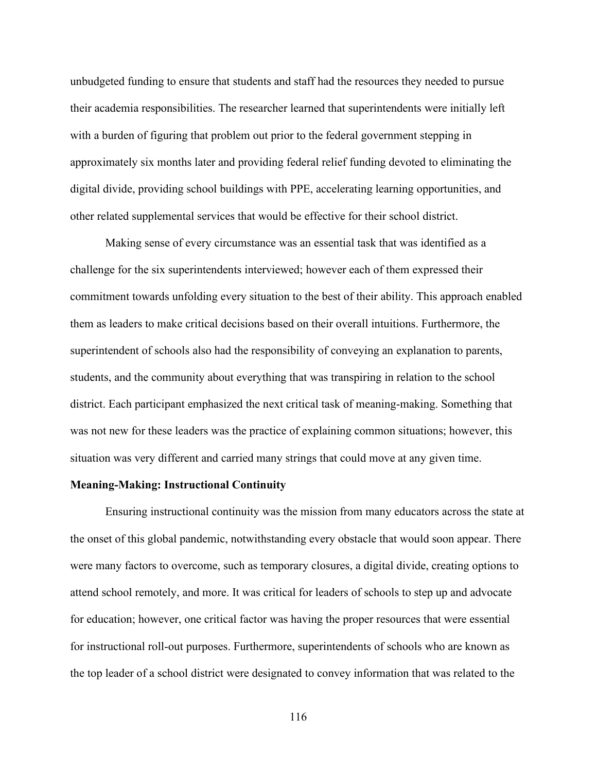unbudgeted funding to ensure that students and staff had the resources they needed to pursue their academia responsibilities. The researcher learned that superintendents were initially left with a burden of figuring that problem out prior to the federal government stepping in approximately six months later and providing federal relief funding devoted to eliminating the digital divide, providing school buildings with PPE, accelerating learning opportunities, and other related supplemental services that would be effective for their school district.

Making sense of every circumstance was an essential task that was identified as a challenge for the six superintendents interviewed; however each of them expressed their commitment towards unfolding every situation to the best of their ability. This approach enabled them as leaders to make critical decisions based on their overall intuitions. Furthermore, the superintendent of schools also had the responsibility of conveying an explanation to parents, students, and the community about everything that was transpiring in relation to the school district. Each participant emphasized the next critical task of meaning-making. Something that was not new for these leaders was the practice of explaining common situations; however, this situation was very different and carried many strings that could move at any given time.

**Meaning-Making: Instructional Continuity**

Ensuring instructional continuity was the mission from many educators across the state at the onset of this global pandemic, notwithstanding every obstacle that would soon appear. There were many factors to overcome, such as temporary closures, a digital divide, creating options to attend school remotely, and more. It was critical for leaders of schools to step up and advocate for education; however, one critical factor was having the proper resources that were essential for instructional roll-out purposes. Furthermore, superintendents of schools who are known as the top leader of a school district were designated to convey information that was related to the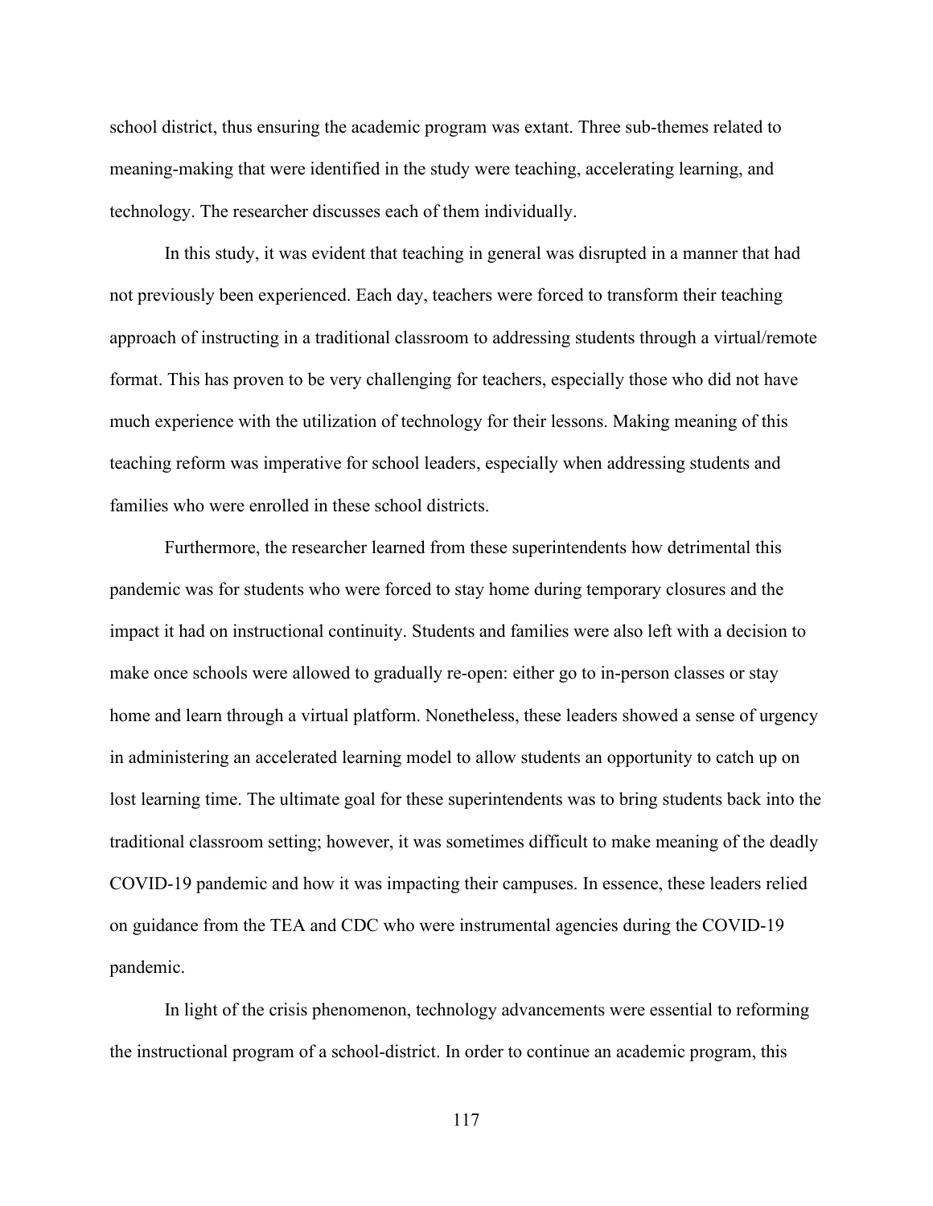school district, thus ensuring the academic program was extant. Three sub-themes related to meaning-making that were identified in the study were teaching, accelerating learning, and technology. The researcher discusses each of them individually.

In this study, it was evident that teaching in general was disrupted in a manner that had not previously been experienced. Each day, teachers were forced to transform their teaching approach of instructing in a traditional classroom to addressing students through a virtual/remote format. This has proven to be very challenging for teachers, especially those who did not have much experience with the utilization of technology for their lessons. Making meaning of this teaching reform was imperative for school leaders, especially when addressing students and families who were enrolled in these school districts.

Furthermore, the researcher learned from these superintendents how detrimental this pandemic was for students who were forced to stay home during temporary closures and the impact it had on instructional continuity. Students and families were also left with a decision to make once schools were allowed to gradually re-open: either go to in-person classes or stay home and learn through a virtual platform. Nonetheless, these leaders showed a sense of urgency in administering an accelerated learning model to allow students an opportunity to catch up on lost learning time. The ultimate goal for these superintendents was to bring students back into the traditional classroom setting; however, it was sometimes difficult to make meaning of the deadly COVID-19 pandemic and how it was impacting their campuses. In essence, these leaders relied on guidance from the TEA and CDC who were instrumental agencies during the COVID-19 pandemic.

In light of the crisis phenomenon, technology advancements were essential to reforming the instructional program of a school-district. In order to continue an academic program, this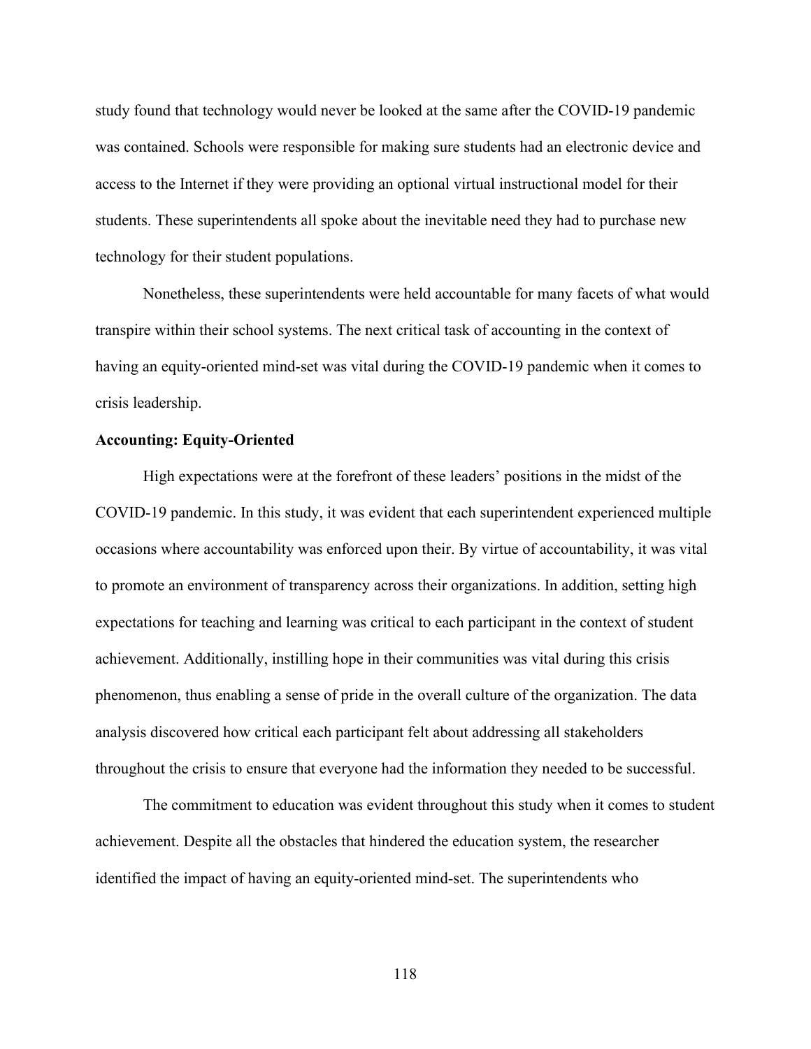study found that technology would never be looked at the same after the COVID-19 pandemic was contained. Schools were responsible for making sure students had an electronic device and access to the Internet if they were providing an optional virtual instructional model for their students. These superintendents all spoke about the inevitable need they had to purchase new technology for their student populations.

Nonetheless, these superintendents were held accountable for many facets of what would transpire within their school systems. The next critical task of accounting in the context of having an equity-oriented mind-set was vital during the COVID-19 pandemic when it comes to crisis leadership.

**Accounting: Equity-Oriented**

High expectations were at the forefront of these leaders' positions in the midst of the COVID-19 pandemic. In this study, it was evident that each superintendent experienced multiple occasions where accountability was enforced upon their. By virtue of accountability, it was vital to promote an environment of transparency across their organizations. In addition, setting high expectations for teaching and learning was critical to each participant in the context of student achievement. Additionally, instilling hope in their communities was vital during this crisis phenomenon, thus enabling a sense of pride in the overall culture of the organization. The data analysis discovered how critical each participant felt about addressing all stakeholders throughout the crisis to ensure that everyone had the information they needed to be successful.

The commitment to education was evident throughout this study when it comes to student achievement. Despite all the obstacles that hindered the education system, the researcher identified the impact of having an equity-oriented mind-set. The superintendents who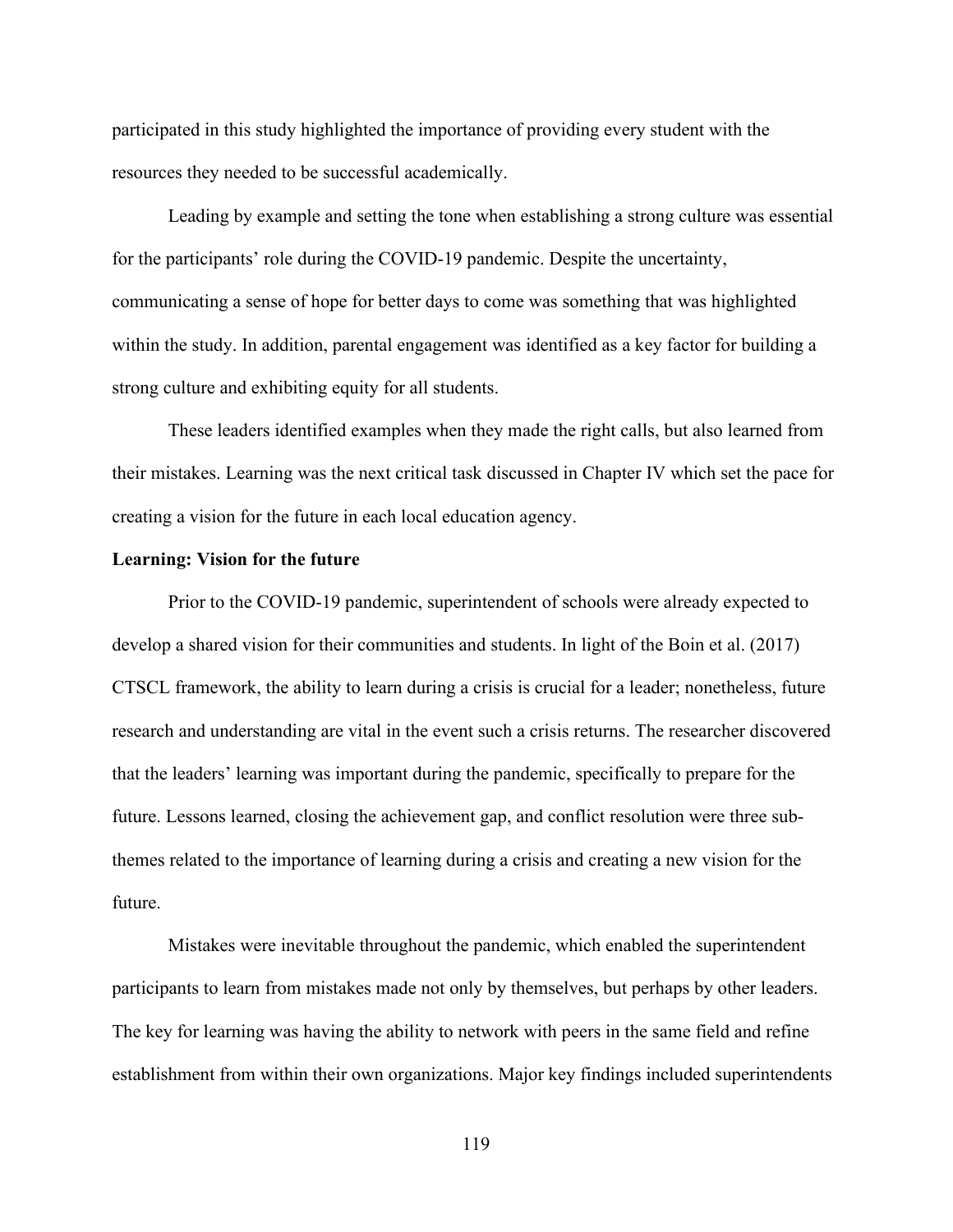participated in this study highlighted the importance of providing every student with the resources they needed to be successful academically.

Leading by example and setting the tone when establishing a strong culture was essential for the participants' role during the COVID-19 pandemic. Despite the uncertainty, communicating a sense of hope for better days to come was something that was highlighted within the study. In addition, parental engagement was identified as a key factor for building a strong culture and exhibiting equity for all students.

These leaders identified examples when they made the right calls, but also learned from their mistakes. Learning was the next critical task discussed in Chapter IV which set the pace for creating a vision for the future in each local education agency.

**Learning: Vision for the future**

Prior to the COVID-19 pandemic, superintendent of schools were already expected to develop a shared vision for their communities and students. In light of the Boin et al. (2017) CTSCL framework, the ability to learn during a crisis is crucial for a leader; nonetheless, future research and understanding are vital in the event such a crisis returns. The researcher discovered that the leaders' learning was important during the pandemic, specifically to prepare for the future. Lessons learned, closing the achievement gap, and conflict resolution were three sub-themes related to the importance of learning during a crisis and creating a new vision for the future.

Mistakes were inevitable throughout the pandemic, which enabled the superintendent participants to learn from mistakes made not only by themselves, but perhaps by other leaders. The key for learning was having the ability to network with peers in the same field and refine establishment from within their own organizations. Major key findings included superintendents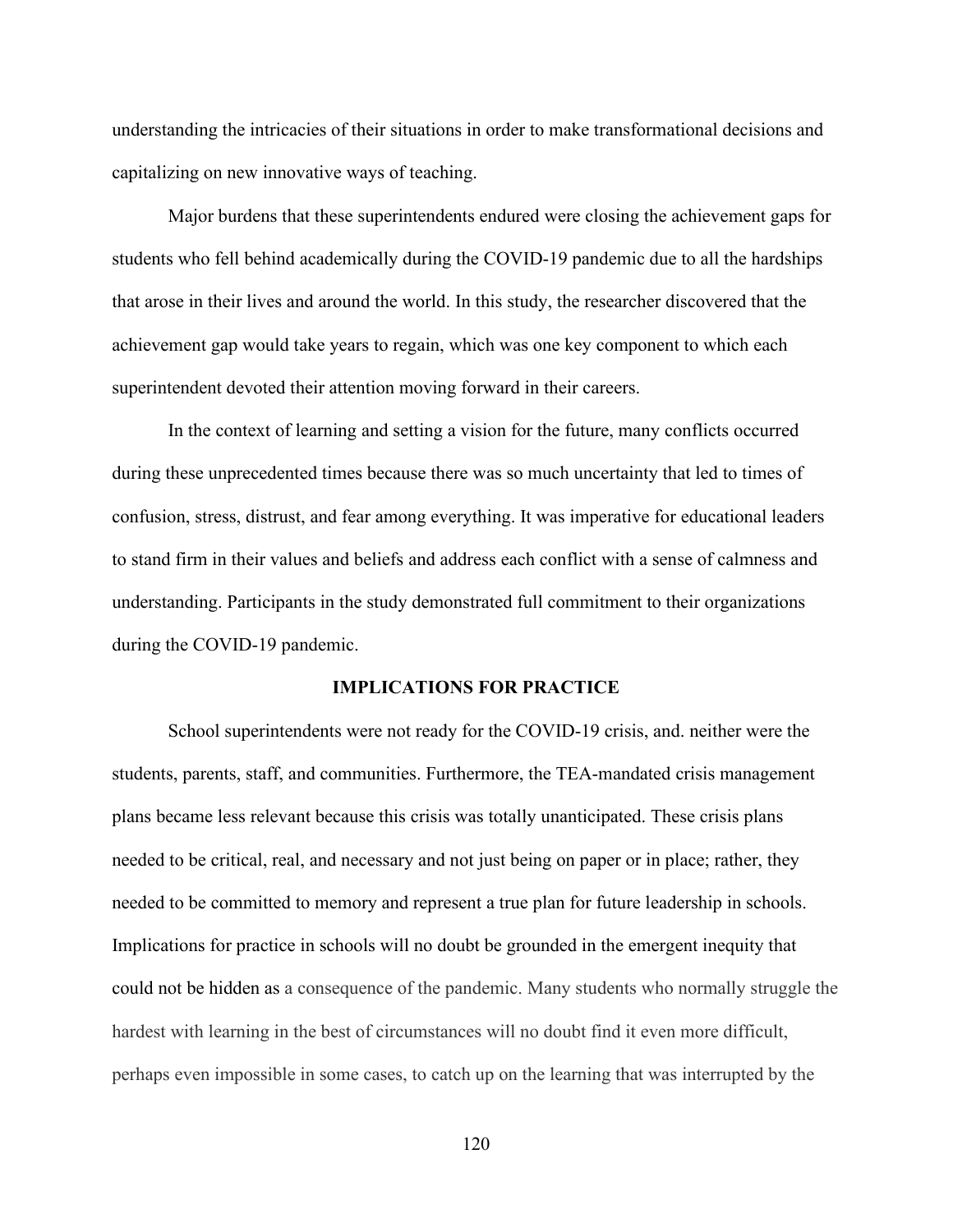understanding the intricacies of their situations in order to make transformational decisions and capitalizing on new innovative ways of teaching.

Major burdens that these superintendents endured were closing the achievement gaps for students who fell behind academically during the COVID-19 pandemic due to all the hardships that arose in their lives and around the world. In this study, the researcher discovered that the achievement gap would take years to regain, which was one key component to which each superintendent devoted their attention moving forward in their careers.

In the context of learning and setting a vision for the future, many conflicts occurred during these unprecedented times because there was so much uncertainty that led to times of confusion, stress, distrust, and fear among everything. It was imperative for educational leaders to stand firm in their values and beliefs and address each conflict with a sense of calmness and understanding. Participants in the study demonstrated full commitment to their organizations during the COVID-19 pandemic.

## IMPLICATIONS FOR PRACTICE

School superintendents were not ready for the COVID-19 crisis, and. neither were the students, parents, staff, and communities. Furthermore, the TEA-mandated crisis management plans became less relevant because this crisis was totally unanticipated. These crisis plans needed to be critical, real, and necessary and not just being on paper or in place; rather, they needed to be committed to memory and represent a true plan for future leadership in schools. Implications for practice in schools will no doubt be grounded in the emergent inequity that could not be hidden as a consequence of the pandemic. Many students who normally struggle the hardest with learning in the best of circumstances will no doubt find it even more difficult, perhaps even impossible in some cases, to catch up on the learning that was interrupted by the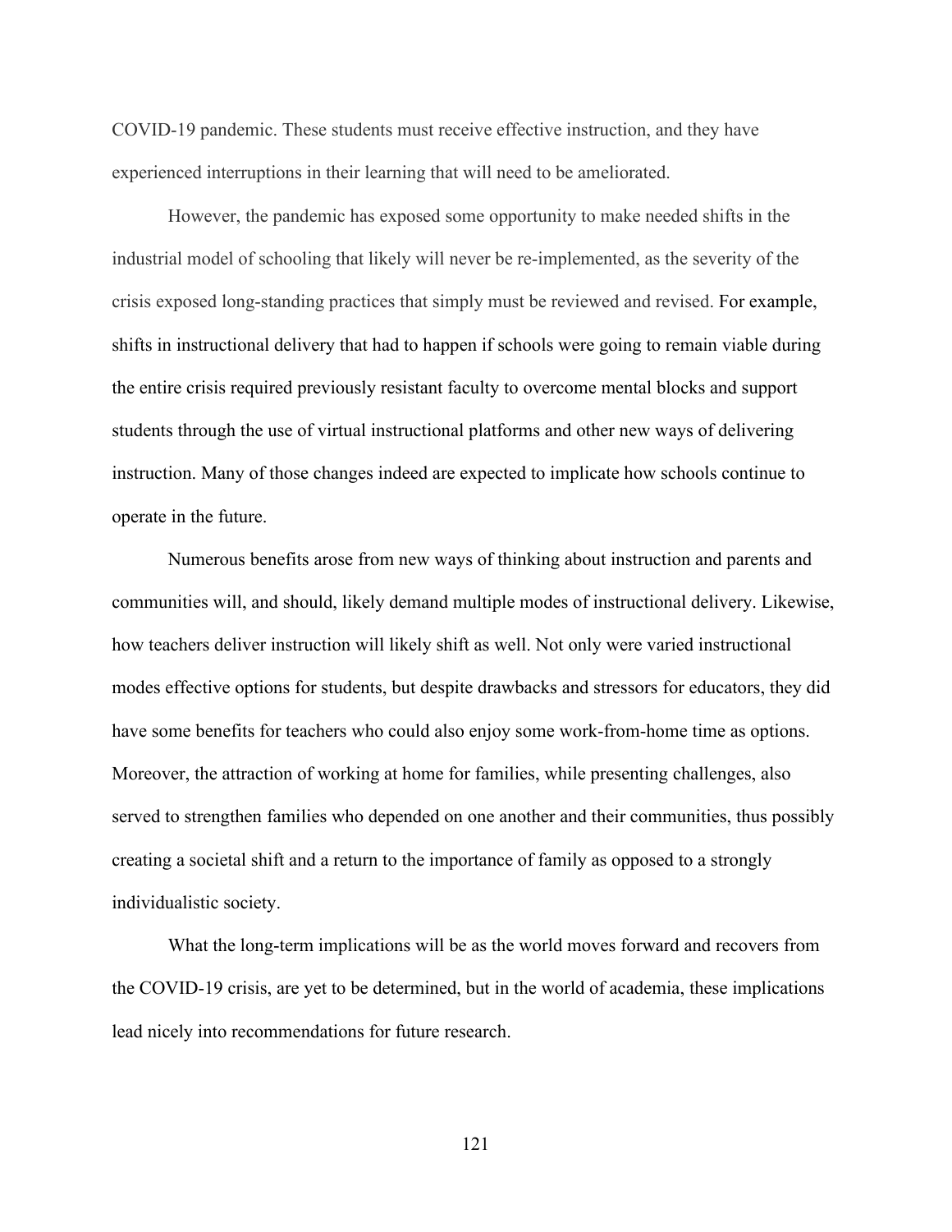COVID-19 pandemic. These students must receive effective instruction, and they have experienced interruptions in their learning that will need to be ameliorated.

However, the pandemic has exposed some opportunity to make needed shifts in the industrial model of schooling that likely will never be re-implemented, as the severity of the crisis exposed long-standing practices that simply must be reviewed and revised. For example, shifts in instructional delivery that had to happen if schools were going to remain viable during the entire crisis required previously resistant faculty to overcome mental blocks and support students through the use of virtual instructional platforms and other new ways of delivering instruction. Many of those changes indeed are expected to implicate how schools continue to operate in the future.

Numerous benefits arose from new ways of thinking about instruction and parents and communities will, and should, likely demand multiple modes of instructional delivery. Likewise, how teachers deliver instruction will likely shift as well. Not only were varied instructional modes effective options for students, but despite drawbacks and stressors for educators, they did have some benefits for teachers who could also enjoy some work-from-home time as options. Moreover, the attraction of working at home for families, while presenting challenges, also served to strengthen families who depended on one another and their communities, thus possibly creating a societal shift and a return to the importance of family as opposed to a strongly individualistic society.

What the long-term implications will be as the world moves forward and recovers from the COVID-19 crisis, are yet to be determined, but in the world of academia, these implications lead nicely into recommendations for future research.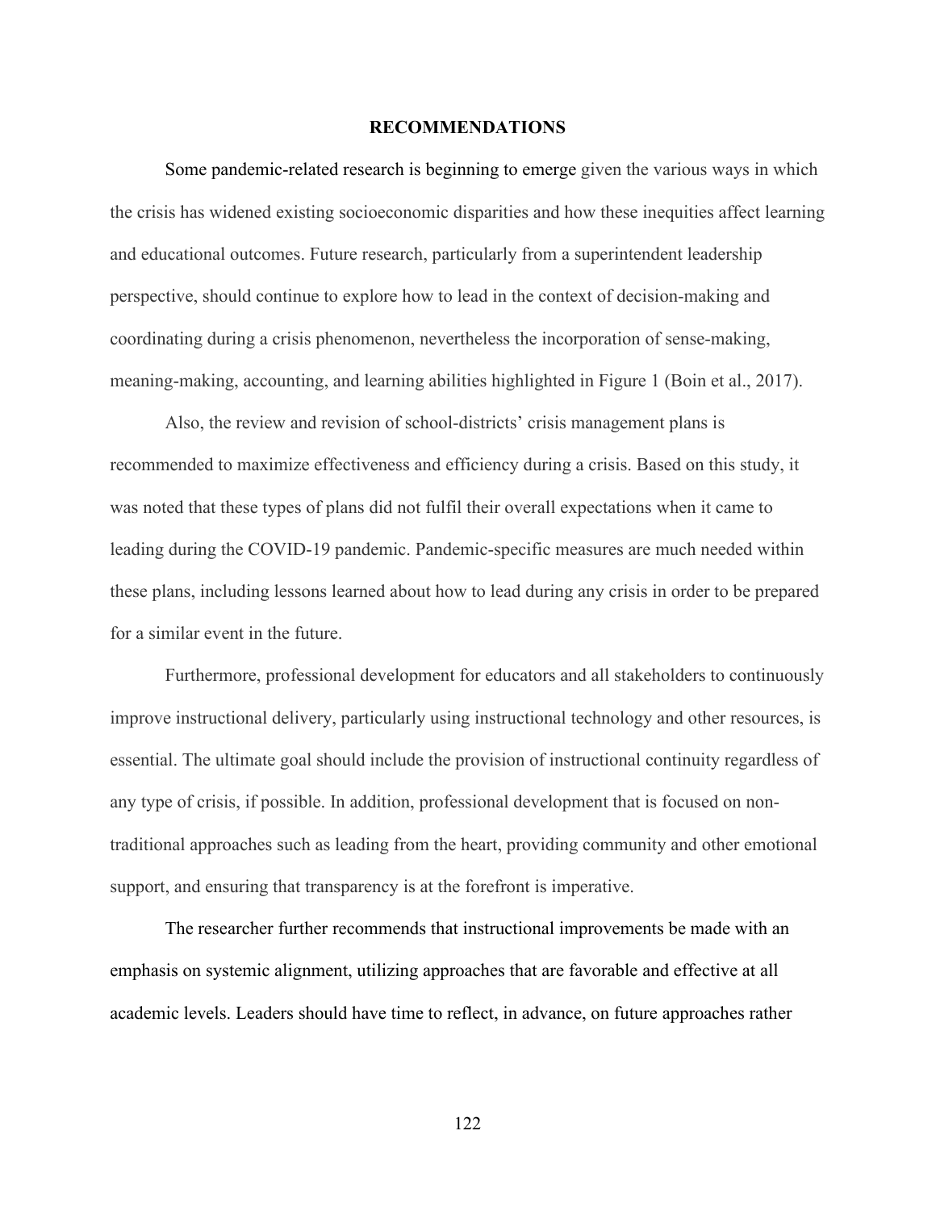## RECOMMENDATIONS

Some pandemic-related research is beginning to emerge given the various ways in which the crisis has widened existing socioeconomic disparities and how these inequities affect learning and educational outcomes. Future research, particularly from a superintendent leadership perspective, should continue to explore how to lead in the context of decision-making and coordinating during a crisis phenomenon, nevertheless the incorporation of sense-making, meaning-making, accounting, and learning abilities highlighted in Figure 1 (Boin et al., 2017).

Also, the review and revision of school-districts' crisis management plans is recommended to maximize effectiveness and efficiency during a crisis. Based on this study, it was noted that these types of plans did not fulfil their overall expectations when it came to leading during the COVID-19 pandemic. Pandemic-specific measures are much needed within these plans, including lessons learned about how to lead during any crisis in order to be prepared for a similar event in the future.

Furthermore, professional development for educators and all stakeholders to continuously improve instructional delivery, particularly using instructional technology and other resources, is essential. The ultimate goal should include the provision of instructional continuity regardless of any type of crisis, if possible. In addition, professional development that is focused on non-traditional approaches such as leading from the heart, providing community and other emotional support, and ensuring that transparency is at the forefront is imperative.

The researcher further recommends that instructional improvements be made with an emphasis on systemic alignment, utilizing approaches that are favorable and effective at all academic levels. Leaders should have time to reflect, in advance, on future approaches rather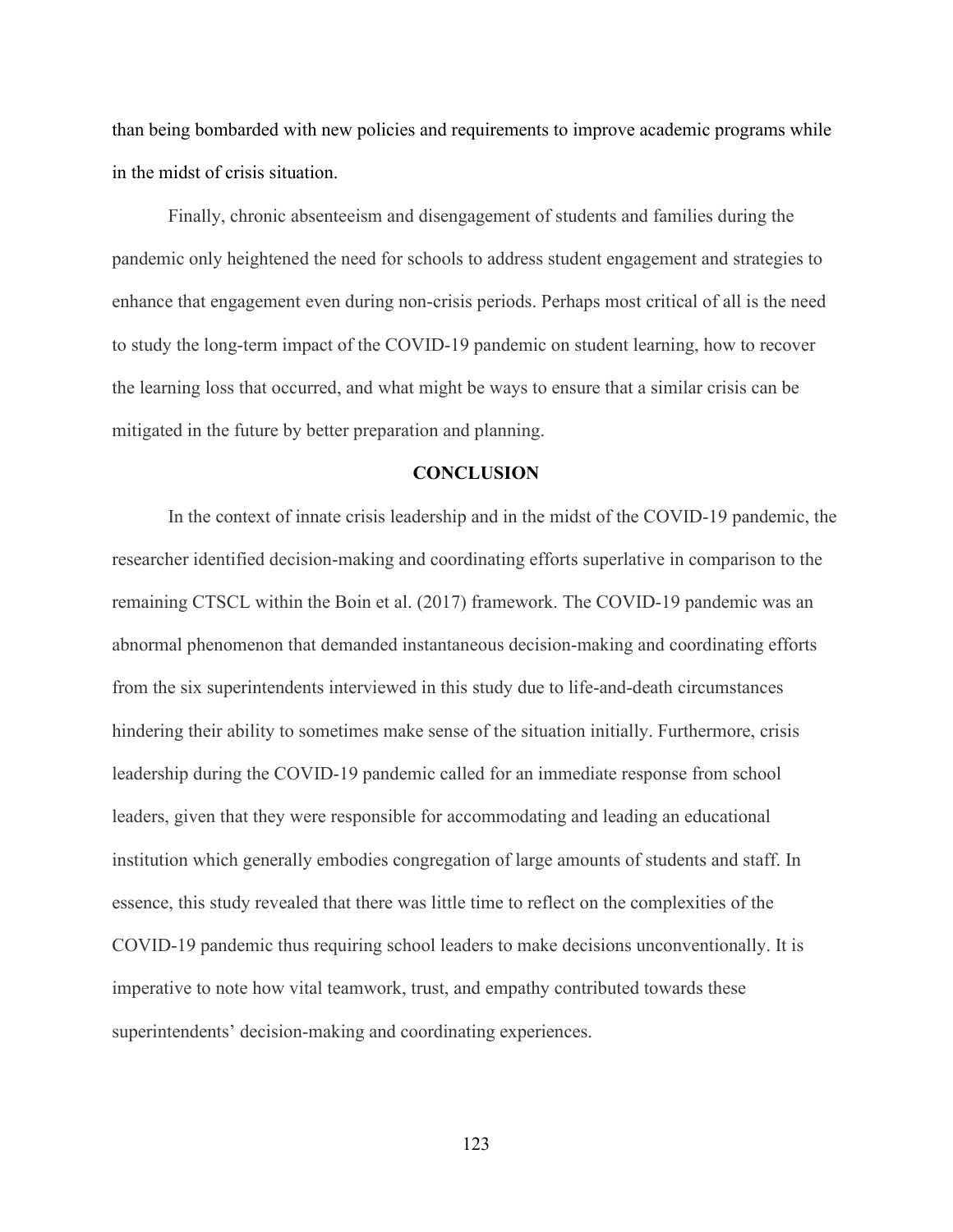than being bombarded with new policies and requirements to improve academic programs while in the midst of crisis situation.

Finally, chronic absenteeism and disengagement of students and families during the pandemic only heightened the need for schools to address student engagement and strategies to enhance that engagement even during non-crisis periods. Perhaps most critical of all is the need to study the long-term impact of the COVID-19 pandemic on student learning, how to recover the learning loss that occurred, and what might be ways to ensure that a similar crisis can be mitigated in the future by better preparation and planning.

## CONCLUSION

In the context of innate crisis leadership and in the midst of the COVID-19 pandemic, the researcher identified decision-making and coordinating efforts superlative in comparison to the remaining CTSCL within the Boin et al. (2017) framework. The COVID-19 pandemic was an abnormal phenomenon that demanded instantaneous decision-making and coordinating efforts from the six superintendents interviewed in this study due to life-and-death circumstances hindering their ability to sometimes make sense of the situation initially. Furthermore, crisis leadership during the COVID-19 pandemic called for an immediate response from school leaders, given that they were responsible for accommodating and leading an educational institution which generally embodies congregation of large amounts of students and staff. In essence, this study revealed that there was little time to reflect on the complexities of the COVID-19 pandemic thus requiring school leaders to make decisions unconventionally. It is imperative to note how vital teamwork, trust, and empathy contributed towards these superintendents' decision-making and coordinating experiences.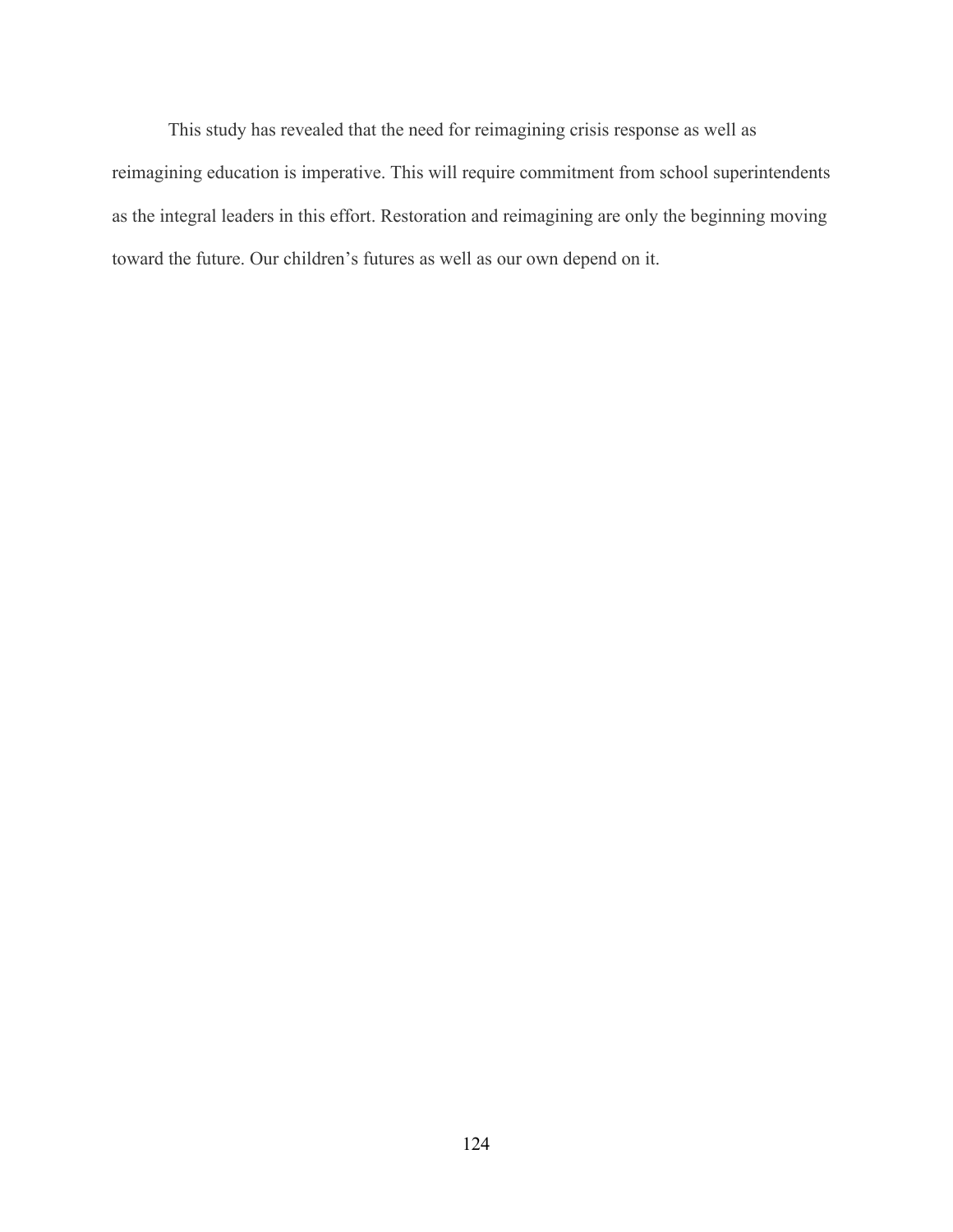This study has revealed that the need for reimagining crisis response as well as reimagining education is imperative. This will require commitment from school superintendents as the integral leaders in this effort. Restoration and reimagining are only the beginning moving toward the future. Our children's futures as well as our own depend on it.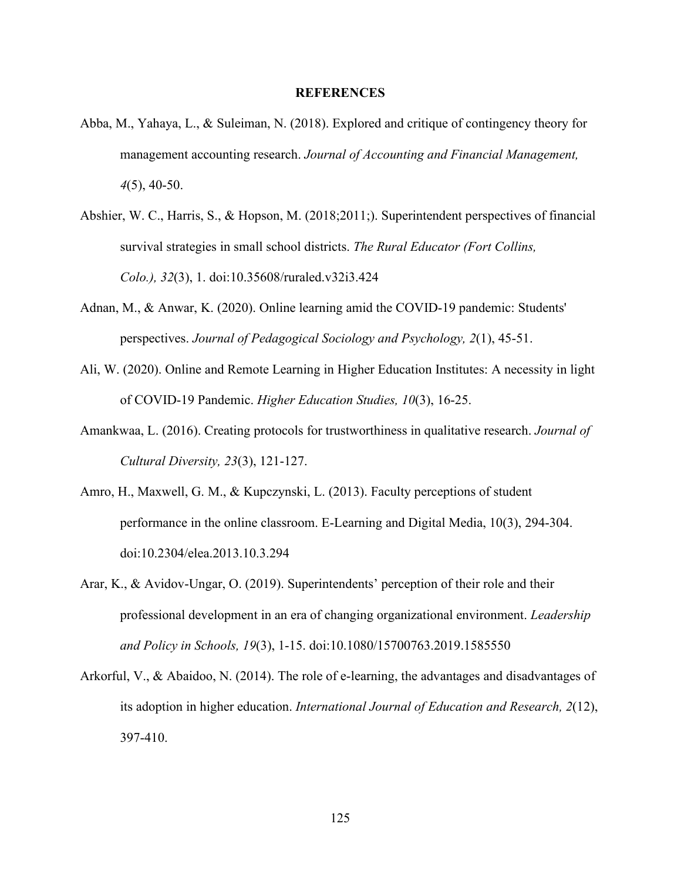# REFERENCES

Abba, M., Yahaya, L., & Suleiman, N. (2018). Explored and critique of contingency theory for management accounting research. *Journal of Accounting and Financial Management, 4*(5), 40-50.

Abshier, W. C., Harris, S., & Hopson, M. (2018;2011;). Superintendent perspectives of financial survival strategies in small school districts. *The Rural Educator (Fort Collins, Colo.), 32*(3), 1. doi:10.35608/ruraled.v32i3.424

Adnan, M., & Anwar, K. (2020). Online learning amid the COVID-19 pandemic: Students' perspectives. *Journal of Pedagogical Sociology and Psychology, 2*(1), 45-51.

Ali, W. (2020). Online and Remote Learning in Higher Education Institutes: A necessity in light of COVID-19 Pandemic. *Higher Education Studies, 10*(3), 16-25.

Amankwaa, L. (2016). Creating protocols for trustworthiness in qualitative research. *Journal of Cultural Diversity, 23*(3), 121-127.

Amro, H., Maxwell, G. M., & Kupczynski, L. (2013). Faculty perceptions of student performance in the online classroom. E-Learning and Digital Media, 10(3), 294-304. doi:10.2304/elea.2013.10.3.294

Arar, K., & Avidov-Ungar, O. (2019). Superintendents' perception of their role and their professional development in an era of changing organizational environment. *Leadership and Policy in Schools, 19*(3), 1-15. doi:10.1080/15700763.2019.1585550

Arkorful, V., & Abaidoo, N. (2014). The role of e-learning, the advantages and disadvantages of its adoption in higher education. *International Journal of Education and Research, 2*(12), 397-410.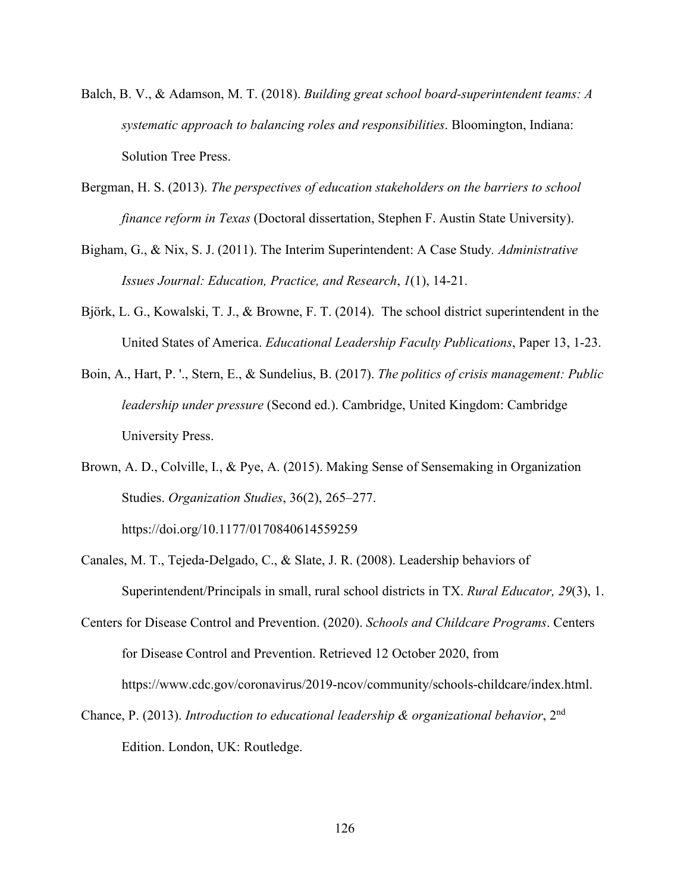Balch, B. V., & Adamson, M. T. (2018). *Building great school board-superintendent teams: A systematic approach to balancing roles and responsibilities*. Bloomington, Indiana: Solution Tree Press.

Bergman, H. S. (2013). *The perspectives of education stakeholders on the barriers to school finance reform in Texas* (Doctoral dissertation, Stephen F. Austin State University).

Bigham, G., & Nix, S. J. (2011). The Interim Superintendent: A Case Study. *Administrative Issues Journal: Education, Practice, and Research*, *1*(1), 14-21.

Björk, L. G., Kowalski, T. J., & Browne, F. T. (2014). The school district superintendent in the United States of America. *Educational Leadership Faculty Publications*, Paper 13, 1-23.

Boin, A., Hart, P. '., Stern, E., & Sundelius, B. (2017). *The politics of crisis management: Public leadership under pressure* (Second ed.). Cambridge, United Kingdom: Cambridge University Press.

Brown, A. D., Colville, I., & Pye, A. (2015). Making Sense of Sensemaking in Organization Studies. *Organization Studies*, 36(2), 265–277. https://doi.org/10.1177/0170840614559259

Canales, M. T., Tejeda-Delgado, C., & Slate, J. R. (2008). Leadership behaviors of Superintendent/Principals in small, rural school districts in TX. *Rural Educator, 29*(3), 1.

Centers for Disease Control and Prevention. (2020). *Schools and Childcare Programs*. Centers for Disease Control and Prevention. Retrieved 12 October 2020, from https://www.cdc.gov/coronavirus/2019-ncov/community/schools-childcare/index.html.

Chance, P. (2013). *Introduction to educational leadership & organizational behavior*, 2nd Edition. London, UK: Routledge.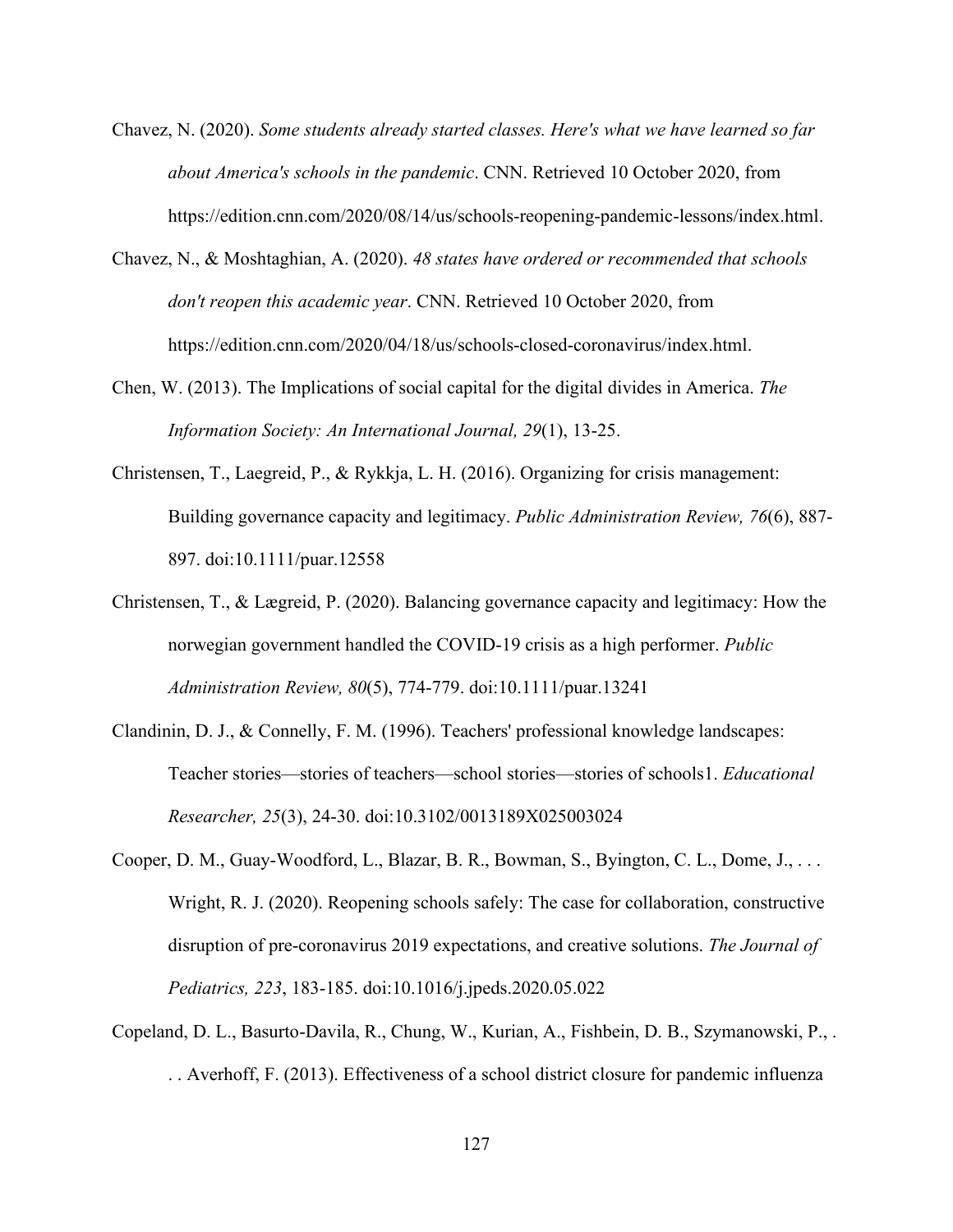Chavez, N. (2020). *Some students already started classes. Here's what we have learned so far about America's schools in the pandemic*. CNN. Retrieved 10 October 2020, from https://edition.cnn.com/2020/08/14/us/schools-reopening-pandemic-lessons/index.html.

Chavez, N., & Moshtaghian, A. (2020). *48 states have ordered or recommended that schools don't reopen this academic year*. CNN. Retrieved 10 October 2020, from https://edition.cnn.com/2020/04/18/us/schools-closed-coronavirus/index.html.

Chen, W. (2013). The Implications of social capital for the digital divides in America. *The Information Society: An International Journal, 29*(1), 13-25.

Christensen, T., Laegreid, P., & Rykkja, L. H. (2016). Organizing for crisis management: Building governance capacity and legitimacy. *Public Administration Review, 76*(6), 887-897. doi:10.1111/puar.12558

Christensen, T., & Lægreid, P. (2020). Balancing governance capacity and legitimacy: How the norwegian government handled the COVID-19 crisis as a high performer. *Public Administration Review, 80*(5), 774-779. doi:10.1111/puar.13241

Clandinin, D. J., & Connelly, F. M. (1996). Teachers' professional knowledge landscapes: Teacher stories—stories of teachers—school stories—stories of schools1. *Educational Researcher, 25*(3), 24-30. doi:10.3102/0013189X025003024

Cooper, D. M., Guay-Woodford, L., Blazar, B. R., Bowman, S., Byington, C. L., Dome, J., . . . Wright, R. J. (2020). Reopening schools safely: The case for collaboration, constructive disruption of pre-coronavirus 2019 expectations, and creative solutions. *The Journal of Pediatrics, 223*, 183-185. doi:10.1016/j.jpeds.2020.05.022

Copeland, D. L., Basurto-Davila, R., Chung, W., Kurian, A., Fishbein, D. B., Szymanowski, P., . . . Averhoff, F. (2013). Effectiveness of a school district closure for pandemic influenza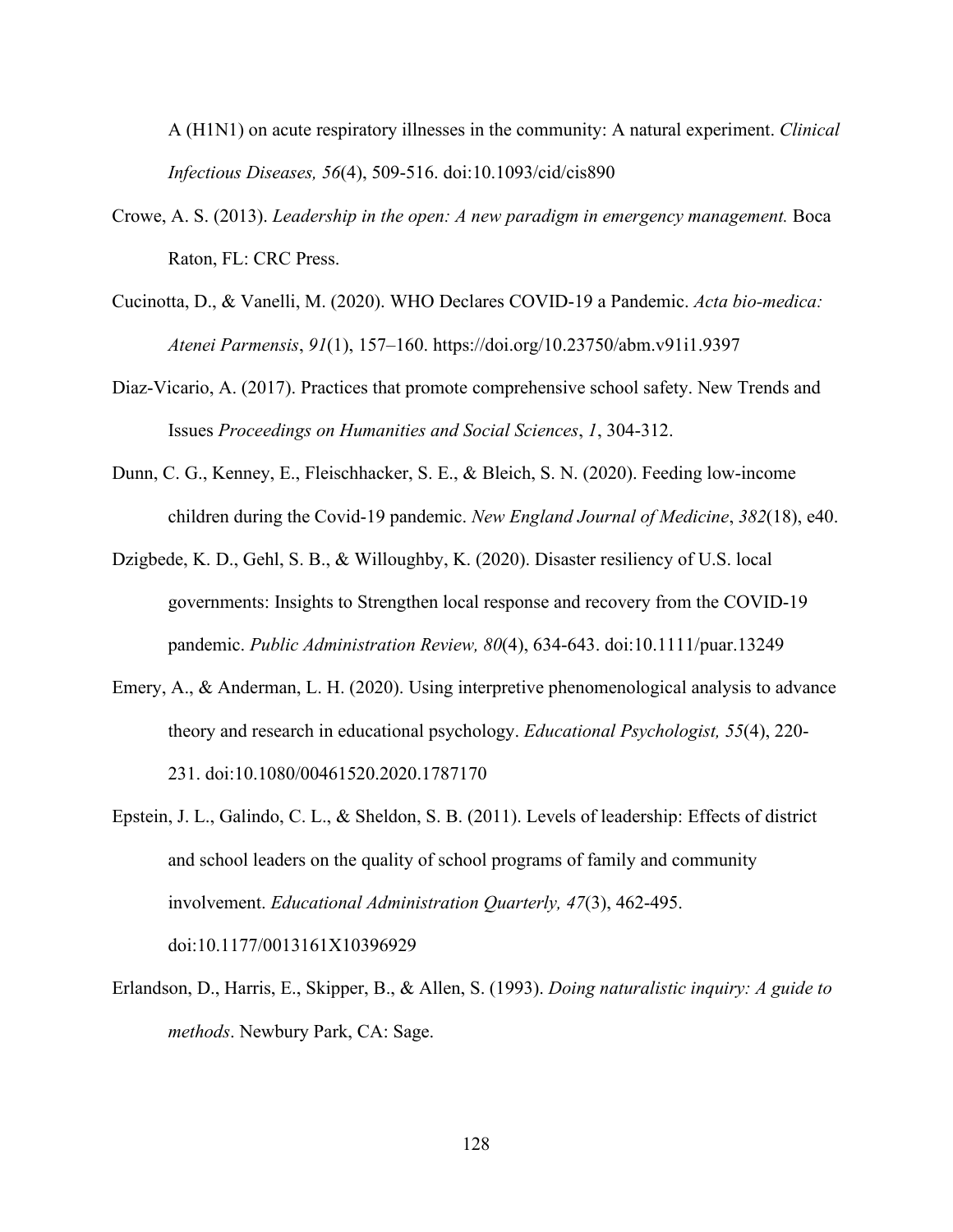A (H1N1) on acute respiratory illnesses in the community: A natural experiment. *Clinical Infectious Diseases, 56*(4), 509-516. doi:10.1093/cid/cis890

Crowe, A. S. (2013). *Leadership in the open: A new paradigm in emergency management.* Boca Raton, FL: CRC Press.

Cucinotta, D., & Vanelli, M. (2020). WHO Declares COVID-19 a Pandemic. *Acta bio-medica: Atenei Parmensis*, *91*(1), 157–160. https://doi.org/10.23750/abm.v91i1.9397

Diaz-Vicario, A. (2017). Practices that promote comprehensive school safety. New Trends and Issues *Proceedings on Humanities and Social Sciences*, *1*, 304-312.

Dunn, C. G., Kenney, E., Fleischhacker, S. E., & Bleich, S. N. (2020). Feeding low-income children during the Covid-19 pandemic. *New England Journal of Medicine*, *382*(18), e40.

Dzigbede, K. D., Gehl, S. B., & Willoughby, K. (2020). Disaster resiliency of U.S. local governments: Insights to Strengthen local response and recovery from the COVID-19 pandemic. *Public Administration Review, 80*(4), 634-643. doi:10.1111/puar.13249

Emery, A., & Anderman, L. H. (2020). Using interpretive phenomenological analysis to advance theory and research in educational psychology. *Educational Psychologist, 55*(4), 220-231. doi:10.1080/00461520.2020.1787170

Epstein, J. L., Galindo, C. L., & Sheldon, S. B. (2011). Levels of leadership: Effects of district and school leaders on the quality of school programs of family and community involvement. *Educational Administration Quarterly, 47*(3), 462-495. doi:10.1177/0013161X10396929

Erlandson, D., Harris, E., Skipper, B., & Allen, S. (1993). *Doing naturalistic inquiry: A guide to methods*. Newbury Park, CA: Sage.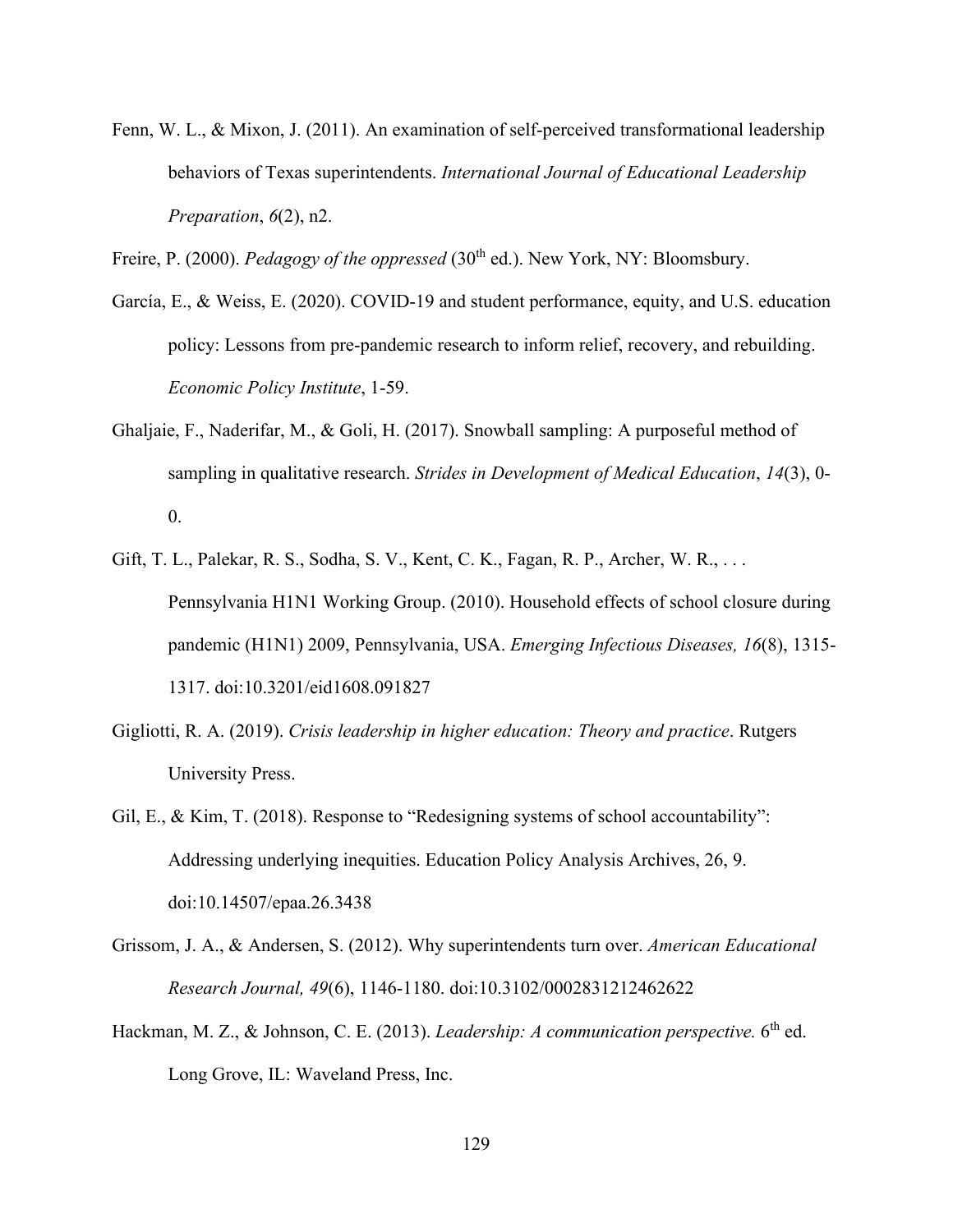Fenn, W. L., & Mixon, J. (2011). An examination of self-perceived transformational leadership behaviors of Texas superintendents. *International Journal of Educational Leadership Preparation*, *6*(2), n2.

Freire, P. (2000). *Pedagogy of the oppressed* (30th ed.). New York, NY: Bloomsbury.

García, E., & Weiss, E. (2020). COVID-19 and student performance, equity, and U.S. education policy: Lessons from pre-pandemic research to inform relief, recovery, and rebuilding. *Economic Policy Institute*, 1-59.

Ghaljaie, F., Naderifar, M., & Goli, H. (2017). Snowball sampling: A purposeful method of sampling in qualitative research. *Strides in Development of Medical Education*, *14*(3), 0-0.

Gift, T. L., Palekar, R. S., Sodha, S. V., Kent, C. K., Fagan, R. P., Archer, W. R., . . . Pennsylvania H1N1 Working Group. (2010). Household effects of school closure during pandemic (H1N1) 2009, Pennsylvania, USA. *Emerging Infectious Diseases, 16*(8), 1315-1317. doi:10.3201/eid1608.091827

Gigliotti, R. A. (2019). *Crisis leadership in higher education: Theory and practice*. Rutgers University Press.

Gil, E., & Kim, T. (2018). Response to "Redesigning systems of school accountability": Addressing underlying inequities. Education Policy Analysis Archives, 26, 9. doi:10.14507/epaa.26.3438

Grissom, J. A., & Andersen, S. (2012). Why superintendents turn over. *American Educational Research Journal, 49*(6), 1146-1180. doi:10.3102/0002831212462622

Hackman, M. Z., & Johnson, C. E. (2013). *Leadership: A communication perspective.* 6th ed. Long Grove, IL: Waveland Press, Inc.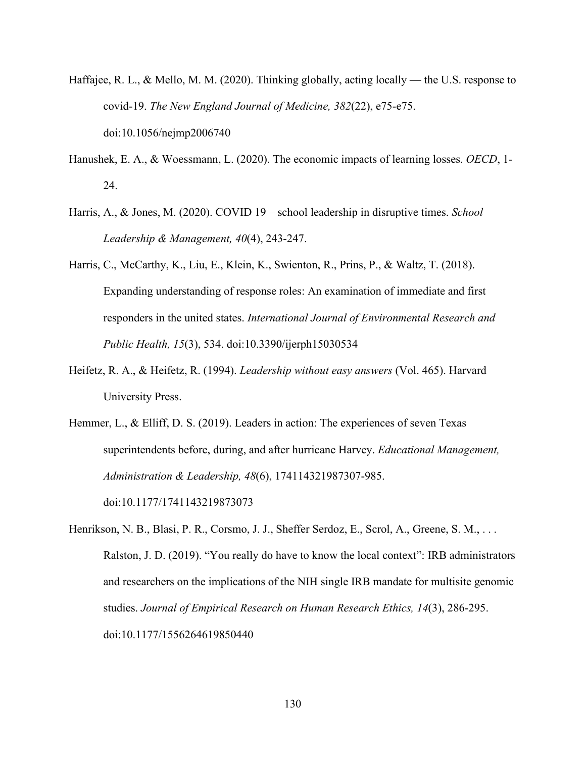Haffajee, R. L., & Mello, M. M. (2020). Thinking globally, acting locally — the U.S. response to covid-19. *The New England Journal of Medicine, 382*(22), e75-e75. doi:10.1056/nejmp2006740

Hanushek, E. A., & Woessmann, L. (2020). The economic impacts of learning losses. *OECD*, 1-24.

Harris, A., & Jones, M. (2020). COVID 19 – school leadership in disruptive times. *School Leadership & Management, 40*(4), 243-247.

Harris, C., McCarthy, K., Liu, E., Klein, K., Swienton, R., Prins, P., & Waltz, T. (2018). Expanding understanding of response roles: An examination of immediate and first responders in the united states. *International Journal of Environmental Research and Public Health, 15*(3), 534. doi:10.3390/ijerph15030534

Heifetz, R. A., & Heifetz, R. (1994). *Leadership without easy answers* (Vol. 465). Harvard University Press.

Hemmer, L., & Elliff, D. S. (2019). Leaders in action: The experiences of seven Texas superintendents before, during, and after hurricane Harvey. *Educational Management, Administration & Leadership, 48*(6), 174114321987307-985. doi:10.1177/1741143219873073

Henrikson, N. B., Blasi, P. R., Corsmo, J. J., Sheffer Serdoz, E., Scrol, A., Greene, S. M., . . . Ralston, J. D. (2019). "You really do have to know the local context": IRB administrators and researchers on the implications of the NIH single IRB mandate for multisite genomic studies. *Journal of Empirical Research on Human Research Ethics, 14*(3), 286-295. doi:10.1177/1556264619850440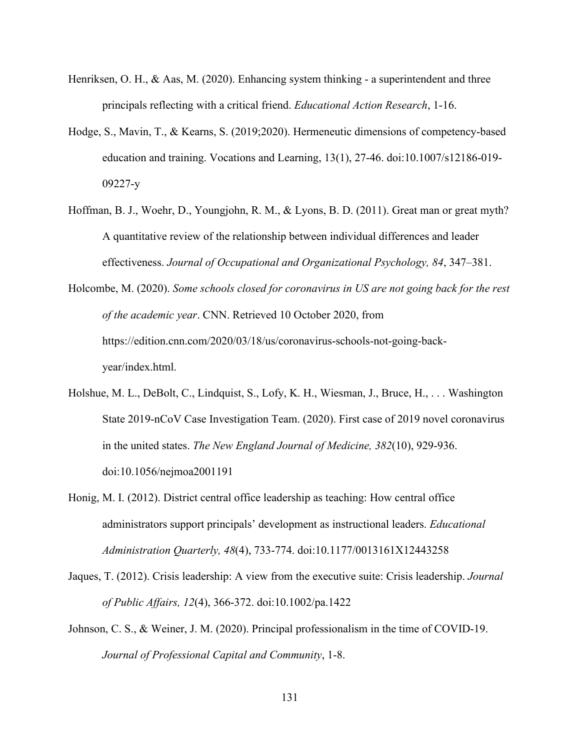Henriksen, O. H., & Aas, M. (2020). Enhancing system thinking - a superintendent and three principals reflecting with a critical friend. *Educational Action Research*, 1-16.

Hodge, S., Mavin, T., & Kearns, S. (2019;2020). Hermeneutic dimensions of competency-based education and training. Vocations and Learning, 13(1), 27-46. doi:10.1007/s12186-019-09227-y

Hoffman, B. J., Woehr, D., Youngjohn, R. M., & Lyons, B. D. (2011). Great man or great myth? A quantitative review of the relationship between individual differences and leader effectiveness. *Journal of Occupational and Organizational Psychology, 84*, 347–381.

Holcombe, M. (2020). *Some schools closed for coronavirus in US are not going back for the rest of the academic year*. CNN. Retrieved 10 October 2020, from https://edition.cnn.com/2020/03/18/us/coronavirus-schools-not-going-back-year/index.html.

Holshue, M. L., DeBolt, C., Lindquist, S., Lofy, K. H., Wiesman, J., Bruce, H., . . . Washington State 2019-nCoV Case Investigation Team. (2020). First case of 2019 novel coronavirus in the united states. *The New England Journal of Medicine, 382*(10), 929-936. doi:10.1056/nejmoa2001191

Honig, M. I. (2012). District central office leadership as teaching: How central office administrators support principals' development as instructional leaders. *Educational Administration Quarterly, 48*(4), 733-774. doi:10.1177/0013161X12443258

Jaques, T. (2012). Crisis leadership: A view from the executive suite: Crisis leadership. *Journal of Public Affairs, 12*(4), 366-372. doi:10.1002/pa.1422

Johnson, C. S., & Weiner, J. M. (2020). Principal professionalism in the time of COVID-19. *Journal of Professional Capital and Community*, 1-8.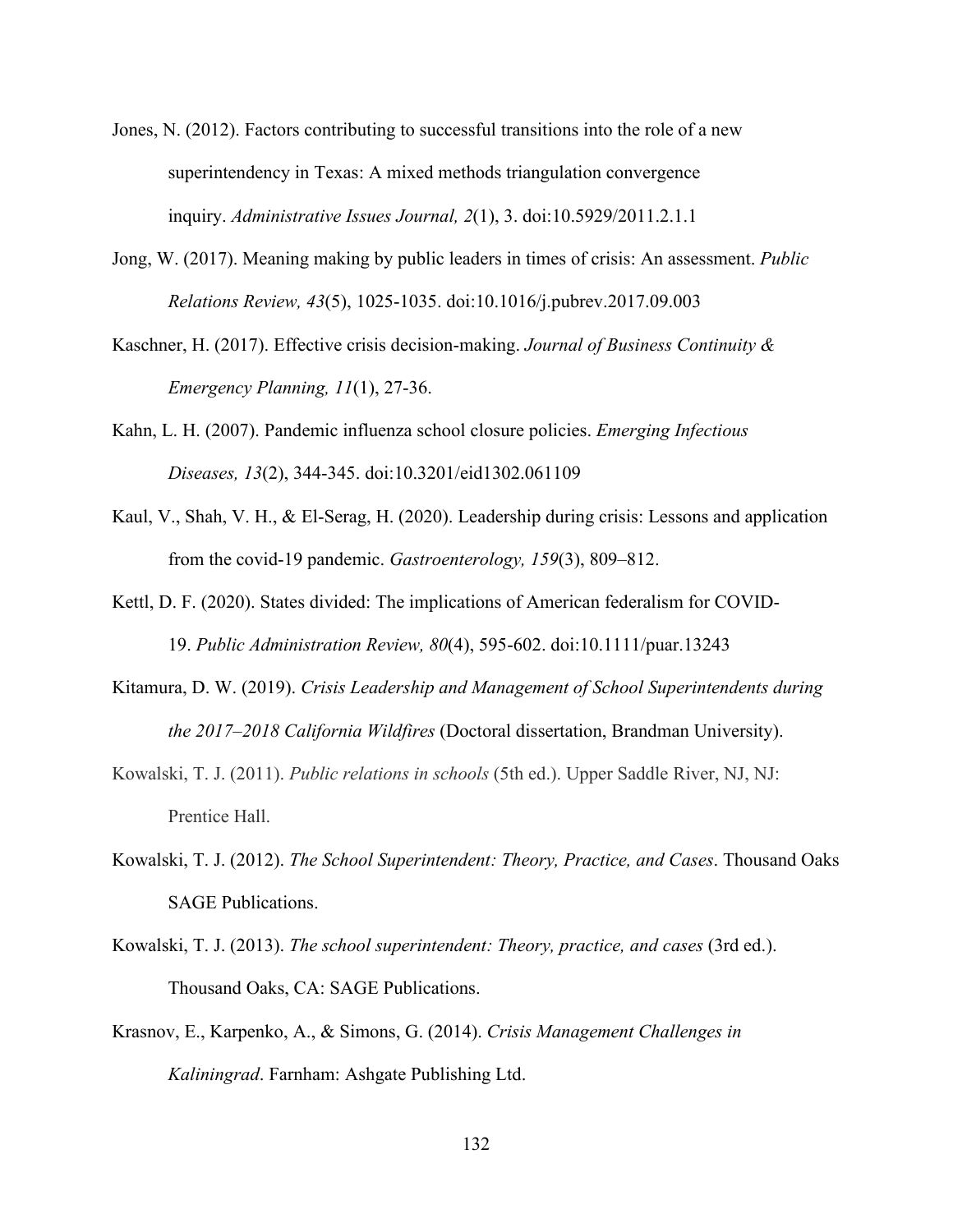Jones, N. (2012). Factors contributing to successful transitions into the role of a new superintendency in Texas: A mixed methods triangulation convergence inquiry. *Administrative Issues Journal, 2*(1), 3. doi:10.5929/2011.2.1.1

Jong, W. (2017). Meaning making by public leaders in times of crisis: An assessment. *Public Relations Review, 43*(5), 1025-1035. doi:10.1016/j.pubrev.2017.09.003

Kaschner, H. (2017). Effective crisis decision-making. *Journal of Business Continuity & Emergency Planning, 11*(1), 27-36.

Kahn, L. H. (2007). Pandemic influenza school closure policies. *Emerging Infectious Diseases, 13*(2), 344-345. doi:10.3201/eid1302.061109

Kaul, V., Shah, V. H., & El-Serag, H. (2020). Leadership during crisis: Lessons and application from the covid-19 pandemic. *Gastroenterology, 159*(3), 809–812.

Kettl, D. F. (2020). States divided: The implications of American federalism for COVID-19. *Public Administration Review, 80*(4), 595-602. doi:10.1111/puar.13243

Kitamura, D. W. (2019). *Crisis Leadership and Management of School Superintendents during the 2017–2018 California Wildfires* (Doctoral dissertation, Brandman University).

Kowalski, T. J. (2011). *Public relations in schools* (5th ed.). Upper Saddle River, NJ, NJ: Prentice Hall.

Kowalski, T. J. (2012). *The School Superintendent: Theory, Practice, and Cases*. Thousand Oaks SAGE Publications.

Kowalski, T. J. (2013). *The school superintendent: Theory, practice, and cases* (3rd ed.). Thousand Oaks, CA: SAGE Publications.

Krasnov, E., Karpenko, A., & Simons, G. (2014). *Crisis Management Challenges in Kaliningrad*. Farnham: Ashgate Publishing Ltd.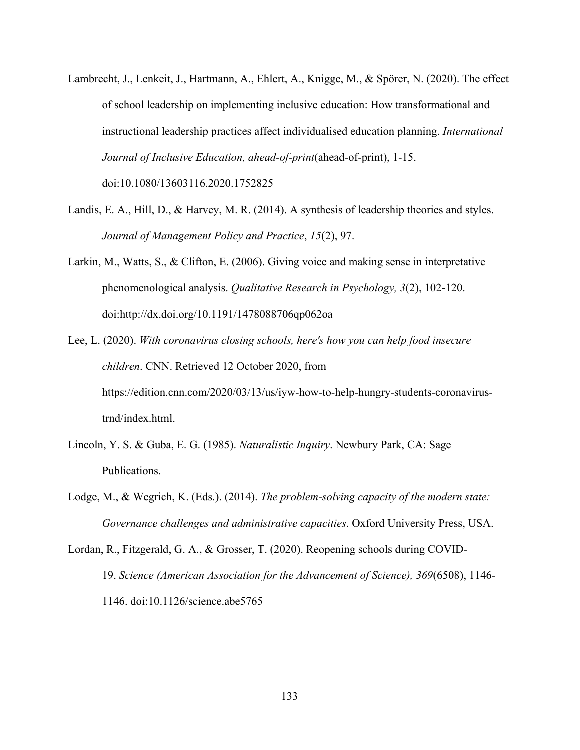Lambrecht, J., Lenkeit, J., Hartmann, A., Ehlert, A., Knigge, M., & Spörer, N. (2020). The effect of school leadership on implementing inclusive education: How transformational and instructional leadership practices affect individualised education planning. *International Journal of Inclusive Education, ahead-of-print*(ahead-of-print), 1-15. doi:10.1080/13603116.2020.1752825

Landis, E. A., Hill, D., & Harvey, M. R. (2014). A synthesis of leadership theories and styles. *Journal of Management Policy and Practice*, *15*(2), 97.

Larkin, M., Watts, S., & Clifton, E. (2006). Giving voice and making sense in interpretative phenomenological analysis. *Qualitative Research in Psychology, 3*(2), 102-120. doi:http://dx.doi.org/10.1191/1478088706qp062oa

Lee, L. (2020). *With coronavirus closing schools, here's how you can help food insecure children*. CNN. Retrieved 12 October 2020, from https://edition.cnn.com/2020/03/13/us/iyw-how-to-help-hungry-students-coronavirus-trnd/index.html.

Lincoln, Y. S. & Guba, E. G. (1985). *Naturalistic Inquiry*. Newbury Park, CA: Sage Publications.

Lodge, M., & Wegrich, K. (Eds.). (2014). *The problem-solving capacity of the modern state: Governance challenges and administrative capacities*. Oxford University Press, USA.

Lordan, R., Fitzgerald, G. A., & Grosser, T. (2020). Reopening schools during COVID-19. *Science (American Association for the Advancement of Science), 369*(6508), 1146-1146. doi:10.1126/science.abe5765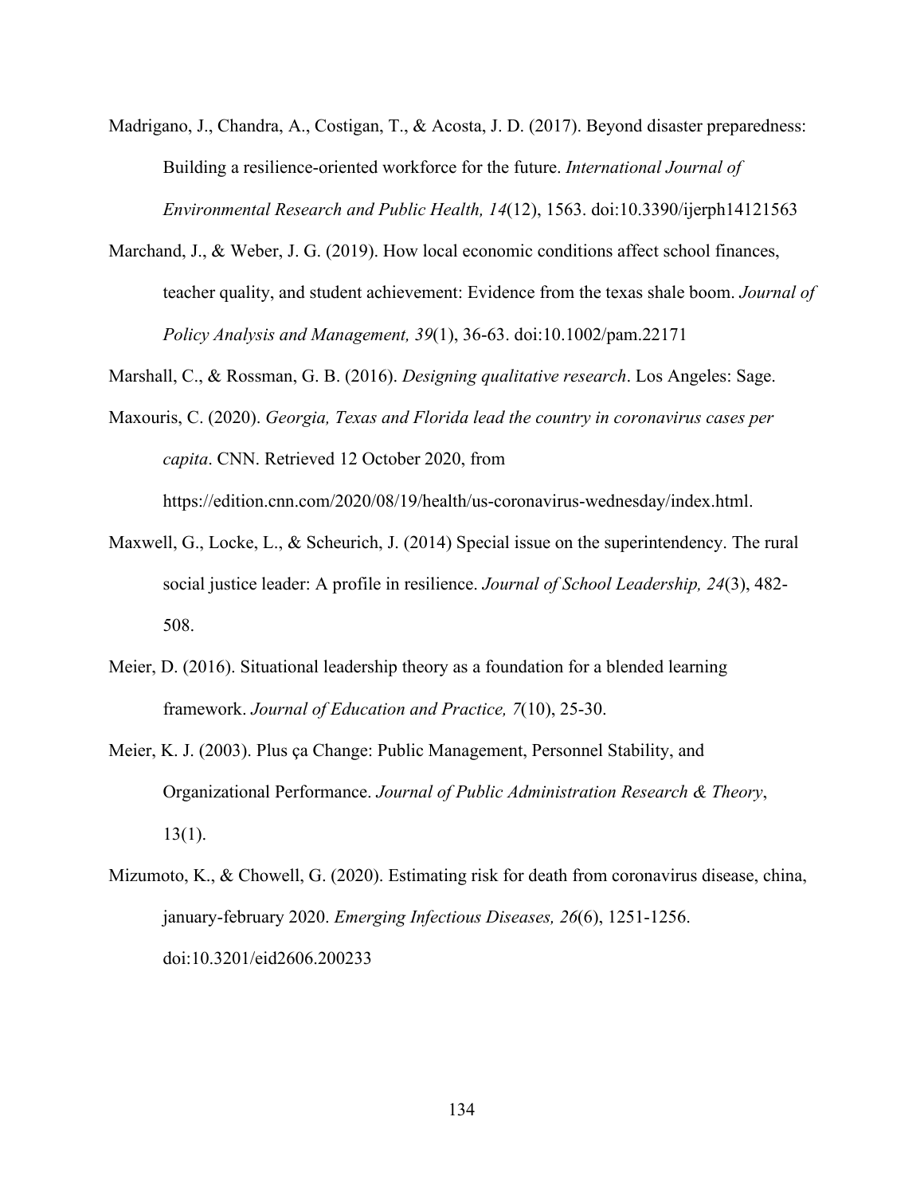Madrigano, J., Chandra, A., Costigan, T., & Acosta, J. D. (2017). Beyond disaster preparedness: Building a resilience-oriented workforce for the future. *International Journal of Environmental Research and Public Health, 14*(12), 1563. doi:10.3390/ijerph14121563

Marchand, J., & Weber, J. G. (2019). How local economic conditions affect school finances, teacher quality, and student achievement: Evidence from the texas shale boom. *Journal of Policy Analysis and Management, 39*(1), 36-63. doi:10.1002/pam.22171

Marshall, C., & Rossman, G. B. (2016). *Designing qualitative research*. Los Angeles: Sage.

Maxouris, C. (2020). *Georgia, Texas and Florida lead the country in coronavirus cases per capita*. CNN. Retrieved 12 October 2020, from https://edition.cnn.com/2020/08/19/health/us-coronavirus-wednesday/index.html.

Maxwell, G., Locke, L., & Scheurich, J. (2014) Special issue on the superintendency. The rural social justice leader: A profile in resilience. *Journal of School Leadership, 24*(3), 482-508.

Meier, D. (2016). Situational leadership theory as a foundation for a blended learning framework. *Journal of Education and Practice, 7*(10), 25-30.

Meier, K. J. (2003). Plus ça Change: Public Management, Personnel Stability, and Organizational Performance. *Journal of Public Administration Research & Theory*, 13(1).

Mizumoto, K., & Chowell, G. (2020). Estimating risk for death from coronavirus disease, china, january-february 2020. *Emerging Infectious Diseases, 26*(6), 1251-1256. doi:10.3201/eid2606.200233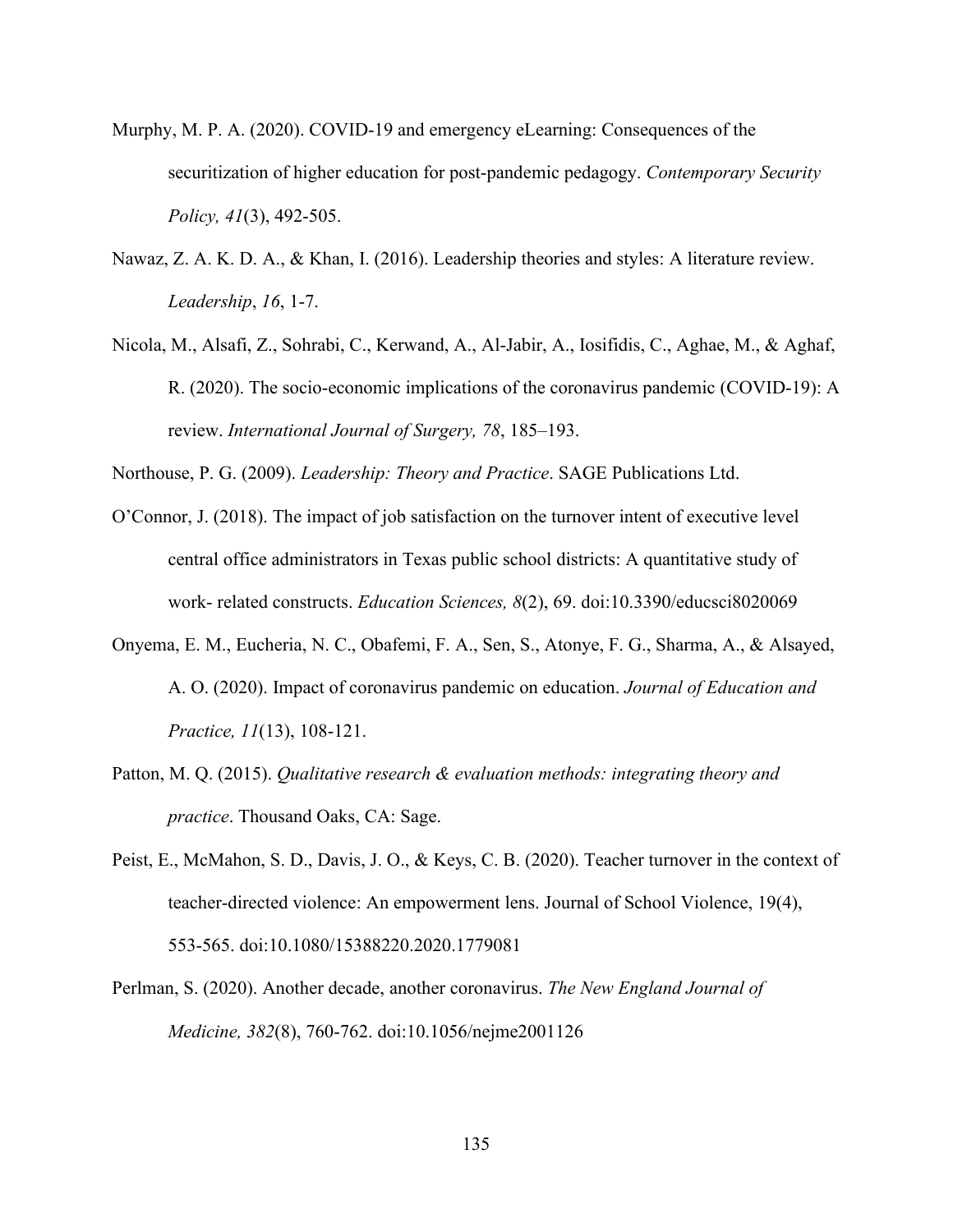Murphy, M. P. A. (2020). COVID-19 and emergency eLearning: Consequences of the securitization of higher education for post-pandemic pedagogy. *Contemporary Security Policy, 41*(3), 492-505.

Nawaz, Z. A. K. D. A., & Khan, I. (2016). Leadership theories and styles: A literature review. *Leadership*, *16*, 1-7.

Nicola, M., Alsafi, Z., Sohrabi, C., Kerwand, A., Al-Jabir, A., Iosifidis, C., Aghae, M., & Aghaf, R. (2020). The socio-economic implications of the coronavirus pandemic (COVID-19): A review. *International Journal of Surgery, 78*, 185–193.

Northouse, P. G. (2009). *Leadership: Theory and Practice*. SAGE Publications Ltd.

O'Connor, J. (2018). The impact of job satisfaction on the turnover intent of executive level central office administrators in Texas public school districts: A quantitative study of work- related constructs. *Education Sciences, 8*(2), 69. doi:10.3390/educsci8020069

Onyema, E. M., Eucheria, N. C., Obafemi, F. A., Sen, S., Atonye, F. G., Sharma, A., & Alsayed, A. O. (2020). Impact of coronavirus pandemic on education. *Journal of Education and Practice, 11*(13), 108-121.

Patton, M. Q. (2015). *Qualitative research & evaluation methods: integrating theory and practice*. Thousand Oaks, CA: Sage.

Peist, E., McMahon, S. D., Davis, J. O., & Keys, C. B. (2020). Teacher turnover in the context of teacher-directed violence: An empowerment lens. Journal of School Violence, 19(4), 553-565. doi:10.1080/15388220.2020.1779081

Perlman, S. (2020). Another decade, another coronavirus. *The New England Journal of Medicine, 382*(8), 760-762. doi:10.1056/nejme2001126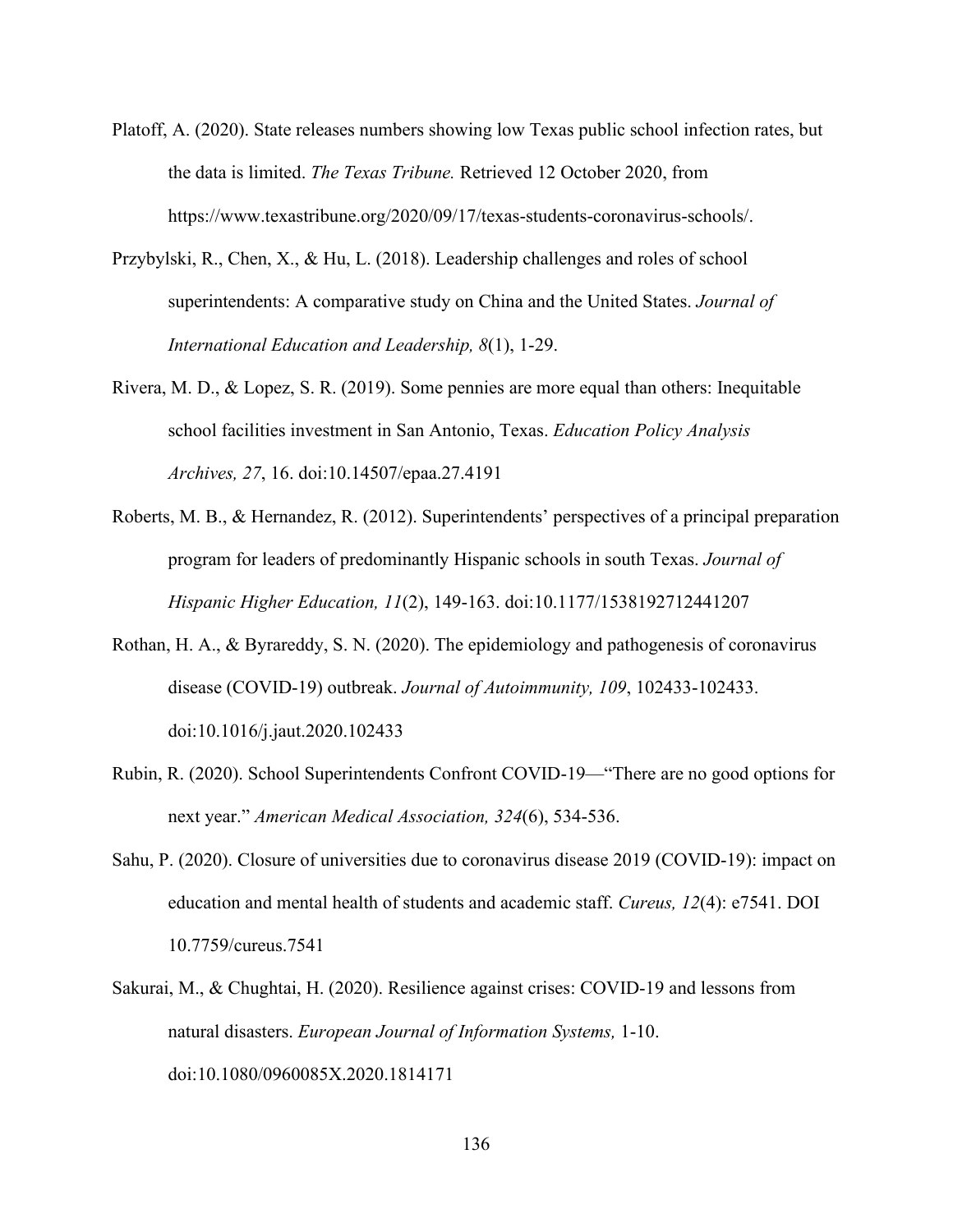Platoff, A. (2020). State releases numbers showing low Texas public school infection rates, but the data is limited. *The Texas Tribune.* Retrieved 12 October 2020, from https://www.texastribune.org/2020/09/17/texas-students-coronavirus-schools/.

Przybylski, R., Chen, X., & Hu, L. (2018). Leadership challenges and roles of school superintendents: A comparative study on China and the United States. *Journal of International Education and Leadership, 8*(1), 1-29.

Rivera, M. D., & Lopez, S. R. (2019). Some pennies are more equal than others: Inequitable school facilities investment in San Antonio, Texas. *Education Policy Analysis Archives, 27*, 16. doi:10.14507/epaa.27.4191

Roberts, M. B., & Hernandez, R. (2012). Superintendents' perspectives of a principal preparation program for leaders of predominantly Hispanic schools in south Texas. *Journal of Hispanic Higher Education, 11*(2), 149-163. doi:10.1177/1538192712441207

Rothan, H. A., & Byrareddy, S. N. (2020). The epidemiology and pathogenesis of coronavirus disease (COVID-19) outbreak. *Journal of Autoimmunity, 109*, 102433-102433. doi:10.1016/j.jaut.2020.102433

Rubin, R. (2020). School Superintendents Confront COVID-19—"There are no good options for next year." *American Medical Association, 324*(6), 534-536.

Sahu, P. (2020). Closure of universities due to coronavirus disease 2019 (COVID-19): impact on education and mental health of students and academic staff. *Cureus, 12*(4): e7541. DOI 10.7759/cureus.7541

Sakurai, M., & Chughtai, H. (2020). Resilience against crises: COVID-19 and lessons from natural disasters. *European Journal of Information Systems,* 1-10. doi:10.1080/0960085X.2020.1814171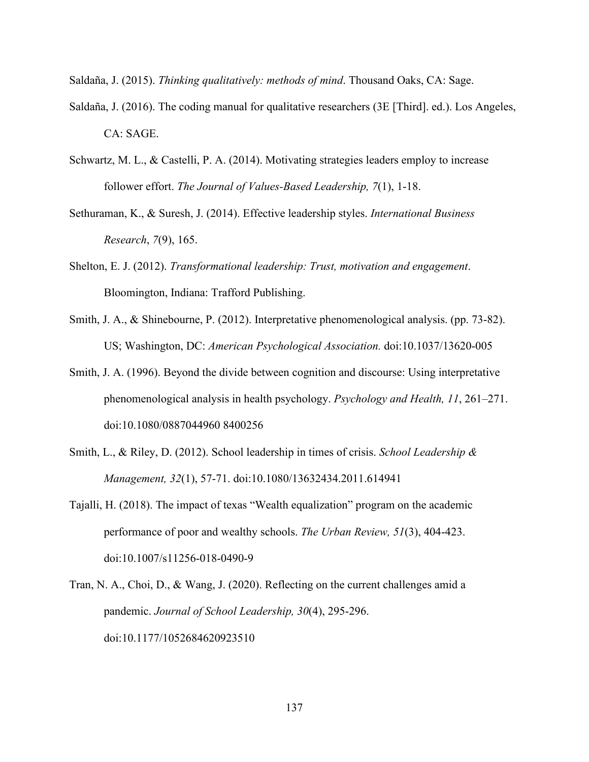Saldaña, J. (2015). *Thinking qualitatively: methods of mind*. Thousand Oaks, CA: Sage.

Saldaña, J. (2016). The coding manual for qualitative researchers (3E [Third]. ed.). Los Angeles, CA: SAGE.

Schwartz, M. L., & Castelli, P. A. (2014). Motivating strategies leaders employ to increase follower effort. *The Journal of Values-Based Leadership, 7*(1), 1-18.

Sethuraman, K., & Suresh, J. (2014). Effective leadership styles. *International Business Research*, *7*(9), 165.

Shelton, E. J. (2012). *Transformational leadership: Trust, motivation and engagement*. Bloomington, Indiana: Trafford Publishing.

Smith, J. A., & Shinebourne, P. (2012). Interpretative phenomenological analysis. (pp. 73-82). US; Washington, DC: *American Psychological Association.* doi:10.1037/13620-005

Smith, J. A. (1996). Beyond the divide between cognition and discourse: Using interpretative phenomenological analysis in health psychology. *Psychology and Health, 11*, 261–271. doi:10.1080/0887044960 8400256

Smith, L., & Riley, D. (2012). School leadership in times of crisis. *School Leadership & Management, 32*(1), 57-71. doi:10.1080/13632434.2011.614941

Tajalli, H. (2018). The impact of texas "Wealth equalization" program on the academic performance of poor and wealthy schools. *The Urban Review, 51*(3), 404-423. doi:10.1007/s11256-018-0490-9

Tran, N. A., Choi, D., & Wang, J. (2020). Reflecting on the current challenges amid a pandemic. *Journal of School Leadership, 30*(4), 295-296. doi:10.1177/1052684620923510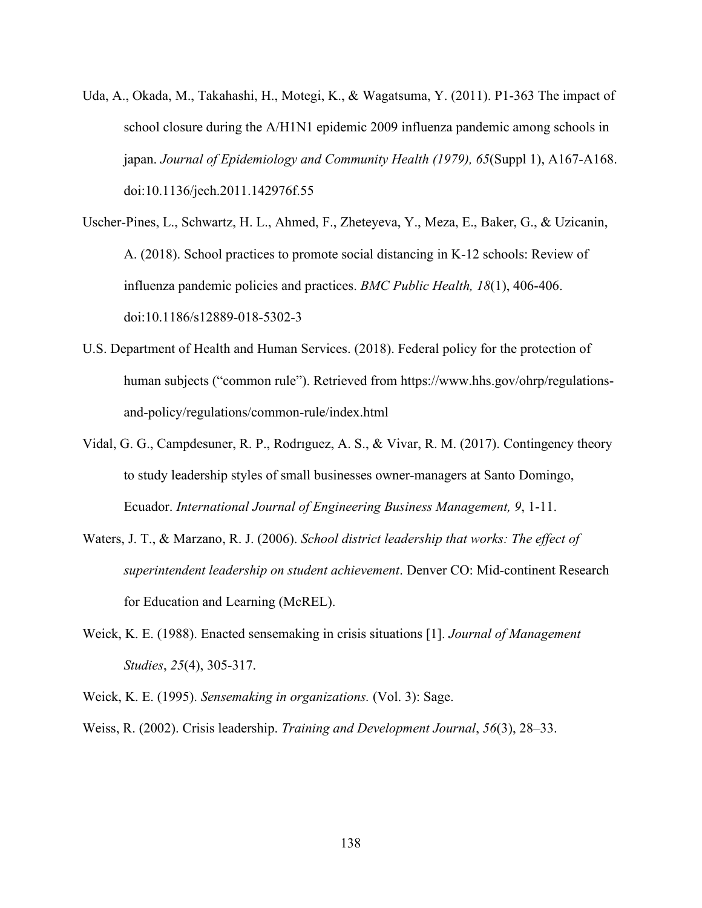Uda, A., Okada, M., Takahashi, H., Motegi, K., & Wagatsuma, Y. (2011). P1-363 The impact of school closure during the A/H1N1 epidemic 2009 influenza pandemic among schools in japan. *Journal of Epidemiology and Community Health (1979), 65*(Suppl 1), A167-A168. doi:10.1136/jech.2011.142976f.55

Uscher-Pines, L., Schwartz, H. L., Ahmed, F., Zheteyeva, Y., Meza, E., Baker, G., & Uzicanin, A. (2018). School practices to promote social distancing in K-12 schools: Review of influenza pandemic policies and practices. *BMC Public Health, 18*(1), 406-406. doi:10.1186/s12889-018-5302-3

U.S. Department of Health and Human Services. (2018). Federal policy for the protection of human subjects ("common rule"). Retrieved from https://www.hhs.gov/ohrp/regulations-and-policy/regulations/common-rule/index.html

Vidal, G. G., Campdesuner, R. P., Rodrıguez, A. S., & Vivar, R. M. (2017). Contingency theory to study leadership styles of small businesses owner-managers at Santo Domingo, Ecuador. *International Journal of Engineering Business Management, 9*, 1-11.

Waters, J. T., & Marzano, R. J. (2006). *School district leadership that works: The effect of superintendent leadership on student achievement*. Denver CO: Mid-continent Research for Education and Learning (McREL).

Weick, K. E. (1988). Enacted sensemaking in crisis situations [1]. *Journal of Management Studies*, *25*(4), 305-317.

Weick, K. E. (1995). *Sensemaking in organizations.* (Vol. 3): Sage.

Weiss, R. (2002). Crisis leadership. *Training and Development Journal*, *56*(3), 28–33.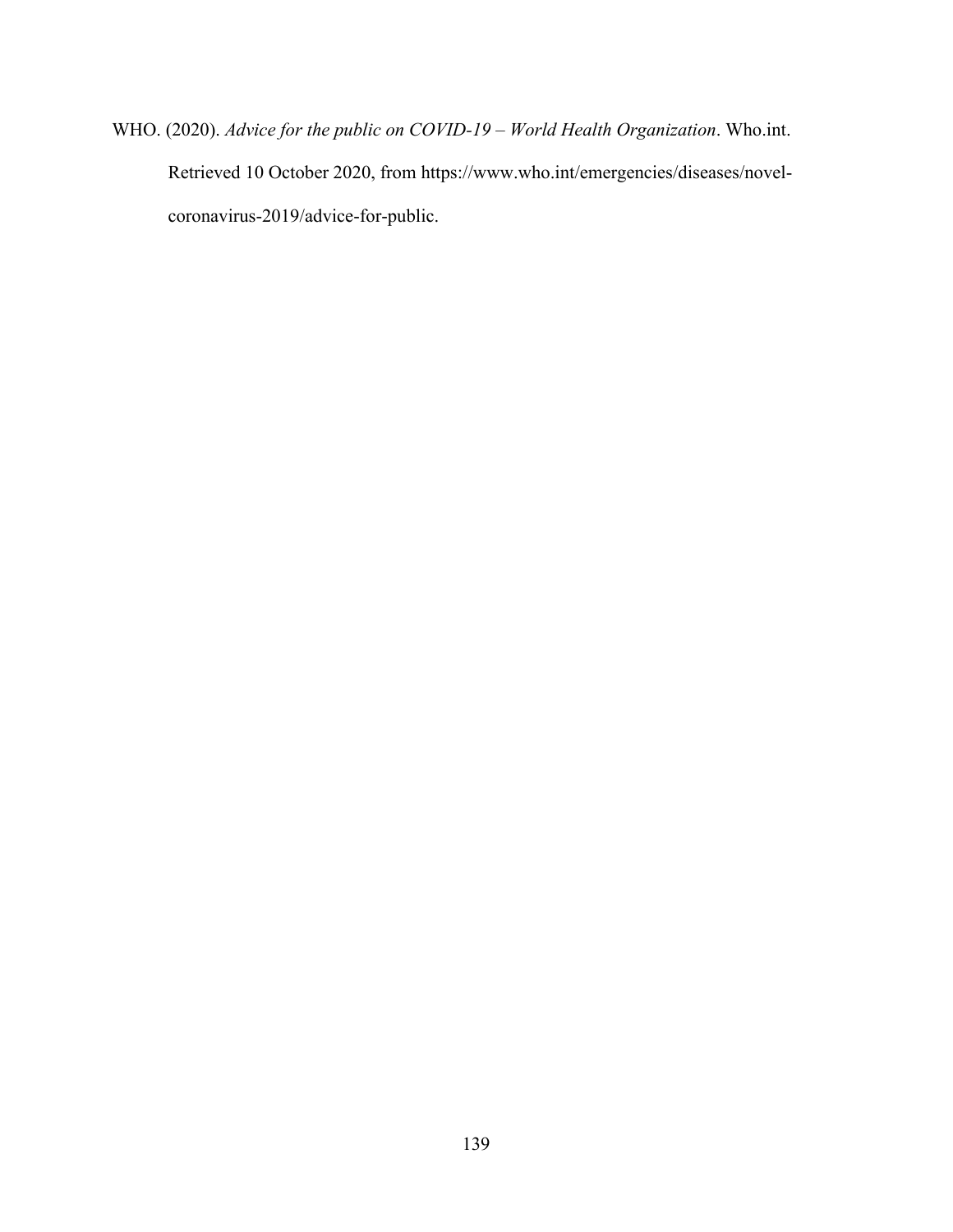WHO. (2020). *Advice for the public on COVID-19 – World Health Organization*. Who.int. Retrieved 10 October 2020, from https://www.who.int/emergencies/diseases/novel-coronavirus-2019/advice-for-public.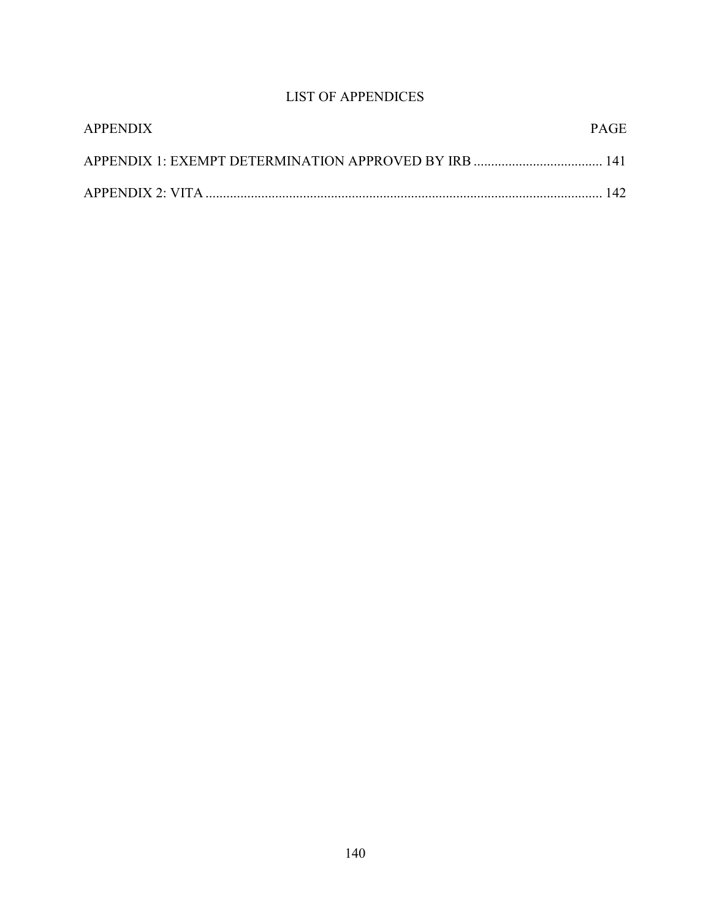# LIST OF APPENDICES

| APPENDIX | PAGE |
| --- | --- |
| APPENDIX 1: EXEMPT DETERMINATION APPROVED BY IRB | 141 |
| APPENDIX 2: VITA | 142 |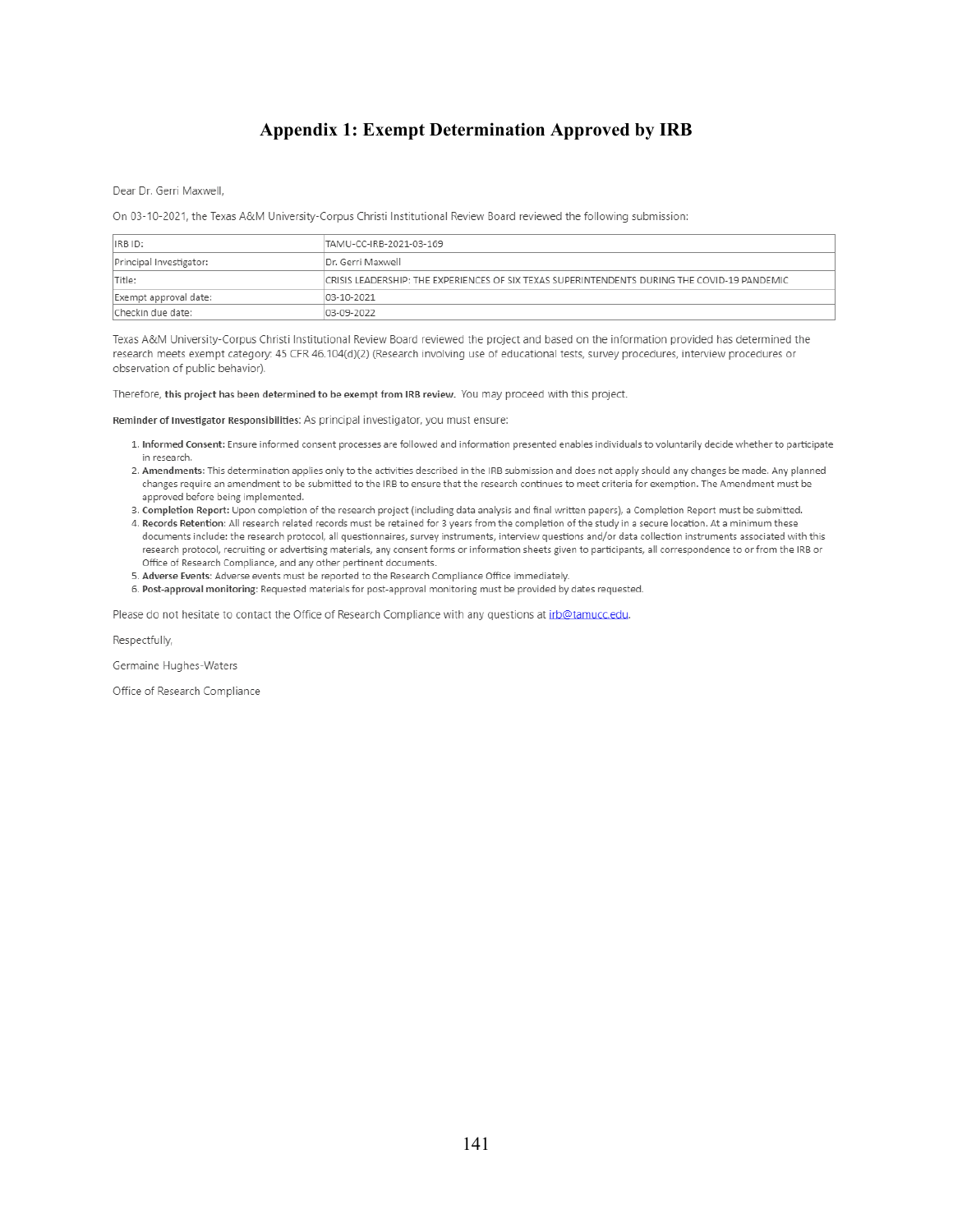# Appendix 1: Exempt Determination Approved by IRB

Dear Dr. Gerri Maxwell,

On 03-10-2021, the Texas A&M University-Corpus Christi Institutional Review Board reviewed the following submission:

| | |
|---|---|
| IRB ID: | TAMU-CC-IRB-2021-03-169 |
| Principal Investigator: | Dr. Gerri Maxwell |
| Title: | CRISIS LEADERSHIP: THE EXPERIENCES OF SIX TEXAS SUPERINTENDENTS DURING THE COVID-19 PANDEMIC |
| Exempt approval date: | 03-10-2021 |
| Checkin due date: | 03-09-2022 |

Texas A&M University-Corpus Christi Institutional Review Board reviewed the project and based on the information provided has determined the research meets exempt category: 45 CFR 46.104(d)(2) (Research involving use of educational tests, survey procedures, interview procedures or observation of public behavior).

Therefore, **this project has been determined to be exempt from IRB review.** You may proceed with this project.

**Reminder of Investigator Responsibilities:** As principal investigator, you must ensure:

1. **Informed Consent:** Ensure informed consent processes are followed and information presented enables individuals to voluntarily decide whether to participate in research.
2. **Amendments:** This determination applies only to the activities described in the IRB submission and does not apply should any changes be made. Any planned changes require an amendment to be submitted to the IRB to ensure that the research continues to meet criteria for exemption. The Amendment must be approved before being implemented.
3. **Completion Report:** Upon completion of the research project (including data analysis and final written papers), a Completion Report must be submitted.
4. **Records Retention:** All research related records must be retained for 3 years from the completion of the study in a secure location. At a minimum these documents include: the research protocol, all questionnaires, survey instruments, interview questions and/or data collection instruments associated with this research protocol, recruiting or advertising materials, any consent forms or information sheets given to participants, all correspondence to or from the IRB or Office of Research Compliance, and any other pertinent documents.
5. **Adverse Events:** Adverse events must be reported to the Research Compliance Office immediately.
6. **Post-approval monitoring:** Requested materials for post-approval monitoring must be provided by dates requested.

Please do not hesitate to contact the Office of Research Compliance with any questions at irb@tamucc.edu.

Respectfully,

Germaine Hughes-Waters

Office of Research Compliance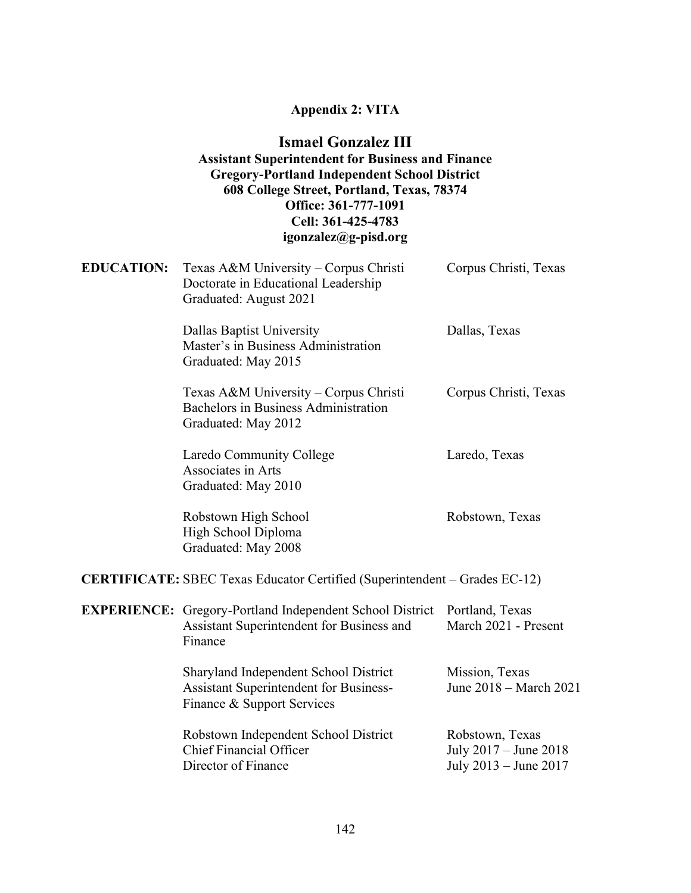**Appendix 2: VITA**

# Ismael Gonzalez III

**Assistant Superintendent for Business and Finance**
**Gregory-Portland Independent School District**
**608 College Street, Portland, Texas, 78374**
**Office: 361-777-1091**
**Cell: 361-425-4783**
**igonzalez@g-pisd.org**

**EDUCATION:**

Texas A&M University – Corpus Christi — Corpus Christi, Texas
Doctorate in Educational Leadership
Graduated: August 2021

Dallas Baptist University — Dallas, Texas
Master's in Business Administration
Graduated: May 2015

Texas A&M University – Corpus Christi — Corpus Christi, Texas
Bachelors in Business Administration
Graduated: May 2012

Laredo Community College — Laredo, Texas
Associates in Arts
Graduated: May 2010

Robstown High School — Robstown, Texas
High School Diploma
Graduated: May 2008

**CERTIFICATE:** SBEC Texas Educator Certified (Superintendent – Grades EC-12)

**EXPERIENCE:**

Gregory-Portland Independent School District — Portland, Texas
Assistant Superintendent for Business and Finance — March 2021 - Present

Sharyland Independent School District — Mission, Texas
Assistant Superintendent for Business-Finance & Support Services — June 2018 – March 2021

Robstown Independent School District — Robstown, Texas
Chief Financial Officer — July 2017 – June 2018
Director of Finance — July 2013 – June 2017